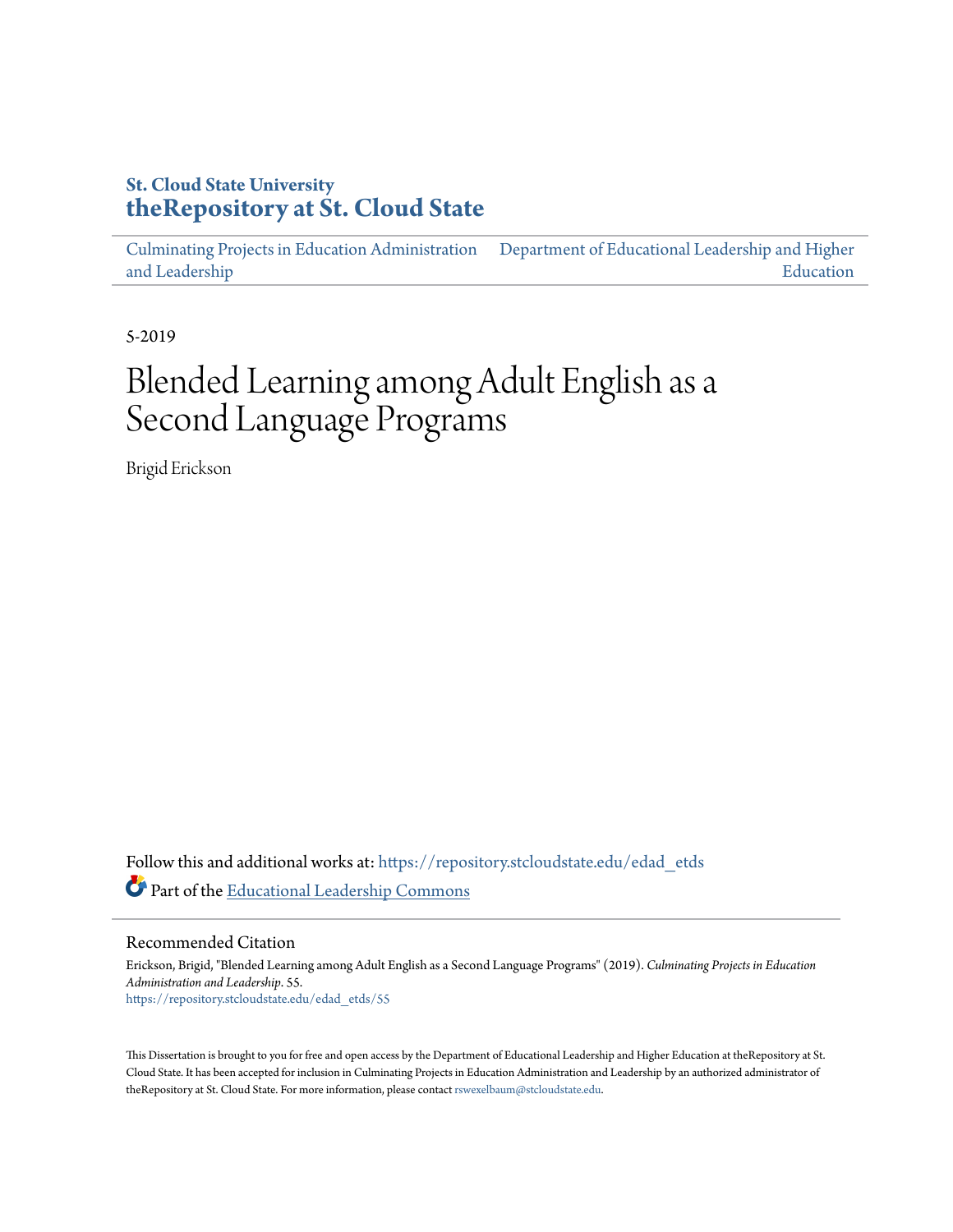St. Cloud State University

**theRepository at St. Cloud State**

Culminating Projects in Education Administration and Leadership

Department of Educational Leadership and Higher Education

5-2019

# Blended Learning among Adult English as a Second Language Programs

Brigid Erickson

Follow this and additional works at: https://repository.stcloudstate.edu/edad_etds

Part of the Educational Leadership Commons

## Recommended Citation

Erickson, Brigid, "Blended Learning among Adult English as a Second Language Programs" (2019). *Culminating Projects in Education Administration and Leadership*. 55.
https://repository.stcloudstate.edu/edad_etds/55

This Dissertation is brought to you for free and open access by the Department of Educational Leadership and Higher Education at theRepository at St. Cloud State. It has been accepted for inclusion in Culminating Projects in Education Administration and Leadership by an authorized administrator of theRepository at St. Cloud State. For more information, please contact rswexelbaum@stcloudstate.edu.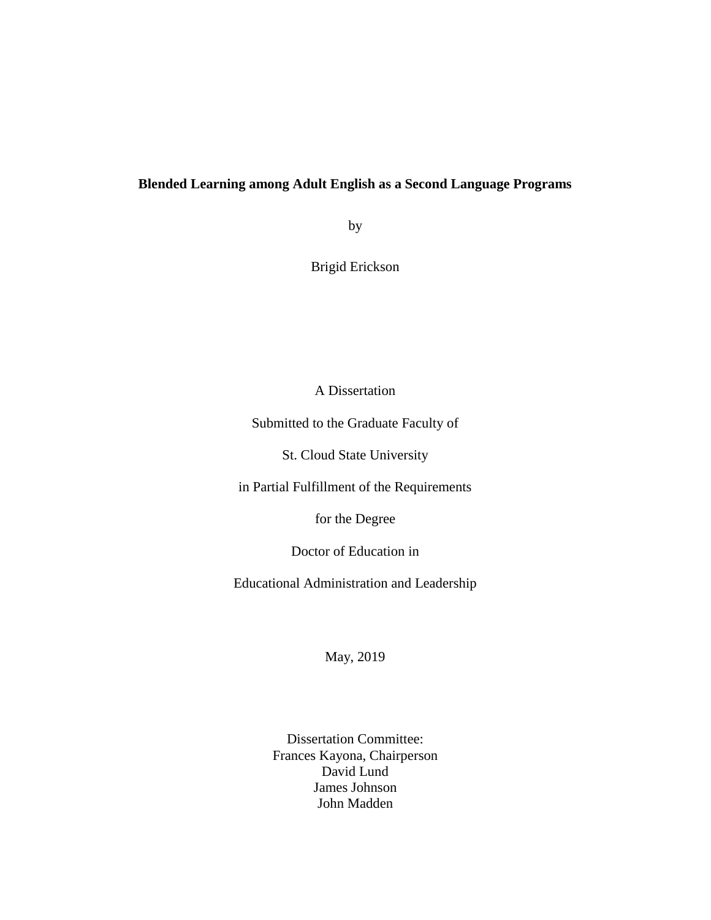**Blended Learning among Adult English as a Second Language Programs**

by

Brigid Erickson

A Dissertation

Submitted to the Graduate Faculty of

St. Cloud State University

in Partial Fulfillment of the Requirements

for the Degree

Doctor of Education in

Educational Administration and Leadership

May, 2019

Dissertation Committee:
Frances Kayona, Chairperson
David Lund
James Johnson
John Madden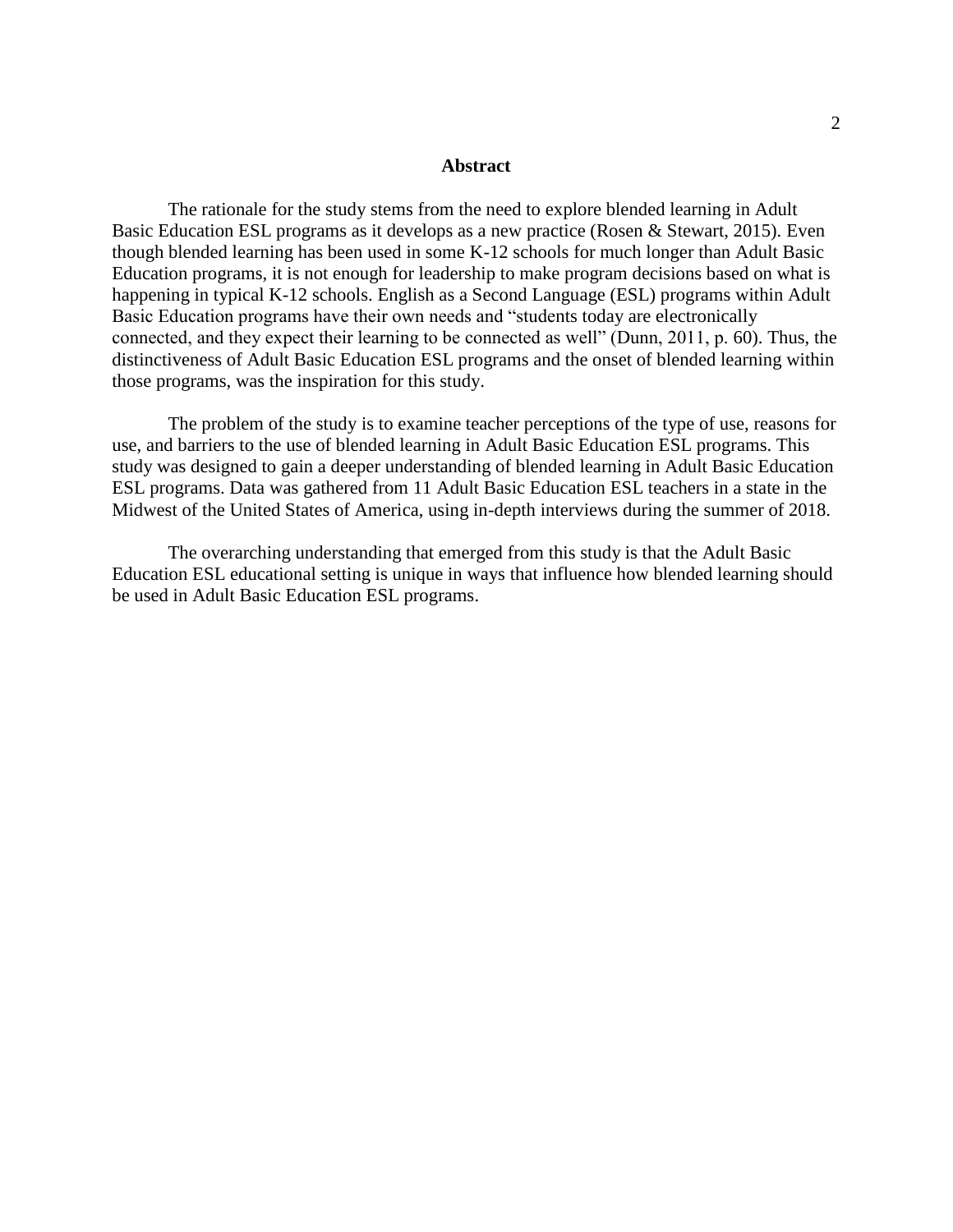## Abstract

The rationale for the study stems from the need to explore blended learning in Adult Basic Education ESL programs as it develops as a new practice (Rosen & Stewart, 2015). Even though blended learning has been used in some K-12 schools for much longer than Adult Basic Education programs, it is not enough for leadership to make program decisions based on what is happening in typical K-12 schools. English as a Second Language (ESL) programs within Adult Basic Education programs have their own needs and "students today are electronically connected, and they expect their learning to be connected as well" (Dunn, 2011, p. 60). Thus, the distinctiveness of Adult Basic Education ESL programs and the onset of blended learning within those programs, was the inspiration for this study.

The problem of the study is to examine teacher perceptions of the type of use, reasons for use, and barriers to the use of blended learning in Adult Basic Education ESL programs. This study was designed to gain a deeper understanding of blended learning in Adult Basic Education ESL programs. Data was gathered from 11 Adult Basic Education ESL teachers in a state in the Midwest of the United States of America, using in-depth interviews during the summer of 2018.

The overarching understanding that emerged from this study is that the Adult Basic Education ESL educational setting is unique in ways that influence how blended learning should be used in Adult Basic Education ESL programs.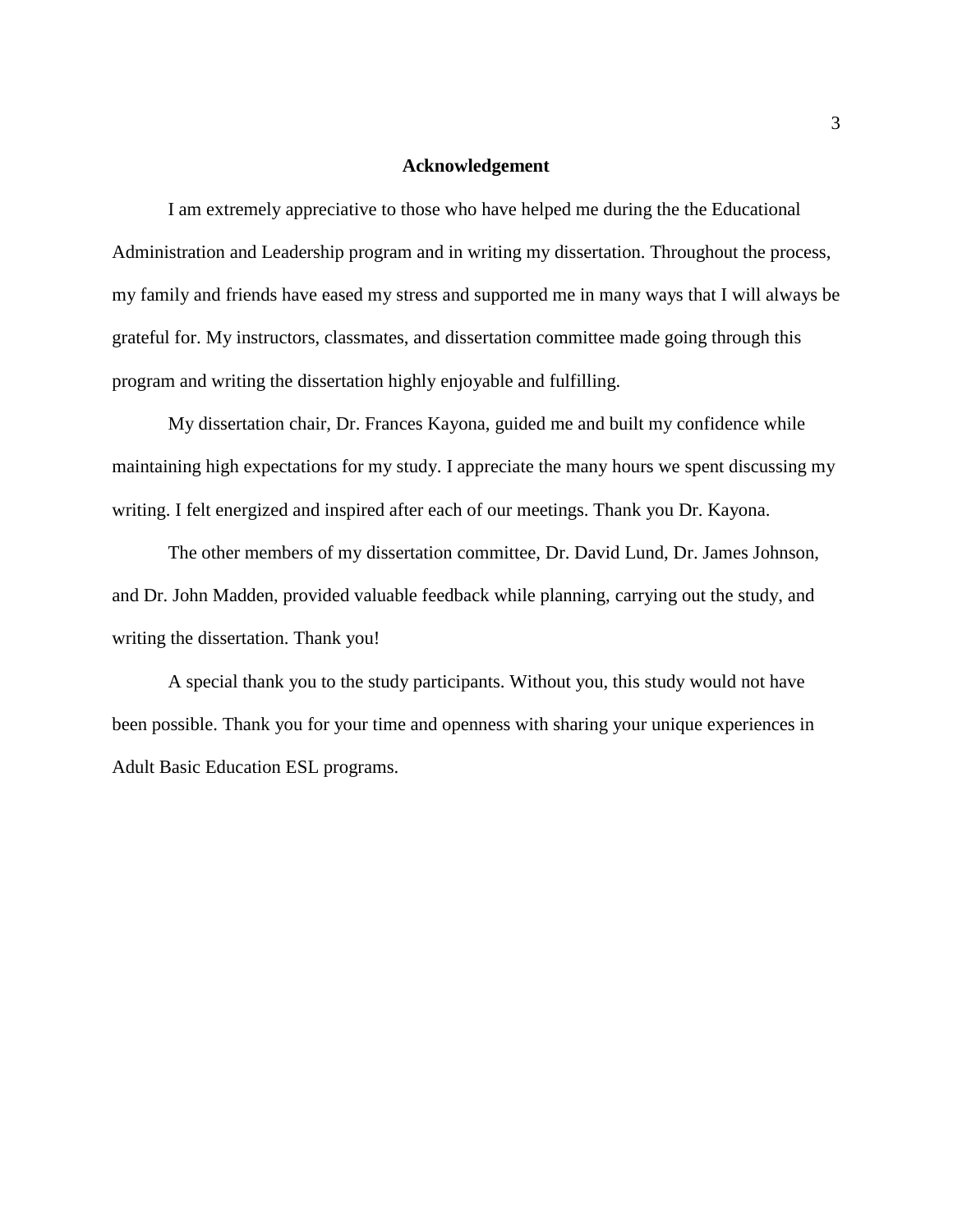# Acknowledgement

I am extremely appreciative to those who have helped me during the the Educational Administration and Leadership program and in writing my dissertation. Throughout the process, my family and friends have eased my stress and supported me in many ways that I will always be grateful for. My instructors, classmates, and dissertation committee made going through this program and writing the dissertation highly enjoyable and fulfilling.

My dissertation chair, Dr. Frances Kayona, guided me and built my confidence while maintaining high expectations for my study. I appreciate the many hours we spent discussing my writing. I felt energized and inspired after each of our meetings. Thank you Dr. Kayona.

The other members of my dissertation committee, Dr. David Lund, Dr. James Johnson, and Dr. John Madden, provided valuable feedback while planning, carrying out the study, and writing the dissertation. Thank you!

A special thank you to the study participants. Without you, this study would not have been possible. Thank you for your time and openness with sharing your unique experiences in Adult Basic Education ESL programs.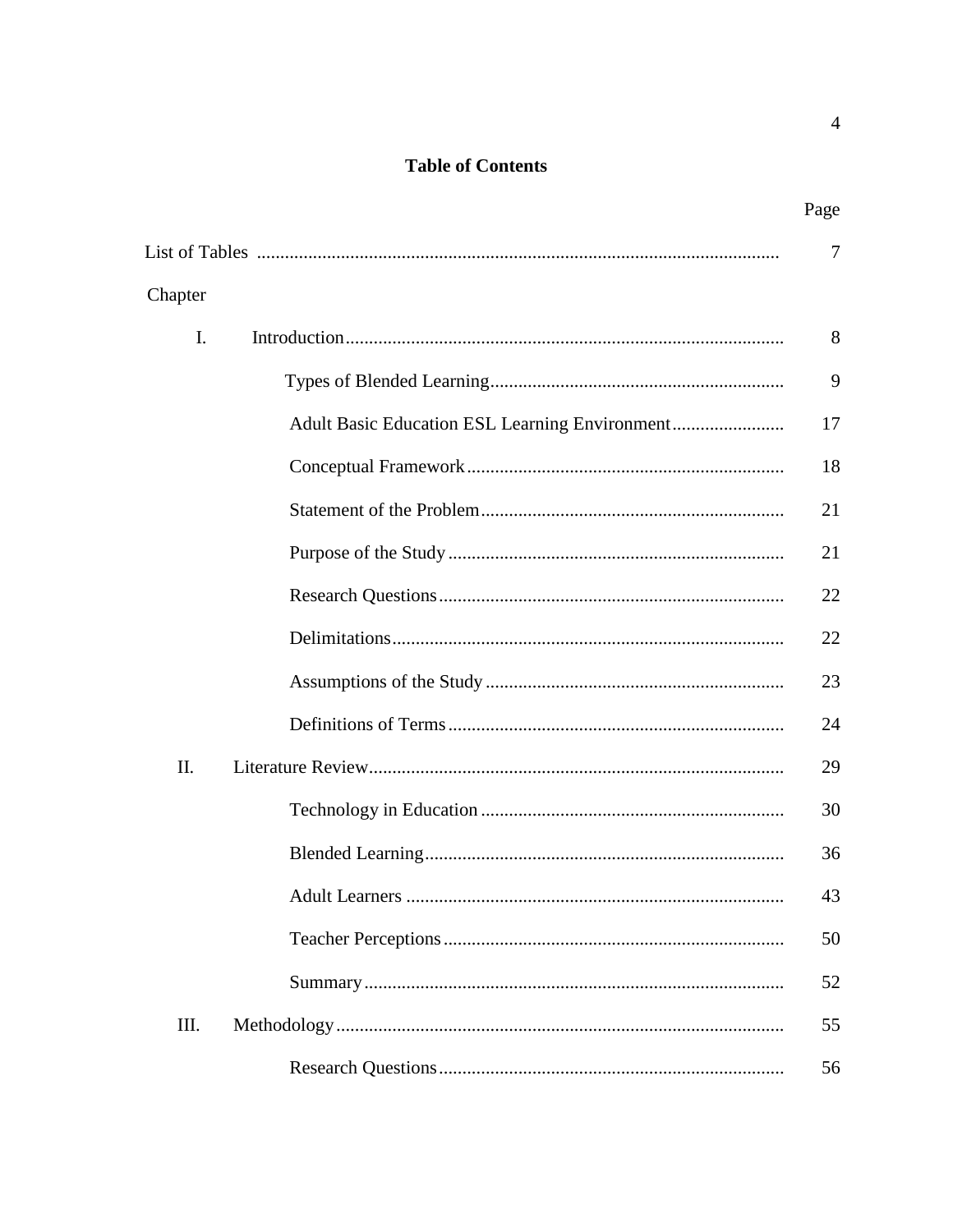# Table of Contents

| | Page |
|---|---|
| List of Tables | 7 |
| Chapter | |
| I. Introduction | 8 |
| Types of Blended Learning | 9 |
| Adult Basic Education ESL Learning Environment | 17 |
| Conceptual Framework | 18 |
| Statement of the Problem | 21 |
| Purpose of the Study | 21 |
| Research Questions | 22 |
| Delimitations | 22 |
| Assumptions of the Study | 23 |
| Definitions of Terms | 24 |
| II. Literature Review | 29 |
| Technology in Education | 30 |
| Blended Learning | 36 |
| Adult Learners | 43 |
| Teacher Perceptions | 50 |
| Summary | 52 |
| III. Methodology | 55 |
| Research Questions | 56 |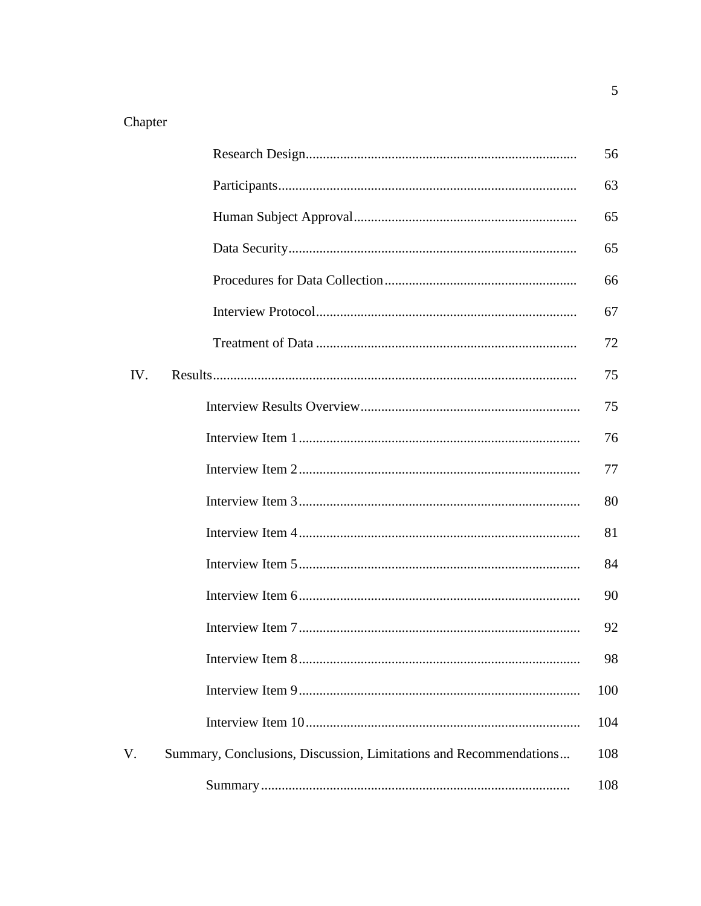Chapter

| | | |
|---|---|---|
| | Research Design | 56 |
| | Participants | 63 |
| | Human Subject Approval | 65 |
| | Data Security | 65 |
| | Procedures for Data Collection | 66 |
| | Interview Protocol | 67 |
| | Treatment of Data | 72 |
| IV. | Results | 75 |
| | Interview Results Overview | 75 |
| | Interview Item 1 | 76 |
| | Interview Item 2 | 77 |
| | Interview Item 3 | 80 |
| | Interview Item 4 | 81 |
| | Interview Item 5 | 84 |
| | Interview Item 6 | 90 |
| | Interview Item 7 | 92 |
| | Interview Item 8 | 98 |
| | Interview Item 9 | 100 |
| | Interview Item 10 | 104 |
| V. | Summary, Conclusions, Discussion, Limitations and Recommendations | 108 |
| | Summary | 108 |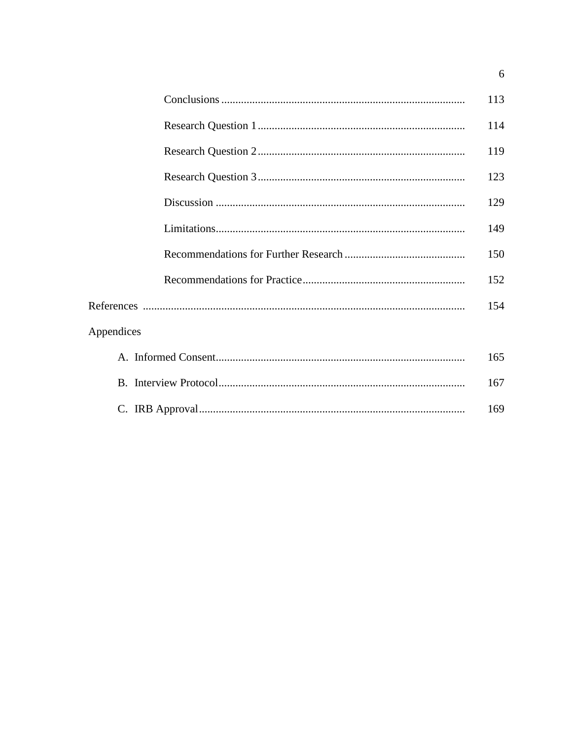| | |
|---|---|
| Conclusions | 113 |
| Research Question 1 | 114 |
| Research Question 2 | 119 |
| Research Question 3 | 123 |
| Discussion | 129 |
| Limitations | 149 |
| Recommendations for Further Research | 150 |
| Recommendations for Practice | 152 |
| References | 154 |
| Appendices | |
| A. Informed Consent | 165 |
| B. Interview Protocol | 167 |
| C. IRB Approval | 169 |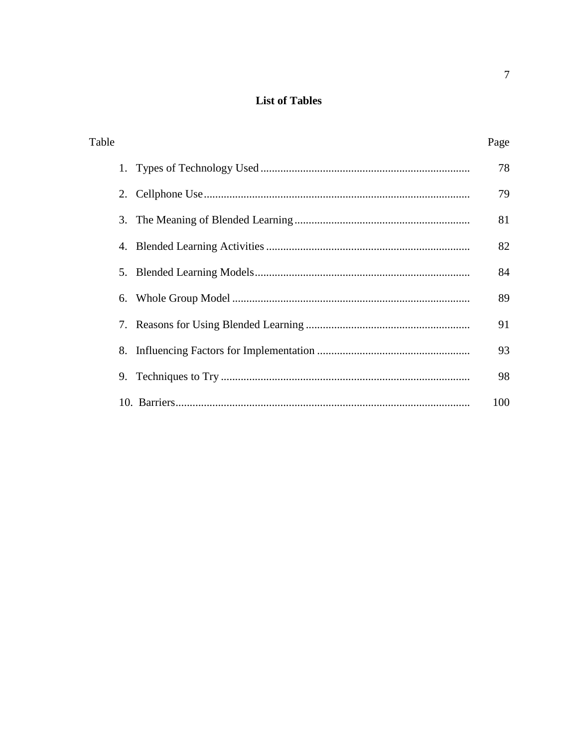# List of Tables

| Table | Page |
|---|---|
| 1. Types of Technology Used | 78 |
| 2. Cellphone Use | 79 |
| 3. The Meaning of Blended Learning | 81 |
| 4. Blended Learning Activities | 82 |
| 5. Blended Learning Models | 84 |
| 6. Whole Group Model | 89 |
| 7. Reasons for Using Blended Learning | 91 |
| 8. Influencing Factors for Implementation | 93 |
| 9. Techniques to Try | 98 |
| 10. Barriers | 100 |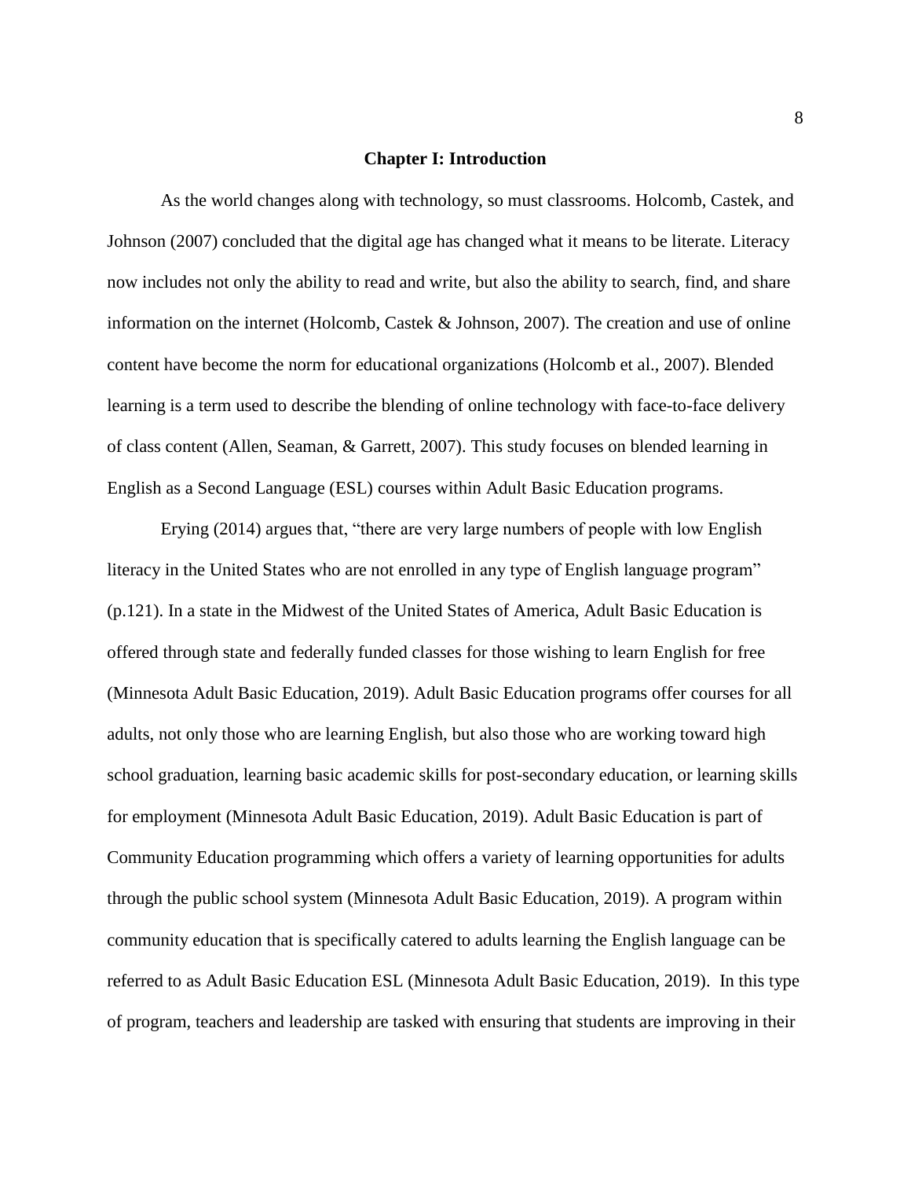# Chapter I: Introduction

As the world changes along with technology, so must classrooms. Holcomb, Castek, and Johnson (2007) concluded that the digital age has changed what it means to be literate. Literacy now includes not only the ability to read and write, but also the ability to search, find, and share information on the internet (Holcomb, Castek & Johnson, 2007). The creation and use of online content have become the norm for educational organizations (Holcomb et al., 2007). Blended learning is a term used to describe the blending of online technology with face-to-face delivery of class content (Allen, Seaman, & Garrett, 2007). This study focuses on blended learning in English as a Second Language (ESL) courses within Adult Basic Education programs.

Erying (2014) argues that, "there are very large numbers of people with low English literacy in the United States who are not enrolled in any type of English language program" (p.121). In a state in the Midwest of the United States of America, Adult Basic Education is offered through state and federally funded classes for those wishing to learn English for free (Minnesota Adult Basic Education, 2019). Adult Basic Education programs offer courses for all adults, not only those who are learning English, but also those who are working toward high school graduation, learning basic academic skills for post-secondary education, or learning skills for employment (Minnesota Adult Basic Education, 2019). Adult Basic Education is part of Community Education programming which offers a variety of learning opportunities for adults through the public school system (Minnesota Adult Basic Education, 2019). A program within community education that is specifically catered to adults learning the English language can be referred to as Adult Basic Education ESL (Minnesota Adult Basic Education, 2019). In this type of program, teachers and leadership are tasked with ensuring that students are improving in their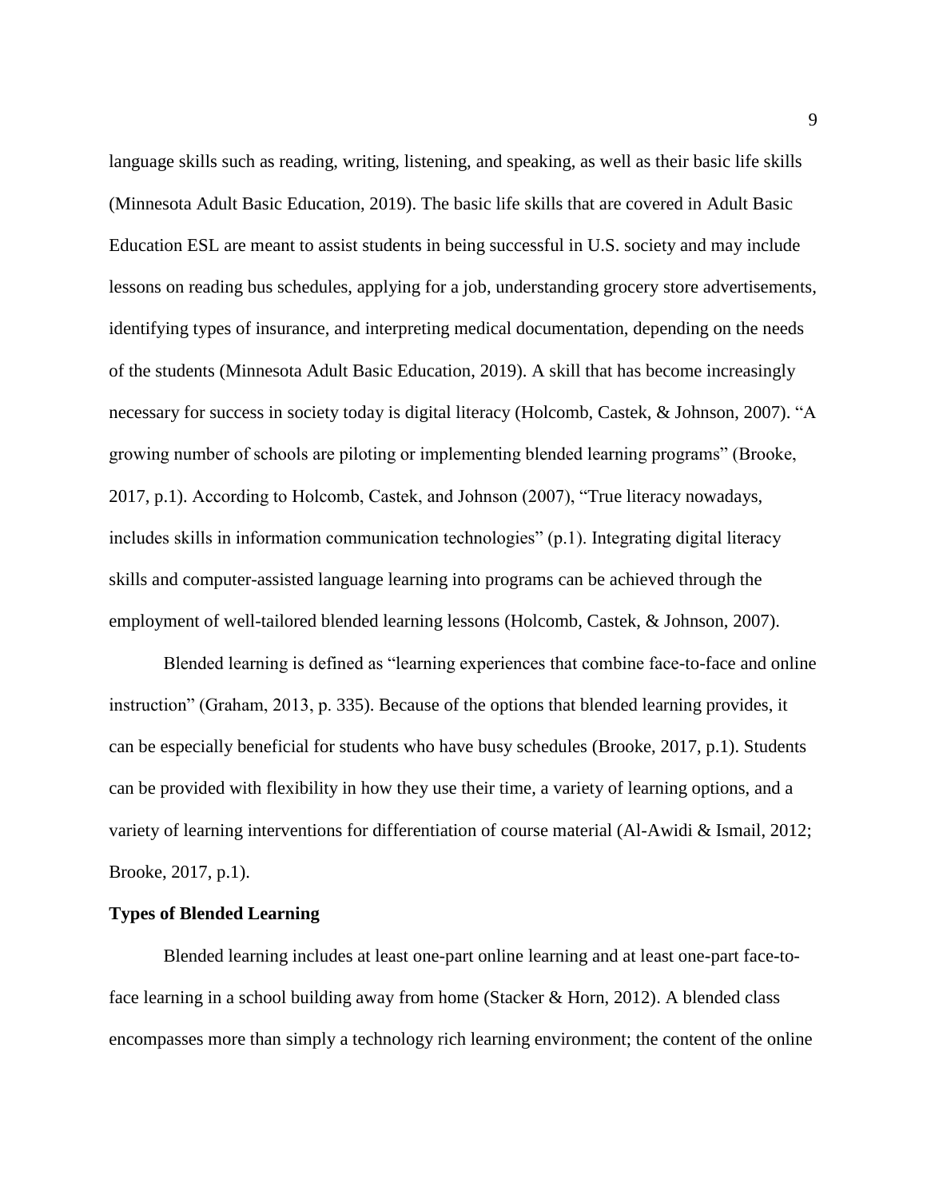language skills such as reading, writing, listening, and speaking, as well as their basic life skills (Minnesota Adult Basic Education, 2019). The basic life skills that are covered in Adult Basic Education ESL are meant to assist students in being successful in U.S. society and may include lessons on reading bus schedules, applying for a job, understanding grocery store advertisements, identifying types of insurance, and interpreting medical documentation, depending on the needs of the students (Minnesota Adult Basic Education, 2019). A skill that has become increasingly necessary for success in society today is digital literacy (Holcomb, Castek, & Johnson, 2007). "A growing number of schools are piloting or implementing blended learning programs" (Brooke, 2017, p.1). According to Holcomb, Castek, and Johnson (2007), "True literacy nowadays, includes skills in information communication technologies" (p.1). Integrating digital literacy skills and computer-assisted language learning into programs can be achieved through the employment of well-tailored blended learning lessons (Holcomb, Castek, & Johnson, 2007).

Blended learning is defined as "learning experiences that combine face-to-face and online instruction" (Graham, 2013, p. 335). Because of the options that blended learning provides, it can be especially beneficial for students who have busy schedules (Brooke, 2017, p.1). Students can be provided with flexibility in how they use their time, a variety of learning options, and a variety of learning interventions for differentiation of course material (Al-Awidi & Ismail, 2012; Brooke, 2017, p.1).

**Types of Blended Learning**

Blended learning includes at least one-part online learning and at least one-part face-to-face learning in a school building away from home (Stacker & Horn, 2012). A blended class encompasses more than simply a technology rich learning environment; the content of the online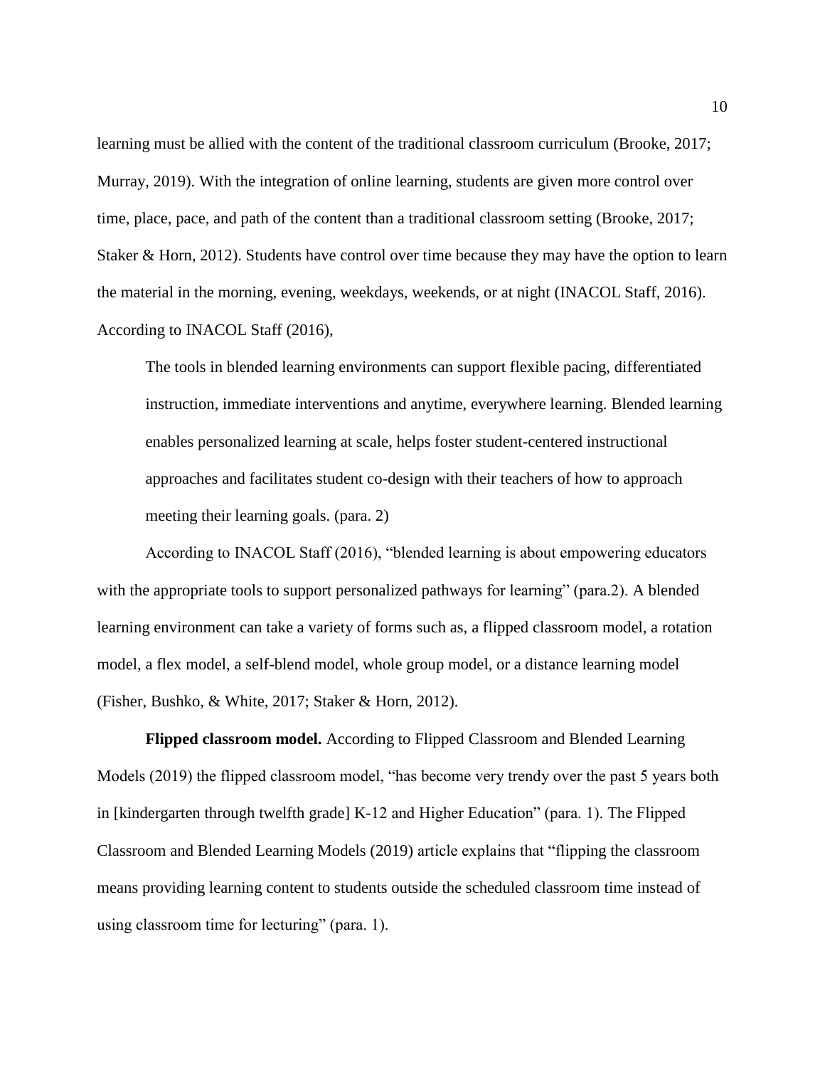learning must be allied with the content of the traditional classroom curriculum (Brooke, 2017; Murray, 2019). With the integration of online learning, students are given more control over time, place, pace, and path of the content than a traditional classroom setting (Brooke, 2017; Staker & Horn, 2012). Students have control over time because they may have the option to learn the material in the morning, evening, weekdays, weekends, or at night (INACOL Staff, 2016). According to INACOL Staff (2016),

> The tools in blended learning environments can support flexible pacing, differentiated instruction, immediate interventions and anytime, everywhere learning. Blended learning enables personalized learning at scale, helps foster student-centered instructional approaches and facilitates student co-design with their teachers of how to approach meeting their learning goals. (para. 2)

According to INACOL Staff (2016), "blended learning is about empowering educators with the appropriate tools to support personalized pathways for learning" (para.2). A blended learning environment can take a variety of forms such as, a flipped classroom model, a rotation model, a flex model, a self-blend model, whole group model, or a distance learning model (Fisher, Bushko, & White, 2017; Staker & Horn, 2012).

**Flipped classroom model.** According to Flipped Classroom and Blended Learning Models (2019) the flipped classroom model, "has become very trendy over the past 5 years both in [kindergarten through twelfth grade] K-12 and Higher Education" (para. 1). The Flipped Classroom and Blended Learning Models (2019) article explains that "flipping the classroom means providing learning content to students outside the scheduled classroom time instead of using classroom time for lecturing" (para. 1).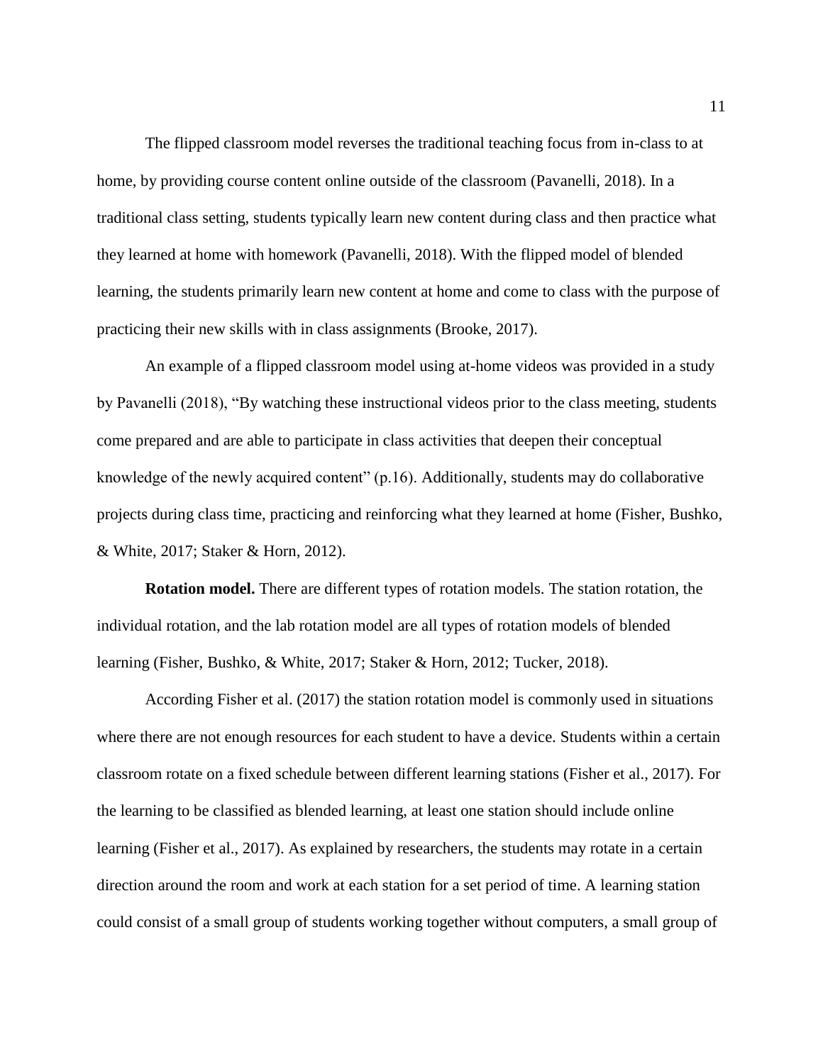The flipped classroom model reverses the traditional teaching focus from in-class to at home, by providing course content online outside of the classroom (Pavanelli, 2018). In a traditional class setting, students typically learn new content during class and then practice what they learned at home with homework (Pavanelli, 2018). With the flipped model of blended learning, the students primarily learn new content at home and come to class with the purpose of practicing their new skills with in class assignments (Brooke, 2017).

An example of a flipped classroom model using at-home videos was provided in a study by Pavanelli (2018), "By watching these instructional videos prior to the class meeting, students come prepared and are able to participate in class activities that deepen their conceptual knowledge of the newly acquired content" (p.16). Additionally, students may do collaborative projects during class time, practicing and reinforcing what they learned at home (Fisher, Bushko, & White, 2017; Staker & Horn, 2012).

**Rotation model.** There are different types of rotation models. The station rotation, the individual rotation, and the lab rotation model are all types of rotation models of blended learning (Fisher, Bushko, & White, 2017; Staker & Horn, 2012; Tucker, 2018).

According Fisher et al. (2017) the station rotation model is commonly used in situations where there are not enough resources for each student to have a device. Students within a certain classroom rotate on a fixed schedule between different learning stations (Fisher et al., 2017). For the learning to be classified as blended learning, at least one station should include online learning (Fisher et al., 2017). As explained by researchers, the students may rotate in a certain direction around the room and work at each station for a set period of time. A learning station could consist of a small group of students working together without computers, a small group of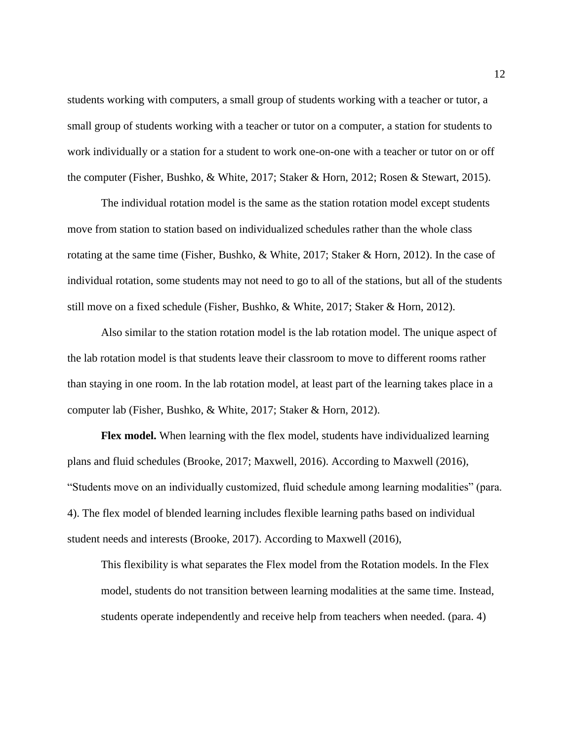students working with computers, a small group of students working with a teacher or tutor, a small group of students working with a teacher or tutor on a computer, a station for students to work individually or a station for a student to work one-on-one with a teacher or tutor on or off the computer (Fisher, Bushko, & White, 2017; Staker & Horn, 2012; Rosen & Stewart, 2015).

The individual rotation model is the same as the station rotation model except students move from station to station based on individualized schedules rather than the whole class rotating at the same time (Fisher, Bushko, & White, 2017; Staker & Horn, 2012). In the case of individual rotation, some students may not need to go to all of the stations, but all of the students still move on a fixed schedule (Fisher, Bushko, & White, 2017; Staker & Horn, 2012).

Also similar to the station rotation model is the lab rotation model. The unique aspect of the lab rotation model is that students leave their classroom to move to different rooms rather than staying in one room. In the lab rotation model, at least part of the learning takes place in a computer lab (Fisher, Bushko, & White, 2017; Staker & Horn, 2012).

**Flex model.** When learning with the flex model, students have individualized learning plans and fluid schedules (Brooke, 2017; Maxwell, 2016). According to Maxwell (2016), "Students move on an individually customized, fluid schedule among learning modalities" (para. 4). The flex model of blended learning includes flexible learning paths based on individual student needs and interests (Brooke, 2017). According to Maxwell (2016),

> This flexibility is what separates the Flex model from the Rotation models. In the Flex model, students do not transition between learning modalities at the same time. Instead, students operate independently and receive help from teachers when needed. (para. 4)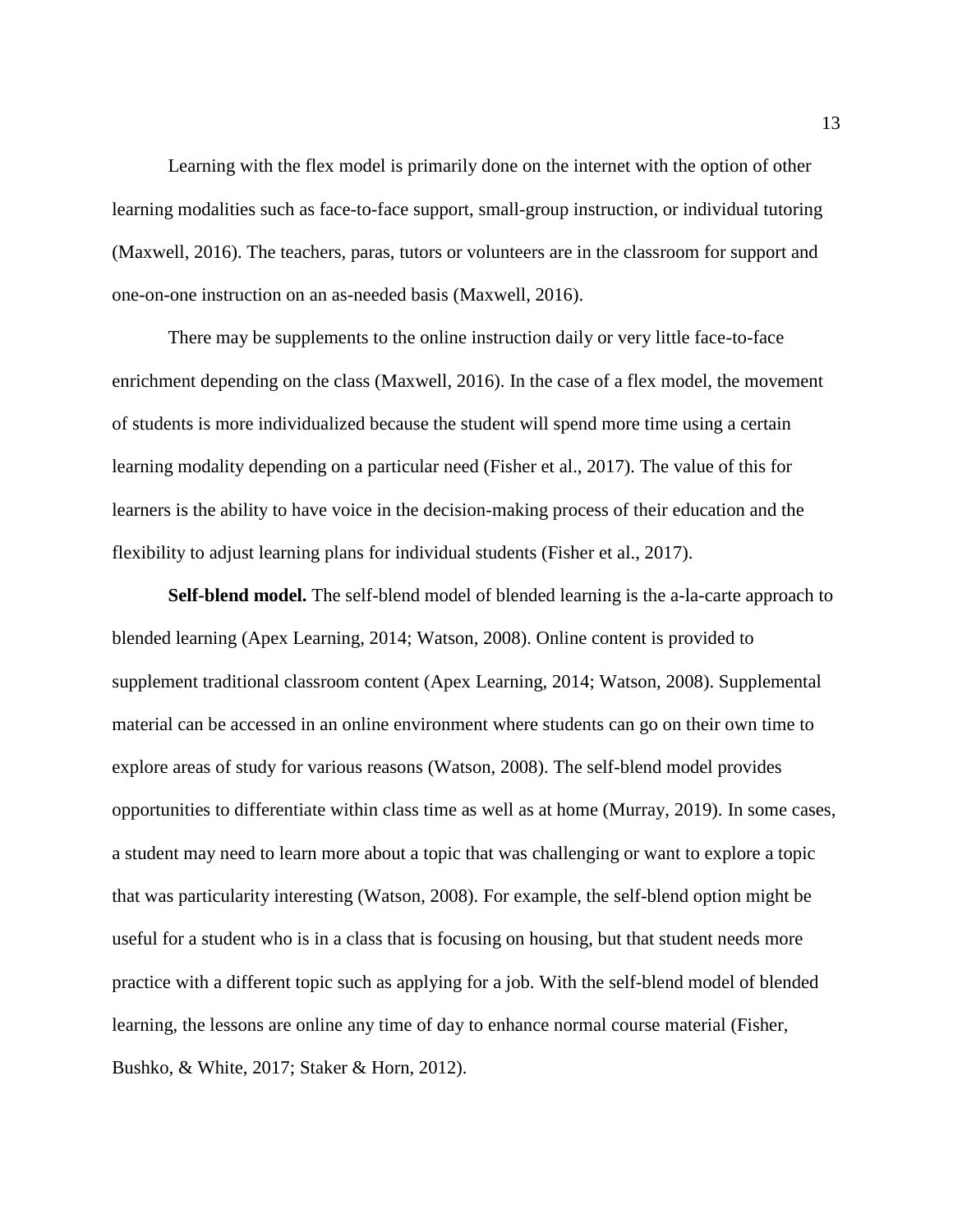Learning with the flex model is primarily done on the internet with the option of other learning modalities such as face-to-face support, small-group instruction, or individual tutoring (Maxwell, 2016). The teachers, paras, tutors or volunteers are in the classroom for support and one-on-one instruction on an as-needed basis (Maxwell, 2016).

There may be supplements to the online instruction daily or very little face-to-face enrichment depending on the class (Maxwell, 2016). In the case of a flex model, the movement of students is more individualized because the student will spend more time using a certain learning modality depending on a particular need (Fisher et al., 2017). The value of this for learners is the ability to have voice in the decision-making process of their education and the flexibility to adjust learning plans for individual students (Fisher et al., 2017).

**Self-blend model.** The self-blend model of blended learning is the a-la-carte approach to blended learning (Apex Learning, 2014; Watson, 2008). Online content is provided to supplement traditional classroom content (Apex Learning, 2014; Watson, 2008). Supplemental material can be accessed in an online environment where students can go on their own time to explore areas of study for various reasons (Watson, 2008). The self-blend model provides opportunities to differentiate within class time as well as at home (Murray, 2019). In some cases, a student may need to learn more about a topic that was challenging or want to explore a topic that was particularity interesting (Watson, 2008). For example, the self-blend option might be useful for a student who is in a class that is focusing on housing, but that student needs more practice with a different topic such as applying for a job. With the self-blend model of blended learning, the lessons are online any time of day to enhance normal course material (Fisher, Bushko, & White, 2017; Staker & Horn, 2012).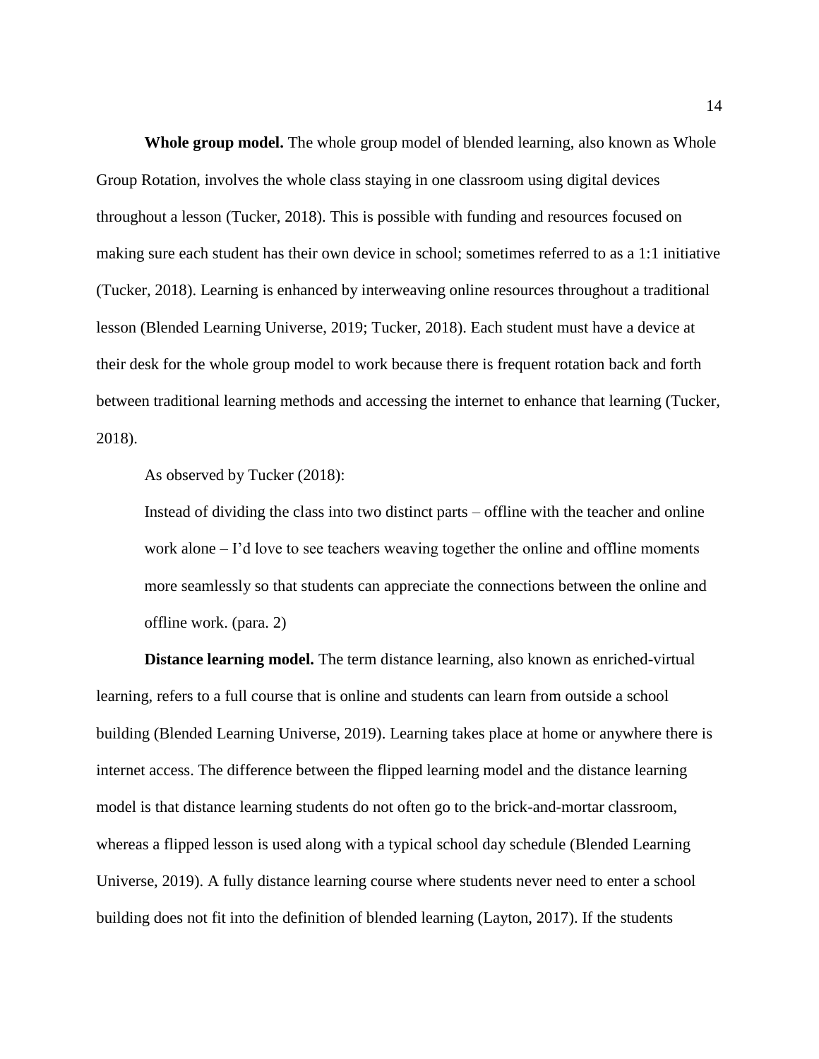**Whole group model.** The whole group model of blended learning, also known as Whole Group Rotation, involves the whole class staying in one classroom using digital devices throughout a lesson (Tucker, 2018). This is possible with funding and resources focused on making sure each student has their own device in school; sometimes referred to as a 1:1 initiative (Tucker, 2018). Learning is enhanced by interweaving online resources throughout a traditional lesson (Blended Learning Universe, 2019; Tucker, 2018). Each student must have a device at their desk for the whole group model to work because there is frequent rotation back and forth between traditional learning methods and accessing the internet to enhance that learning (Tucker, 2018).

As observed by Tucker (2018):

> Instead of dividing the class into two distinct parts – offline with the teacher and online work alone – I'd love to see teachers weaving together the online and offline moments more seamlessly so that students can appreciate the connections between the online and offline work. (para. 2)

**Distance learning model.** The term distance learning, also known as enriched-virtual learning, refers to a full course that is online and students can learn from outside a school building (Blended Learning Universe, 2019). Learning takes place at home or anywhere there is internet access. The difference between the flipped learning model and the distance learning model is that distance learning students do not often go to the brick-and-mortar classroom, whereas a flipped lesson is used along with a typical school day schedule (Blended Learning Universe, 2019). A fully distance learning course where students never need to enter a school building does not fit into the definition of blended learning (Layton, 2017). If the students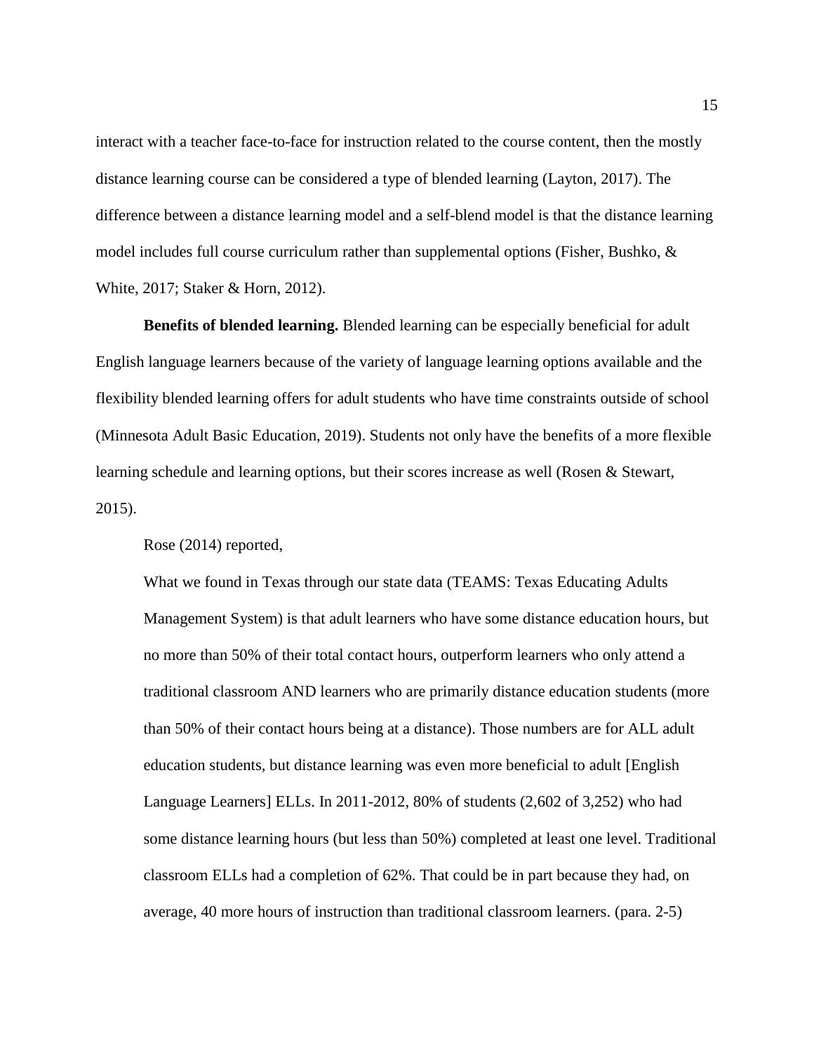interact with a teacher face-to-face for instruction related to the course content, then the mostly distance learning course can be considered a type of blended learning (Layton, 2017). The difference between a distance learning model and a self-blend model is that the distance learning model includes full course curriculum rather than supplemental options (Fisher, Bushko, & White, 2017; Staker & Horn, 2012).

**Benefits of blended learning.** Blended learning can be especially beneficial for adult English language learners because of the variety of language learning options available and the flexibility blended learning offers for adult students who have time constraints outside of school (Minnesota Adult Basic Education, 2019). Students not only have the benefits of a more flexible learning schedule and learning options, but their scores increase as well (Rosen & Stewart, 2015).

Rose (2014) reported,

> What we found in Texas through our state data (TEAMS: Texas Educating Adults Management System) is that adult learners who have some distance education hours, but no more than 50% of their total contact hours, outperform learners who only attend a traditional classroom AND learners who are primarily distance education students (more than 50% of their contact hours being at a distance). Those numbers are for ALL adult education students, but distance learning was even more beneficial to adult [English Language Learners] ELLs. In 2011-2012, 80% of students (2,602 of 3,252) who had some distance learning hours (but less than 50%) completed at least one level. Traditional classroom ELLs had a completion of 62%. That could be in part because they had, on average, 40 more hours of instruction than traditional classroom learners. (para. 2-5)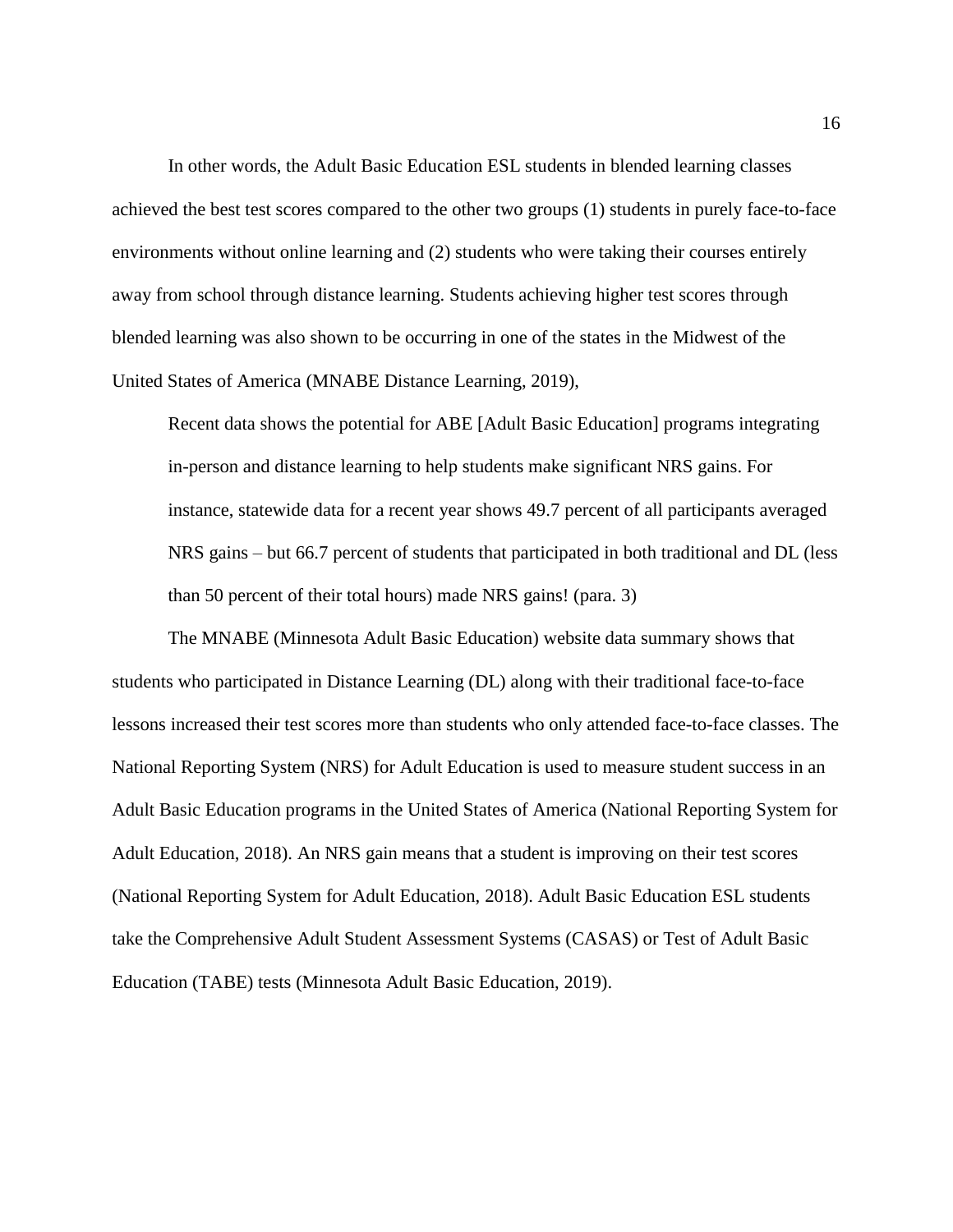In other words, the Adult Basic Education ESL students in blended learning classes achieved the best test scores compared to the other two groups (1) students in purely face-to-face environments without online learning and (2) students who were taking their courses entirely away from school through distance learning. Students achieving higher test scores through blended learning was also shown to be occurring in one of the states in the Midwest of the United States of America (MNABE Distance Learning, 2019),

> Recent data shows the potential for ABE [Adult Basic Education] programs integrating in-person and distance learning to help students make significant NRS gains. For instance, statewide data for a recent year shows 49.7 percent of all participants averaged NRS gains – but 66.7 percent of students that participated in both traditional and DL (less than 50 percent of their total hours) made NRS gains! (para. 3)

The MNABE (Minnesota Adult Basic Education) website data summary shows that students who participated in Distance Learning (DL) along with their traditional face-to-face lessons increased their test scores more than students who only attended face-to-face classes. The National Reporting System (NRS) for Adult Education is used to measure student success in an Adult Basic Education programs in the United States of America (National Reporting System for Adult Education, 2018). An NRS gain means that a student is improving on their test scores (National Reporting System for Adult Education, 2018). Adult Basic Education ESL students take the Comprehensive Adult Student Assessment Systems (CASAS) or Test of Adult Basic Education (TABE) tests (Minnesota Adult Basic Education, 2019).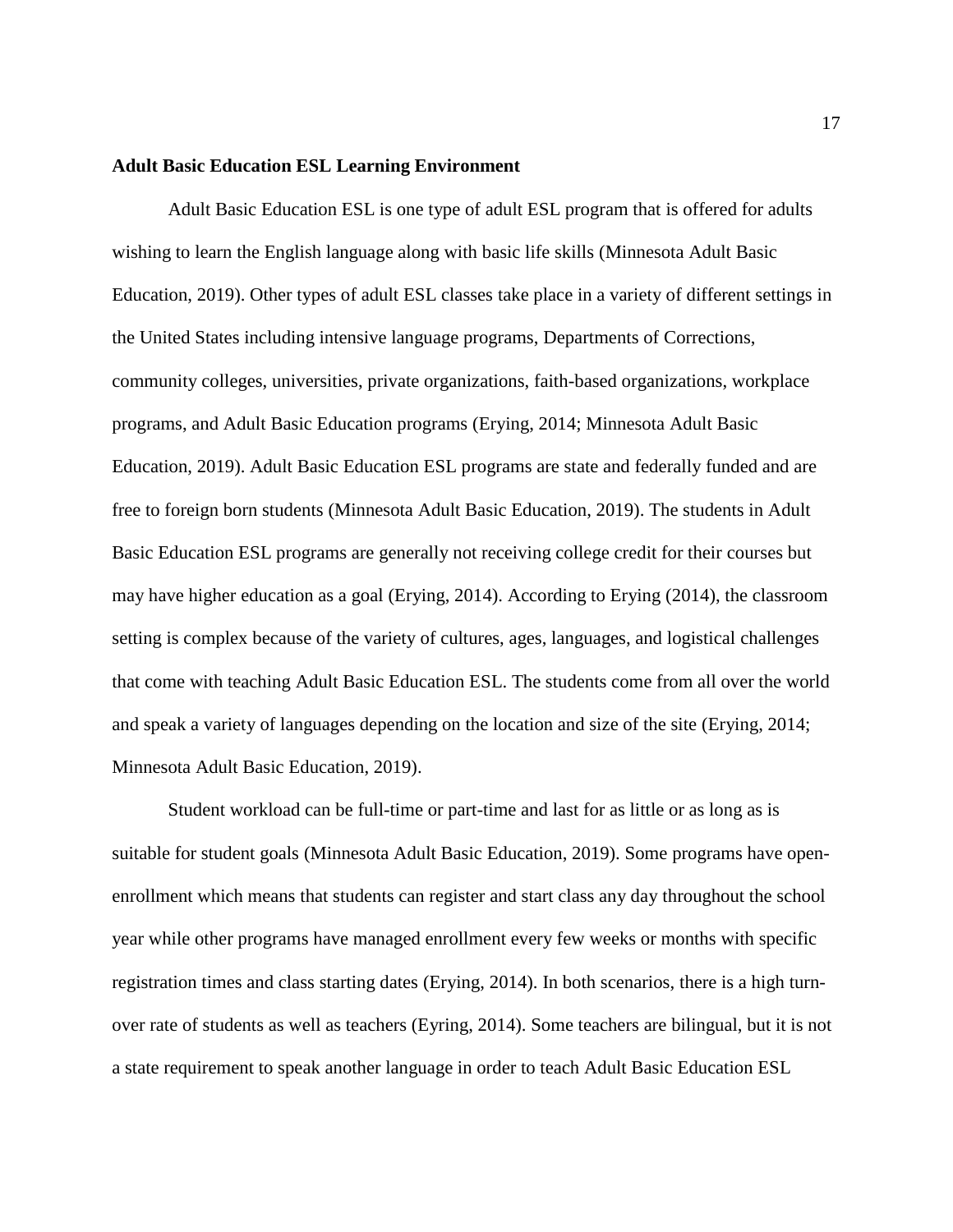**Adult Basic Education ESL Learning Environment**

Adult Basic Education ESL is one type of adult ESL program that is offered for adults wishing to learn the English language along with basic life skills (Minnesota Adult Basic Education, 2019). Other types of adult ESL classes take place in a variety of different settings in the United States including intensive language programs, Departments of Corrections, community colleges, universities, private organizations, faith-based organizations, workplace programs, and Adult Basic Education programs (Erying, 2014; Minnesota Adult Basic Education, 2019). Adult Basic Education ESL programs are state and federally funded and are free to foreign born students (Minnesota Adult Basic Education, 2019). The students in Adult Basic Education ESL programs are generally not receiving college credit for their courses but may have higher education as a goal (Erying, 2014). According to Erying (2014), the classroom setting is complex because of the variety of cultures, ages, languages, and logistical challenges that come with teaching Adult Basic Education ESL. The students come from all over the world and speak a variety of languages depending on the location and size of the site (Erying, 2014; Minnesota Adult Basic Education, 2019).

Student workload can be full-time or part-time and last for as little or as long as is suitable for student goals (Minnesota Adult Basic Education, 2019). Some programs have open-enrollment which means that students can register and start class any day throughout the school year while other programs have managed enrollment every few weeks or months with specific registration times and class starting dates (Erying, 2014). In both scenarios, there is a high turn-over rate of students as well as teachers (Eyring, 2014). Some teachers are bilingual, but it is not a state requirement to speak another language in order to teach Adult Basic Education ESL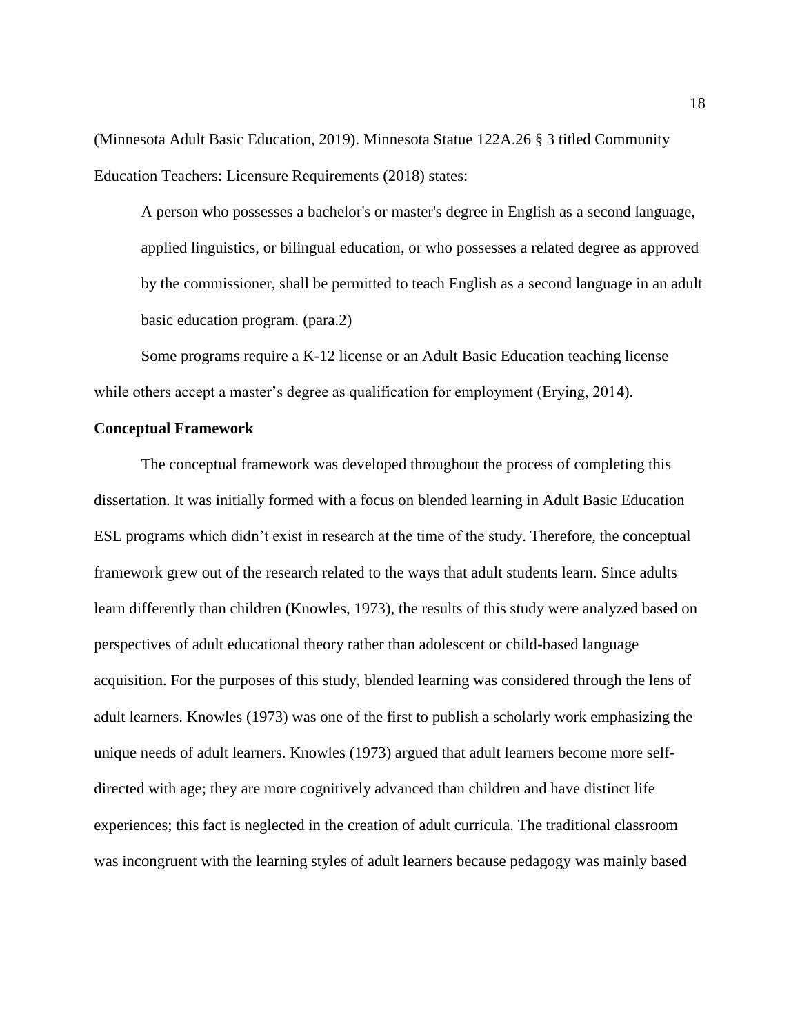(Minnesota Adult Basic Education, 2019). Minnesota Statue 122A.26 § 3 titled Community Education Teachers: Licensure Requirements (2018) states:

> A person who possesses a bachelor's or master's degree in English as a second language, applied linguistics, or bilingual education, or who possesses a related degree as approved by the commissioner, shall be permitted to teach English as a second language in an adult basic education program. (para.2)

Some programs require a K-12 license or an Adult Basic Education teaching license while others accept a master's degree as qualification for employment (Erying, 2014).

**Conceptual Framework**

The conceptual framework was developed throughout the process of completing this dissertation. It was initially formed with a focus on blended learning in Adult Basic Education ESL programs which didn't exist in research at the time of the study. Therefore, the conceptual framework grew out of the research related to the ways that adult students learn. Since adults learn differently than children (Knowles, 1973), the results of this study were analyzed based on perspectives of adult educational theory rather than adolescent or child-based language acquisition. For the purposes of this study, blended learning was considered through the lens of adult learners. Knowles (1973) was one of the first to publish a scholarly work emphasizing the unique needs of adult learners. Knowles (1973) argued that adult learners become more self-directed with age; they are more cognitively advanced than children and have distinct life experiences; this fact is neglected in the creation of adult curricula. The traditional classroom was incongruent with the learning styles of adult learners because pedagogy was mainly based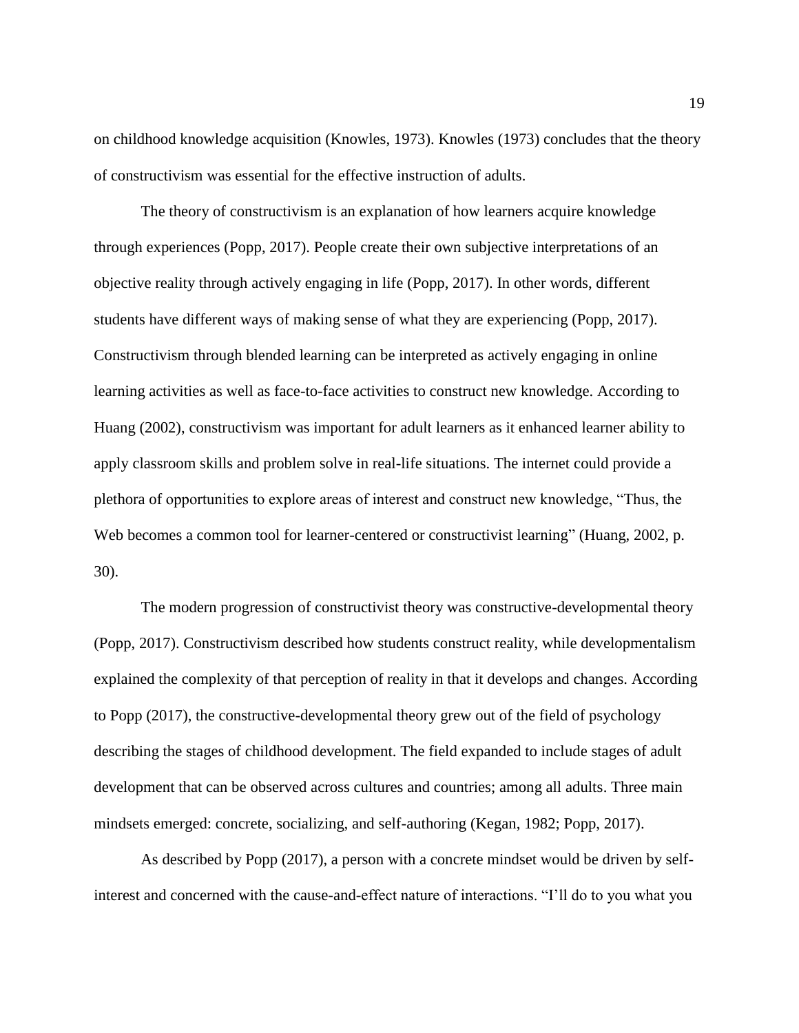on childhood knowledge acquisition (Knowles, 1973). Knowles (1973) concludes that the theory of constructivism was essential for the effective instruction of adults.

The theory of constructivism is an explanation of how learners acquire knowledge through experiences (Popp, 2017). People create their own subjective interpretations of an objective reality through actively engaging in life (Popp, 2017). In other words, different students have different ways of making sense of what they are experiencing (Popp, 2017). Constructivism through blended learning can be interpreted as actively engaging in online learning activities as well as face-to-face activities to construct new knowledge. According to Huang (2002), constructivism was important for adult learners as it enhanced learner ability to apply classroom skills and problem solve in real-life situations. The internet could provide a plethora of opportunities to explore areas of interest and construct new knowledge, "Thus, the Web becomes a common tool for learner-centered or constructivist learning" (Huang, 2002, p. 30).

The modern progression of constructivist theory was constructive-developmental theory (Popp, 2017). Constructivism described how students construct reality, while developmentalism explained the complexity of that perception of reality in that it develops and changes. According to Popp (2017), the constructive-developmental theory grew out of the field of psychology describing the stages of childhood development. The field expanded to include stages of adult development that can be observed across cultures and countries; among all adults. Three main mindsets emerged: concrete, socializing, and self-authoring (Kegan, 1982; Popp, 2017).

As described by Popp (2017), a person with a concrete mindset would be driven by self-interest and concerned with the cause-and-effect nature of interactions. "I'll do to you what you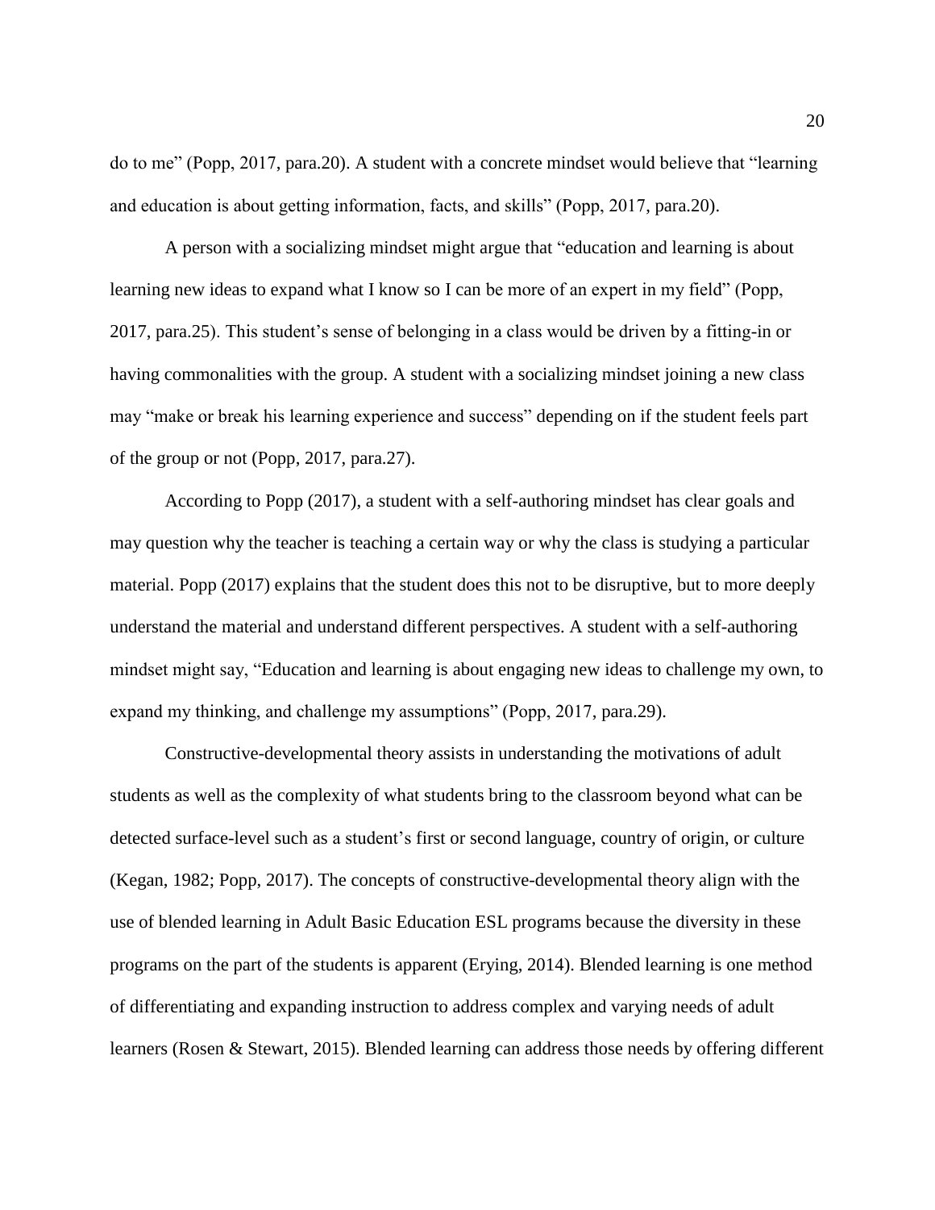do to me" (Popp, 2017, para.20). A student with a concrete mindset would believe that "learning and education is about getting information, facts, and skills" (Popp, 2017, para.20).

A person with a socializing mindset might argue that "education and learning is about learning new ideas to expand what I know so I can be more of an expert in my field" (Popp, 2017, para.25). This student's sense of belonging in a class would be driven by a fitting-in or having commonalities with the group. A student with a socializing mindset joining a new class may "make or break his learning experience and success" depending on if the student feels part of the group or not (Popp, 2017, para.27).

According to Popp (2017), a student with a self-authoring mindset has clear goals and may question why the teacher is teaching a certain way or why the class is studying a particular material. Popp (2017) explains that the student does this not to be disruptive, but to more deeply understand the material and understand different perspectives. A student with a self-authoring mindset might say, "Education and learning is about engaging new ideas to challenge my own, to expand my thinking, and challenge my assumptions" (Popp, 2017, para.29).

Constructive-developmental theory assists in understanding the motivations of adult students as well as the complexity of what students bring to the classroom beyond what can be detected surface-level such as a student's first or second language, country of origin, or culture (Kegan, 1982; Popp, 2017). The concepts of constructive-developmental theory align with the use of blended learning in Adult Basic Education ESL programs because the diversity in these programs on the part of the students is apparent (Erying, 2014). Blended learning is one method of differentiating and expanding instruction to address complex and varying needs of adult learners (Rosen & Stewart, 2015). Blended learning can address those needs by offering different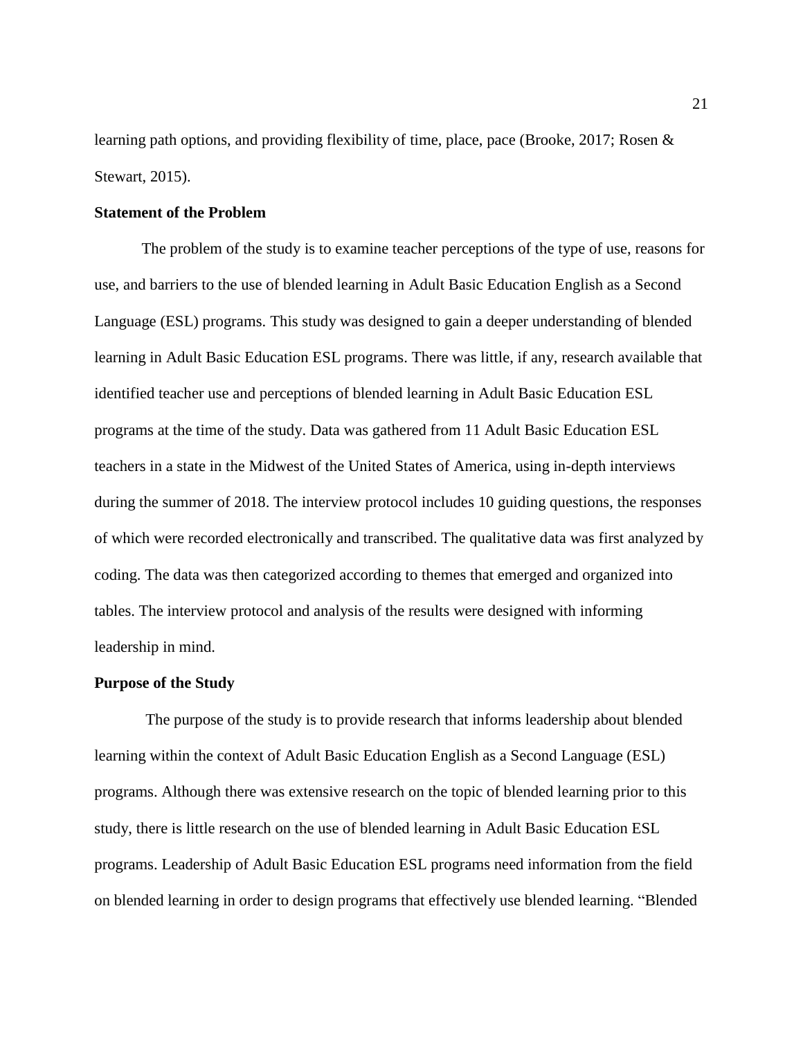learning path options, and providing flexibility of time, place, pace (Brooke, 2017; Rosen & Stewart, 2015).

**Statement of the Problem**

The problem of the study is to examine teacher perceptions of the type of use, reasons for use, and barriers to the use of blended learning in Adult Basic Education English as a Second Language (ESL) programs. This study was designed to gain a deeper understanding of blended learning in Adult Basic Education ESL programs. There was little, if any, research available that identified teacher use and perceptions of blended learning in Adult Basic Education ESL programs at the time of the study. Data was gathered from 11 Adult Basic Education ESL teachers in a state in the Midwest of the United States of America, using in-depth interviews during the summer of 2018. The interview protocol includes 10 guiding questions, the responses of which were recorded electronically and transcribed. The qualitative data was first analyzed by coding. The data was then categorized according to themes that emerged and organized into tables. The interview protocol and analysis of the results were designed with informing leadership in mind.

**Purpose of the Study**

The purpose of the study is to provide research that informs leadership about blended learning within the context of Adult Basic Education English as a Second Language (ESL) programs. Although there was extensive research on the topic of blended learning prior to this study, there is little research on the use of blended learning in Adult Basic Education ESL programs. Leadership of Adult Basic Education ESL programs need information from the field on blended learning in order to design programs that effectively use blended learning. "Blended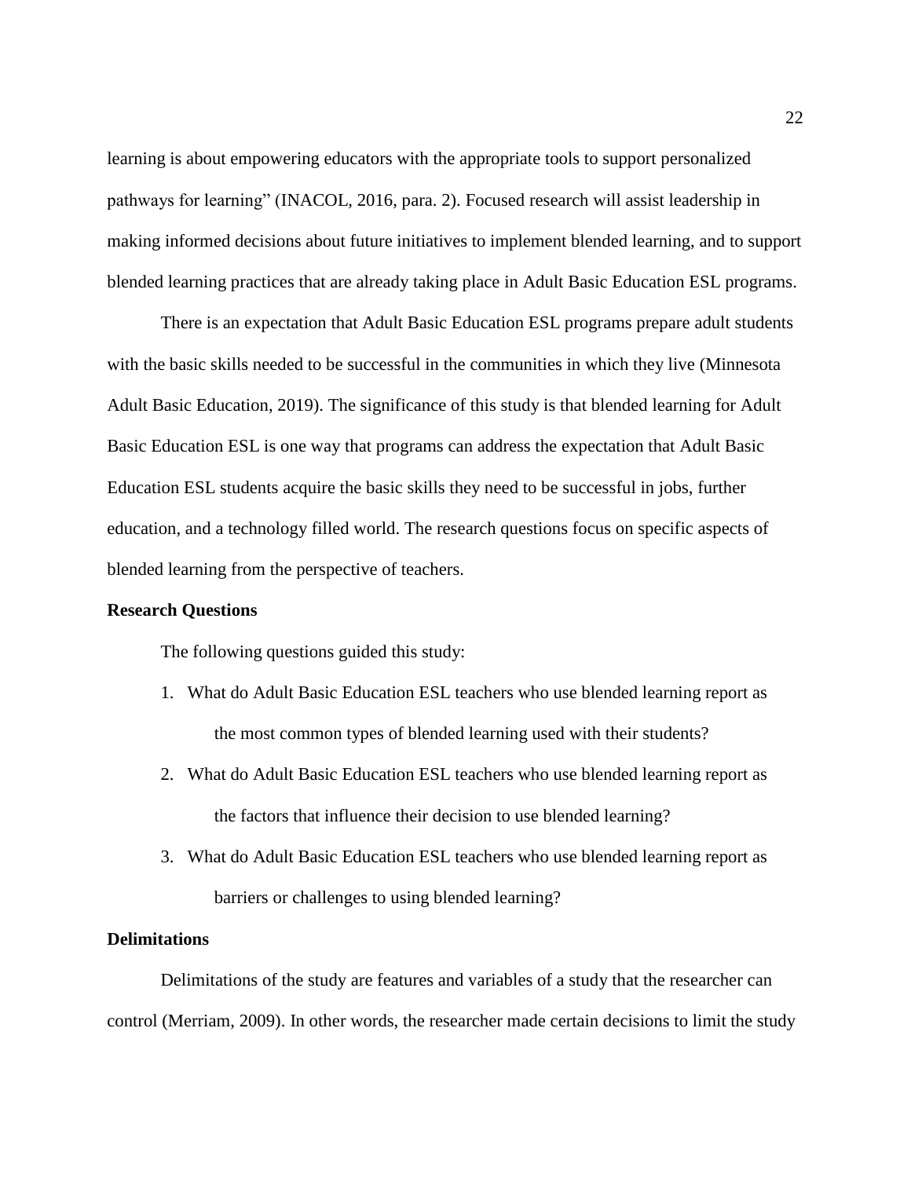learning is about empowering educators with the appropriate tools to support personalized pathways for learning" (INACOL, 2016, para. 2). Focused research will assist leadership in making informed decisions about future initiatives to implement blended learning, and to support blended learning practices that are already taking place in Adult Basic Education ESL programs.

There is an expectation that Adult Basic Education ESL programs prepare adult students with the basic skills needed to be successful in the communities in which they live (Minnesota Adult Basic Education, 2019). The significance of this study is that blended learning for Adult Basic Education ESL is one way that programs can address the expectation that Adult Basic Education ESL students acquire the basic skills they need to be successful in jobs, further education, and a technology filled world. The research questions focus on specific aspects of blended learning from the perspective of teachers.

## Research Questions

The following questions guided this study:

1. What do Adult Basic Education ESL teachers who use blended learning report as the most common types of blended learning used with their students?
2. What do Adult Basic Education ESL teachers who use blended learning report as the factors that influence their decision to use blended learning?
3. What do Adult Basic Education ESL teachers who use blended learning report as barriers or challenges to using blended learning?

## Delimitations

Delimitations of the study are features and variables of a study that the researcher can control (Merriam, 2009). In other words, the researcher made certain decisions to limit the study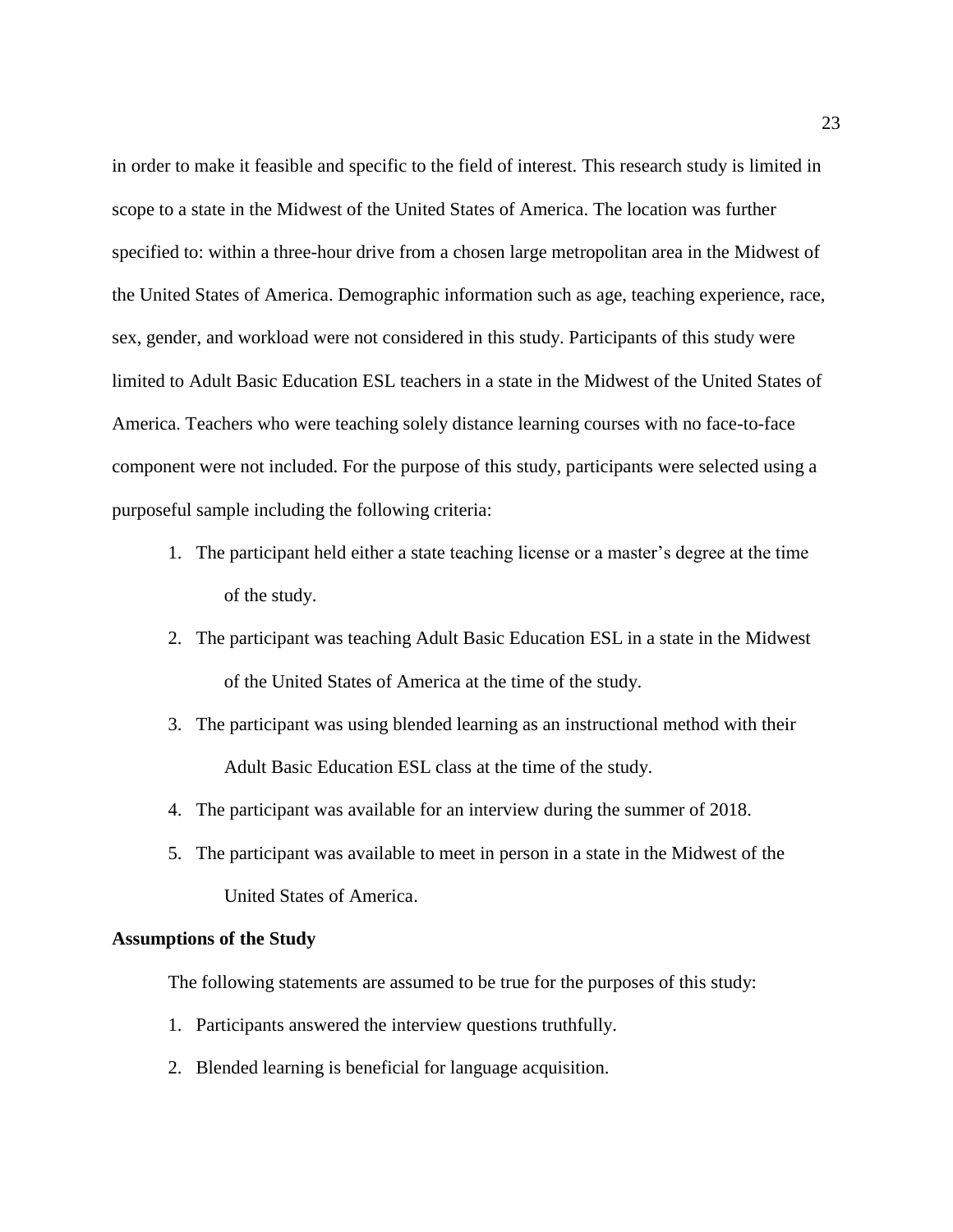in order to make it feasible and specific to the field of interest. This research study is limited in scope to a state in the Midwest of the United States of America. The location was further specified to: within a three-hour drive from a chosen large metropolitan area in the Midwest of the United States of America. Demographic information such as age, teaching experience, race, sex, gender, and workload were not considered in this study. Participants of this study were limited to Adult Basic Education ESL teachers in a state in the Midwest of the United States of America. Teachers who were teaching solely distance learning courses with no face-to-face component were not included. For the purpose of this study, participants were selected using a purposeful sample including the following criteria:

1. The participant held either a state teaching license or a master's degree at the time of the study.
2. The participant was teaching Adult Basic Education ESL in a state in the Midwest of the United States of America at the time of the study.
3. The participant was using blended learning as an instructional method with their Adult Basic Education ESL class at the time of the study.
4. The participant was available for an interview during the summer of 2018.
5. The participant was available to meet in person in a state in the Midwest of the United States of America.

**Assumptions of the Study**

The following statements are assumed to be true for the purposes of this study:

1. Participants answered the interview questions truthfully.
2. Blended learning is beneficial for language acquisition.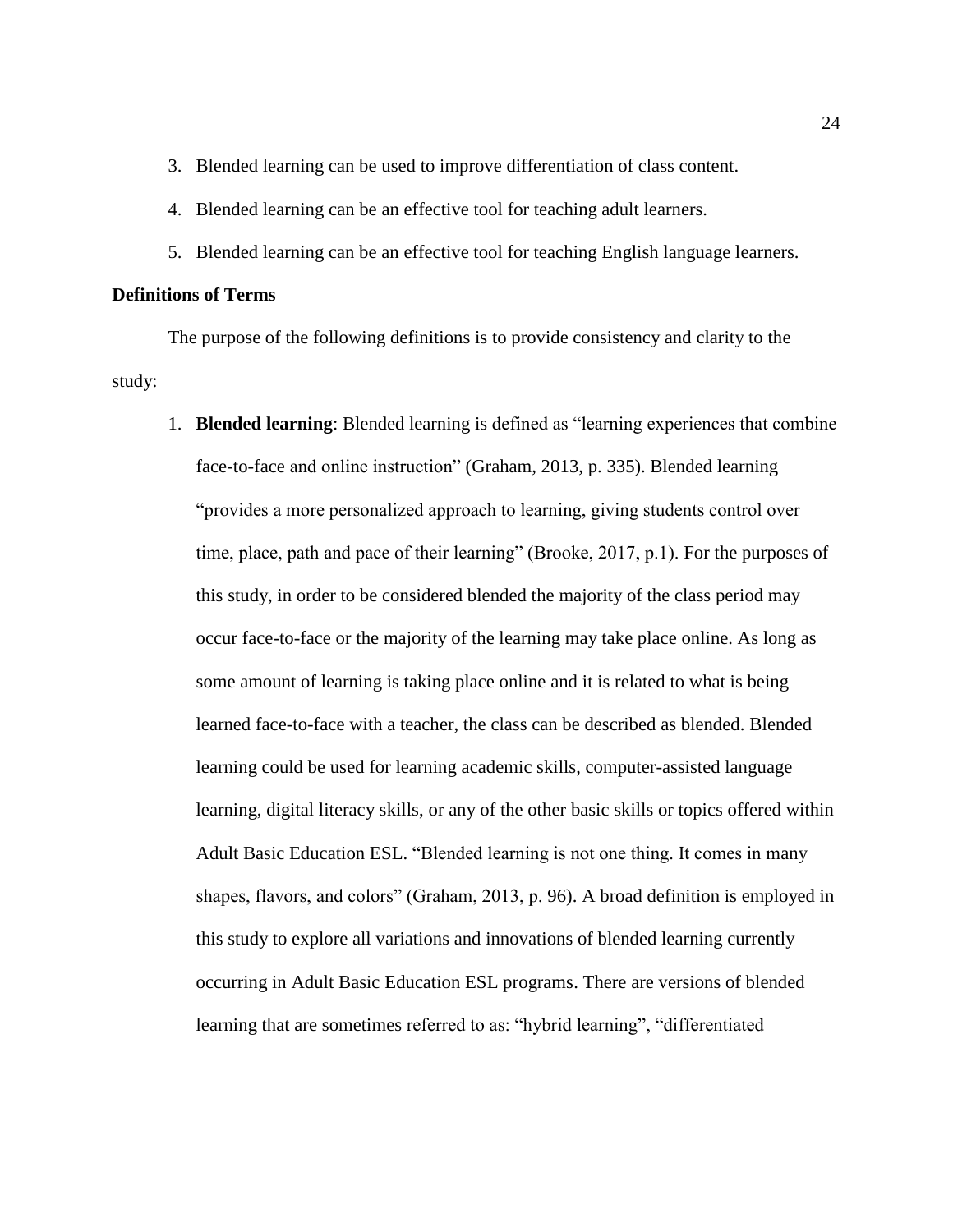3. Blended learning can be used to improve differentiation of class content.
4. Blended learning can be an effective tool for teaching adult learners.
5. Blended learning can be an effective tool for teaching English language learners.

**Definitions of Terms**

The purpose of the following definitions is to provide consistency and clarity to the study:

1. **Blended learning**: Blended learning is defined as "learning experiences that combine face-to-face and online instruction" (Graham, 2013, p. 335). Blended learning "provides a more personalized approach to learning, giving students control over time, place, path and pace of their learning" (Brooke, 2017, p.1). For the purposes of this study, in order to be considered blended the majority of the class period may occur face-to-face or the majority of the learning may take place online. As long as some amount of learning is taking place online and it is related to what is being learned face-to-face with a teacher, the class can be described as blended. Blended learning could be used for learning academic skills, computer-assisted language learning, digital literacy skills, or any of the other basic skills or topics offered within Adult Basic Education ESL. "Blended learning is not one thing. It comes in many shapes, flavors, and colors" (Graham, 2013, p. 96). A broad definition is employed in this study to explore all variations and innovations of blended learning currently occurring in Adult Basic Education ESL programs. There are versions of blended learning that are sometimes referred to as: "hybrid learning", "differentiated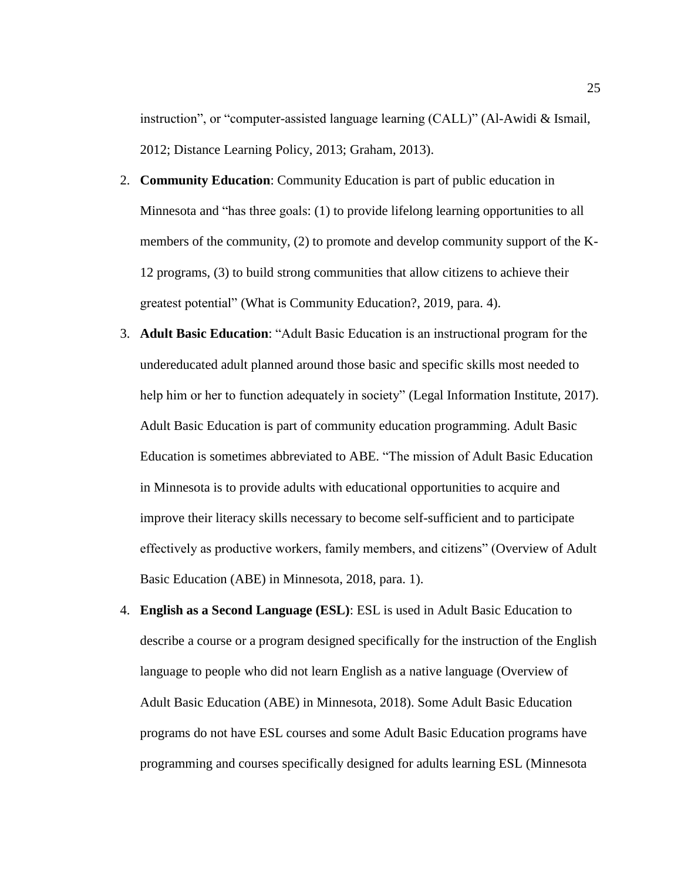instruction", or "computer-assisted language learning (CALL)" (Al-Awidi & Ismail, 2012; Distance Learning Policy, 2013; Graham, 2013).

2. **Community Education**: Community Education is part of public education in Minnesota and "has three goals: (1) to provide lifelong learning opportunities to all members of the community, (2) to promote and develop community support of the K-12 programs, (3) to build strong communities that allow citizens to achieve their greatest potential" (What is Community Education?, 2019, para. 4).

3. **Adult Basic Education**: "Adult Basic Education is an instructional program for the undereducated adult planned around those basic and specific skills most needed to help him or her to function adequately in society" (Legal Information Institute, 2017). Adult Basic Education is part of community education programming. Adult Basic Education is sometimes abbreviated to ABE. "The mission of Adult Basic Education in Minnesota is to provide adults with educational opportunities to acquire and improve their literacy skills necessary to become self-sufficient and to participate effectively as productive workers, family members, and citizens" (Overview of Adult Basic Education (ABE) in Minnesota, 2018, para. 1).

4. **English as a Second Language (ESL)**: ESL is used in Adult Basic Education to describe a course or a program designed specifically for the instruction of the English language to people who did not learn English as a native language (Overview of Adult Basic Education (ABE) in Minnesota, 2018). Some Adult Basic Education programs do not have ESL courses and some Adult Basic Education programs have programming and courses specifically designed for adults learning ESL (Minnesota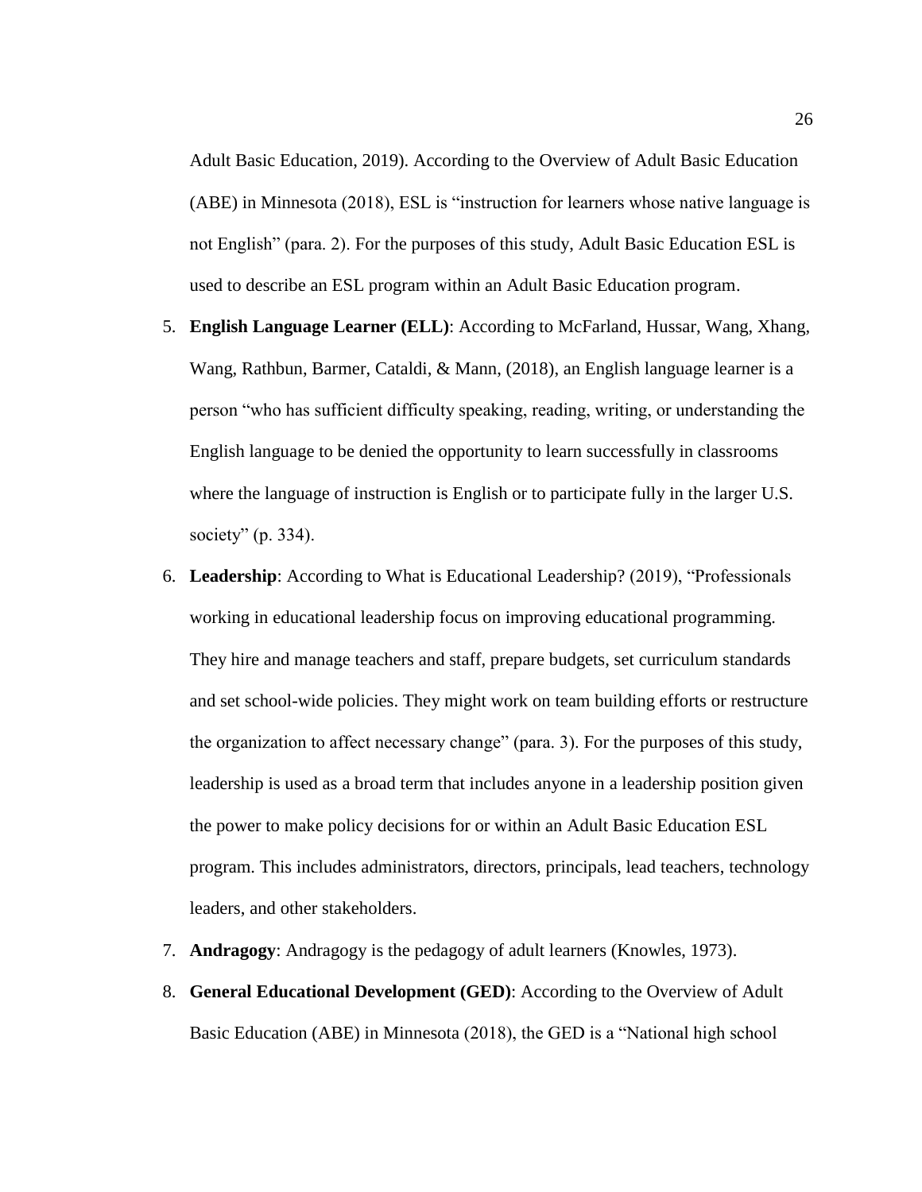Adult Basic Education, 2019). According to the Overview of Adult Basic Education (ABE) in Minnesota (2018), ESL is "instruction for learners whose native language is not English" (para. 2). For the purposes of this study, Adult Basic Education ESL is used to describe an ESL program within an Adult Basic Education program.

5. **English Language Learner (ELL)**: According to McFarland, Hussar, Wang, Xhang, Wang, Rathbun, Barmer, Cataldi, & Mann, (2018), an English language learner is a person "who has sufficient difficulty speaking, reading, writing, or understanding the English language to be denied the opportunity to learn successfully in classrooms where the language of instruction is English or to participate fully in the larger U.S. society" (p. 334).
6. **Leadership**: According to What is Educational Leadership? (2019), "Professionals working in educational leadership focus on improving educational programming. They hire and manage teachers and staff, prepare budgets, set curriculum standards and set school-wide policies. They might work on team building efforts or restructure the organization to affect necessary change" (para. 3). For the purposes of this study, leadership is used as a broad term that includes anyone in a leadership position given the power to make policy decisions for or within an Adult Basic Education ESL program. This includes administrators, directors, principals, lead teachers, technology leaders, and other stakeholders.
7. **Andragogy**: Andragogy is the pedagogy of adult learners (Knowles, 1973).
8. **General Educational Development (GED)**: According to the Overview of Adult Basic Education (ABE) in Minnesota (2018), the GED is a "National high school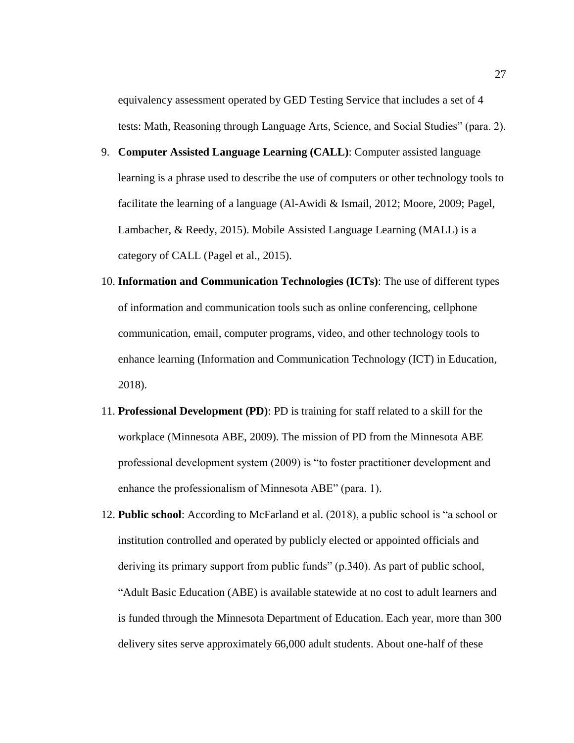equivalency assessment operated by GED Testing Service that includes a set of 4 tests: Math, Reasoning through Language Arts, Science, and Social Studies" (para. 2).

9. **Computer Assisted Language Learning (CALL)**: Computer assisted language learning is a phrase used to describe the use of computers or other technology tools to facilitate the learning of a language (Al-Awidi & Ismail, 2012; Moore, 2009; Pagel, Lambacher, & Reedy, 2015). Mobile Assisted Language Learning (MALL) is a category of CALL (Pagel et al., 2015).
10. **Information and Communication Technologies (ICTs)**: The use of different types of information and communication tools such as online conferencing, cellphone communication, email, computer programs, video, and other technology tools to enhance learning (Information and Communication Technology (ICT) in Education, 2018).
11. **Professional Development (PD)**: PD is training for staff related to a skill for the workplace (Minnesota ABE, 2009). The mission of PD from the Minnesota ABE professional development system (2009) is "to foster practitioner development and enhance the professionalism of Minnesota ABE" (para. 1).
12. **Public school**: According to McFarland et al. (2018), a public school is "a school or institution controlled and operated by publicly elected or appointed officials and deriving its primary support from public funds" (p.340). As part of public school, "Adult Basic Education (ABE) is available statewide at no cost to adult learners and is funded through the Minnesota Department of Education. Each year, more than 300 delivery sites serve approximately 66,000 adult students. About one-half of these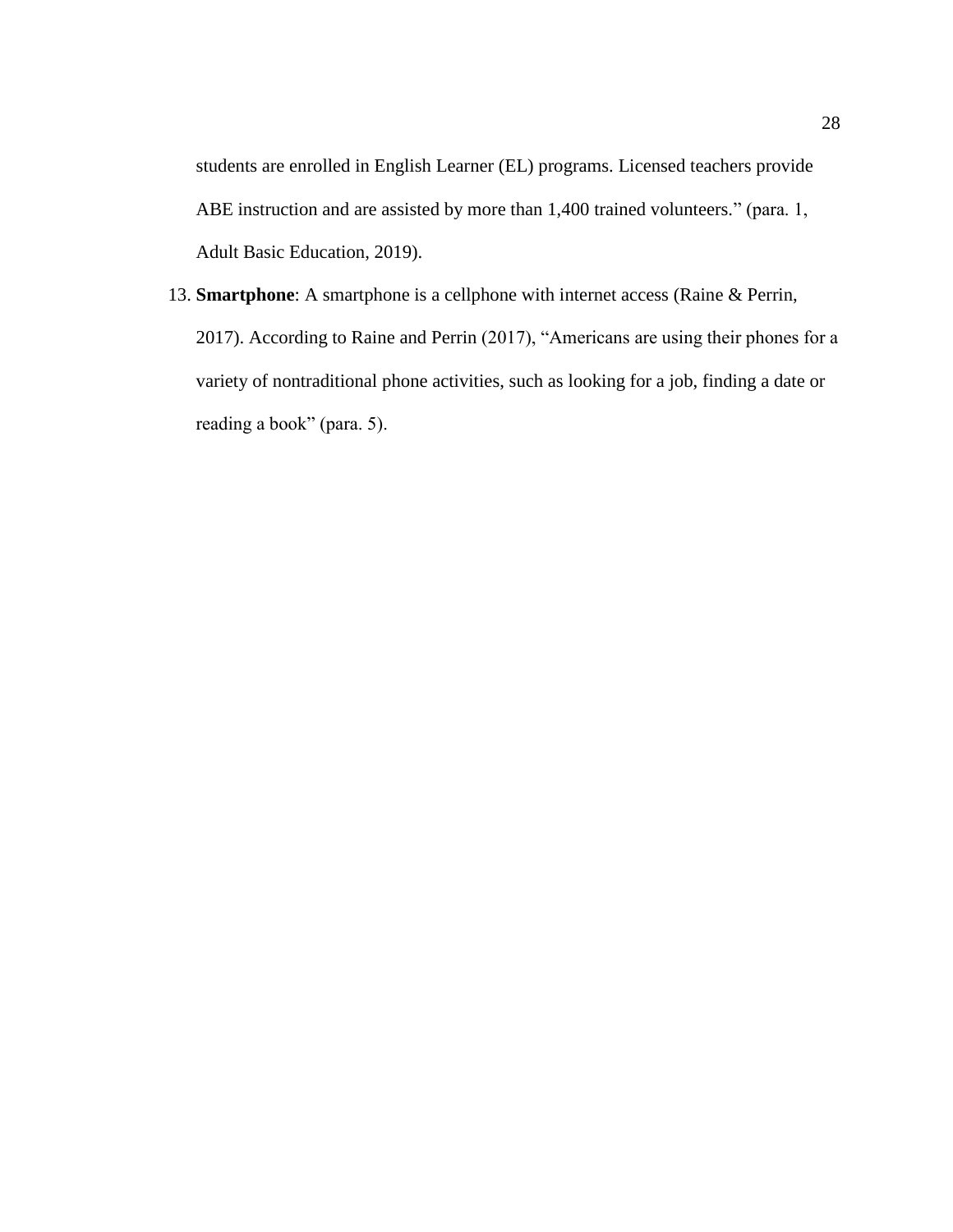students are enrolled in English Learner (EL) programs. Licensed teachers provide ABE instruction and are assisted by more than 1,400 trained volunteers.” (para. 1, Adult Basic Education, 2019).

13. **Smartphone**: A smartphone is a cellphone with internet access (Raine & Perrin, 2017). According to Raine and Perrin (2017), “Americans are using their phones for a variety of nontraditional phone activities, such as looking for a job, finding a date or reading a book” (para. 5).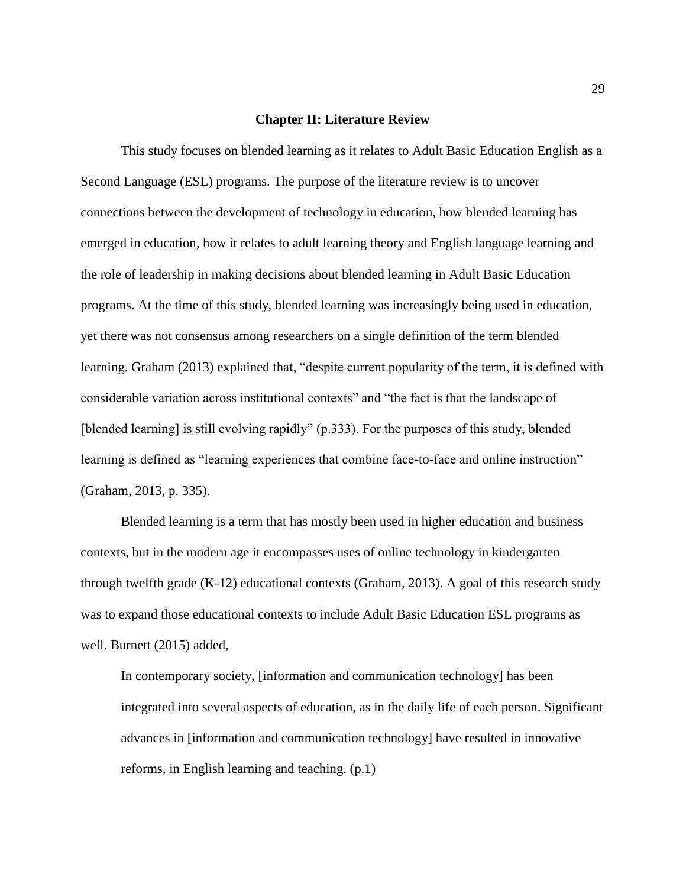## Chapter II: Literature Review

This study focuses on blended learning as it relates to Adult Basic Education English as a Second Language (ESL) programs. The purpose of the literature review is to uncover connections between the development of technology in education, how blended learning has emerged in education, how it relates to adult learning theory and English language learning and the role of leadership in making decisions about blended learning in Adult Basic Education programs. At the time of this study, blended learning was increasingly being used in education, yet there was not consensus among researchers on a single definition of the term blended learning. Graham (2013) explained that, "despite current popularity of the term, it is defined with considerable variation across institutional contexts" and "the fact is that the landscape of [blended learning] is still evolving rapidly" (p.333). For the purposes of this study, blended learning is defined as "learning experiences that combine face-to-face and online instruction" (Graham, 2013, p. 335).

Blended learning is a term that has mostly been used in higher education and business contexts, but in the modern age it encompasses uses of online technology in kindergarten through twelfth grade (K-12) educational contexts (Graham, 2013). A goal of this research study was to expand those educational contexts to include Adult Basic Education ESL programs as well. Burnett (2015) added,

> In contemporary society, [information and communication technology] has been integrated into several aspects of education, as in the daily life of each person. Significant advances in [information and communication technology] have resulted in innovative reforms, in English learning and teaching. (p.1)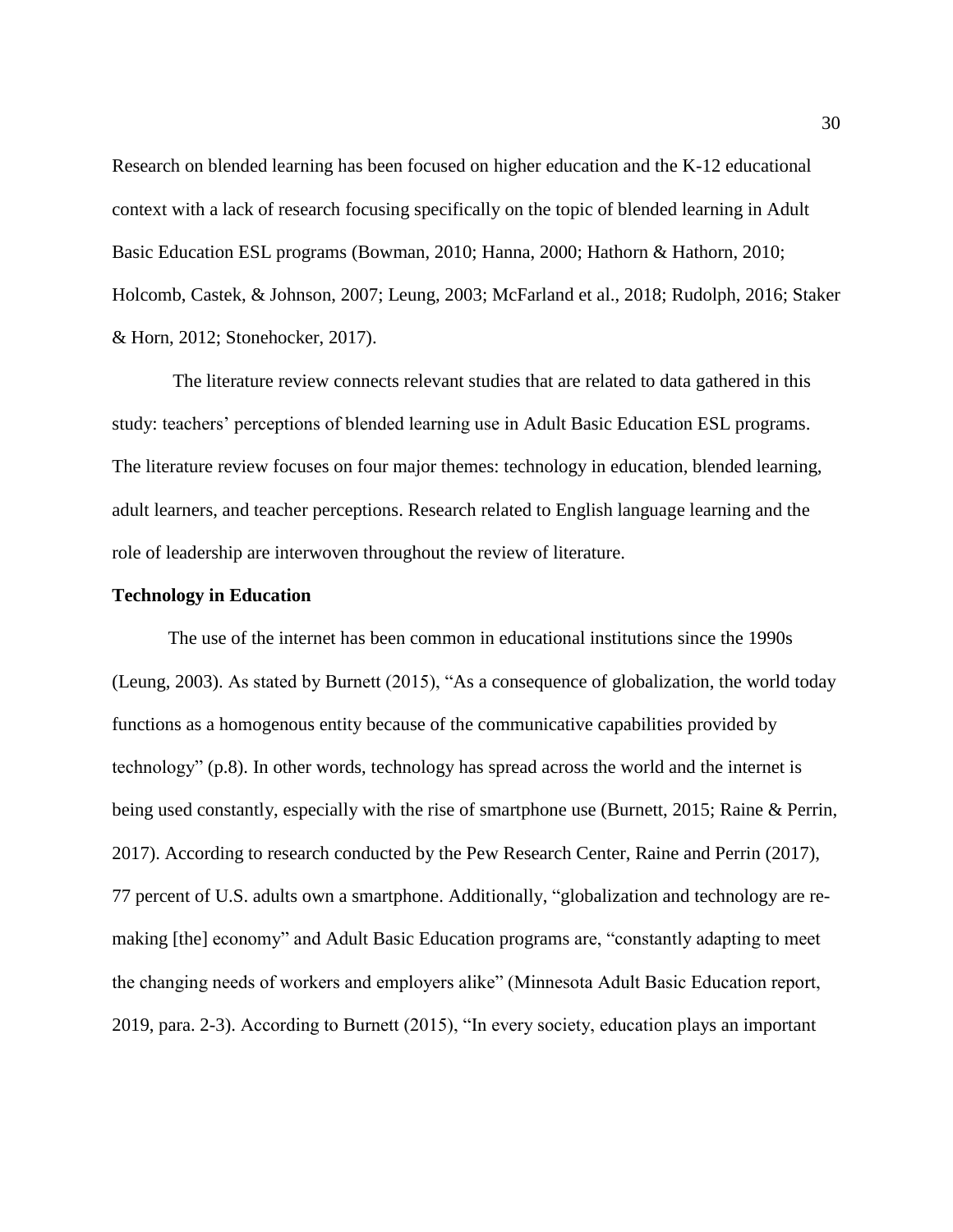Research on blended learning has been focused on higher education and the K-12 educational context with a lack of research focusing specifically on the topic of blended learning in Adult Basic Education ESL programs (Bowman, 2010; Hanna, 2000; Hathorn & Hathorn, 2010; Holcomb, Castek, & Johnson, 2007; Leung, 2003; McFarland et al., 2018; Rudolph, 2016; Staker & Horn, 2012; Stonehocker, 2017).

The literature review connects relevant studies that are related to data gathered in this study: teachers' perceptions of blended learning use in Adult Basic Education ESL programs. The literature review focuses on four major themes: technology in education, blended learning, adult learners, and teacher perceptions. Research related to English language learning and the role of leadership are interwoven throughout the review of literature.

**Technology in Education**

The use of the internet has been common in educational institutions since the 1990s (Leung, 2003). As stated by Burnett (2015), "As a consequence of globalization, the world today functions as a homogenous entity because of the communicative capabilities provided by technology" (p.8). In other words, technology has spread across the world and the internet is being used constantly, especially with the rise of smartphone use (Burnett, 2015; Raine & Perrin, 2017). According to research conducted by the Pew Research Center, Raine and Perrin (2017), 77 percent of U.S. adults own a smartphone. Additionally, "globalization and technology are re-making [the] economy" and Adult Basic Education programs are, "constantly adapting to meet the changing needs of workers and employers alike" (Minnesota Adult Basic Education report, 2019, para. 2-3). According to Burnett (2015), "In every society, education plays an important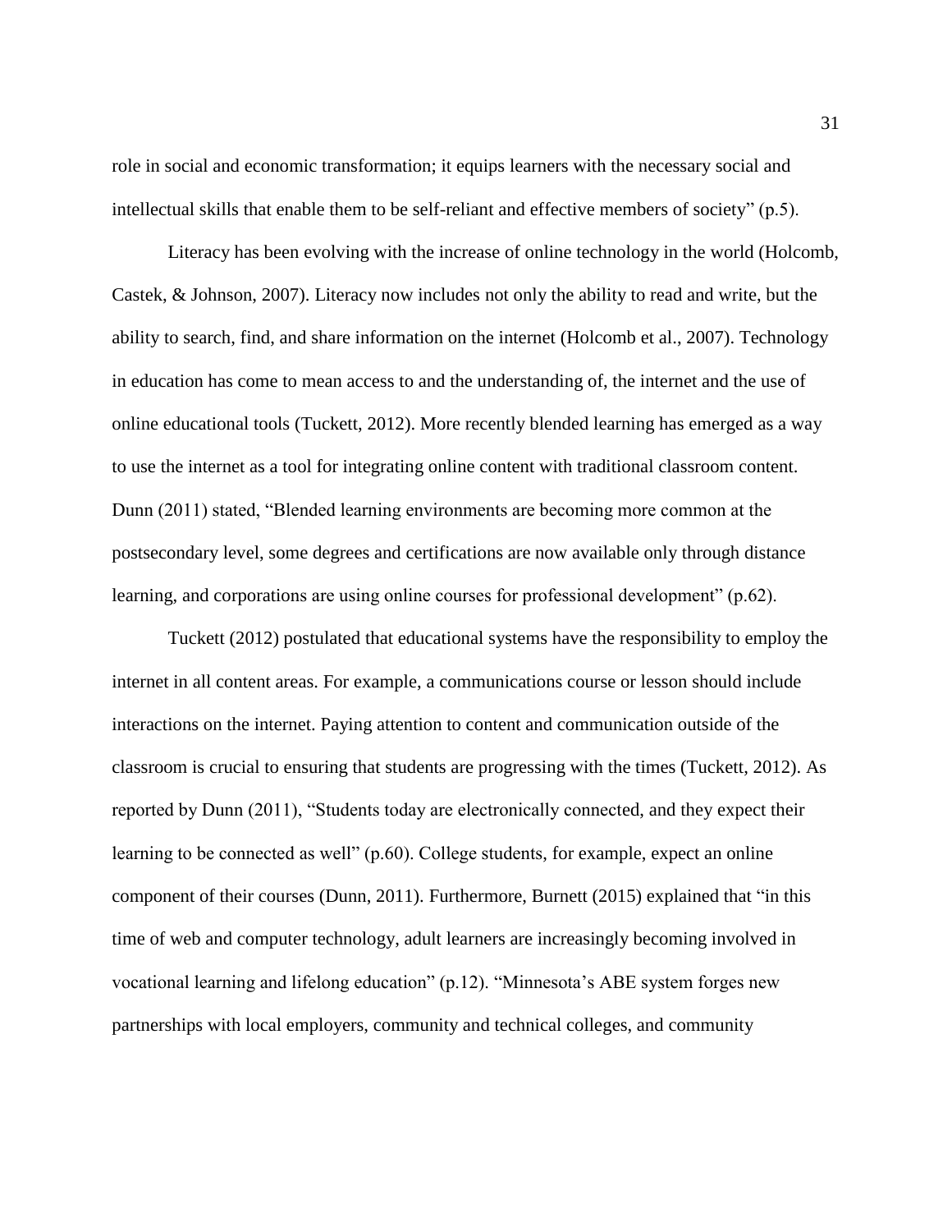role in social and economic transformation; it equips learners with the necessary social and intellectual skills that enable them to be self-reliant and effective members of society" (p.5).

Literacy has been evolving with the increase of online technology in the world (Holcomb, Castek, & Johnson, 2007). Literacy now includes not only the ability to read and write, but the ability to search, find, and share information on the internet (Holcomb et al., 2007). Technology in education has come to mean access to and the understanding of, the internet and the use of online educational tools (Tuckett, 2012). More recently blended learning has emerged as a way to use the internet as a tool for integrating online content with traditional classroom content. Dunn (2011) stated, "Blended learning environments are becoming more common at the postsecondary level, some degrees and certifications are now available only through distance learning, and corporations are using online courses for professional development" (p.62).

Tuckett (2012) postulated that educational systems have the responsibility to employ the internet in all content areas. For example, a communications course or lesson should include interactions on the internet. Paying attention to content and communication outside of the classroom is crucial to ensuring that students are progressing with the times (Tuckett, 2012). As reported by Dunn (2011), "Students today are electronically connected, and they expect their learning to be connected as well" (p.60). College students, for example, expect an online component of their courses (Dunn, 2011). Furthermore, Burnett (2015) explained that "in this time of web and computer technology, adult learners are increasingly becoming involved in vocational learning and lifelong education" (p.12). "Minnesota's ABE system forges new partnerships with local employers, community and technical colleges, and community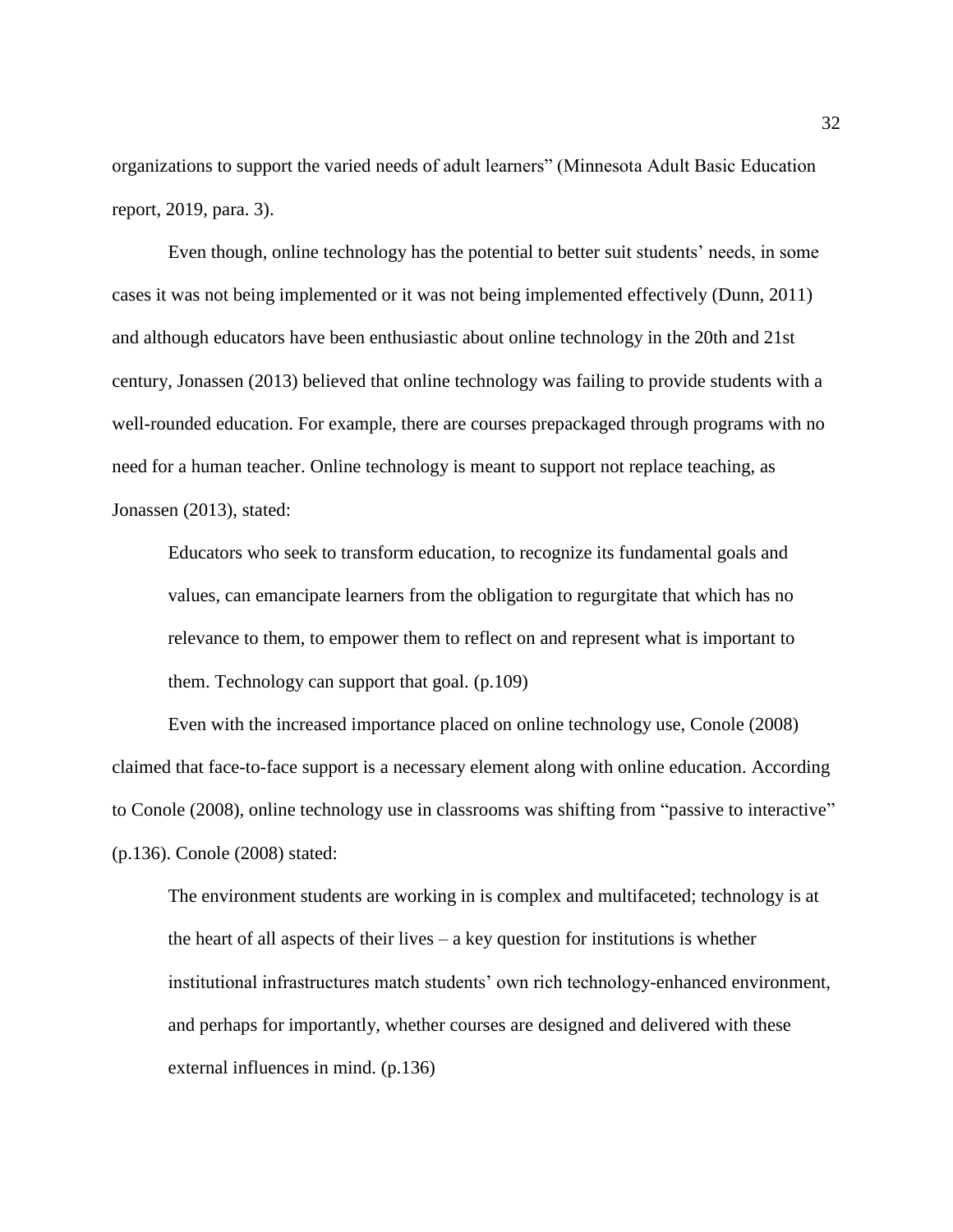organizations to support the varied needs of adult learners" (Minnesota Adult Basic Education report, 2019, para. 3).

Even though, online technology has the potential to better suit students' needs, in some cases it was not being implemented or it was not being implemented effectively (Dunn, 2011) and although educators have been enthusiastic about online technology in the 20th and 21st century, Jonassen (2013) believed that online technology was failing to provide students with a well-rounded education. For example, there are courses prepackaged through programs with no need for a human teacher. Online technology is meant to support not replace teaching, as Jonassen (2013), stated:

> Educators who seek to transform education, to recognize its fundamental goals and values, can emancipate learners from the obligation to regurgitate that which has no relevance to them, to empower them to reflect on and represent what is important to them. Technology can support that goal. (p.109)

Even with the increased importance placed on online technology use, Conole (2008) claimed that face-to-face support is a necessary element along with online education. According to Conole (2008), online technology use in classrooms was shifting from "passive to interactive" (p.136). Conole (2008) stated:

> The environment students are working in is complex and multifaceted; technology is at the heart of all aspects of their lives – a key question for institutions is whether institutional infrastructures match students' own rich technology-enhanced environment, and perhaps for importantly, whether courses are designed and delivered with these external influences in mind. (p.136)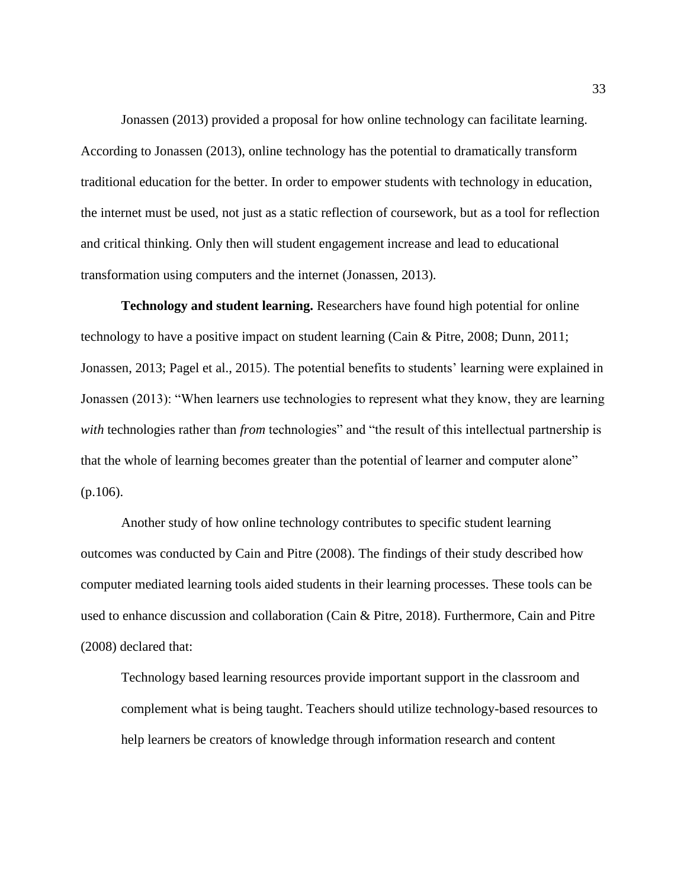Jonassen (2013) provided a proposal for how online technology can facilitate learning. According to Jonassen (2013), online technology has the potential to dramatically transform traditional education for the better. In order to empower students with technology in education, the internet must be used, not just as a static reflection of coursework, but as a tool for reflection and critical thinking. Only then will student engagement increase and lead to educational transformation using computers and the internet (Jonassen, 2013).

**Technology and student learning.** Researchers have found high potential for online technology to have a positive impact on student learning (Cain & Pitre, 2008; Dunn, 2011; Jonassen, 2013; Pagel et al., 2015). The potential benefits to students' learning were explained in Jonassen (2013): "When learners use technologies to represent what they know, they are learning *with* technologies rather than *from* technologies" and "the result of this intellectual partnership is that the whole of learning becomes greater than the potential of learner and computer alone" (p.106).

Another study of how online technology contributes to specific student learning outcomes was conducted by Cain and Pitre (2008). The findings of their study described how computer mediated learning tools aided students in their learning processes. These tools can be used to enhance discussion and collaboration (Cain & Pitre, 2018). Furthermore, Cain and Pitre (2008) declared that:

> Technology based learning resources provide important support in the classroom and complement what is being taught. Teachers should utilize technology-based resources to help learners be creators of knowledge through information research and content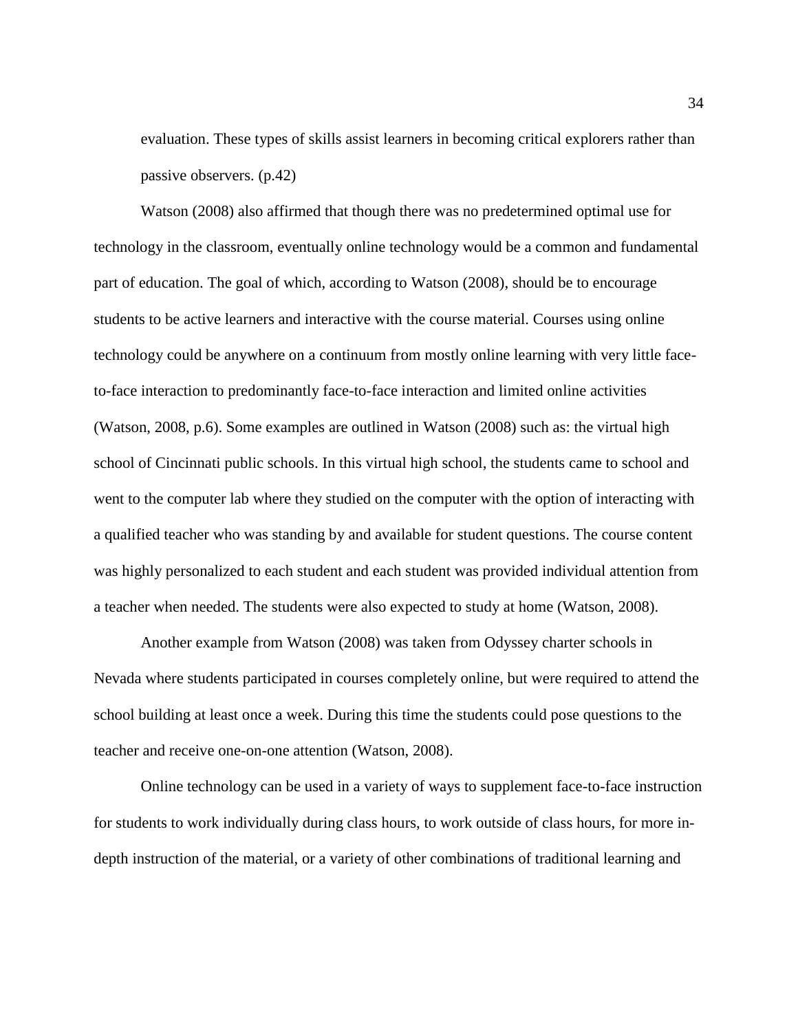evaluation. These types of skills assist learners in becoming critical explorers rather than passive observers. (p.42)

Watson (2008) also affirmed that though there was no predetermined optimal use for technology in the classroom, eventually online technology would be a common and fundamental part of education. The goal of which, according to Watson (2008), should be to encourage students to be active learners and interactive with the course material. Courses using online technology could be anywhere on a continuum from mostly online learning with very little face-to-face interaction to predominantly face-to-face interaction and limited online activities (Watson, 2008, p.6). Some examples are outlined in Watson (2008) such as: the virtual high school of Cincinnati public schools. In this virtual high school, the students came to school and went to the computer lab where they studied on the computer with the option of interacting with a qualified teacher who was standing by and available for student questions. The course content was highly personalized to each student and each student was provided individual attention from a teacher when needed. The students were also expected to study at home (Watson, 2008).

Another example from Watson (2008) was taken from Odyssey charter schools in Nevada where students participated in courses completely online, but were required to attend the school building at least once a week. During this time the students could pose questions to the teacher and receive one-on-one attention (Watson, 2008).

Online technology can be used in a variety of ways to supplement face-to-face instruction for students to work individually during class hours, to work outside of class hours, for more in-depth instruction of the material, or a variety of other combinations of traditional learning and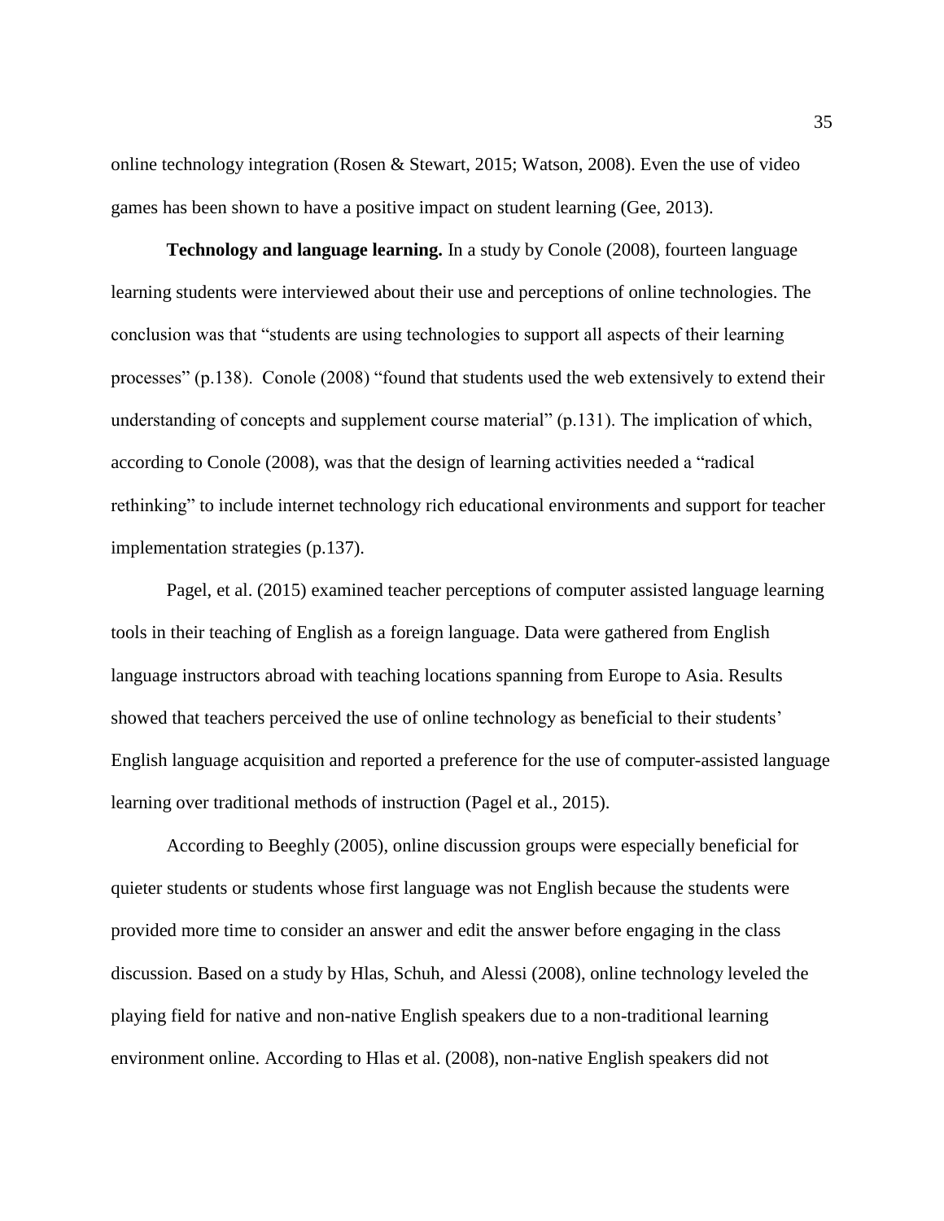online technology integration (Rosen & Stewart, 2015; Watson, 2008). Even the use of video games has been shown to have a positive impact on student learning (Gee, 2013).

**Technology and language learning.** In a study by Conole (2008), fourteen language learning students were interviewed about their use and perceptions of online technologies. The conclusion was that "students are using technologies to support all aspects of their learning processes" (p.138). Conole (2008) "found that students used the web extensively to extend their understanding of concepts and supplement course material" (p.131). The implication of which, according to Conole (2008), was that the design of learning activities needed a "radical rethinking" to include internet technology rich educational environments and support for teacher implementation strategies (p.137).

Pagel, et al. (2015) examined teacher perceptions of computer assisted language learning tools in their teaching of English as a foreign language. Data were gathered from English language instructors abroad with teaching locations spanning from Europe to Asia. Results showed that teachers perceived the use of online technology as beneficial to their students' English language acquisition and reported a preference for the use of computer-assisted language learning over traditional methods of instruction (Pagel et al., 2015).

According to Beeghly (2005), online discussion groups were especially beneficial for quieter students or students whose first language was not English because the students were provided more time to consider an answer and edit the answer before engaging in the class discussion. Based on a study by Hlas, Schuh, and Alessi (2008), online technology leveled the playing field for native and non-native English speakers due to a non-traditional learning environment online. According to Hlas et al. (2008), non-native English speakers did not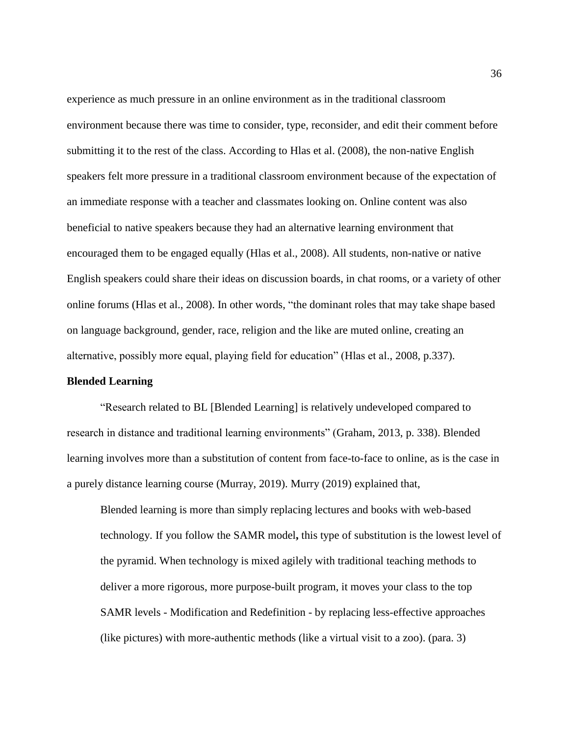experience as much pressure in an online environment as in the traditional classroom environment because there was time to consider, type, reconsider, and edit their comment before submitting it to the rest of the class. According to Hlas et al. (2008), the non-native English speakers felt more pressure in a traditional classroom environment because of the expectation of an immediate response with a teacher and classmates looking on. Online content was also beneficial to native speakers because they had an alternative learning environment that encouraged them to be engaged equally (Hlas et al., 2008). All students, non-native or native English speakers could share their ideas on discussion boards, in chat rooms, or a variety of other online forums (Hlas et al., 2008). In other words, "the dominant roles that may take shape based on language background, gender, race, religion and the like are muted online, creating an alternative, possibly more equal, playing field for education" (Hlas et al., 2008, p.337).

**Blended Learning**

"Research related to BL [Blended Learning] is relatively undeveloped compared to research in distance and traditional learning environments" (Graham, 2013, p. 338). Blended learning involves more than a substitution of content from face-to-face to online, as is the case in a purely distance learning course (Murray, 2019). Murry (2019) explained that,

> Blended learning is more than simply replacing lectures and books with web-based technology. If you follow the SAMR model**,** this type of substitution is the lowest level of the pyramid. When technology is mixed agilely with traditional teaching methods to deliver a more rigorous, more purpose-built program, it moves your class to the top SAMR levels - Modification and Redefinition - by replacing less-effective approaches (like pictures) with more-authentic methods (like a virtual visit to a zoo). (para. 3)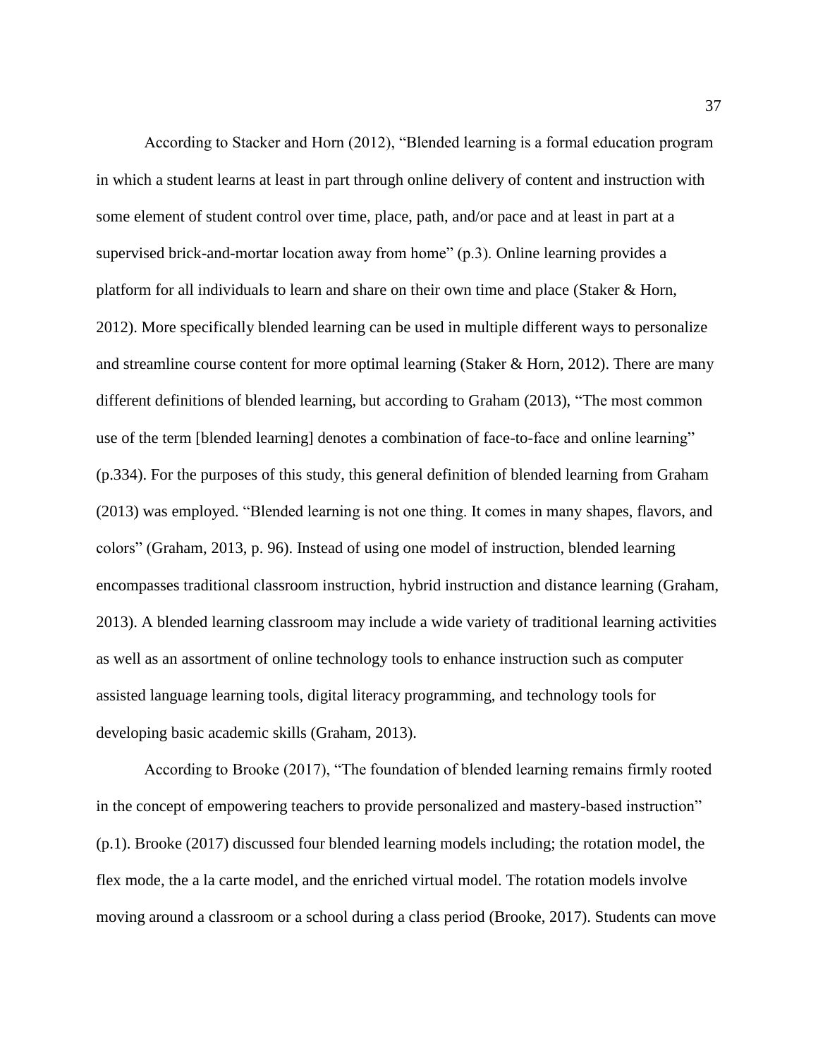According to Stacker and Horn (2012), "Blended learning is a formal education program in which a student learns at least in part through online delivery of content and instruction with some element of student control over time, place, path, and/or pace and at least in part at a supervised brick-and-mortar location away from home" (p.3). Online learning provides a platform for all individuals to learn and share on their own time and place (Staker & Horn, 2012). More specifically blended learning can be used in multiple different ways to personalize and streamline course content for more optimal learning (Staker & Horn, 2012). There are many different definitions of blended learning, but according to Graham (2013), "The most common use of the term [blended learning] denotes a combination of face-to-face and online learning" (p.334). For the purposes of this study, this general definition of blended learning from Graham (2013) was employed. "Blended learning is not one thing. It comes in many shapes, flavors, and colors" (Graham, 2013, p. 96). Instead of using one model of instruction, blended learning encompasses traditional classroom instruction, hybrid instruction and distance learning (Graham, 2013). A blended learning classroom may include a wide variety of traditional learning activities as well as an assortment of online technology tools to enhance instruction such as computer assisted language learning tools, digital literacy programming, and technology tools for developing basic academic skills (Graham, 2013).

According to Brooke (2017), "The foundation of blended learning remains firmly rooted in the concept of empowering teachers to provide personalized and mastery-based instruction" (p.1). Brooke (2017) discussed four blended learning models including; the rotation model, the flex mode, the a la carte model, and the enriched virtual model. The rotation models involve moving around a classroom or a school during a class period (Brooke, 2017). Students can move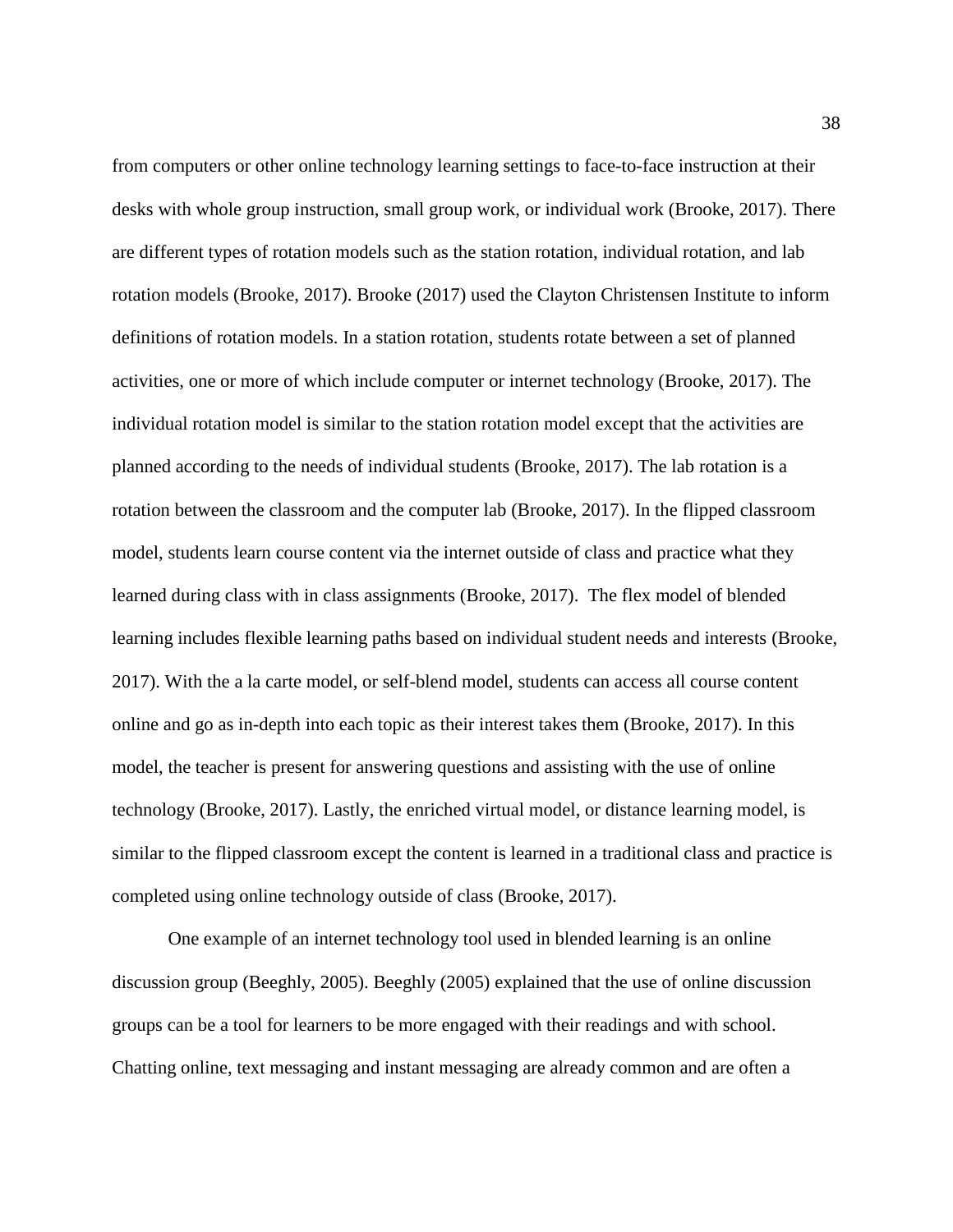from computers or other online technology learning settings to face-to-face instruction at their desks with whole group instruction, small group work, or individual work (Brooke, 2017). There are different types of rotation models such as the station rotation, individual rotation, and lab rotation models (Brooke, 2017). Brooke (2017) used the Clayton Christensen Institute to inform definitions of rotation models. In a station rotation, students rotate between a set of planned activities, one or more of which include computer or internet technology (Brooke, 2017). The individual rotation model is similar to the station rotation model except that the activities are planned according to the needs of individual students (Brooke, 2017). The lab rotation is a rotation between the classroom and the computer lab (Brooke, 2017). In the flipped classroom model, students learn course content via the internet outside of class and practice what they learned during class with in class assignments (Brooke, 2017). The flex model of blended learning includes flexible learning paths based on individual student needs and interests (Brooke, 2017). With the a la carte model, or self-blend model, students can access all course content online and go as in-depth into each topic as their interest takes them (Brooke, 2017). In this model, the teacher is present for answering questions and assisting with the use of online technology (Brooke, 2017). Lastly, the enriched virtual model, or distance learning model, is similar to the flipped classroom except the content is learned in a traditional class and practice is completed using online technology outside of class (Brooke, 2017).

One example of an internet technology tool used in blended learning is an online discussion group (Beeghly, 2005). Beeghly (2005) explained that the use of online discussion groups can be a tool for learners to be more engaged with their readings and with school. Chatting online, text messaging and instant messaging are already common and are often a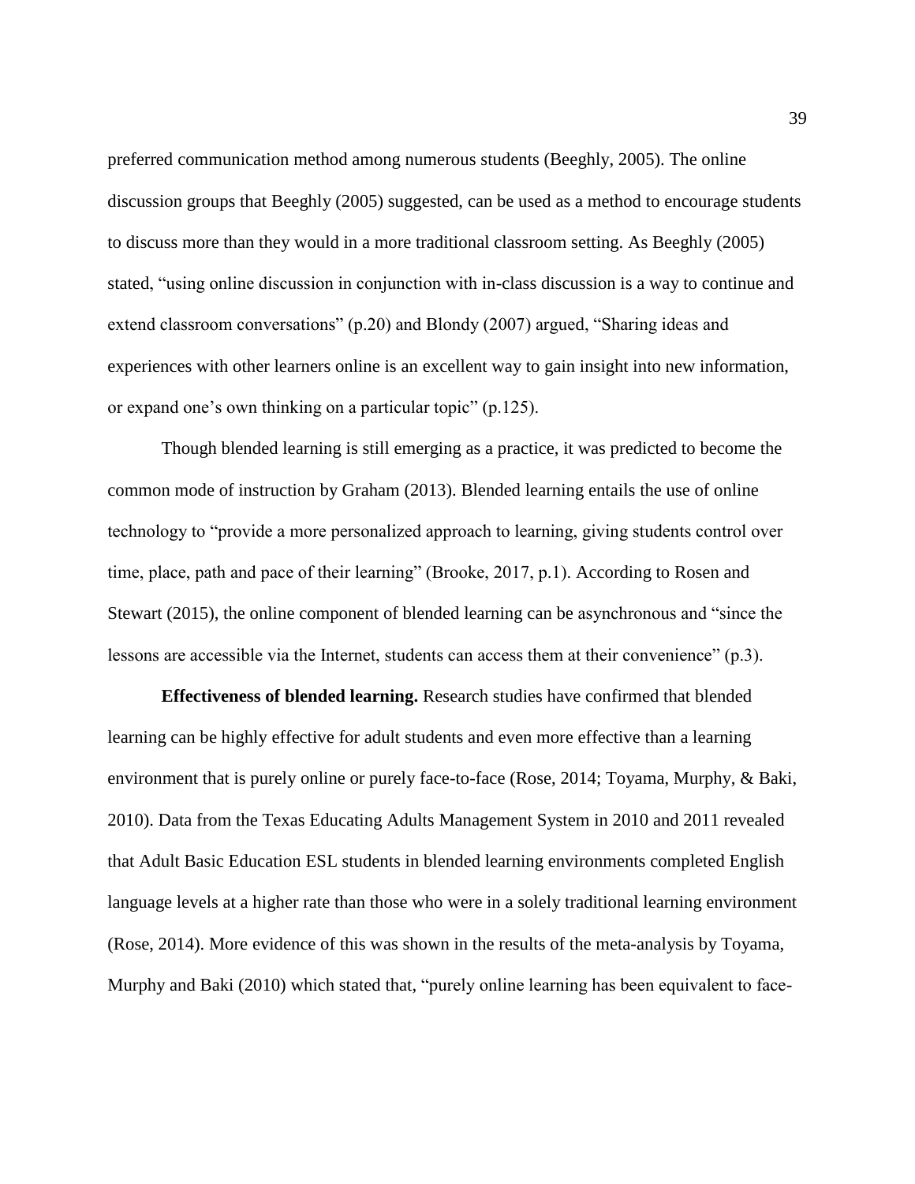preferred communication method among numerous students (Beeghly, 2005). The online discussion groups that Beeghly (2005) suggested, can be used as a method to encourage students to discuss more than they would in a more traditional classroom setting. As Beeghly (2005) stated, "using online discussion in conjunction with in-class discussion is a way to continue and extend classroom conversations" (p.20) and Blondy (2007) argued, "Sharing ideas and experiences with other learners online is an excellent way to gain insight into new information, or expand one's own thinking on a particular topic" (p.125).

Though blended learning is still emerging as a practice, it was predicted to become the common mode of instruction by Graham (2013). Blended learning entails the use of online technology to "provide a more personalized approach to learning, giving students control over time, place, path and pace of their learning" (Brooke, 2017, p.1). According to Rosen and Stewart (2015), the online component of blended learning can be asynchronous and "since the lessons are accessible via the Internet, students can access them at their convenience" (p.3).

**Effectiveness of blended learning.** Research studies have confirmed that blended learning can be highly effective for adult students and even more effective than a learning environment that is purely online or purely face-to-face (Rose, 2014; Toyama, Murphy, & Baki, 2010). Data from the Texas Educating Adults Management System in 2010 and 2011 revealed that Adult Basic Education ESL students in blended learning environments completed English language levels at a higher rate than those who were in a solely traditional learning environment (Rose, 2014). More evidence of this was shown in the results of the meta-analysis by Toyama, Murphy and Baki (2010) which stated that, "purely online learning has been equivalent to face-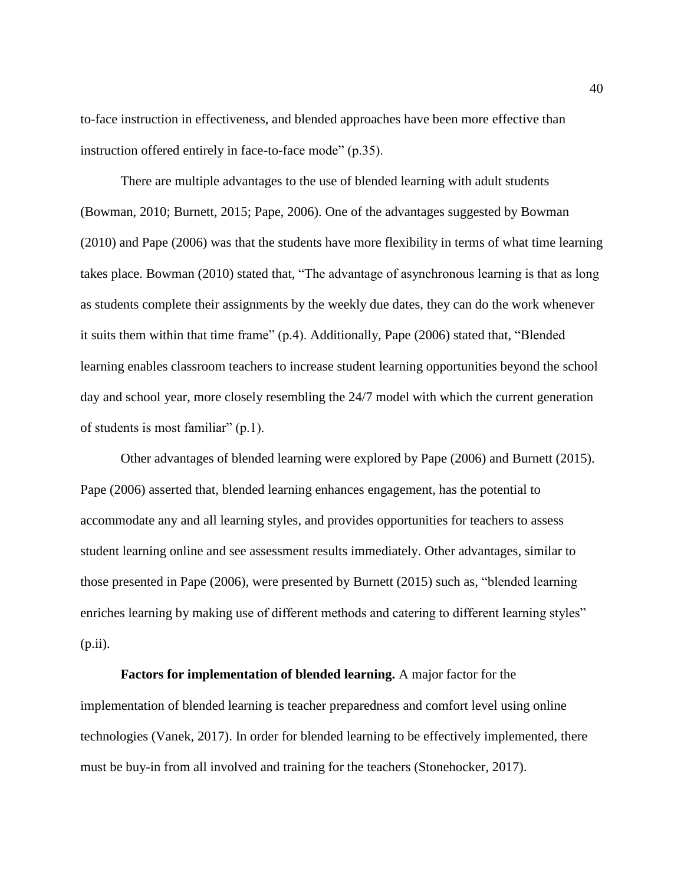to-face instruction in effectiveness, and blended approaches have been more effective than instruction offered entirely in face-to-face mode" (p.35).

There are multiple advantages to the use of blended learning with adult students (Bowman, 2010; Burnett, 2015; Pape, 2006). One of the advantages suggested by Bowman (2010) and Pape (2006) was that the students have more flexibility in terms of what time learning takes place. Bowman (2010) stated that, "The advantage of asynchronous learning is that as long as students complete their assignments by the weekly due dates, they can do the work whenever it suits them within that time frame" (p.4). Additionally, Pape (2006) stated that, "Blended learning enables classroom teachers to increase student learning opportunities beyond the school day and school year, more closely resembling the 24/7 model with which the current generation of students is most familiar" (p.1).

Other advantages of blended learning were explored by Pape (2006) and Burnett (2015). Pape (2006) asserted that, blended learning enhances engagement, has the potential to accommodate any and all learning styles, and provides opportunities for teachers to assess student learning online and see assessment results immediately. Other advantages, similar to those presented in Pape (2006), were presented by Burnett (2015) such as, "blended learning enriches learning by making use of different methods and catering to different learning styles" (p.ii).

**Factors for implementation of blended learning.** A major factor for the implementation of blended learning is teacher preparedness and comfort level using online technologies (Vanek, 2017). In order for blended learning to be effectively implemented, there must be buy-in from all involved and training for the teachers (Stonehocker, 2017).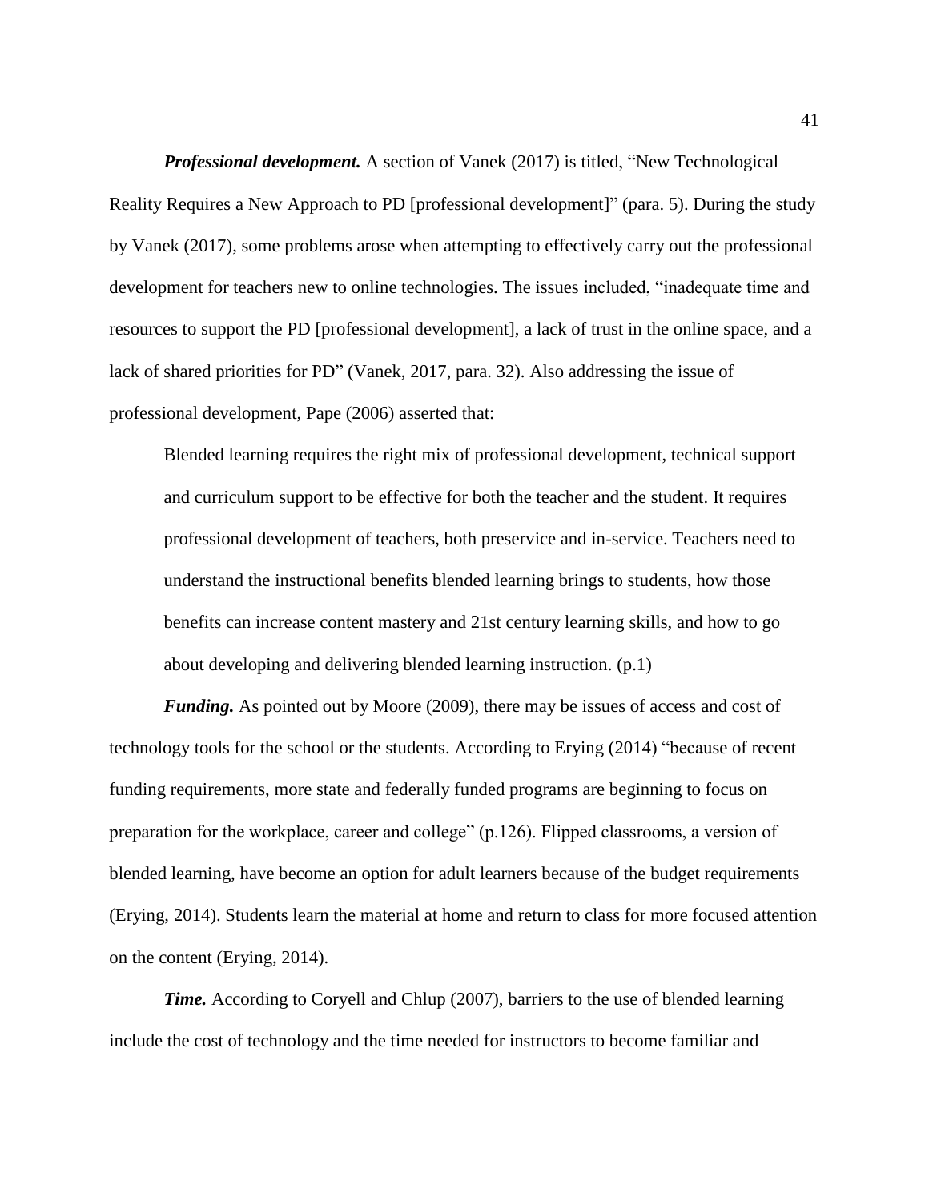***Professional development.*** A section of Vanek (2017) is titled, "New Technological Reality Requires a New Approach to PD [professional development]" (para. 5). During the study by Vanek (2017), some problems arose when attempting to effectively carry out the professional development for teachers new to online technologies. The issues included, "inadequate time and resources to support the PD [professional development], a lack of trust in the online space, and a lack of shared priorities for PD" (Vanek, 2017, para. 32). Also addressing the issue of professional development, Pape (2006) asserted that:

> Blended learning requires the right mix of professional development, technical support and curriculum support to be effective for both the teacher and the student. It requires professional development of teachers, both preservice and in-service. Teachers need to understand the instructional benefits blended learning brings to students, how those benefits can increase content mastery and 21st century learning skills, and how to go about developing and delivering blended learning instruction. (p.1)

***Funding.*** As pointed out by Moore (2009), there may be issues of access and cost of technology tools for the school or the students. According to Erying (2014) "because of recent funding requirements, more state and federally funded programs are beginning to focus on preparation for the workplace, career and college" (p.126). Flipped classrooms, a version of blended learning, have become an option for adult learners because of the budget requirements (Erying, 2014). Students learn the material at home and return to class for more focused attention on the content (Erying, 2014).

***Time.*** According to Coryell and Chlup (2007), barriers to the use of blended learning include the cost of technology and the time needed for instructors to become familiar and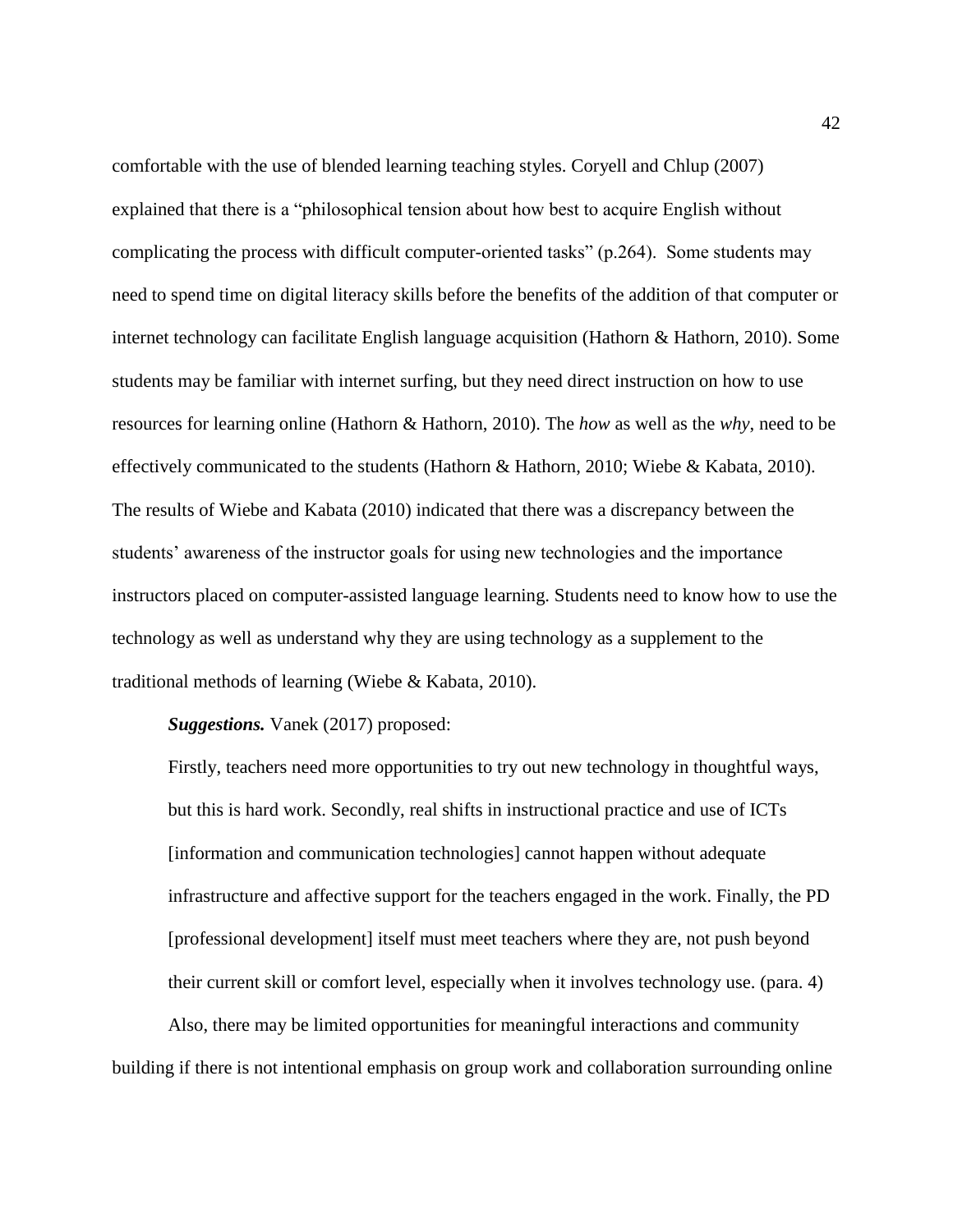comfortable with the use of blended learning teaching styles. Coryell and Chlup (2007) explained that there is a "philosophical tension about how best to acquire English without complicating the process with difficult computer-oriented tasks" (p.264). Some students may need to spend time on digital literacy skills before the benefits of the addition of that computer or internet technology can facilitate English language acquisition (Hathorn & Hathorn, 2010). Some students may be familiar with internet surfing, but they need direct instruction on how to use resources for learning online (Hathorn & Hathorn, 2010). The *how* as well as the *why*, need to be effectively communicated to the students (Hathorn & Hathorn, 2010; Wiebe & Kabata, 2010). The results of Wiebe and Kabata (2010) indicated that there was a discrepancy between the students' awareness of the instructor goals for using new technologies and the importance instructors placed on computer-assisted language learning. Students need to know how to use the technology as well as understand why they are using technology as a supplement to the traditional methods of learning (Wiebe & Kabata, 2010).

***Suggestions.*** Vanek (2017) proposed:

> Firstly, teachers need more opportunities to try out new technology in thoughtful ways, but this is hard work. Secondly, real shifts in instructional practice and use of ICTs [information and communication technologies] cannot happen without adequate infrastructure and affective support for the teachers engaged in the work. Finally, the PD [professional development] itself must meet teachers where they are, not push beyond their current skill or comfort level, especially when it involves technology use. (para. 4)

Also, there may be limited opportunities for meaningful interactions and community building if there is not intentional emphasis on group work and collaboration surrounding online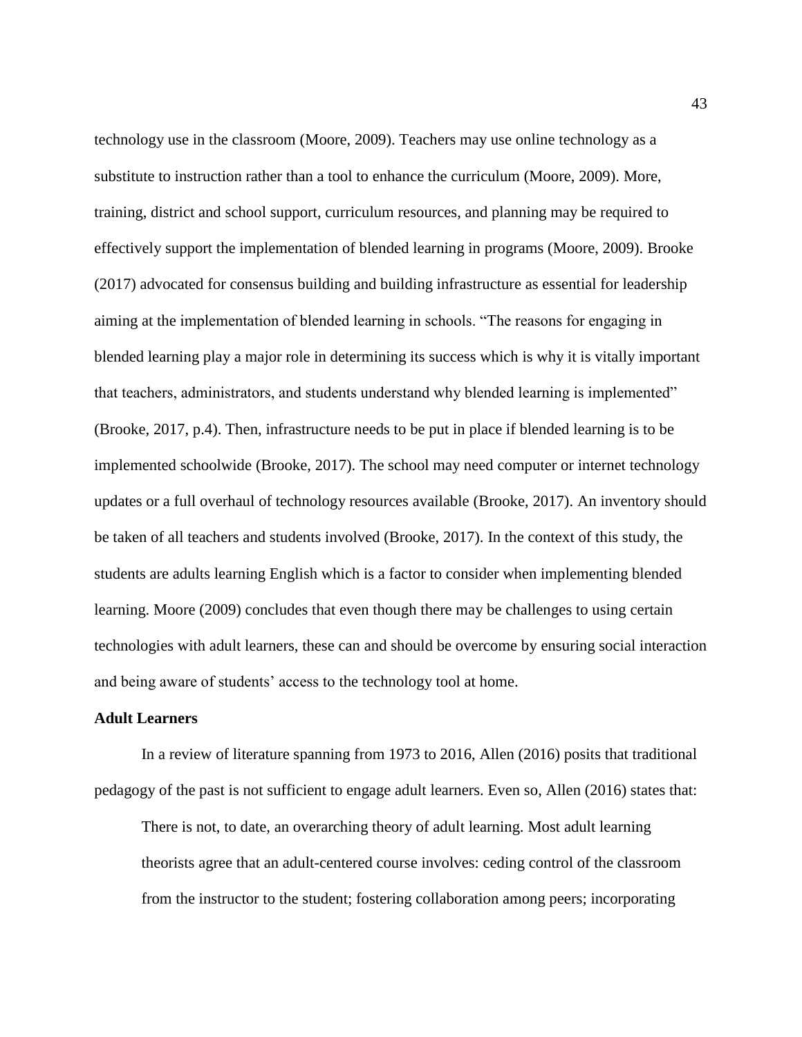technology use in the classroom (Moore, 2009). Teachers may use online technology as a substitute to instruction rather than a tool to enhance the curriculum (Moore, 2009). More, training, district and school support, curriculum resources, and planning may be required to effectively support the implementation of blended learning in programs (Moore, 2009). Brooke (2017) advocated for consensus building and building infrastructure as essential for leadership aiming at the implementation of blended learning in schools. "The reasons for engaging in blended learning play a major role in determining its success which is why it is vitally important that teachers, administrators, and students understand why blended learning is implemented" (Brooke, 2017, p.4). Then, infrastructure needs to be put in place if blended learning is to be implemented schoolwide (Brooke, 2017). The school may need computer or internet technology updates or a full overhaul of technology resources available (Brooke, 2017). An inventory should be taken of all teachers and students involved (Brooke, 2017). In the context of this study, the students are adults learning English which is a factor to consider when implementing blended learning. Moore (2009) concludes that even though there may be challenges to using certain technologies with adult learners, these can and should be overcome by ensuring social interaction and being aware of students' access to the technology tool at home.

## Adult Learners

In a review of literature spanning from 1973 to 2016, Allen (2016) posits that traditional pedagogy of the past is not sufficient to engage adult learners. Even so, Allen (2016) states that:

> There is not, to date, an overarching theory of adult learning. Most adult learning theorists agree that an adult-centered course involves: ceding control of the classroom from the instructor to the student; fostering collaboration among peers; incorporating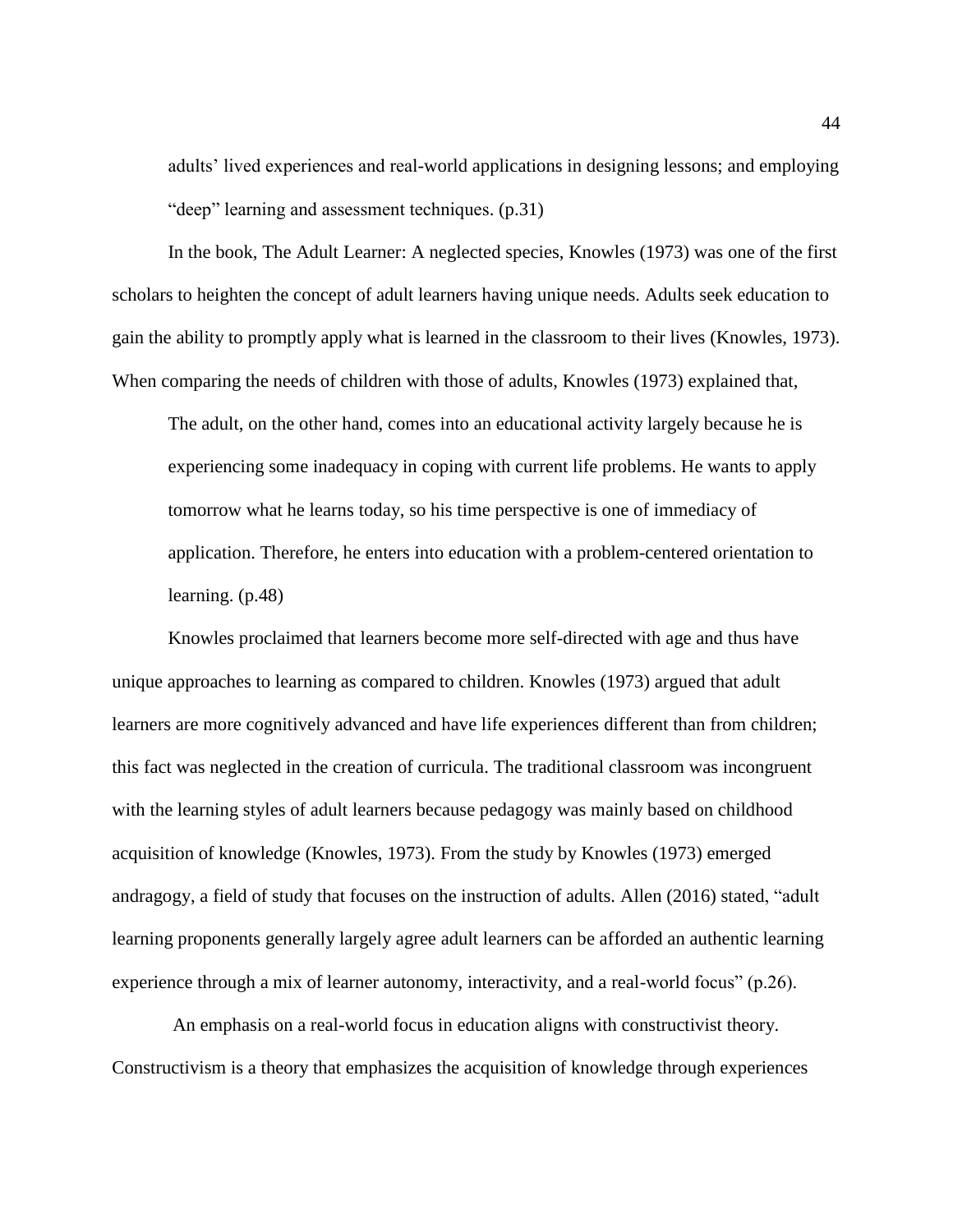> adults' lived experiences and real-world applications in designing lessons; and employing "deep" learning and assessment techniques. (p.31)

In the book, The Adult Learner: A neglected species, Knowles (1973) was one of the first scholars to heighten the concept of adult learners having unique needs. Adults seek education to gain the ability to promptly apply what is learned in the classroom to their lives (Knowles, 1973). When comparing the needs of children with those of adults, Knowles (1973) explained that,

> The adult, on the other hand, comes into an educational activity largely because he is experiencing some inadequacy in coping with current life problems. He wants to apply tomorrow what he learns today, so his time perspective is one of immediacy of application. Therefore, he enters into education with a problem-centered orientation to learning. (p.48)

Knowles proclaimed that learners become more self-directed with age and thus have unique approaches to learning as compared to children. Knowles (1973) argued that adult learners are more cognitively advanced and have life experiences different than from children; this fact was neglected in the creation of curricula. The traditional classroom was incongruent with the learning styles of adult learners because pedagogy was mainly based on childhood acquisition of knowledge (Knowles, 1973). From the study by Knowles (1973) emerged andragogy, a field of study that focuses on the instruction of adults. Allen (2016) stated, "adult learning proponents generally largely agree adult learners can be afforded an authentic learning experience through a mix of learner autonomy, interactivity, and a real-world focus" (p.26).

An emphasis on a real-world focus in education aligns with constructivist theory. Constructivism is a theory that emphasizes the acquisition of knowledge through experiences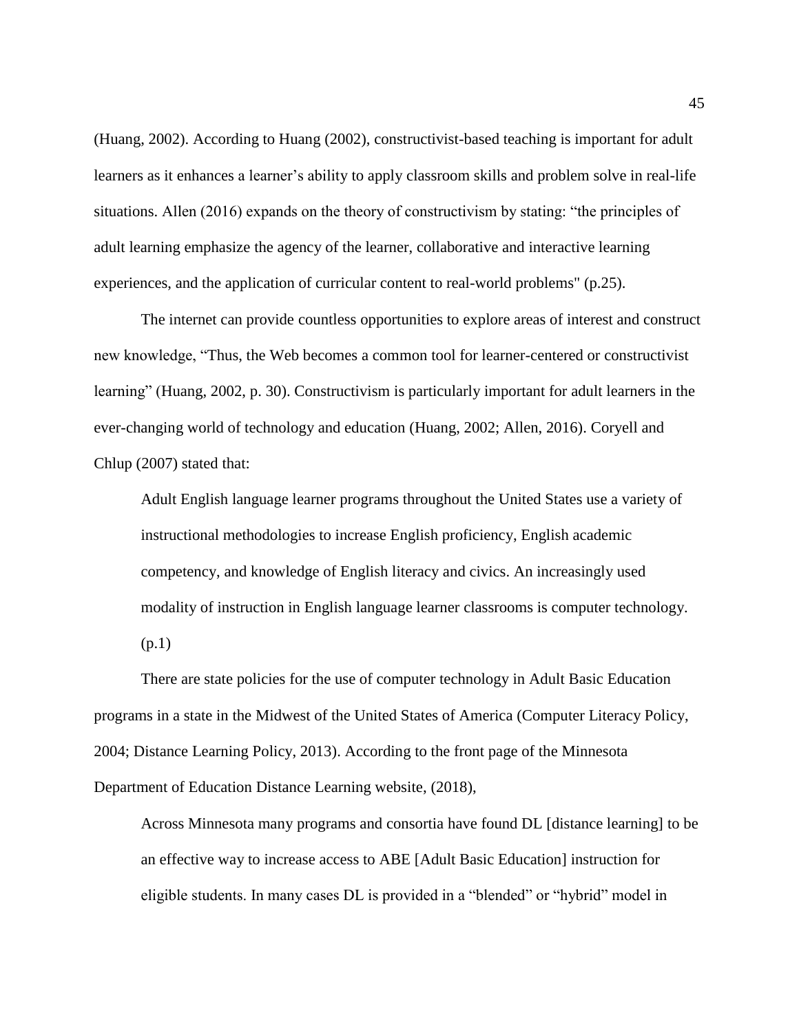(Huang, 2002). According to Huang (2002), constructivist-based teaching is important for adult learners as it enhances a learner's ability to apply classroom skills and problem solve in real-life situations. Allen (2016) expands on the theory of constructivism by stating: "the principles of adult learning emphasize the agency of the learner, collaborative and interactive learning experiences, and the application of curricular content to real-world problems" (p.25).

The internet can provide countless opportunities to explore areas of interest and construct new knowledge, "Thus, the Web becomes a common tool for learner-centered or constructivist learning" (Huang, 2002, p. 30). Constructivism is particularly important for adult learners in the ever-changing world of technology and education (Huang, 2002; Allen, 2016). Coryell and Chlup (2007) stated that:

> Adult English language learner programs throughout the United States use a variety of instructional methodologies to increase English proficiency, English academic competency, and knowledge of English literacy and civics. An increasingly used modality of instruction in English language learner classrooms is computer technology. (p.1)

There are state policies for the use of computer technology in Adult Basic Education programs in a state in the Midwest of the United States of America (Computer Literacy Policy, 2004; Distance Learning Policy, 2013). According to the front page of the Minnesota Department of Education Distance Learning website, (2018),

> Across Minnesota many programs and consortia have found DL [distance learning] to be an effective way to increase access to ABE [Adult Basic Education] instruction for eligible students. In many cases DL is provided in a "blended" or "hybrid" model in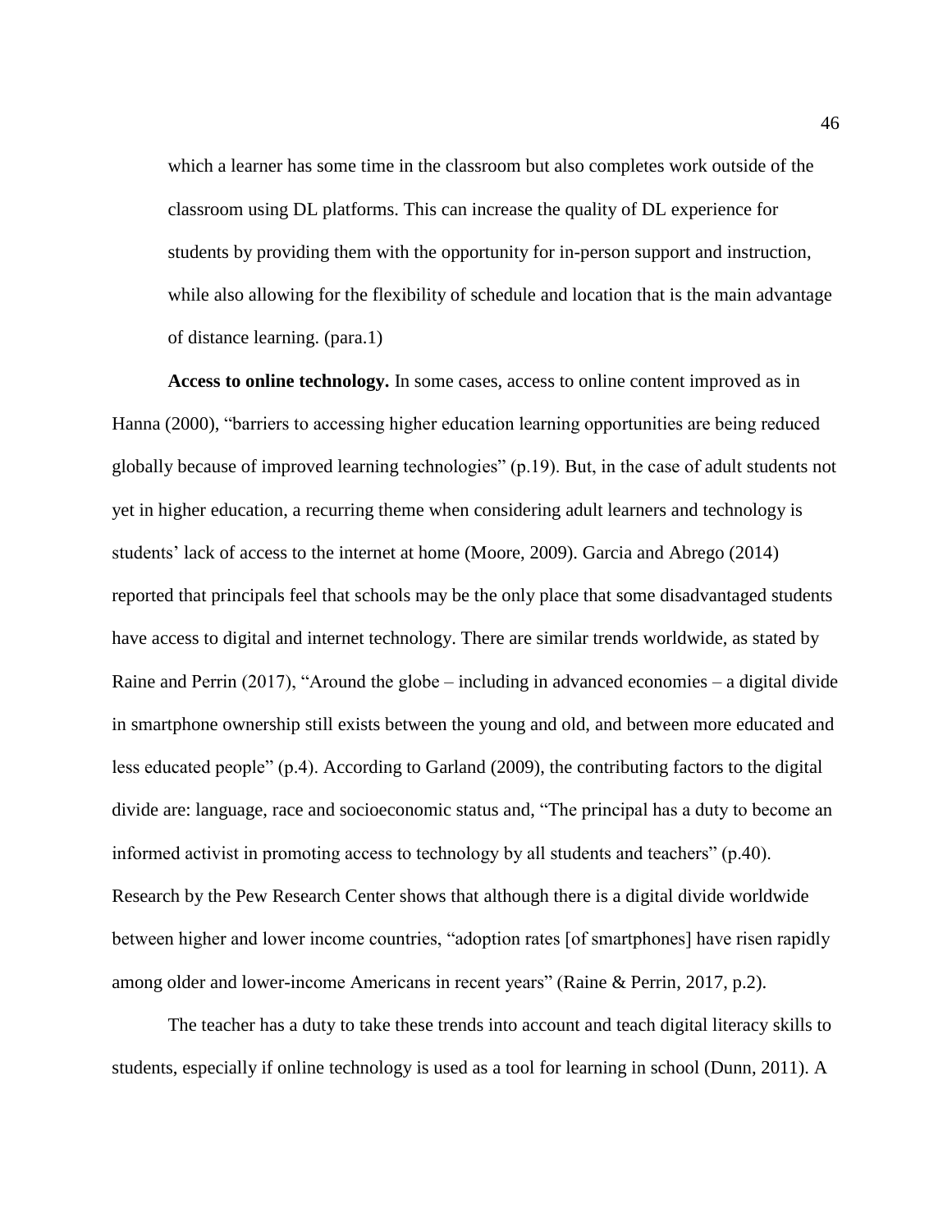> which a learner has some time in the classroom but also completes work outside of the classroom using DL platforms. This can increase the quality of DL experience for students by providing them with the opportunity for in-person support and instruction, while also allowing for the flexibility of schedule and location that is the main advantage of distance learning. (para.1)

**Access to online technology.** In some cases, access to online content improved as in Hanna (2000), "barriers to accessing higher education learning opportunities are being reduced globally because of improved learning technologies" (p.19). But, in the case of adult students not yet in higher education, a recurring theme when considering adult learners and technology is students' lack of access to the internet at home (Moore, 2009). Garcia and Abrego (2014) reported that principals feel that schools may be the only place that some disadvantaged students have access to digital and internet technology. There are similar trends worldwide, as stated by Raine and Perrin (2017), "Around the globe – including in advanced economies – a digital divide in smartphone ownership still exists between the young and old, and between more educated and less educated people" (p.4). According to Garland (2009), the contributing factors to the digital divide are: language, race and socioeconomic status and, "The principal has a duty to become an informed activist in promoting access to technology by all students and teachers" (p.40). Research by the Pew Research Center shows that although there is a digital divide worldwide between higher and lower income countries, "adoption rates [of smartphones] have risen rapidly among older and lower-income Americans in recent years" (Raine & Perrin, 2017, p.2).

The teacher has a duty to take these trends into account and teach digital literacy skills to students, especially if online technology is used as a tool for learning in school (Dunn, 2011). A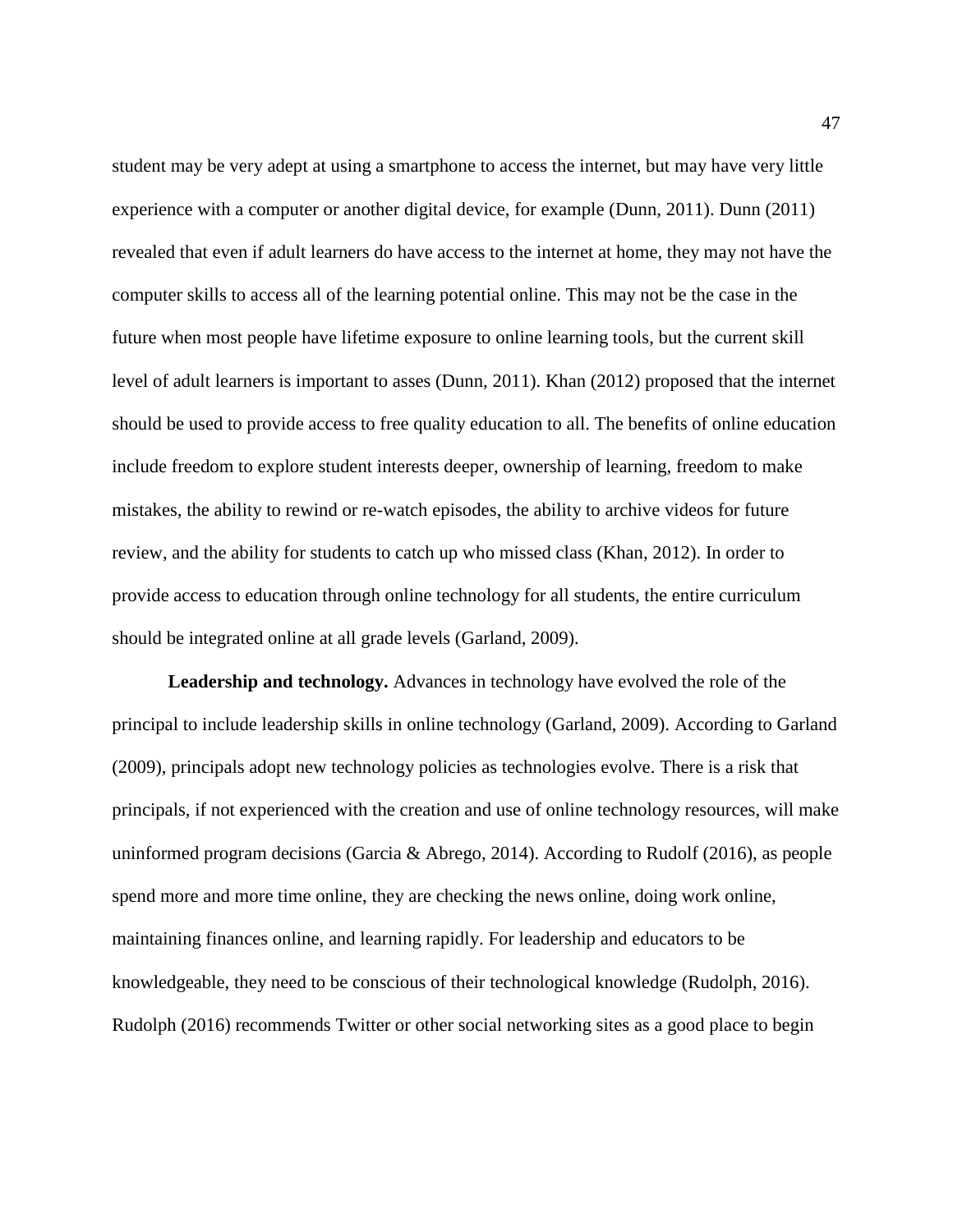student may be very adept at using a smartphone to access the internet, but may have very little experience with a computer or another digital device, for example (Dunn, 2011). Dunn (2011) revealed that even if adult learners do have access to the internet at home, they may not have the computer skills to access all of the learning potential online. This may not be the case in the future when most people have lifetime exposure to online learning tools, but the current skill level of adult learners is important to asses (Dunn, 2011). Khan (2012) proposed that the internet should be used to provide access to free quality education to all. The benefits of online education include freedom to explore student interests deeper, ownership of learning, freedom to make mistakes, the ability to rewind or re-watch episodes, the ability to archive videos for future review, and the ability for students to catch up who missed class (Khan, 2012). In order to provide access to education through online technology for all students, the entire curriculum should be integrated online at all grade levels (Garland, 2009).

**Leadership and technology.** Advances in technology have evolved the role of the principal to include leadership skills in online technology (Garland, 2009). According to Garland (2009), principals adopt new technology policies as technologies evolve. There is a risk that principals, if not experienced with the creation and use of online technology resources, will make uninformed program decisions (Garcia & Abrego, 2014). According to Rudolf (2016), as people spend more and more time online, they are checking the news online, doing work online, maintaining finances online, and learning rapidly. For leadership and educators to be knowledgeable, they need to be conscious of their technological knowledge (Rudolph, 2016). Rudolph (2016) recommends Twitter or other social networking sites as a good place to begin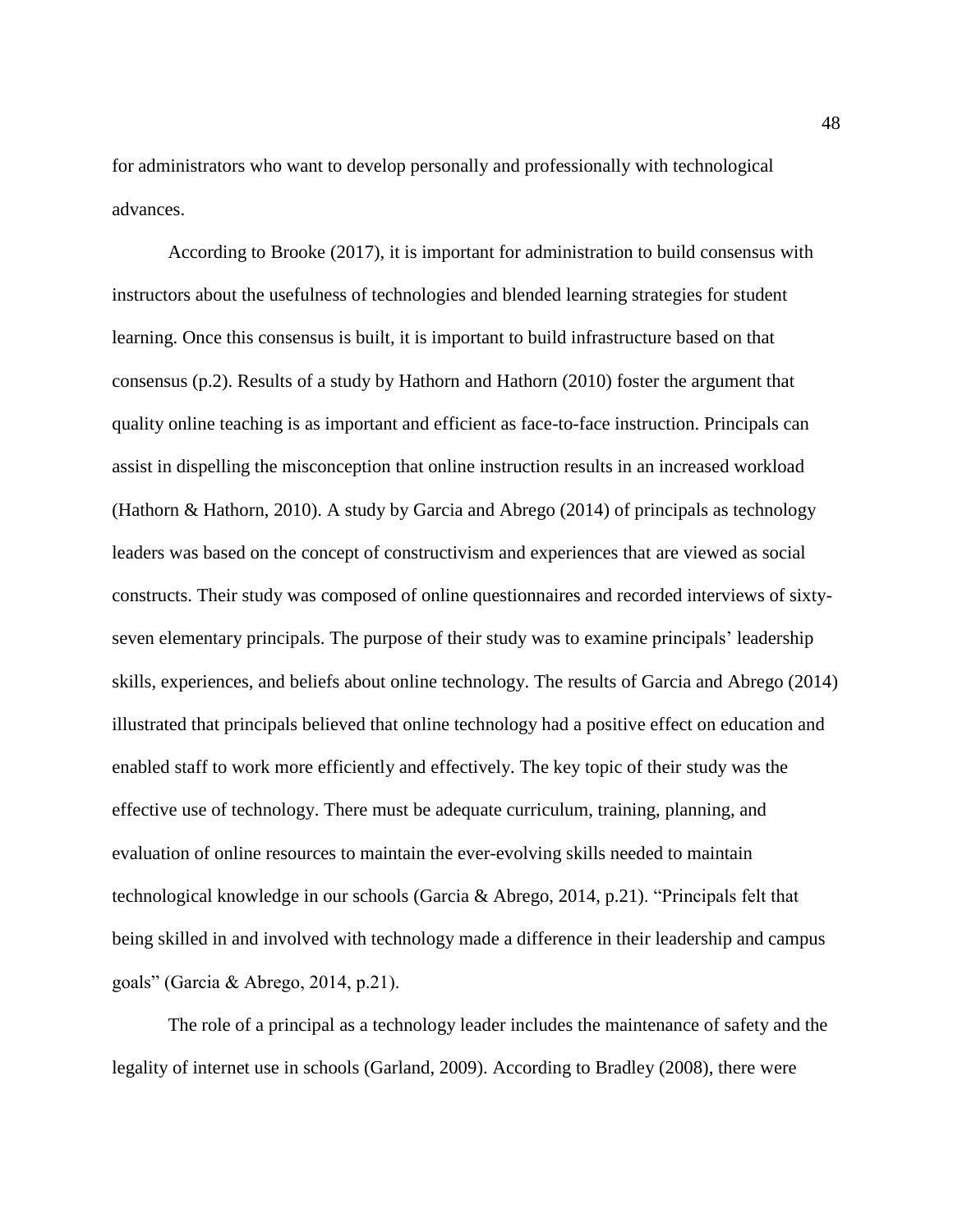for administrators who want to develop personally and professionally with technological advances.

According to Brooke (2017), it is important for administration to build consensus with instructors about the usefulness of technologies and blended learning strategies for student learning. Once this consensus is built, it is important to build infrastructure based on that consensus (p.2). Results of a study by Hathorn and Hathorn (2010) foster the argument that quality online teaching is as important and efficient as face-to-face instruction. Principals can assist in dispelling the misconception that online instruction results in an increased workload (Hathorn & Hathorn, 2010). A study by Garcia and Abrego (2014) of principals as technology leaders was based on the concept of constructivism and experiences that are viewed as social constructs. Their study was composed of online questionnaires and recorded interviews of sixty-seven elementary principals. The purpose of their study was to examine principals' leadership skills, experiences, and beliefs about online technology. The results of Garcia and Abrego (2014) illustrated that principals believed that online technology had a positive effect on education and enabled staff to work more efficiently and effectively. The key topic of their study was the effective use of technology. There must be adequate curriculum, training, planning, and evaluation of online resources to maintain the ever-evolving skills needed to maintain technological knowledge in our schools (Garcia & Abrego, 2014, p.21). "Principals felt that being skilled in and involved with technology made a difference in their leadership and campus goals" (Garcia & Abrego, 2014, p.21).

The role of a principal as a technology leader includes the maintenance of safety and the legality of internet use in schools (Garland, 2009). According to Bradley (2008), there were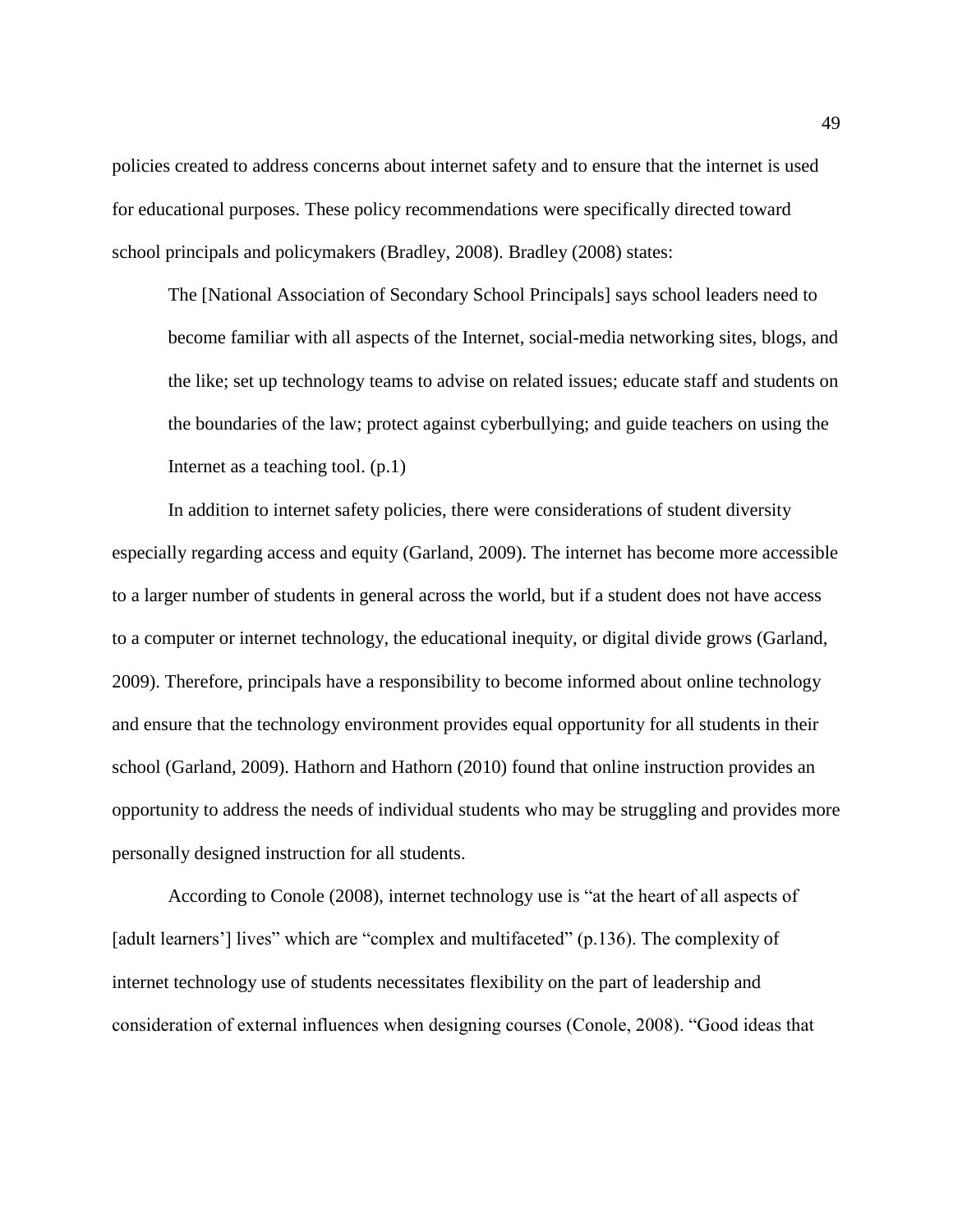policies created to address concerns about internet safety and to ensure that the internet is used for educational purposes. These policy recommendations were specifically directed toward school principals and policymakers (Bradley, 2008). Bradley (2008) states:

> The [National Association of Secondary School Principals] says school leaders need to become familiar with all aspects of the Internet, social-media networking sites, blogs, and the like; set up technology teams to advise on related issues; educate staff and students on the boundaries of the law; protect against cyberbullying; and guide teachers on using the Internet as a teaching tool. (p.1)

In addition to internet safety policies, there were considerations of student diversity especially regarding access and equity (Garland, 2009). The internet has become more accessible to a larger number of students in general across the world, but if a student does not have access to a computer or internet technology, the educational inequity, or digital divide grows (Garland, 2009). Therefore, principals have a responsibility to become informed about online technology and ensure that the technology environment provides equal opportunity for all students in their school (Garland, 2009). Hathorn and Hathorn (2010) found that online instruction provides an opportunity to address the needs of individual students who may be struggling and provides more personally designed instruction for all students.

According to Conole (2008), internet technology use is "at the heart of all aspects of [adult learners'] lives" which are "complex and multifaceted" (p.136). The complexity of internet technology use of students necessitates flexibility on the part of leadership and consideration of external influences when designing courses (Conole, 2008). "Good ideas that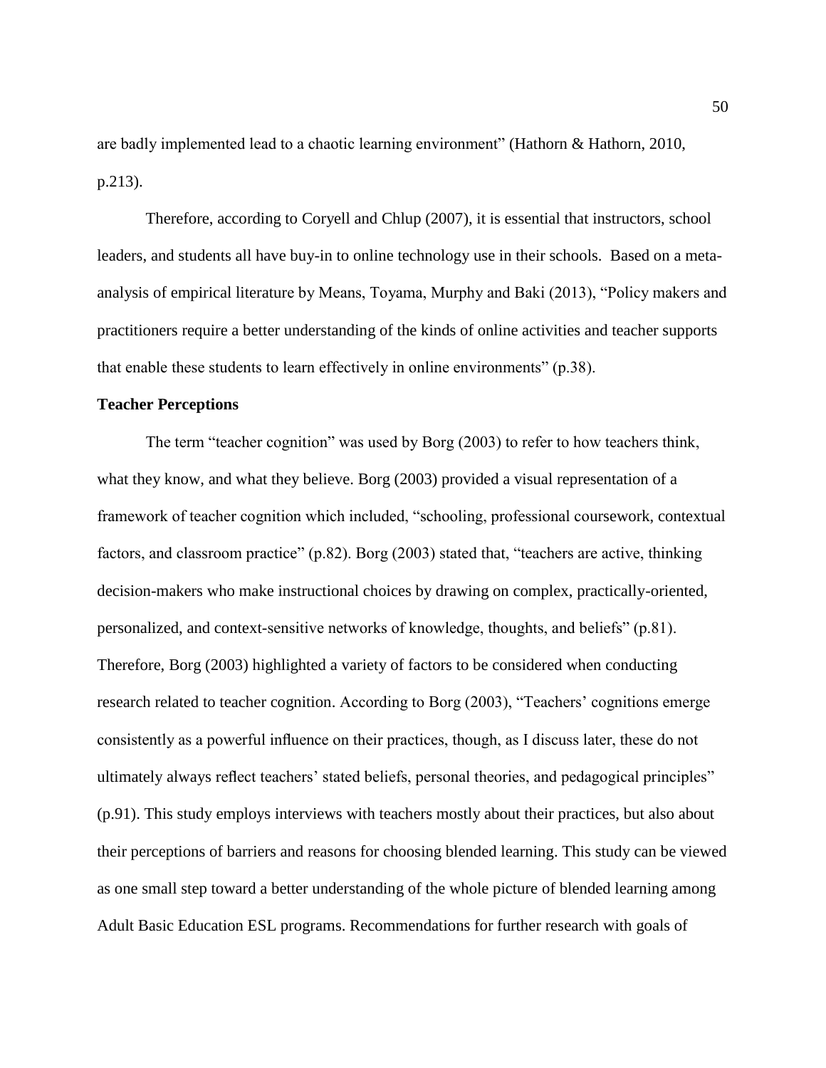are badly implemented lead to a chaotic learning environment" (Hathorn & Hathorn, 2010, p.213).

Therefore, according to Coryell and Chlup (2007), it is essential that instructors, school leaders, and students all have buy-in to online technology use in their schools. Based on a meta-analysis of empirical literature by Means, Toyama, Murphy and Baki (2013), "Policy makers and practitioners require a better understanding of the kinds of online activities and teacher supports that enable these students to learn effectively in online environments" (p.38).

**Teacher Perceptions**

The term "teacher cognition" was used by Borg (2003) to refer to how teachers think, what they know, and what they believe. Borg (2003) provided a visual representation of a framework of teacher cognition which included, "schooling, professional coursework, contextual factors, and classroom practice" (p.82). Borg (2003) stated that, "teachers are active, thinking decision-makers who make instructional choices by drawing on complex, practically-oriented, personalized, and context-sensitive networks of knowledge, thoughts, and beliefs" (p.81). Therefore, Borg (2003) highlighted a variety of factors to be considered when conducting research related to teacher cognition. According to Borg (2003), "Teachers' cognitions emerge consistently as a powerful influence on their practices, though, as I discuss later, these do not ultimately always reflect teachers' stated beliefs, personal theories, and pedagogical principles" (p.91). This study employs interviews with teachers mostly about their practices, but also about their perceptions of barriers and reasons for choosing blended learning. This study can be viewed as one small step toward a better understanding of the whole picture of blended learning among Adult Basic Education ESL programs. Recommendations for further research with goals of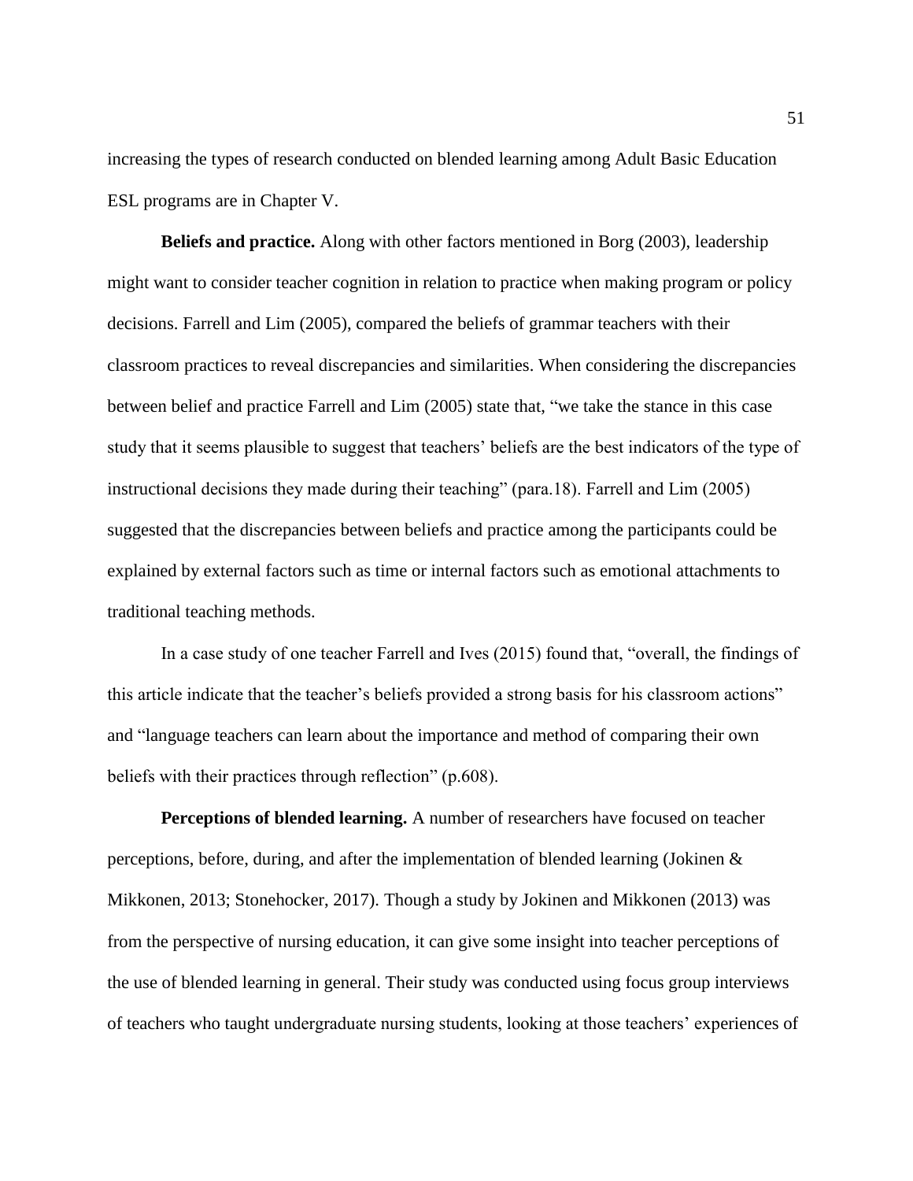increasing the types of research conducted on blended learning among Adult Basic Education ESL programs are in Chapter V.

**Beliefs and practice.** Along with other factors mentioned in Borg (2003), leadership might want to consider teacher cognition in relation to practice when making program or policy decisions. Farrell and Lim (2005), compared the beliefs of grammar teachers with their classroom practices to reveal discrepancies and similarities. When considering the discrepancies between belief and practice Farrell and Lim (2005) state that, "we take the stance in this case study that it seems plausible to suggest that teachers' beliefs are the best indicators of the type of instructional decisions they made during their teaching" (para.18). Farrell and Lim (2005) suggested that the discrepancies between beliefs and practice among the participants could be explained by external factors such as time or internal factors such as emotional attachments to traditional teaching methods.

In a case study of one teacher Farrell and Ives (2015) found that, "overall, the findings of this article indicate that the teacher's beliefs provided a strong basis for his classroom actions" and "language teachers can learn about the importance and method of comparing their own beliefs with their practices through reflection" (p.608).

**Perceptions of blended learning.** A number of researchers have focused on teacher perceptions, before, during, and after the implementation of blended learning (Jokinen & Mikkonen, 2013; Stonehocker, 2017). Though a study by Jokinen and Mikkonen (2013) was from the perspective of nursing education, it can give some insight into teacher perceptions of the use of blended learning in general. Their study was conducted using focus group interviews of teachers who taught undergraduate nursing students, looking at those teachers' experiences of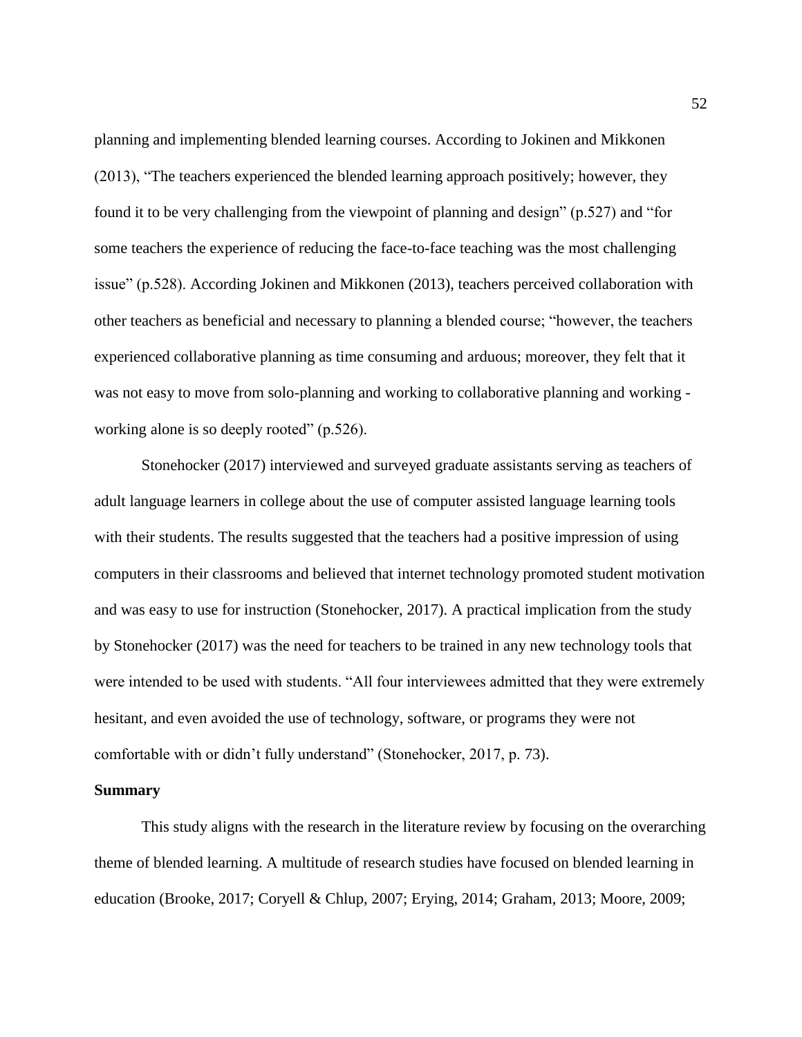planning and implementing blended learning courses. According to Jokinen and Mikkonen (2013), "The teachers experienced the blended learning approach positively; however, they found it to be very challenging from the viewpoint of planning and design" (p.527) and "for some teachers the experience of reducing the face-to-face teaching was the most challenging issue" (p.528). According Jokinen and Mikkonen (2013), teachers perceived collaboration with other teachers as beneficial and necessary to planning a blended course; "however, the teachers experienced collaborative planning as time consuming and arduous; moreover, they felt that it was not easy to move from solo-planning and working to collaborative planning and working - working alone is so deeply rooted" (p.526).

Stonehocker (2017) interviewed and surveyed graduate assistants serving as teachers of adult language learners in college about the use of computer assisted language learning tools with their students. The results suggested that the teachers had a positive impression of using computers in their classrooms and believed that internet technology promoted student motivation and was easy to use for instruction (Stonehocker, 2017). A practical implication from the study by Stonehocker (2017) was the need for teachers to be trained in any new technology tools that were intended to be used with students. "All four interviewees admitted that they were extremely hesitant, and even avoided the use of technology, software, or programs they were not comfortable with or didn't fully understand" (Stonehocker, 2017, p. 73).

**Summary**

This study aligns with the research in the literature review by focusing on the overarching theme of blended learning. A multitude of research studies have focused on blended learning in education (Brooke, 2017; Coryell & Chlup, 2007; Erying, 2014; Graham, 2013; Moore, 2009;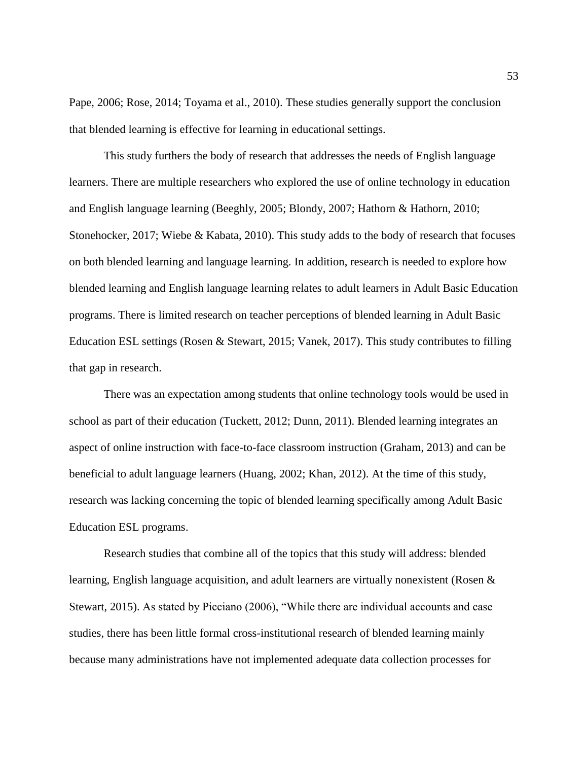Pape, 2006; Rose, 2014; Toyama et al., 2010). These studies generally support the conclusion that blended learning is effective for learning in educational settings.

This study furthers the body of research that addresses the needs of English language learners. There are multiple researchers who explored the use of online technology in education and English language learning (Beeghly, 2005; Blondy, 2007; Hathorn & Hathorn, 2010; Stonehocker, 2017; Wiebe & Kabata, 2010). This study adds to the body of research that focuses on both blended learning and language learning. In addition, research is needed to explore how blended learning and English language learning relates to adult learners in Adult Basic Education programs. There is limited research on teacher perceptions of blended learning in Adult Basic Education ESL settings (Rosen & Stewart, 2015; Vanek, 2017). This study contributes to filling that gap in research.

There was an expectation among students that online technology tools would be used in school as part of their education (Tuckett, 2012; Dunn, 2011). Blended learning integrates an aspect of online instruction with face-to-face classroom instruction (Graham, 2013) and can be beneficial to adult language learners (Huang, 2002; Khan, 2012). At the time of this study, research was lacking concerning the topic of blended learning specifically among Adult Basic Education ESL programs.

Research studies that combine all of the topics that this study will address: blended learning, English language acquisition, and adult learners are virtually nonexistent (Rosen & Stewart, 2015). As stated by Picciano (2006), "While there are individual accounts and case studies, there has been little formal cross-institutional research of blended learning mainly because many administrations have not implemented adequate data collection processes for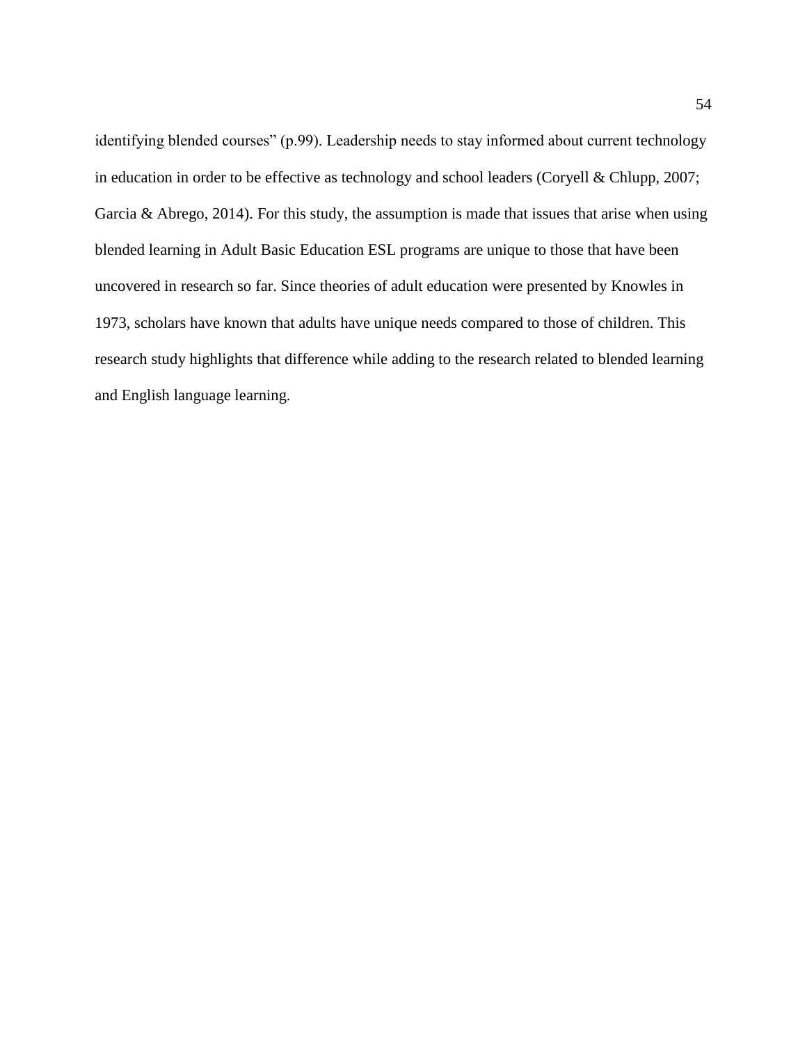identifying blended courses” (p.99). Leadership needs to stay informed about current technology in education in order to be effective as technology and school leaders (Coryell & Chlupp, 2007; Garcia & Abrego, 2014). For this study, the assumption is made that issues that arise when using blended learning in Adult Basic Education ESL programs are unique to those that have been uncovered in research so far. Since theories of adult education were presented by Knowles in 1973, scholars have known that adults have unique needs compared to those of children. This research study highlights that difference while adding to the research related to blended learning and English language learning.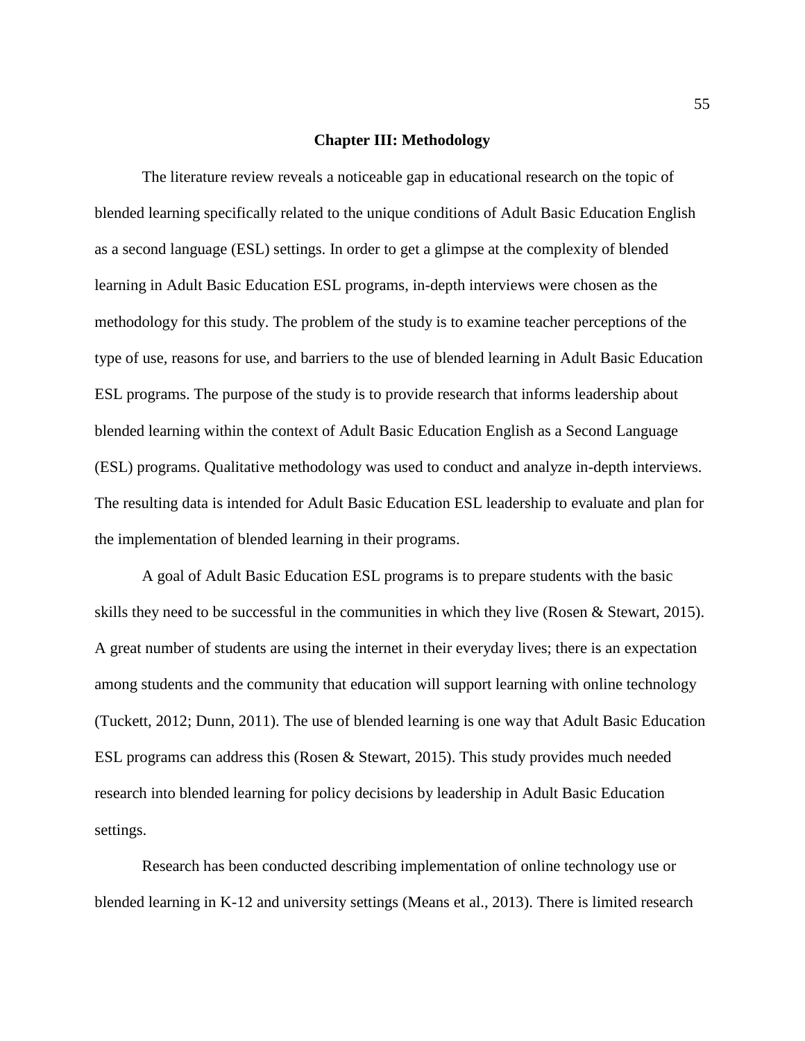# Chapter III: Methodology

The literature review reveals a noticeable gap in educational research on the topic of blended learning specifically related to the unique conditions of Adult Basic Education English as a second language (ESL) settings. In order to get a glimpse at the complexity of blended learning in Adult Basic Education ESL programs, in-depth interviews were chosen as the methodology for this study. The problem of the study is to examine teacher perceptions of the type of use, reasons for use, and barriers to the use of blended learning in Adult Basic Education ESL programs. The purpose of the study is to provide research that informs leadership about blended learning within the context of Adult Basic Education English as a Second Language (ESL) programs. Qualitative methodology was used to conduct and analyze in-depth interviews. The resulting data is intended for Adult Basic Education ESL leadership to evaluate and plan for the implementation of blended learning in their programs.

A goal of Adult Basic Education ESL programs is to prepare students with the basic skills they need to be successful in the communities in which they live (Rosen & Stewart, 2015). A great number of students are using the internet in their everyday lives; there is an expectation among students and the community that education will support learning with online technology (Tuckett, 2012; Dunn, 2011). The use of blended learning is one way that Adult Basic Education ESL programs can address this (Rosen & Stewart, 2015). This study provides much needed research into blended learning for policy decisions by leadership in Adult Basic Education settings.

Research has been conducted describing implementation of online technology use or blended learning in K-12 and university settings (Means et al., 2013). There is limited research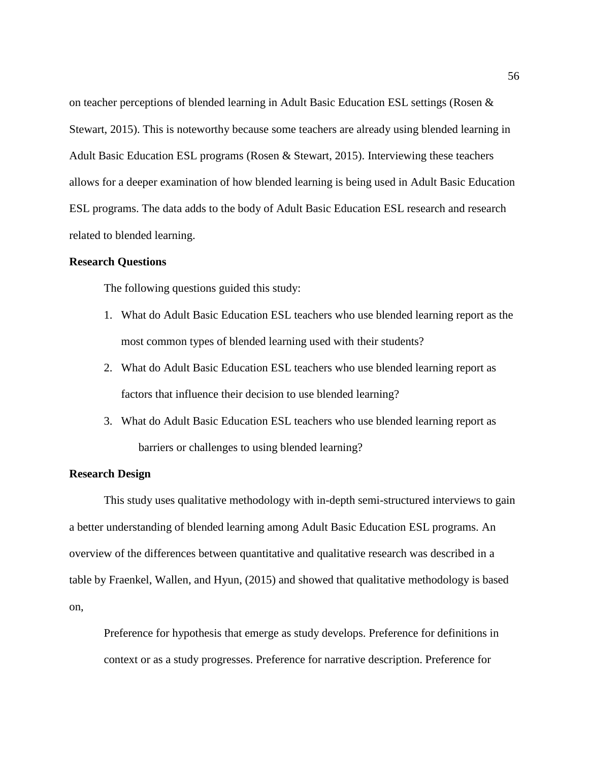on teacher perceptions of blended learning in Adult Basic Education ESL settings (Rosen & Stewart, 2015). This is noteworthy because some teachers are already using blended learning in Adult Basic Education ESL programs (Rosen & Stewart, 2015). Interviewing these teachers allows for a deeper examination of how blended learning is being used in Adult Basic Education ESL programs. The data adds to the body of Adult Basic Education ESL research and research related to blended learning.

## Research Questions

The following questions guided this study:

1. What do Adult Basic Education ESL teachers who use blended learning report as the most common types of blended learning used with their students?
2. What do Adult Basic Education ESL teachers who use blended learning report as factors that influence their decision to use blended learning?
3. What do Adult Basic Education ESL teachers who use blended learning report as barriers or challenges to using blended learning?

## Research Design

This study uses qualitative methodology with in-depth semi-structured interviews to gain a better understanding of blended learning among Adult Basic Education ESL programs. An overview of the differences between quantitative and qualitative research was described in a table by Fraenkel, Wallen, and Hyun, (2015) and showed that qualitative methodology is based on,

> Preference for hypothesis that emerge as study develops. Preference for definitions in context or as a study progresses. Preference for narrative description. Preference for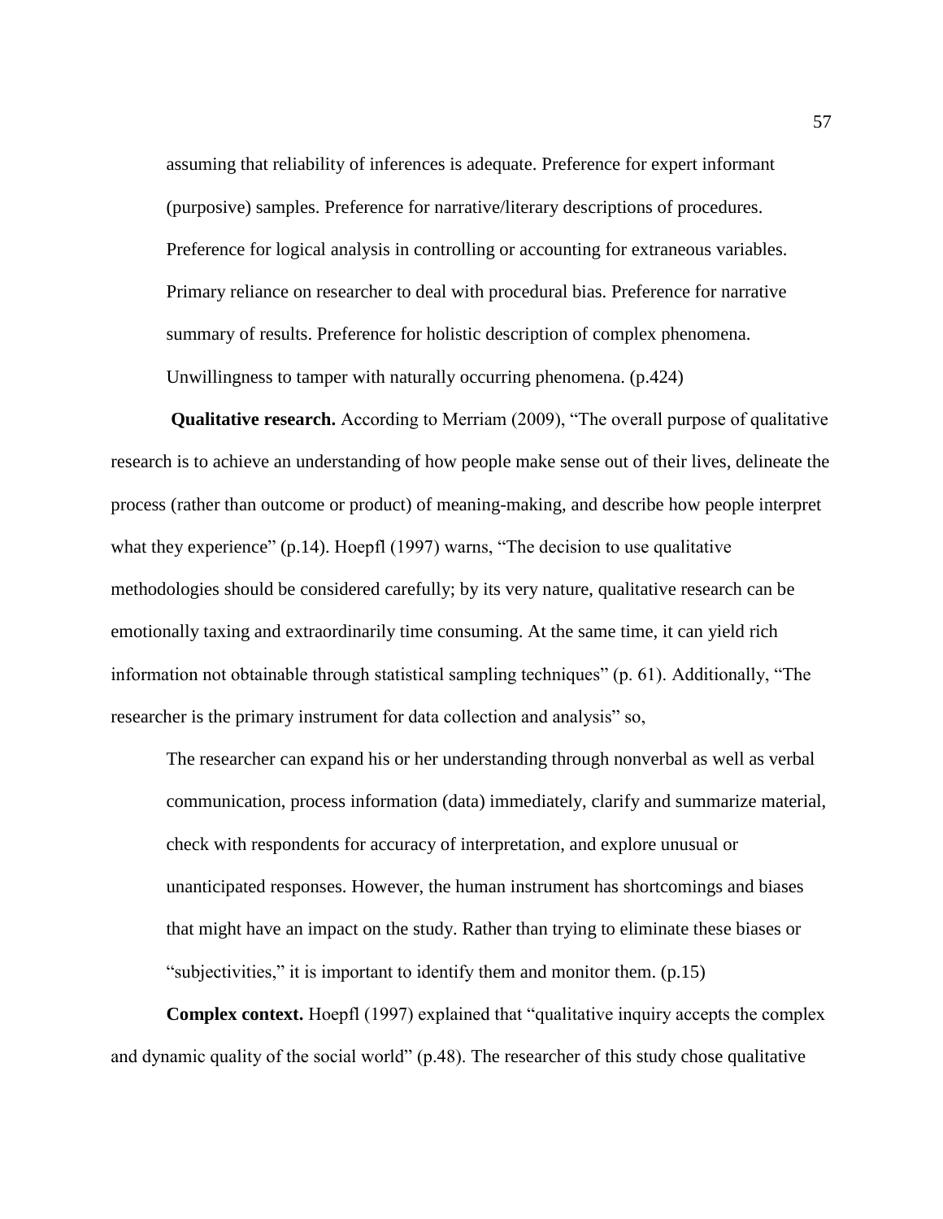> assuming that reliability of inferences is adequate. Preference for expert informant (purposive) samples. Preference for narrative/literary descriptions of procedures. Preference for logical analysis in controlling or accounting for extraneous variables. Primary reliance on researcher to deal with procedural bias. Preference for narrative summary of results. Preference for holistic description of complex phenomena. Unwillingness to tamper with naturally occurring phenomena. (p.424)

**Qualitative research.** According to Merriam (2009), "The overall purpose of qualitative research is to achieve an understanding of how people make sense out of their lives, delineate the process (rather than outcome or product) of meaning-making, and describe how people interpret what they experience" (p.14). Hoepfl (1997) warns, "The decision to use qualitative methodologies should be considered carefully; by its very nature, qualitative research can be emotionally taxing and extraordinarily time consuming. At the same time, it can yield rich information not obtainable through statistical sampling techniques" (p. 61). Additionally, "The researcher is the primary instrument for data collection and analysis" so,

> The researcher can expand his or her understanding through nonverbal as well as verbal communication, process information (data) immediately, clarify and summarize material, check with respondents for accuracy of interpretation, and explore unusual or unanticipated responses. However, the human instrument has shortcomings and biases that might have an impact on the study. Rather than trying to eliminate these biases or "subjectivities," it is important to identify them and monitor them. (p.15)

**Complex context.** Hoepfl (1997) explained that "qualitative inquiry accepts the complex and dynamic quality of the social world" (p.48). The researcher of this study chose qualitative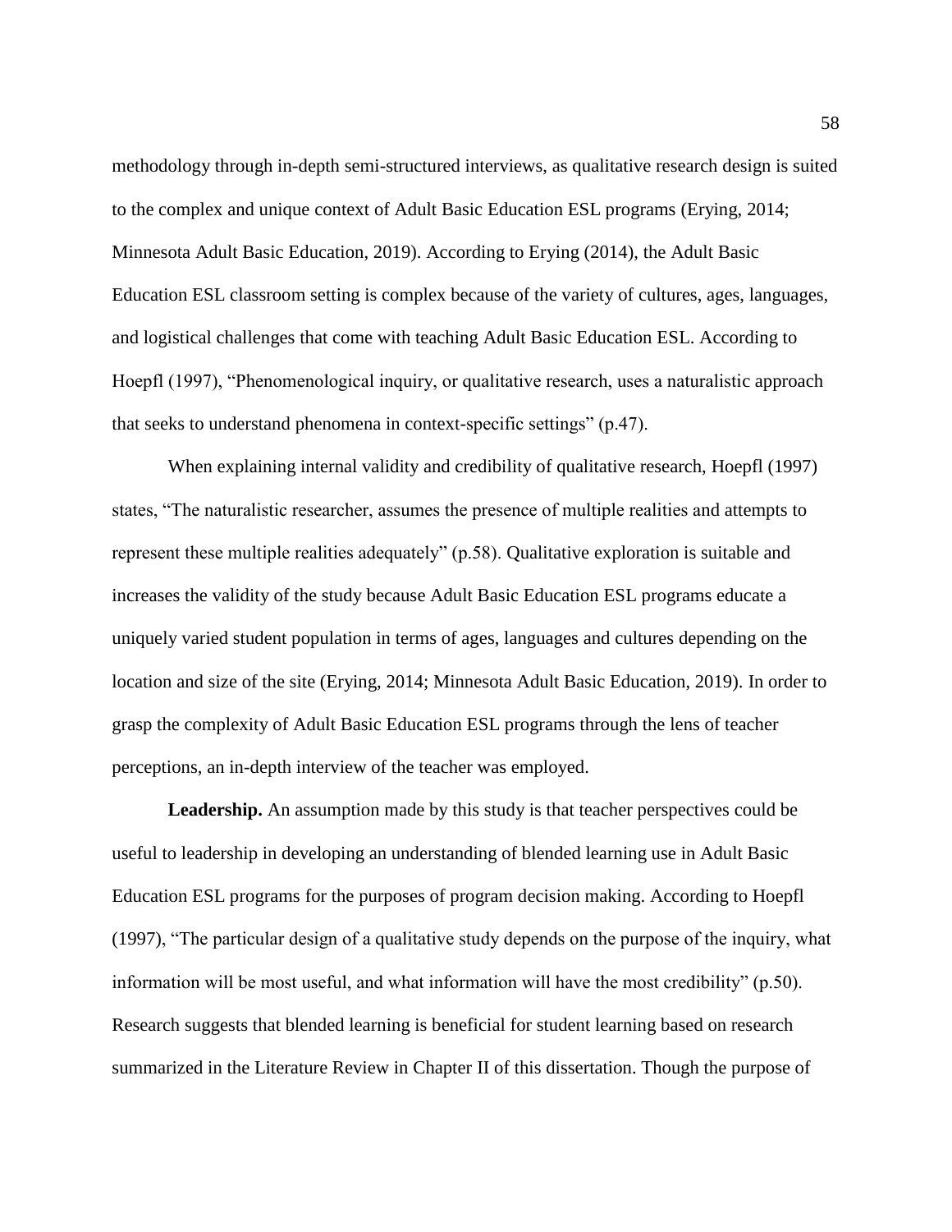methodology through in-depth semi-structured interviews, as qualitative research design is suited to the complex and unique context of Adult Basic Education ESL programs (Erying, 2014; Minnesota Adult Basic Education, 2019). According to Erying (2014), the Adult Basic Education ESL classroom setting is complex because of the variety of cultures, ages, languages, and logistical challenges that come with teaching Adult Basic Education ESL. According to Hoepfl (1997), "Phenomenological inquiry, or qualitative research, uses a naturalistic approach that seeks to understand phenomena in context-specific settings" (p.47).

When explaining internal validity and credibility of qualitative research, Hoepfl (1997) states, "The naturalistic researcher, assumes the presence of multiple realities and attempts to represent these multiple realities adequately" (p.58). Qualitative exploration is suitable and increases the validity of the study because Adult Basic Education ESL programs educate a uniquely varied student population in terms of ages, languages and cultures depending on the location and size of the site (Erying, 2014; Minnesota Adult Basic Education, 2019). In order to grasp the complexity of Adult Basic Education ESL programs through the lens of teacher perceptions, an in-depth interview of the teacher was employed.

**Leadership.** An assumption made by this study is that teacher perspectives could be useful to leadership in developing an understanding of blended learning use in Adult Basic Education ESL programs for the purposes of program decision making. According to Hoepfl (1997), "The particular design of a qualitative study depends on the purpose of the inquiry, what information will be most useful, and what information will have the most credibility" (p.50). Research suggests that blended learning is beneficial for student learning based on research summarized in the Literature Review in Chapter II of this dissertation. Though the purpose of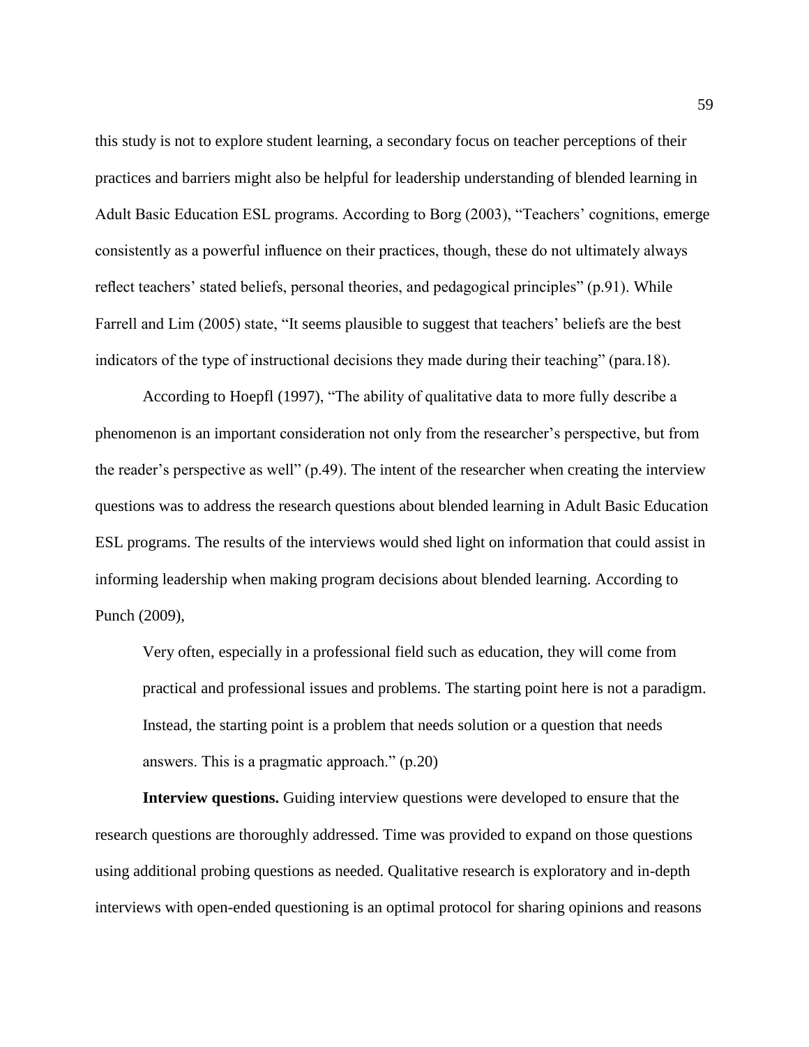this study is not to explore student learning, a secondary focus on teacher perceptions of their practices and barriers might also be helpful for leadership understanding of blended learning in Adult Basic Education ESL programs. According to Borg (2003), "Teachers' cognitions, emerge consistently as a powerful influence on their practices, though, these do not ultimately always reflect teachers' stated beliefs, personal theories, and pedagogical principles" (p.91). While Farrell and Lim (2005) state, "It seems plausible to suggest that teachers' beliefs are the best indicators of the type of instructional decisions they made during their teaching" (para.18).

According to Hoepfl (1997), "The ability of qualitative data to more fully describe a phenomenon is an important consideration not only from the researcher's perspective, but from the reader's perspective as well" (p.49). The intent of the researcher when creating the interview questions was to address the research questions about blended learning in Adult Basic Education ESL programs. The results of the interviews would shed light on information that could assist in informing leadership when making program decisions about blended learning. According to Punch (2009),

> Very often, especially in a professional field such as education, they will come from practical and professional issues and problems. The starting point here is not a paradigm. Instead, the starting point is a problem that needs solution or a question that needs answers. This is a pragmatic approach." (p.20)

**Interview questions.** Guiding interview questions were developed to ensure that the research questions are thoroughly addressed. Time was provided to expand on those questions using additional probing questions as needed. Qualitative research is exploratory and in-depth interviews with open-ended questioning is an optimal protocol for sharing opinions and reasons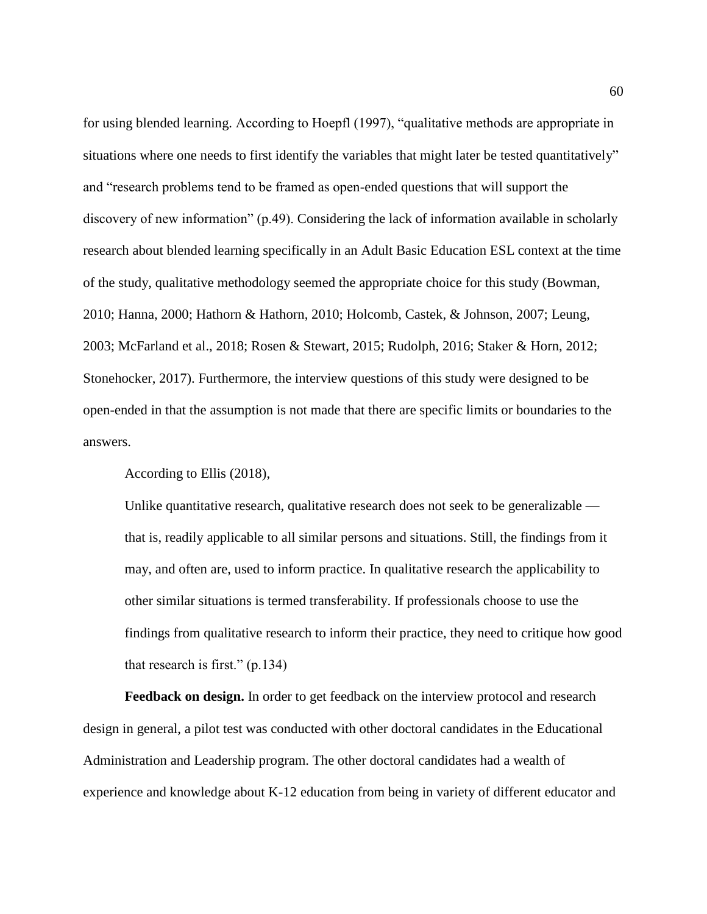for using blended learning. According to Hoepfl (1997), "qualitative methods are appropriate in situations where one needs to first identify the variables that might later be tested quantitatively" and "research problems tend to be framed as open-ended questions that will support the discovery of new information" (p.49). Considering the lack of information available in scholarly research about blended learning specifically in an Adult Basic Education ESL context at the time of the study, qualitative methodology seemed the appropriate choice for this study (Bowman, 2010; Hanna, 2000; Hathorn & Hathorn, 2010; Holcomb, Castek, & Johnson, 2007; Leung, 2003; McFarland et al., 2018; Rosen & Stewart, 2015; Rudolph, 2016; Staker & Horn, 2012; Stonehocker, 2017). Furthermore, the interview questions of this study were designed to be open-ended in that the assumption is not made that there are specific limits or boundaries to the answers.

According to Ellis (2018),

> Unlike quantitative research, qualitative research does not seek to be generalizable — that is, readily applicable to all similar persons and situations. Still, the findings from it may, and often are, used to inform practice. In qualitative research the applicability to other similar situations is termed transferability. If professionals choose to use the findings from qualitative research to inform their practice, they need to critique how good that research is first." (p.134)

**Feedback on design.** In order to get feedback on the interview protocol and research design in general, a pilot test was conducted with other doctoral candidates in the Educational Administration and Leadership program. The other doctoral candidates had a wealth of experience and knowledge about K-12 education from being in variety of different educator and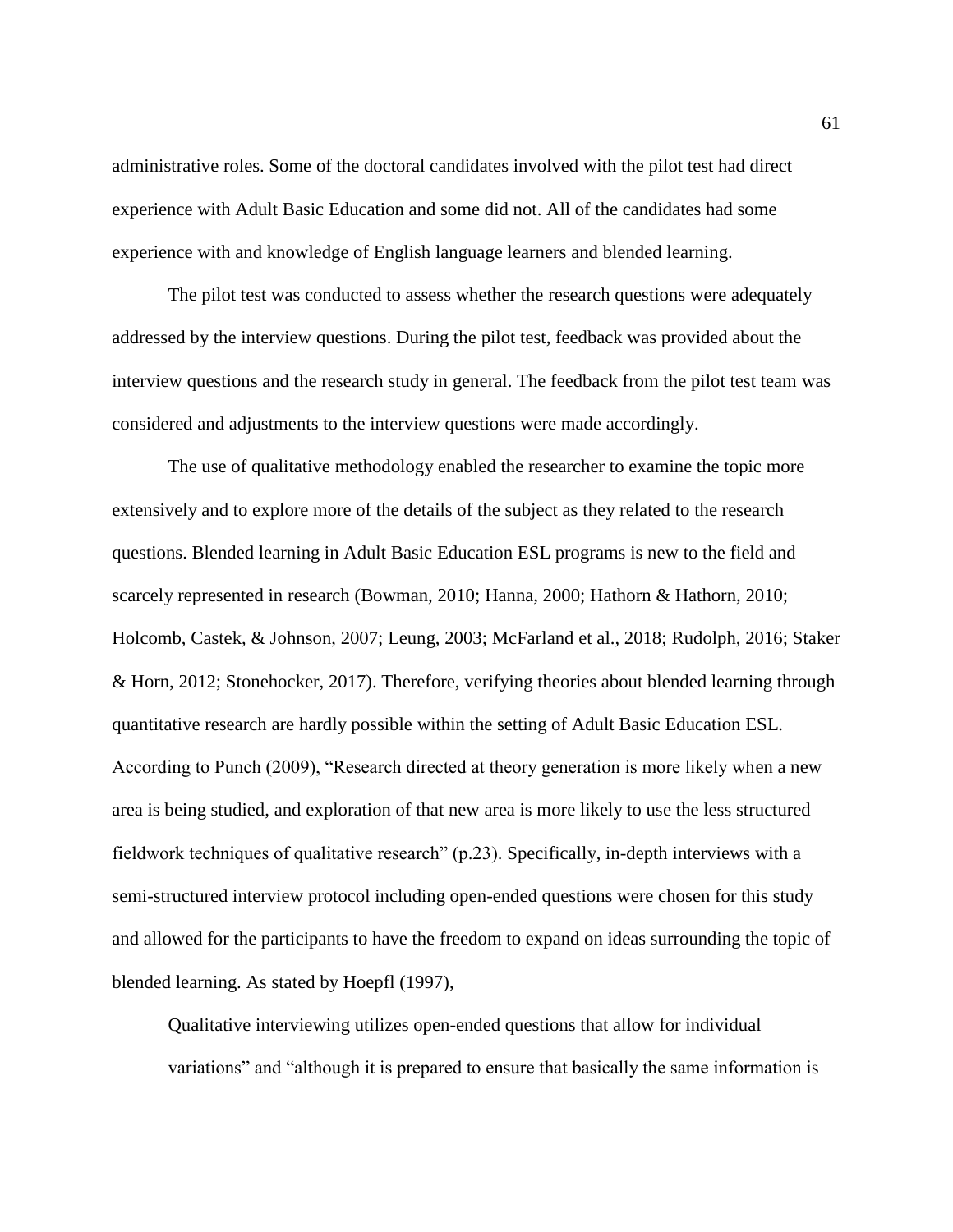administrative roles. Some of the doctoral candidates involved with the pilot test had direct experience with Adult Basic Education and some did not. All of the candidates had some experience with and knowledge of English language learners and blended learning.

The pilot test was conducted to assess whether the research questions were adequately addressed by the interview questions. During the pilot test, feedback was provided about the interview questions and the research study in general. The feedback from the pilot test team was considered and adjustments to the interview questions were made accordingly.

The use of qualitative methodology enabled the researcher to examine the topic more extensively and to explore more of the details of the subject as they related to the research questions. Blended learning in Adult Basic Education ESL programs is new to the field and scarcely represented in research (Bowman, 2010; Hanna, 2000; Hathorn & Hathorn, 2010; Holcomb, Castek, & Johnson, 2007; Leung, 2003; McFarland et al., 2018; Rudolph, 2016; Staker & Horn, 2012; Stonehocker, 2017). Therefore, verifying theories about blended learning through quantitative research are hardly possible within the setting of Adult Basic Education ESL. According to Punch (2009), "Research directed at theory generation is more likely when a new area is being studied, and exploration of that new area is more likely to use the less structured fieldwork techniques of qualitative research" (p.23). Specifically, in-depth interviews with a semi-structured interview protocol including open-ended questions were chosen for this study and allowed for the participants to have the freedom to expand on ideas surrounding the topic of blended learning. As stated by Hoepfl (1997),

> Qualitative interviewing utilizes open-ended questions that allow for individual variations" and "although it is prepared to ensure that basically the same information is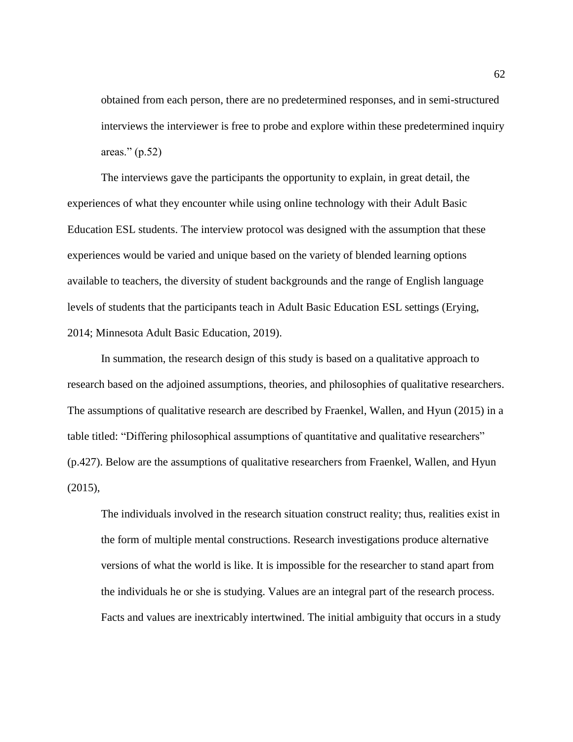> obtained from each person, there are no predetermined responses, and in semi-structured interviews the interviewer is free to probe and explore within these predetermined inquiry areas." (p.52)

The interviews gave the participants the opportunity to explain, in great detail, the experiences of what they encounter while using online technology with their Adult Basic Education ESL students. The interview protocol was designed with the assumption that these experiences would be varied and unique based on the variety of blended learning options available to teachers, the diversity of student backgrounds and the range of English language levels of students that the participants teach in Adult Basic Education ESL settings (Erying, 2014; Minnesota Adult Basic Education, 2019).

In summation, the research design of this study is based on a qualitative approach to research based on the adjoined assumptions, theories, and philosophies of qualitative researchers. The assumptions of qualitative research are described by Fraenkel, Wallen, and Hyun (2015) in a table titled: "Differing philosophical assumptions of quantitative and qualitative researchers" (p.427). Below are the assumptions of qualitative researchers from Fraenkel, Wallen, and Hyun (2015),

> The individuals involved in the research situation construct reality; thus, realities exist in the form of multiple mental constructions. Research investigations produce alternative versions of what the world is like. It is impossible for the researcher to stand apart from the individuals he or she is studying. Values are an integral part of the research process. Facts and values are inextricably intertwined. The initial ambiguity that occurs in a study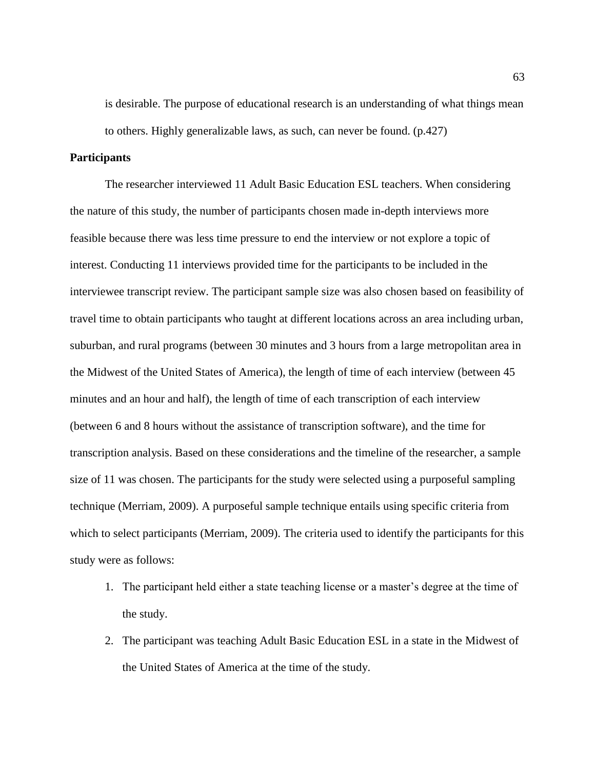is desirable. The purpose of educational research is an understanding of what things mean to others. Highly generalizable laws, as such, can never be found. (p.427)

**Participants**

The researcher interviewed 11 Adult Basic Education ESL teachers. When considering the nature of this study, the number of participants chosen made in-depth interviews more feasible because there was less time pressure to end the interview or not explore a topic of interest. Conducting 11 interviews provided time for the participants to be included in the interviewee transcript review. The participant sample size was also chosen based on feasibility of travel time to obtain participants who taught at different locations across an area including urban, suburban, and rural programs (between 30 minutes and 3 hours from a large metropolitan area in the Midwest of the United States of America), the length of time of each interview (between 45 minutes and an hour and half), the length of time of each transcription of each interview (between 6 and 8 hours without the assistance of transcription software), and the time for transcription analysis. Based on these considerations and the timeline of the researcher, a sample size of 11 was chosen. The participants for the study were selected using a purposeful sampling technique (Merriam, 2009). A purposeful sample technique entails using specific criteria from which to select participants (Merriam, 2009). The criteria used to identify the participants for this study were as follows:

1. The participant held either a state teaching license or a master's degree at the time of the study.
2. The participant was teaching Adult Basic Education ESL in a state in the Midwest of the United States of America at the time of the study.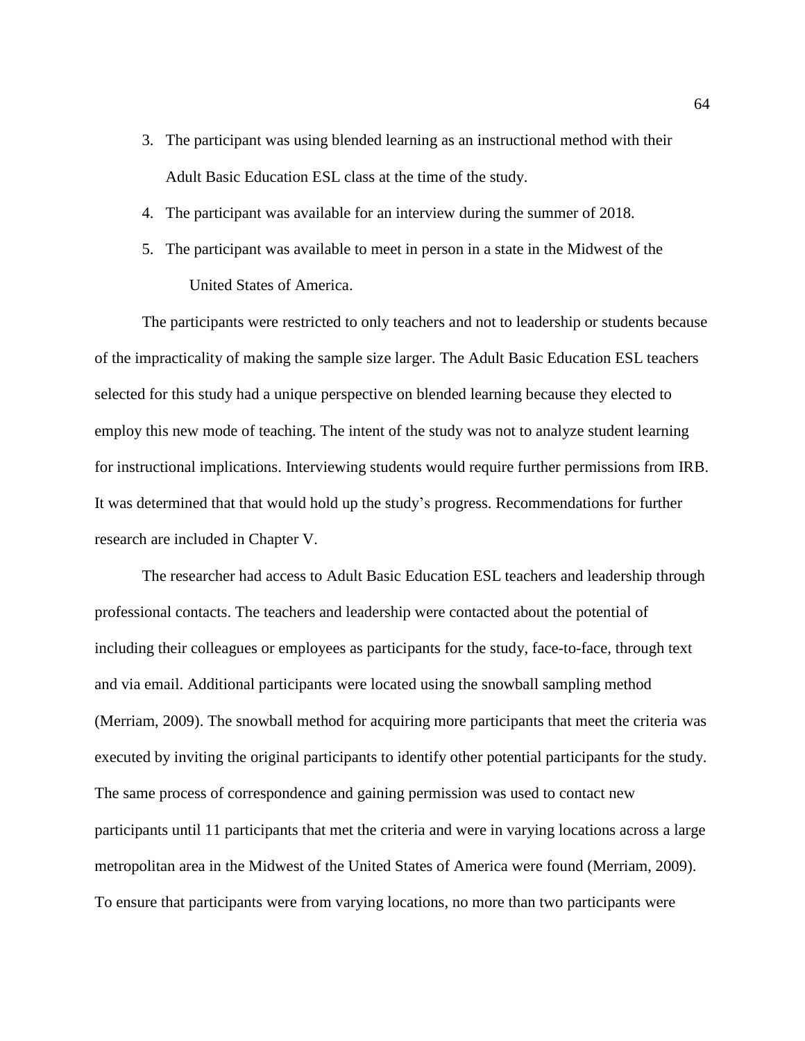3. The participant was using blended learning as an instructional method with their Adult Basic Education ESL class at the time of the study.
4. The participant was available for an interview during the summer of 2018.
5. The participant was available to meet in person in a state in the Midwest of the United States of America.

The participants were restricted to only teachers and not to leadership or students because of the impracticality of making the sample size larger. The Adult Basic Education ESL teachers selected for this study had a unique perspective on blended learning because they elected to employ this new mode of teaching. The intent of the study was not to analyze student learning for instructional implications. Interviewing students would require further permissions from IRB. It was determined that that would hold up the study's progress. Recommendations for further research are included in Chapter V.

The researcher had access to Adult Basic Education ESL teachers and leadership through professional contacts. The teachers and leadership were contacted about the potential of including their colleagues or employees as participants for the study, face-to-face, through text and via email. Additional participants were located using the snowball sampling method (Merriam, 2009). The snowball method for acquiring more participants that meet the criteria was executed by inviting the original participants to identify other potential participants for the study. The same process of correspondence and gaining permission was used to contact new participants until 11 participants that met the criteria and were in varying locations across a large metropolitan area in the Midwest of the United States of America were found (Merriam, 2009). To ensure that participants were from varying locations, no more than two participants were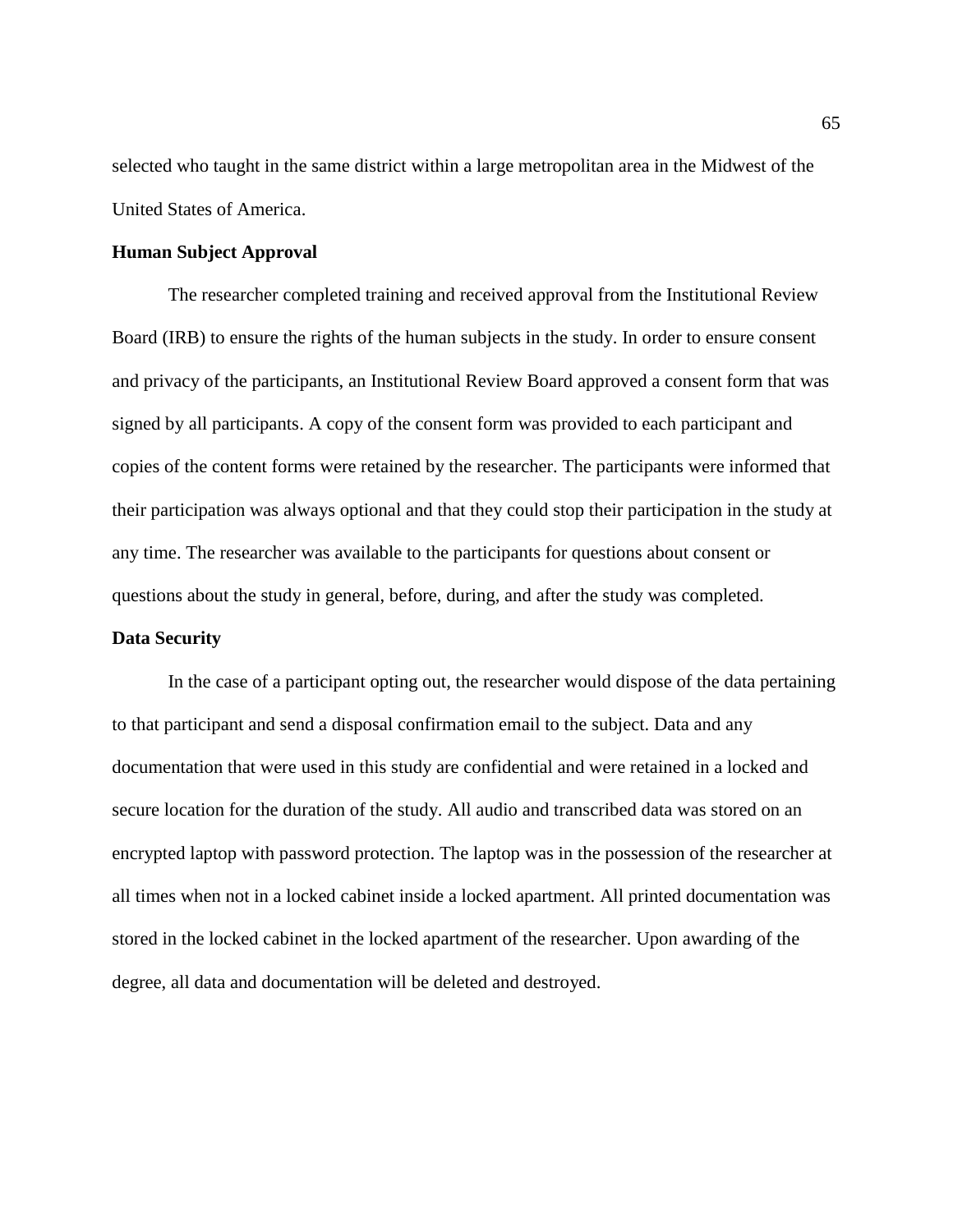selected who taught in the same district within a large metropolitan area in the Midwest of the United States of America.

## Human Subject Approval

The researcher completed training and received approval from the Institutional Review Board (IRB) to ensure the rights of the human subjects in the study. In order to ensure consent and privacy of the participants, an Institutional Review Board approved a consent form that was signed by all participants. A copy of the consent form was provided to each participant and copies of the content forms were retained by the researcher. The participants were informed that their participation was always optional and that they could stop their participation in the study at any time. The researcher was available to the participants for questions about consent or questions about the study in general, before, during, and after the study was completed.

## Data Security

In the case of a participant opting out, the researcher would dispose of the data pertaining to that participant and send a disposal confirmation email to the subject. Data and any documentation that were used in this study are confidential and were retained in a locked and secure location for the duration of the study. All audio and transcribed data was stored on an encrypted laptop with password protection. The laptop was in the possession of the researcher at all times when not in a locked cabinet inside a locked apartment. All printed documentation was stored in the locked cabinet in the locked apartment of the researcher. Upon awarding of the degree, all data and documentation will be deleted and destroyed.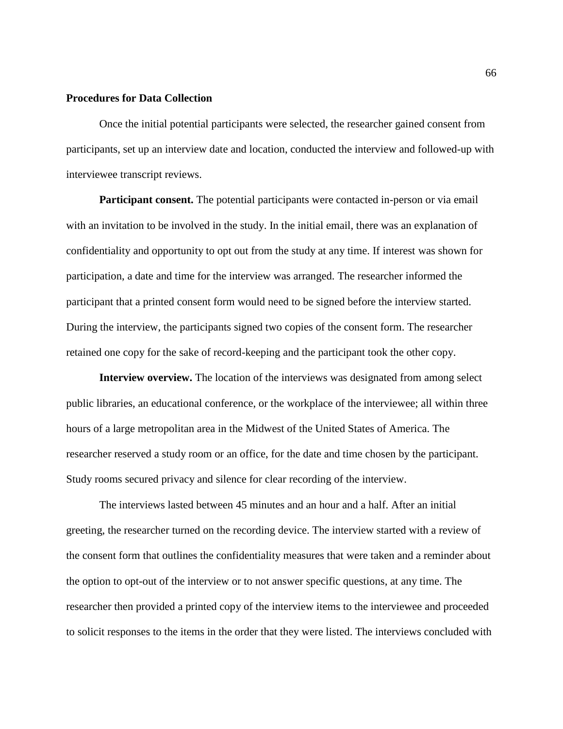## Procedures for Data Collection

Once the initial potential participants were selected, the researcher gained consent from participants, set up an interview date and location, conducted the interview and followed-up with interviewee transcript reviews.

**Participant consent.** The potential participants were contacted in-person or via email with an invitation to be involved in the study. In the initial email, there was an explanation of confidentiality and opportunity to opt out from the study at any time. If interest was shown for participation, a date and time for the interview was arranged. The researcher informed the participant that a printed consent form would need to be signed before the interview started. During the interview, the participants signed two copies of the consent form. The researcher retained one copy for the sake of record-keeping and the participant took the other copy.

**Interview overview.** The location of the interviews was designated from among select public libraries, an educational conference, or the workplace of the interviewee; all within three hours of a large metropolitan area in the Midwest of the United States of America. The researcher reserved a study room or an office, for the date and time chosen by the participant. Study rooms secured privacy and silence for clear recording of the interview.

The interviews lasted between 45 minutes and an hour and a half. After an initial greeting, the researcher turned on the recording device. The interview started with a review of the consent form that outlines the confidentiality measures that were taken and a reminder about the option to opt-out of the interview or to not answer specific questions, at any time. The researcher then provided a printed copy of the interview items to the interviewee and proceeded to solicit responses to the items in the order that they were listed. The interviews concluded with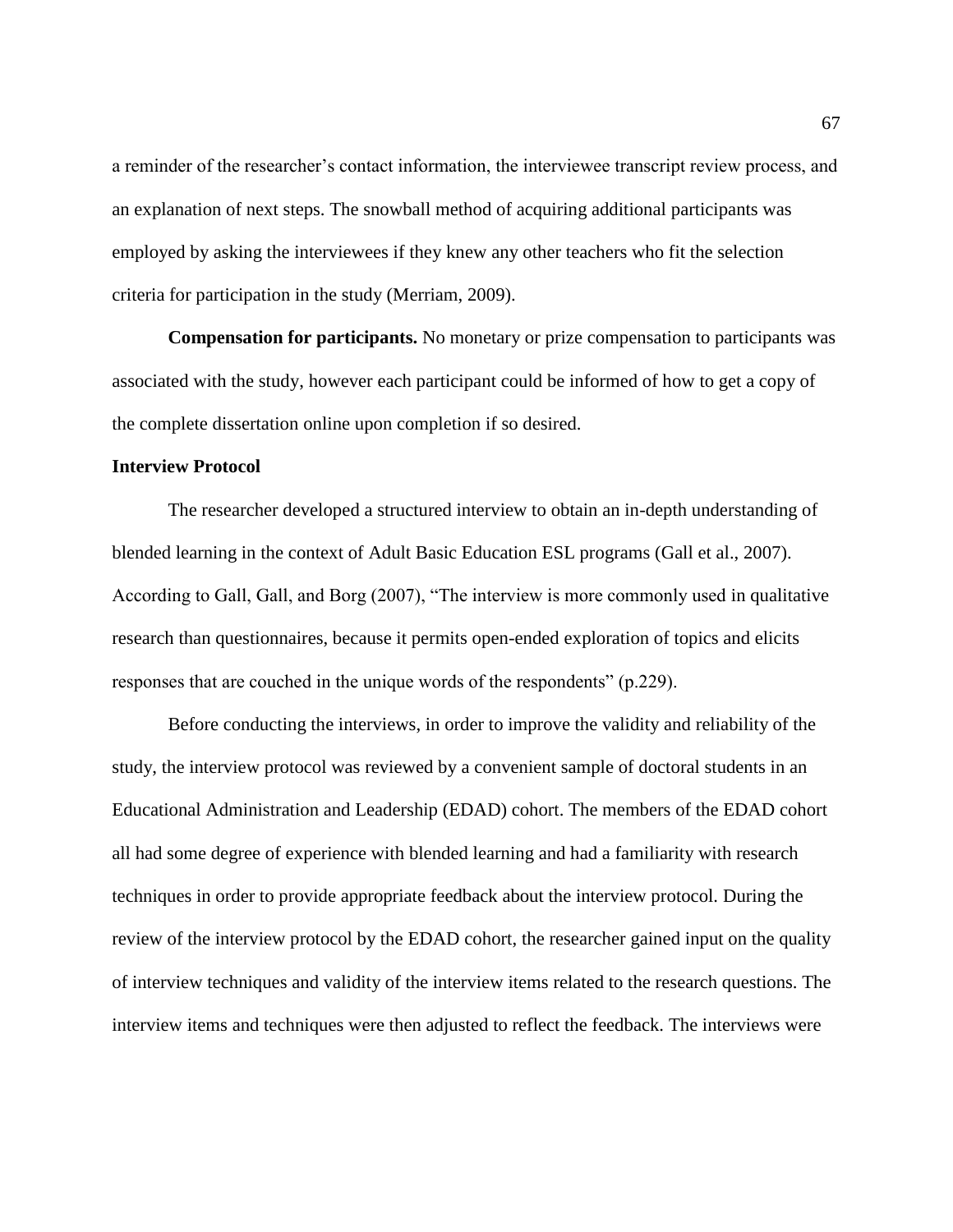a reminder of the researcher's contact information, the interviewee transcript review process, and an explanation of next steps. The snowball method of acquiring additional participants was employed by asking the interviewees if they knew any other teachers who fit the selection criteria for participation in the study (Merriam, 2009).

**Compensation for participants.** No monetary or prize compensation to participants was associated with the study, however each participant could be informed of how to get a copy of the complete dissertation online upon completion if so desired.

### Interview Protocol

The researcher developed a structured interview to obtain an in-depth understanding of blended learning in the context of Adult Basic Education ESL programs (Gall et al., 2007). According to Gall, Gall, and Borg (2007), "The interview is more commonly used in qualitative research than questionnaires, because it permits open-ended exploration of topics and elicits responses that are couched in the unique words of the respondents" (p.229).

Before conducting the interviews, in order to improve the validity and reliability of the study, the interview protocol was reviewed by a convenient sample of doctoral students in an Educational Administration and Leadership (EDAD) cohort. The members of the EDAD cohort all had some degree of experience with blended learning and had a familiarity with research techniques in order to provide appropriate feedback about the interview protocol. During the review of the interview protocol by the EDAD cohort, the researcher gained input on the quality of interview techniques and validity of the interview items related to the research questions. The interview items and techniques were then adjusted to reflect the feedback. The interviews were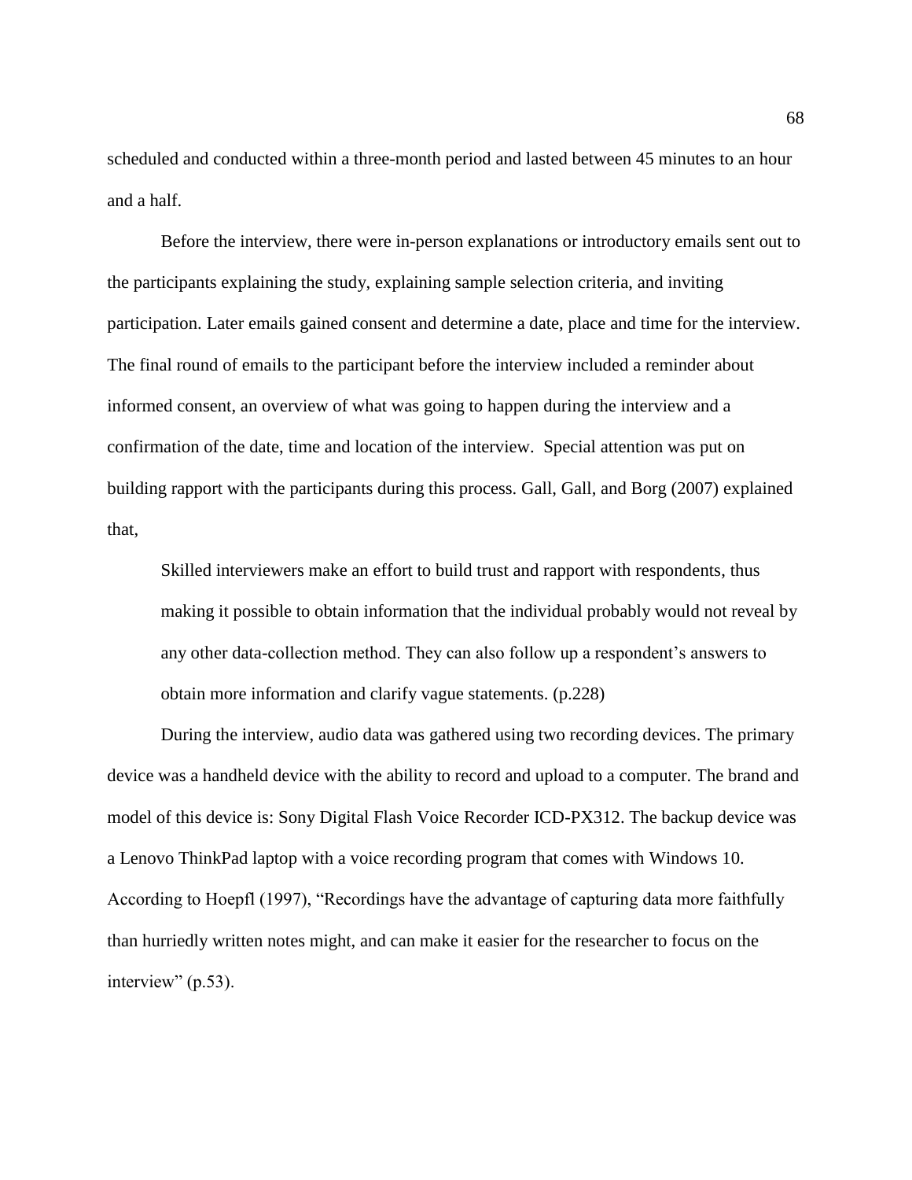scheduled and conducted within a three-month period and lasted between 45 minutes to an hour and a half.

Before the interview, there were in-person explanations or introductory emails sent out to the participants explaining the study, explaining sample selection criteria, and inviting participation. Later emails gained consent and determine a date, place and time for the interview. The final round of emails to the participant before the interview included a reminder about informed consent, an overview of what was going to happen during the interview and a confirmation of the date, time and location of the interview. Special attention was put on building rapport with the participants during this process. Gall, Gall, and Borg (2007) explained that,

> Skilled interviewers make an effort to build trust and rapport with respondents, thus making it possible to obtain information that the individual probably would not reveal by any other data-collection method. They can also follow up a respondent's answers to obtain more information and clarify vague statements. (p.228)

During the interview, audio data was gathered using two recording devices. The primary device was a handheld device with the ability to record and upload to a computer. The brand and model of this device is: Sony Digital Flash Voice Recorder ICD-PX312. The backup device was a Lenovo ThinkPad laptop with a voice recording program that comes with Windows 10. According to Hoepfl (1997), "Recordings have the advantage of capturing data more faithfully than hurriedly written notes might, and can make it easier for the researcher to focus on the interview" (p.53).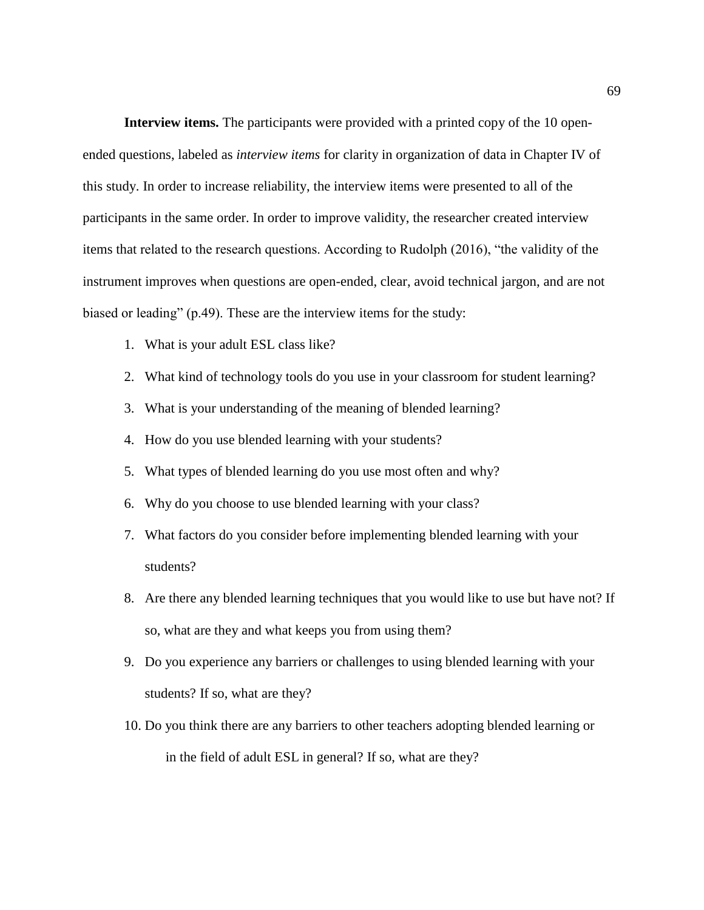**Interview items.** The participants were provided with a printed copy of the 10 open-ended questions, labeled as *interview items* for clarity in organization of data in Chapter IV of this study. In order to increase reliability, the interview items were presented to all of the participants in the same order. In order to improve validity, the researcher created interview items that related to the research questions. According to Rudolph (2016), “the validity of the instrument improves when questions are open-ended, clear, avoid technical jargon, and are not biased or leading” (p.49). These are the interview items for the study:

1. What is your adult ESL class like?
2. What kind of technology tools do you use in your classroom for student learning?
3. What is your understanding of the meaning of blended learning?
4. How do you use blended learning with your students?
5. What types of blended learning do you use most often and why?
6. Why do you choose to use blended learning with your class?
7. What factors do you consider before implementing blended learning with your students?
8. Are there any blended learning techniques that you would like to use but have not? If so, what are they and what keeps you from using them?
9. Do you experience any barriers or challenges to using blended learning with your students? If so, what are they?
10. Do you think there are any barriers to other teachers adopting blended learning or in the field of adult ESL in general? If so, what are they?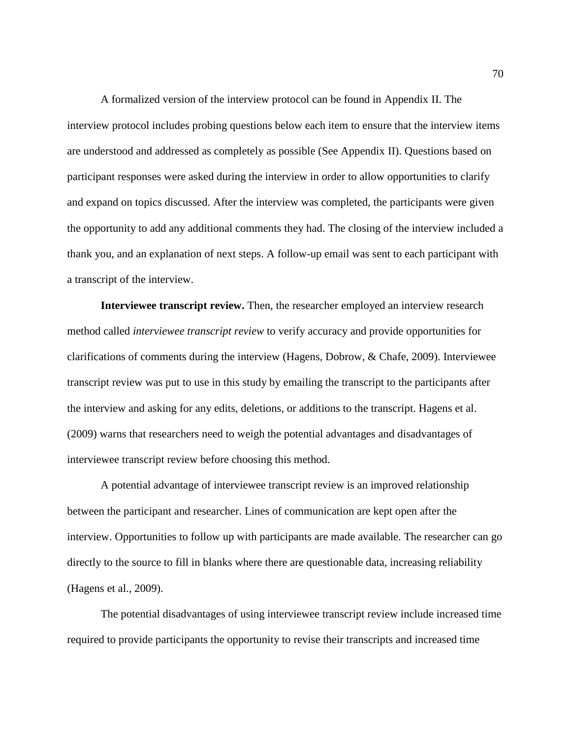A formalized version of the interview protocol can be found in Appendix II. The interview protocol includes probing questions below each item to ensure that the interview items are understood and addressed as completely as possible (See Appendix II). Questions based on participant responses were asked during the interview in order to allow opportunities to clarify and expand on topics discussed. After the interview was completed, the participants were given the opportunity to add any additional comments they had. The closing of the interview included a thank you, and an explanation of next steps. A follow-up email was sent to each participant with a transcript of the interview.

**Interviewee transcript review.** Then, the researcher employed an interview research method called *interviewee transcript review* to verify accuracy and provide opportunities for clarifications of comments during the interview (Hagens, Dobrow, & Chafe, 2009). Interviewee transcript review was put to use in this study by emailing the transcript to the participants after the interview and asking for any edits, deletions, or additions to the transcript. Hagens et al. (2009) warns that researchers need to weigh the potential advantages and disadvantages of interviewee transcript review before choosing this method.

A potential advantage of interviewee transcript review is an improved relationship between the participant and researcher. Lines of communication are kept open after the interview. Opportunities to follow up with participants are made available. The researcher can go directly to the source to fill in blanks where there are questionable data, increasing reliability (Hagens et al., 2009).

The potential disadvantages of using interviewee transcript review include increased time required to provide participants the opportunity to revise their transcripts and increased time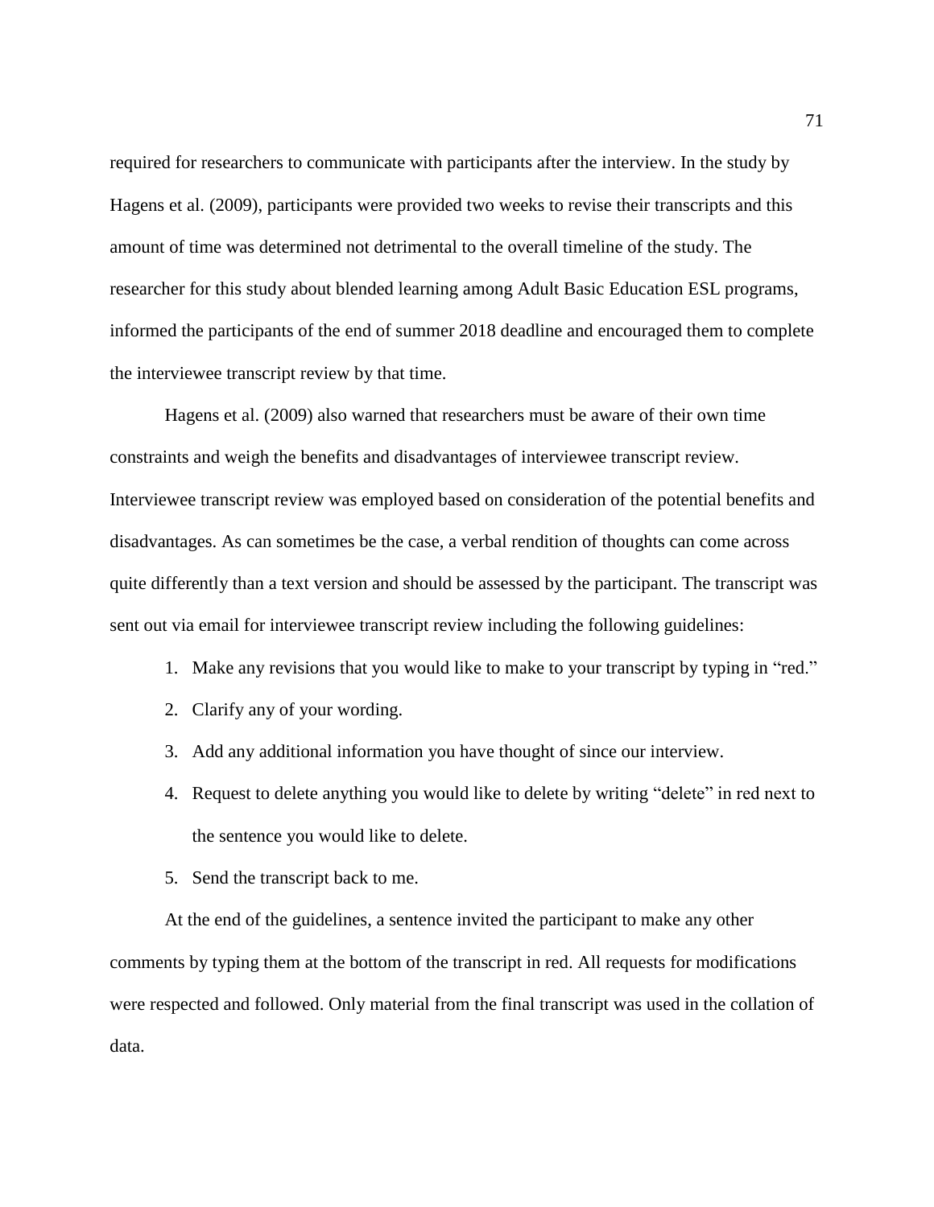required for researchers to communicate with participants after the interview. In the study by Hagens et al. (2009), participants were provided two weeks to revise their transcripts and this amount of time was determined not detrimental to the overall timeline of the study. The researcher for this study about blended learning among Adult Basic Education ESL programs, informed the participants of the end of summer 2018 deadline and encouraged them to complete the interviewee transcript review by that time.

Hagens et al. (2009) also warned that researchers must be aware of their own time constraints and weigh the benefits and disadvantages of interviewee transcript review. Interviewee transcript review was employed based on consideration of the potential benefits and disadvantages. As can sometimes be the case, a verbal rendition of thoughts can come across quite differently than a text version and should be assessed by the participant. The transcript was sent out via email for interviewee transcript review including the following guidelines:

1. Make any revisions that you would like to make to your transcript by typing in "red."
2. Clarify any of your wording.
3. Add any additional information you have thought of since our interview.
4. Request to delete anything you would like to delete by writing "delete" in red next to the sentence you would like to delete.
5. Send the transcript back to me.

At the end of the guidelines, a sentence invited the participant to make any other comments by typing them at the bottom of the transcript in red. All requests for modifications were respected and followed. Only material from the final transcript was used in the collation of data.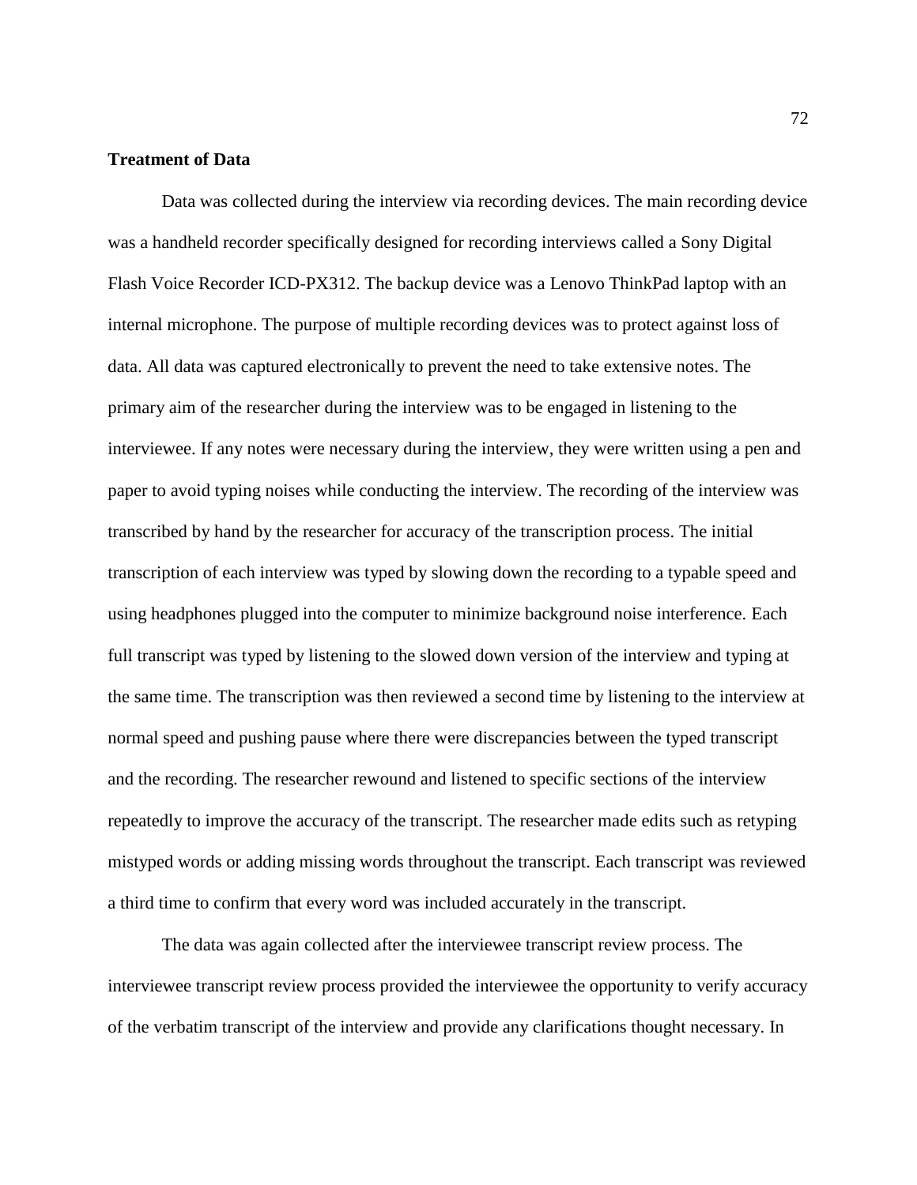### Treatment of Data

Data was collected during the interview via recording devices. The main recording device was a handheld recorder specifically designed for recording interviews called a Sony Digital Flash Voice Recorder ICD-PX312. The backup device was a Lenovo ThinkPad laptop with an internal microphone. The purpose of multiple recording devices was to protect against loss of data. All data was captured electronically to prevent the need to take extensive notes. The primary aim of the researcher during the interview was to be engaged in listening to the interviewee. If any notes were necessary during the interview, they were written using a pen and paper to avoid typing noises while conducting the interview. The recording of the interview was transcribed by hand by the researcher for accuracy of the transcription process. The initial transcription of each interview was typed by slowing down the recording to a typable speed and using headphones plugged into the computer to minimize background noise interference. Each full transcript was typed by listening to the slowed down version of the interview and typing at the same time. The transcription was then reviewed a second time by listening to the interview at normal speed and pushing pause where there were discrepancies between the typed transcript and the recording. The researcher rewound and listened to specific sections of the interview repeatedly to improve the accuracy of the transcript. The researcher made edits such as retyping mistyped words or adding missing words throughout the transcript. Each transcript was reviewed a third time to confirm that every word was included accurately in the transcript.

The data was again collected after the interviewee transcript review process. The interviewee transcript review process provided the interviewee the opportunity to verify accuracy of the verbatim transcript of the interview and provide any clarifications thought necessary. In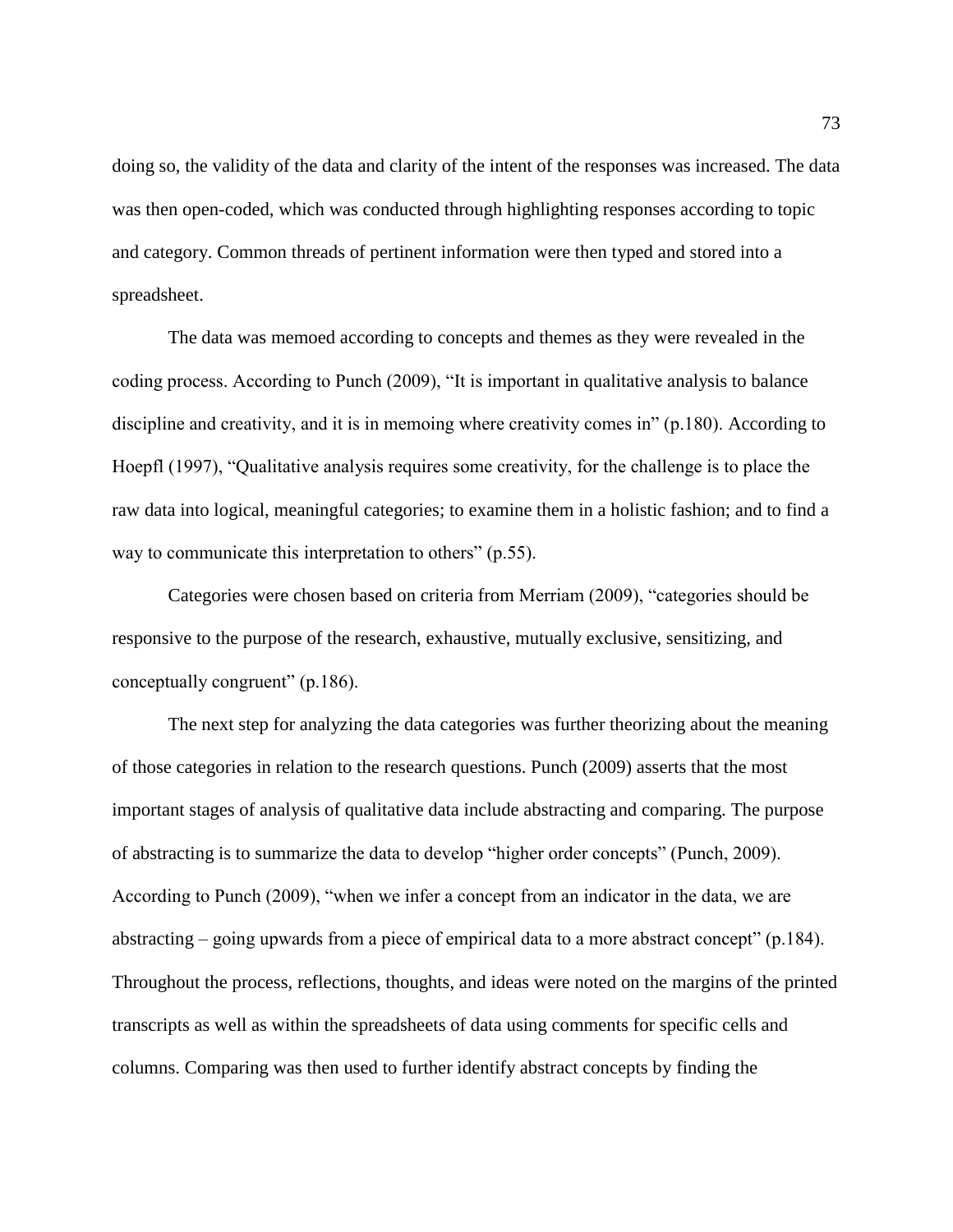doing so, the validity of the data and clarity of the intent of the responses was increased. The data was then open-coded, which was conducted through highlighting responses according to topic and category. Common threads of pertinent information were then typed and stored into a spreadsheet.

The data was memoed according to concepts and themes as they were revealed in the coding process. According to Punch (2009), "It is important in qualitative analysis to balance discipline and creativity, and it is in memoing where creativity comes in" (p.180). According to Hoepfl (1997), "Qualitative analysis requires some creativity, for the challenge is to place the raw data into logical, meaningful categories; to examine them in a holistic fashion; and to find a way to communicate this interpretation to others" (p.55).

Categories were chosen based on criteria from Merriam (2009), "categories should be responsive to the purpose of the research, exhaustive, mutually exclusive, sensitizing, and conceptually congruent" (p.186).

The next step for analyzing the data categories was further theorizing about the meaning of those categories in relation to the research questions. Punch (2009) asserts that the most important stages of analysis of qualitative data include abstracting and comparing. The purpose of abstracting is to summarize the data to develop "higher order concepts" (Punch, 2009). According to Punch (2009), "when we infer a concept from an indicator in the data, we are abstracting – going upwards from a piece of empirical data to a more abstract concept" (p.184). Throughout the process, reflections, thoughts, and ideas were noted on the margins of the printed transcripts as well as within the spreadsheets of data using comments for specific cells and columns. Comparing was then used to further identify abstract concepts by finding the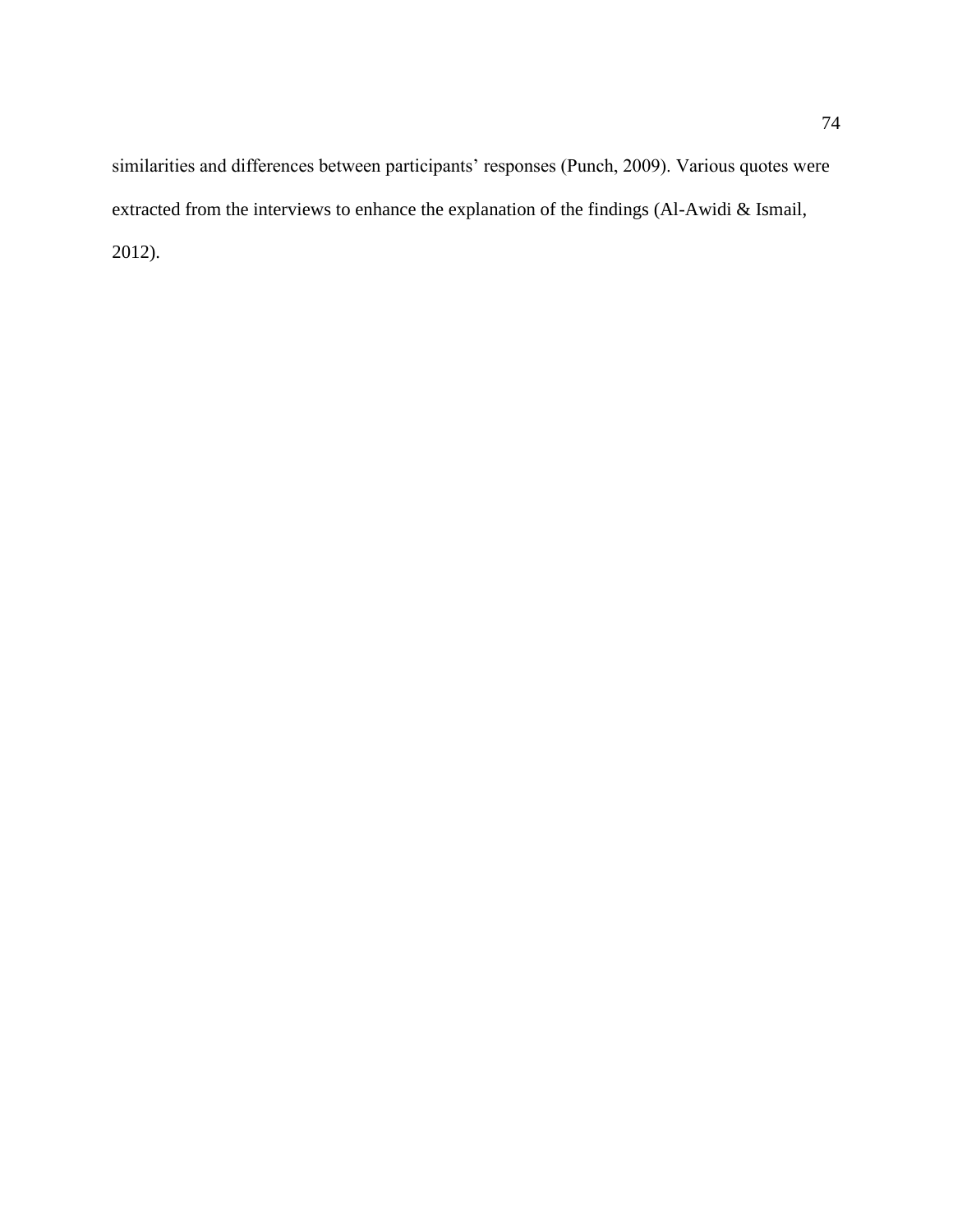similarities and differences between participants' responses (Punch, 2009). Various quotes were extracted from the interviews to enhance the explanation of the findings (Al-Awidi & Ismail, 2012).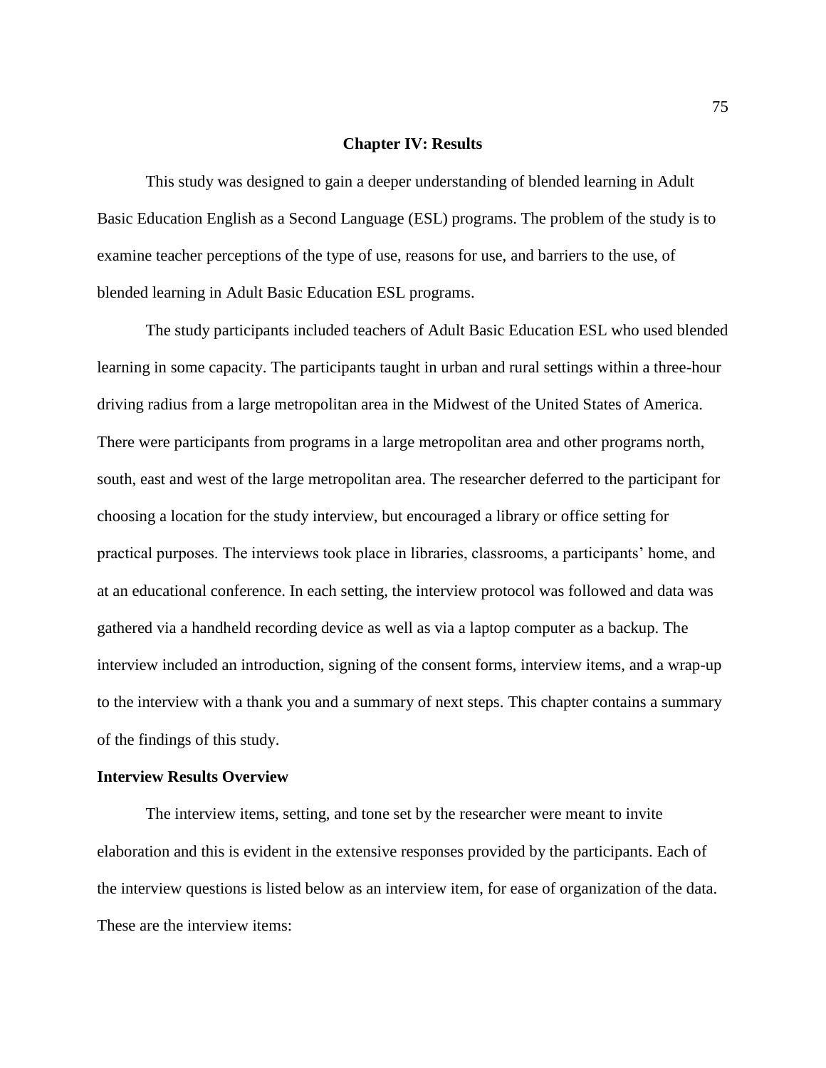# Chapter IV: Results

This study was designed to gain a deeper understanding of blended learning in Adult Basic Education English as a Second Language (ESL) programs. The problem of the study is to examine teacher perceptions of the type of use, reasons for use, and barriers to the use, of blended learning in Adult Basic Education ESL programs.

The study participants included teachers of Adult Basic Education ESL who used blended learning in some capacity. The participants taught in urban and rural settings within a three-hour driving radius from a large metropolitan area in the Midwest of the United States of America. There were participants from programs in a large metropolitan area and other programs north, south, east and west of the large metropolitan area. The researcher deferred to the participant for choosing a location for the study interview, but encouraged a library or office setting for practical purposes. The interviews took place in libraries, classrooms, a participants' home, and at an educational conference. In each setting, the interview protocol was followed and data was gathered via a handheld recording device as well as via a laptop computer as a backup. The interview included an introduction, signing of the consent forms, interview items, and a wrap-up to the interview with a thank you and a summary of next steps. This chapter contains a summary of the findings of this study.

## Interview Results Overview

The interview items, setting, and tone set by the researcher were meant to invite elaboration and this is evident in the extensive responses provided by the participants. Each of the interview questions is listed below as an interview item, for ease of organization of the data. These are the interview items: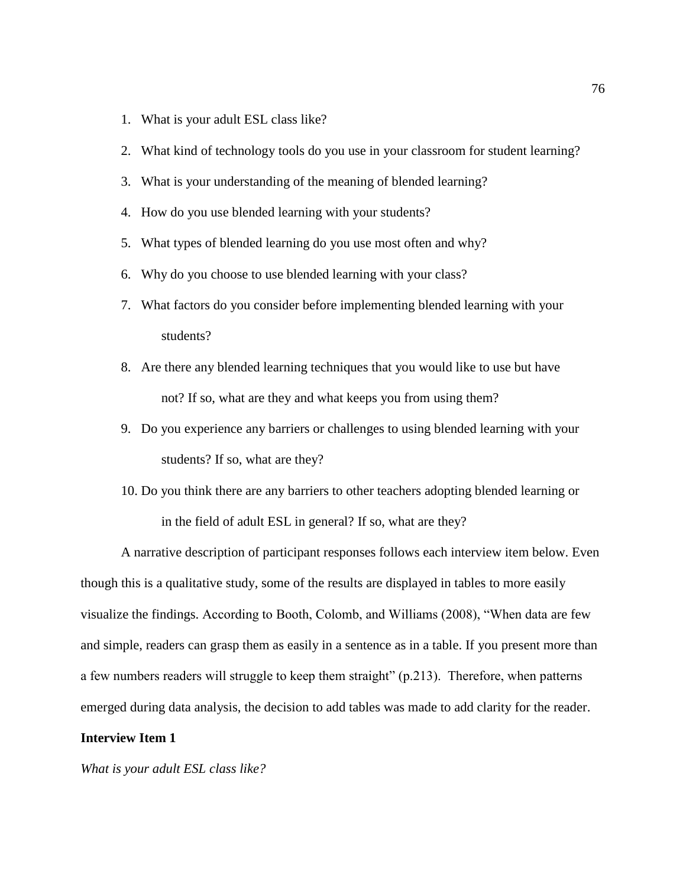1. What is your adult ESL class like?
2. What kind of technology tools do you use in your classroom for student learning?
3. What is your understanding of the meaning of blended learning?
4. How do you use blended learning with your students?
5. What types of blended learning do you use most often and why?
6. Why do you choose to use blended learning with your class?
7. What factors do you consider before implementing blended learning with your students?
8. Are there any blended learning techniques that you would like to use but have not? If so, what are they and what keeps you from using them?
9. Do you experience any barriers or challenges to using blended learning with your students? If so, what are they?
10. Do you think there are any barriers to other teachers adopting blended learning or in the field of adult ESL in general? If so, what are they?

A narrative description of participant responses follows each interview item below. Even though this is a qualitative study, some of the results are displayed in tables to more easily visualize the findings. According to Booth, Colomb, and Williams (2008), "When data are few and simple, readers can grasp them as easily in a sentence as in a table. If you present more than a few numbers readers will struggle to keep them straight" (p.213). Therefore, when patterns emerged during data analysis, the decision to add tables was made to add clarity for the reader.

**Interview Item 1**

*What is your adult ESL class like?*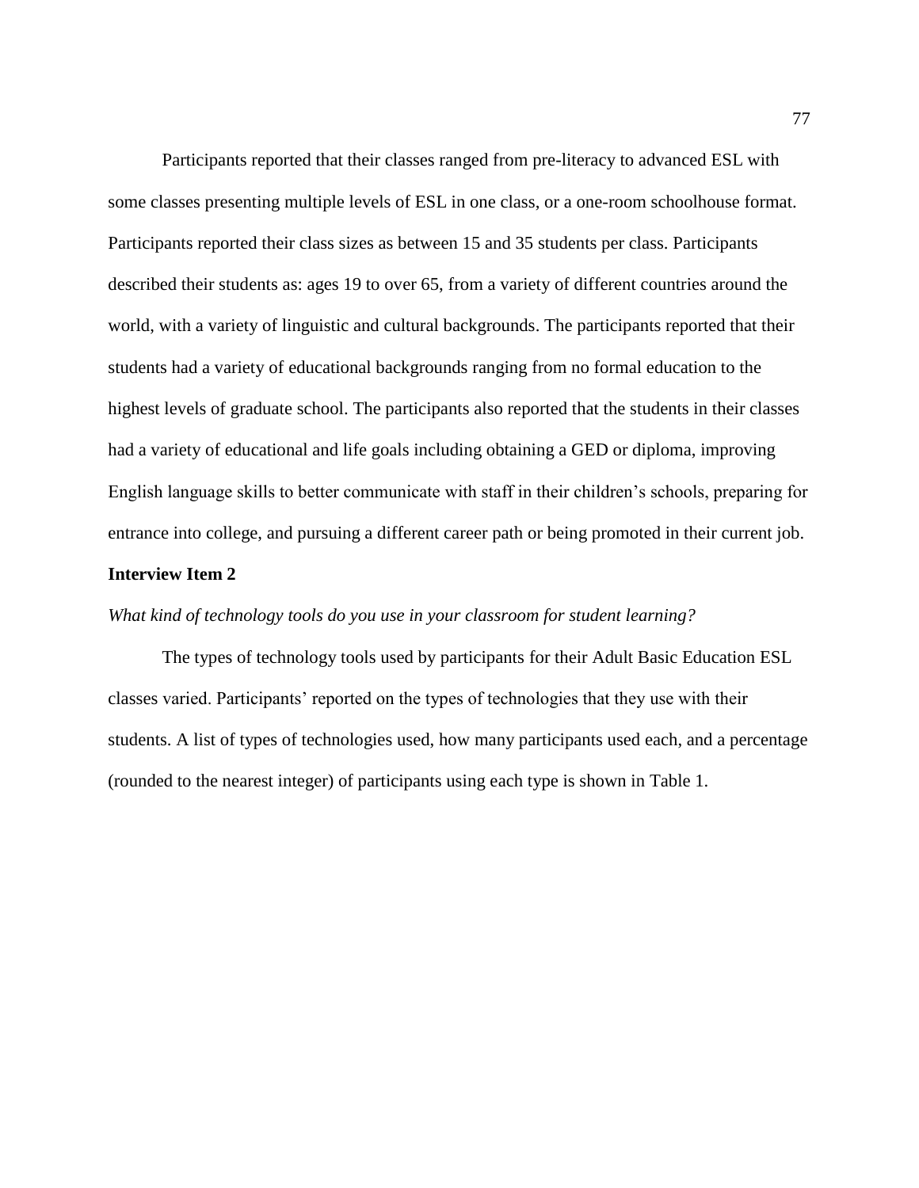Participants reported that their classes ranged from pre-literacy to advanced ESL with some classes presenting multiple levels of ESL in one class, or a one-room schoolhouse format. Participants reported their class sizes as between 15 and 35 students per class. Participants described their students as: ages 19 to over 65, from a variety of different countries around the world, with a variety of linguistic and cultural backgrounds. The participants reported that their students had a variety of educational backgrounds ranging from no formal education to the highest levels of graduate school. The participants also reported that the students in their classes had a variety of educational and life goals including obtaining a GED or diploma, improving English language skills to better communicate with staff in their children's schools, preparing for entrance into college, and pursuing a different career path or being promoted in their current job.

**Interview Item 2**

*What kind of technology tools do you use in your classroom for student learning?*

The types of technology tools used by participants for their Adult Basic Education ESL classes varied. Participants' reported on the types of technologies that they use with their students. A list of types of technologies used, how many participants used each, and a percentage (rounded to the nearest integer) of participants using each type is shown in Table 1.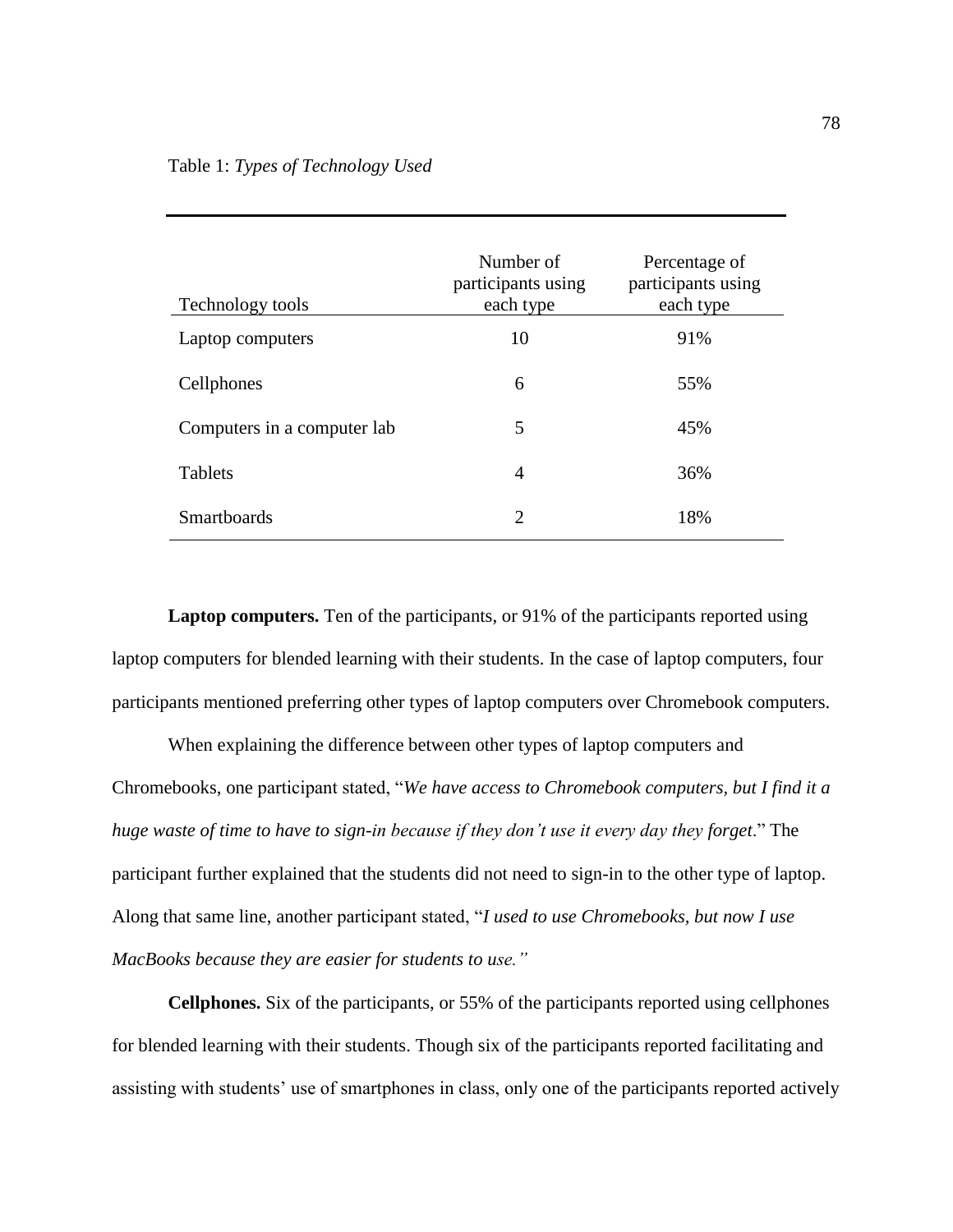Table 1: *Types of Technology Used*

| Technology tools | Number of participants using each type | Percentage of participants using each type |
|---|---|---|
| Laptop computers | 10 | 91% |
| Cellphones | 6 | 55% |
| Computers in a computer lab | 5 | 45% |
| Tablets | 4 | 36% |
| Smartboards | 2 | 18% |

**Laptop computers.** Ten of the participants, or 91% of the participants reported using laptop computers for blended learning with their students. In the case of laptop computers, four participants mentioned preferring other types of laptop computers over Chromebook computers.

When explaining the difference between other types of laptop computers and Chromebooks, one participant stated, "*We have access to Chromebook computers, but I find it a huge waste of time to have to sign-in because if they don't use it every day they forget*." The participant further explained that the students did not need to sign-in to the other type of laptop. Along that same line, another participant stated, "*I used to use Chromebooks, but now I use MacBooks because they are easier for students to use."*

**Cellphones.** Six of the participants, or 55% of the participants reported using cellphones for blended learning with their students. Though six of the participants reported facilitating and assisting with students' use of smartphones in class, only one of the participants reported actively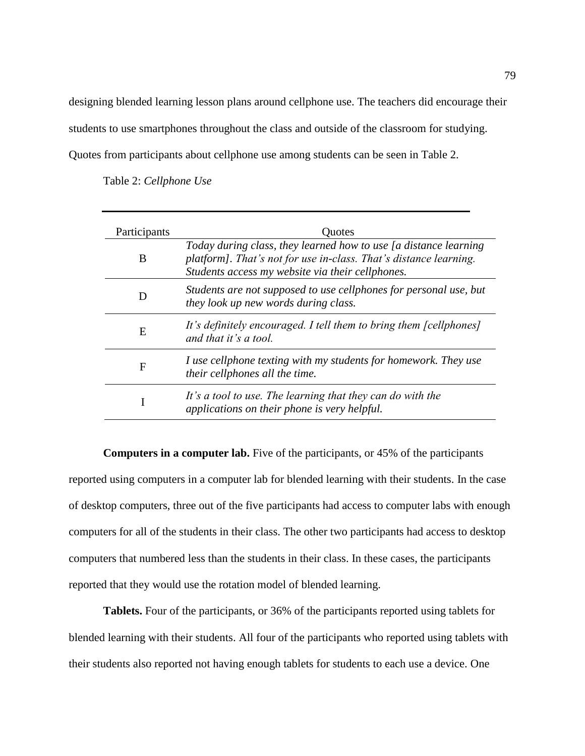designing blended learning lesson plans around cellphone use. The teachers did encourage their students to use smartphones throughout the class and outside of the classroom for studying. Quotes from participants about cellphone use among students can be seen in Table 2.

Table 2: *Cellphone Use*

| Participants | Quotes |
| --- | --- |
| B | *Today during class, they learned how to use [a distance learning platform]. That's not for use in-class. That's distance learning. Students access my website via their cellphones.* |
| D | *Students are not supposed to use cellphones for personal use, but they look up new words during class.* |
| E | *It's definitely encouraged. I tell them to bring them [cellphones] and that it's a tool.* |
| F | *I use cellphone texting with my students for homework. They use their cellphones all the time.* |
| I | *It's a tool to use. The learning that they can do with the applications on their phone is very helpful.* |

**Computers in a computer lab.** Five of the participants, or 45% of the participants reported using computers in a computer lab for blended learning with their students. In the case of desktop computers, three out of the five participants had access to computer labs with enough computers for all of the students in their class. The other two participants had access to desktop computers that numbered less than the students in their class. In these cases, the participants reported that they would use the rotation model of blended learning.

**Tablets.** Four of the participants, or 36% of the participants reported using tablets for blended learning with their students. All four of the participants who reported using tablets with their students also reported not having enough tablets for students to each use a device. One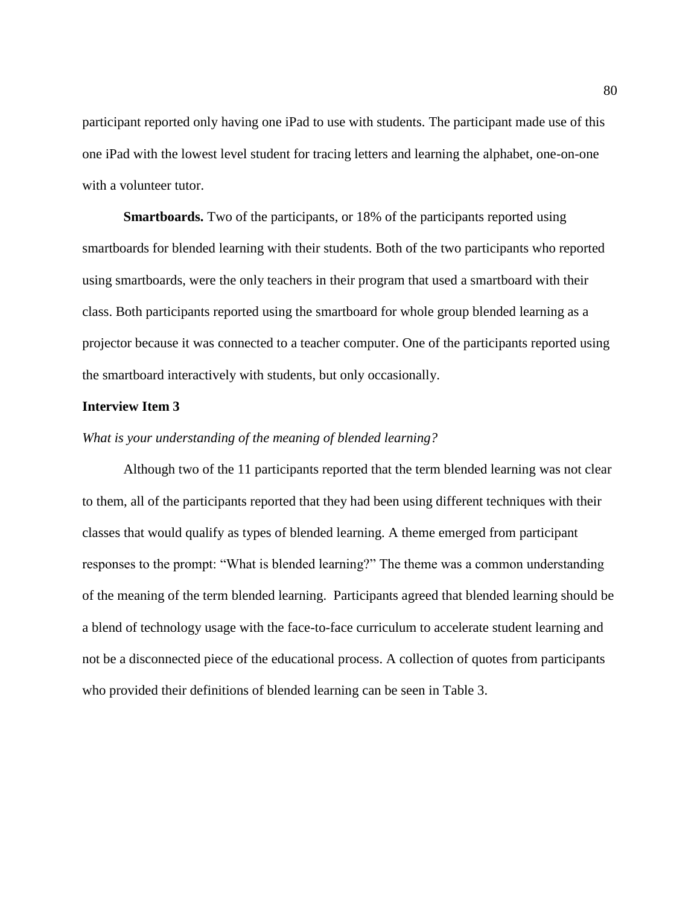participant reported only having one iPad to use with students. The participant made use of this one iPad with the lowest level student for tracing letters and learning the alphabet, one-on-one with a volunteer tutor.

**Smartboards.** Two of the participants, or 18% of the participants reported using smartboards for blended learning with their students. Both of the two participants who reported using smartboards, were the only teachers in their program that used a smartboard with their class. Both participants reported using the smartboard for whole group blended learning as a projector because it was connected to a teacher computer. One of the participants reported using the smartboard interactively with students, but only occasionally.

### Interview Item 3

*What is your understanding of the meaning of blended learning?*

Although two of the 11 participants reported that the term blended learning was not clear to them, all of the participants reported that they had been using different techniques with their classes that would qualify as types of blended learning. A theme emerged from participant responses to the prompt: "What is blended learning?" The theme was a common understanding of the meaning of the term blended learning. Participants agreed that blended learning should be a blend of technology usage with the face-to-face curriculum to accelerate student learning and not be a disconnected piece of the educational process. A collection of quotes from participants who provided their definitions of blended learning can be seen in Table 3.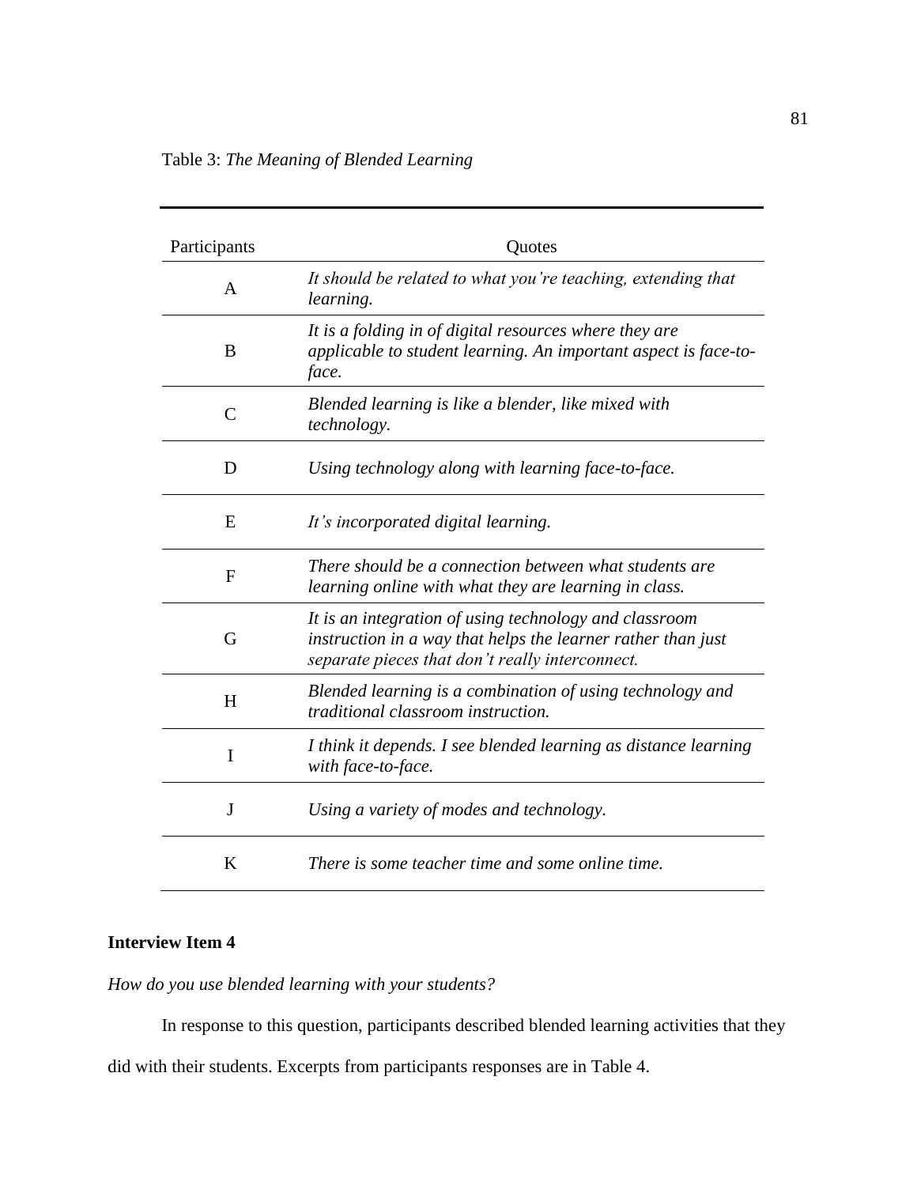Table 3: *The Meaning of Blended Learning*

| Participants | Quotes |
|---|---|
| A | *It should be related to what you're teaching, extending that learning.* |
| B | *It is a folding in of digital resources where they are applicable to student learning. An important aspect is face-to-face.* |
| C | *Blended learning is like a blender, like mixed with technology.* |
| D | *Using technology along with learning face-to-face.* |
| E | *It's incorporated digital learning.* |
| F | *There should be a connection between what students are learning online with what they are learning in class.* |
| G | *It is an integration of using technology and classroom instruction in a way that helps the learner rather than just separate pieces that don't really interconnect.* |
| H | *Blended learning is a combination of using technology and traditional classroom instruction.* |
| I | *I think it depends. I see blended learning as distance learning with face-to-face.* |
| J | *Using a variety of modes and technology.* |
| K | *There is some teacher time and some online time.* |

**Interview Item 4**

*How do you use blended learning with your students?*

In response to this question, participants described blended learning activities that they did with their students. Excerpts from participants responses are in Table 4.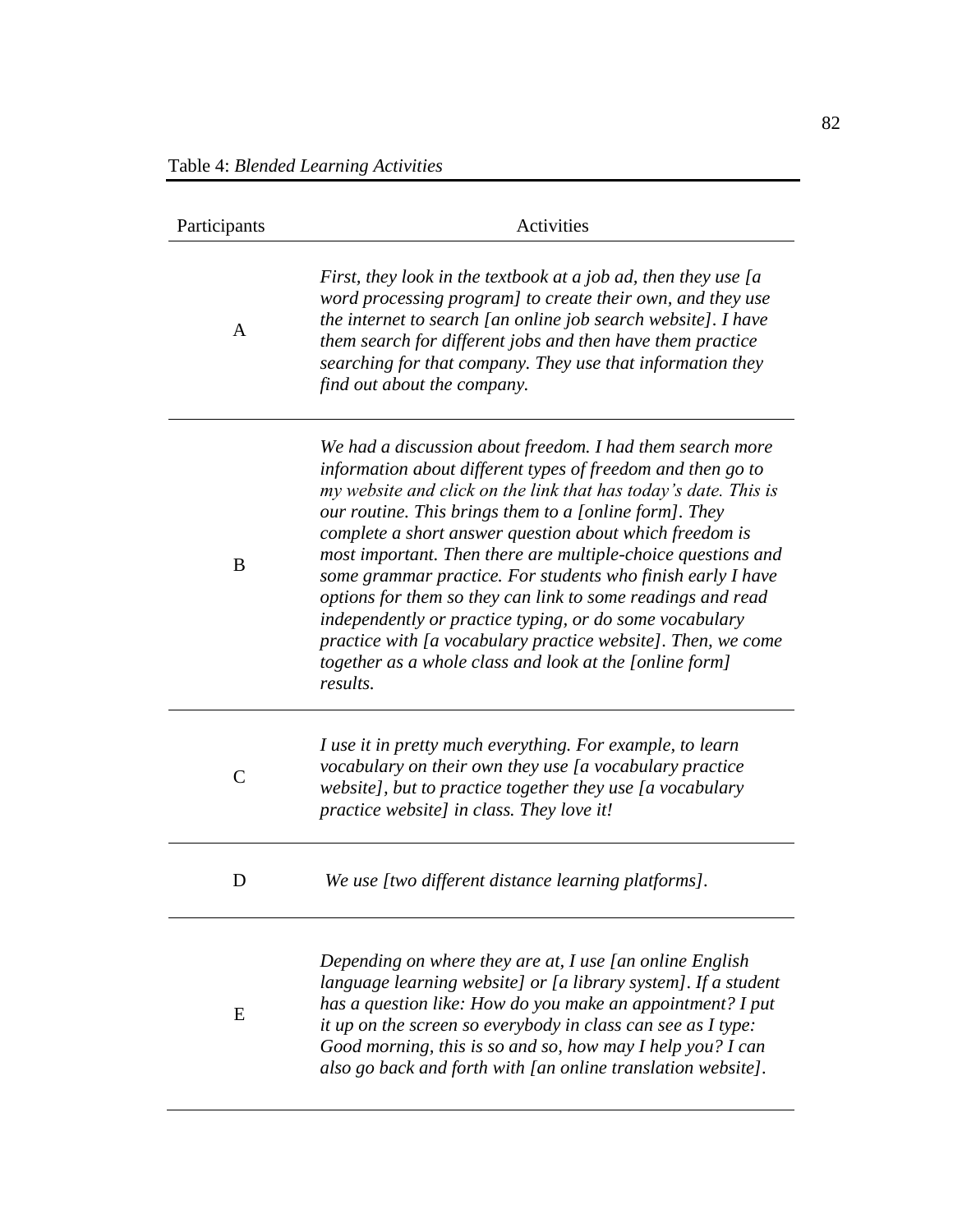Table 4: *Blended Learning Activities*

| Participants | Activities |
|---|---|
| A | *First, they look in the textbook at a job ad, then they use [a word processing program] to create their own, and they use the internet to search [an online job search website]. I have them search for different jobs and then have them practice searching for that company. They use that information they find out about the company.* |
| B | *We had a discussion about freedom. I had them search more information about different types of freedom and then go to my website and click on the link that has today's date. This is our routine. This brings them to a [online form]. They complete a short answer question about which freedom is most important. Then there are multiple-choice questions and some grammar practice. For students who finish early I have options for them so they can link to some readings and read independently or practice typing, or do some vocabulary practice with [a vocabulary practice website]. Then, we come together as a whole class and look at the [online form] results.* |
| C | *I use it in pretty much everything. For example, to learn vocabulary on their own they use [a vocabulary practice website], but to practice together they use [a vocabulary practice website] in class. They love it!* |
| D | *We use [two different distance learning platforms].* |
| E | *Depending on where they are at, I use [an online English language learning website] or [a library system]. If a student has a question like: How do you make an appointment? I put it up on the screen so everybody in class can see as I type: Good morning, this is so and so, how may I help you? I can also go back and forth with [an online translation website].* |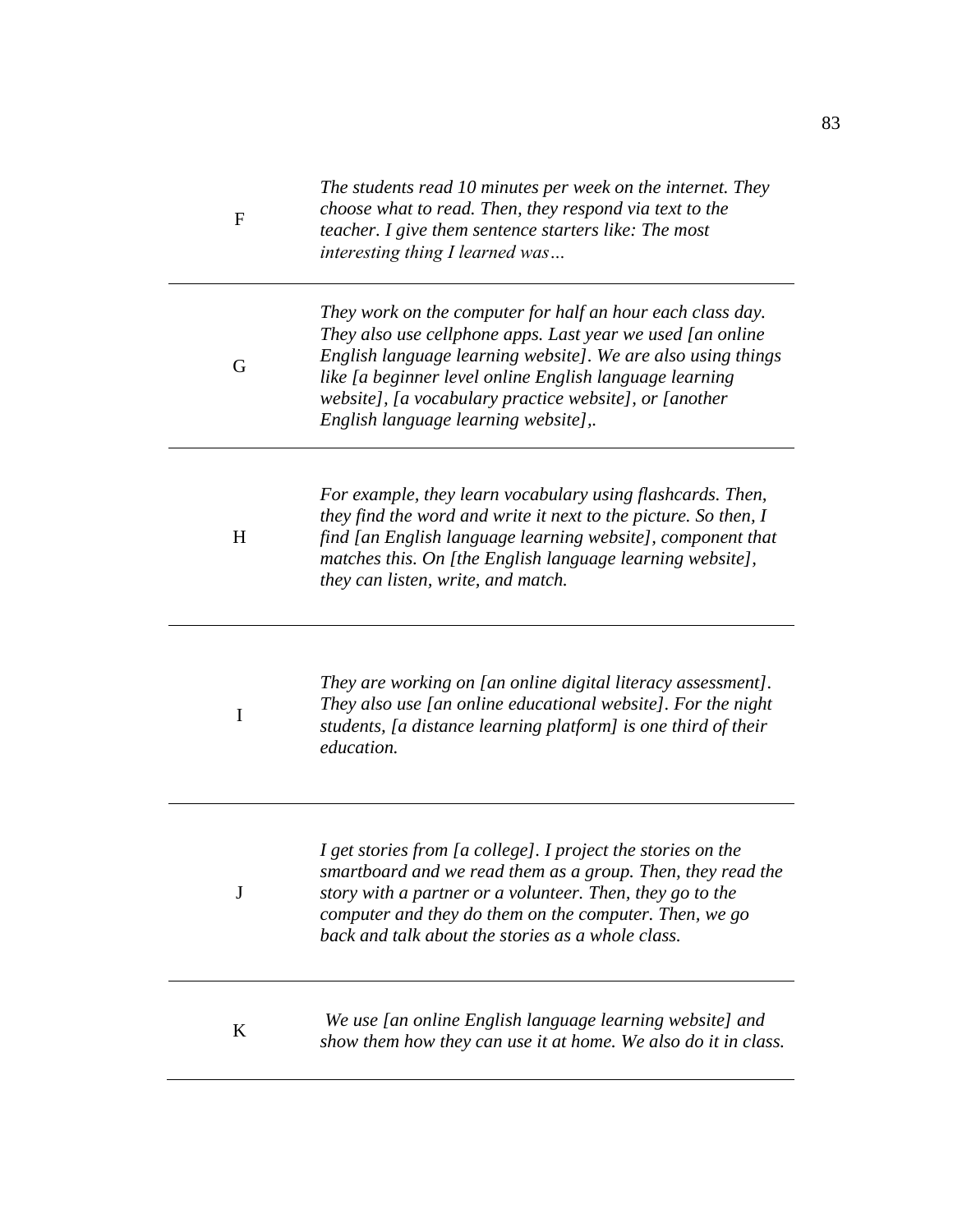| | |
|---|---|
| F | *The students read 10 minutes per week on the internet. They choose what to read. Then, they respond via text to the teacher. I give them sentence starters like: The most interesting thing I learned was…* |
| G | *They work on the computer for half an hour each class day. They also use cellphone apps. Last year we used [an online English language learning website]. We are also using things like [a beginner level online English language learning website], [a vocabulary practice website], or [another English language learning website],.* |
| H | *For example, they learn vocabulary using flashcards. Then, they find the word and write it next to the picture. So then, I find [an English language learning website], component that matches this. On [the English language learning website], they can listen, write, and match.* |
| I | *They are working on [an online digital literacy assessment]. They also use [an online educational website]. For the night students, [a distance learning platform] is one third of their education.* |
| J | *I get stories from [a college]. I project the stories on the smartboard and we read them as a group. Then, they read the story with a partner or a volunteer. Then, they go to the computer and they do them on the computer. Then, we go back and talk about the stories as a whole class.* |
| K | *We use [an online English language learning website] and show them how they can use it at home. We also do it in class.* |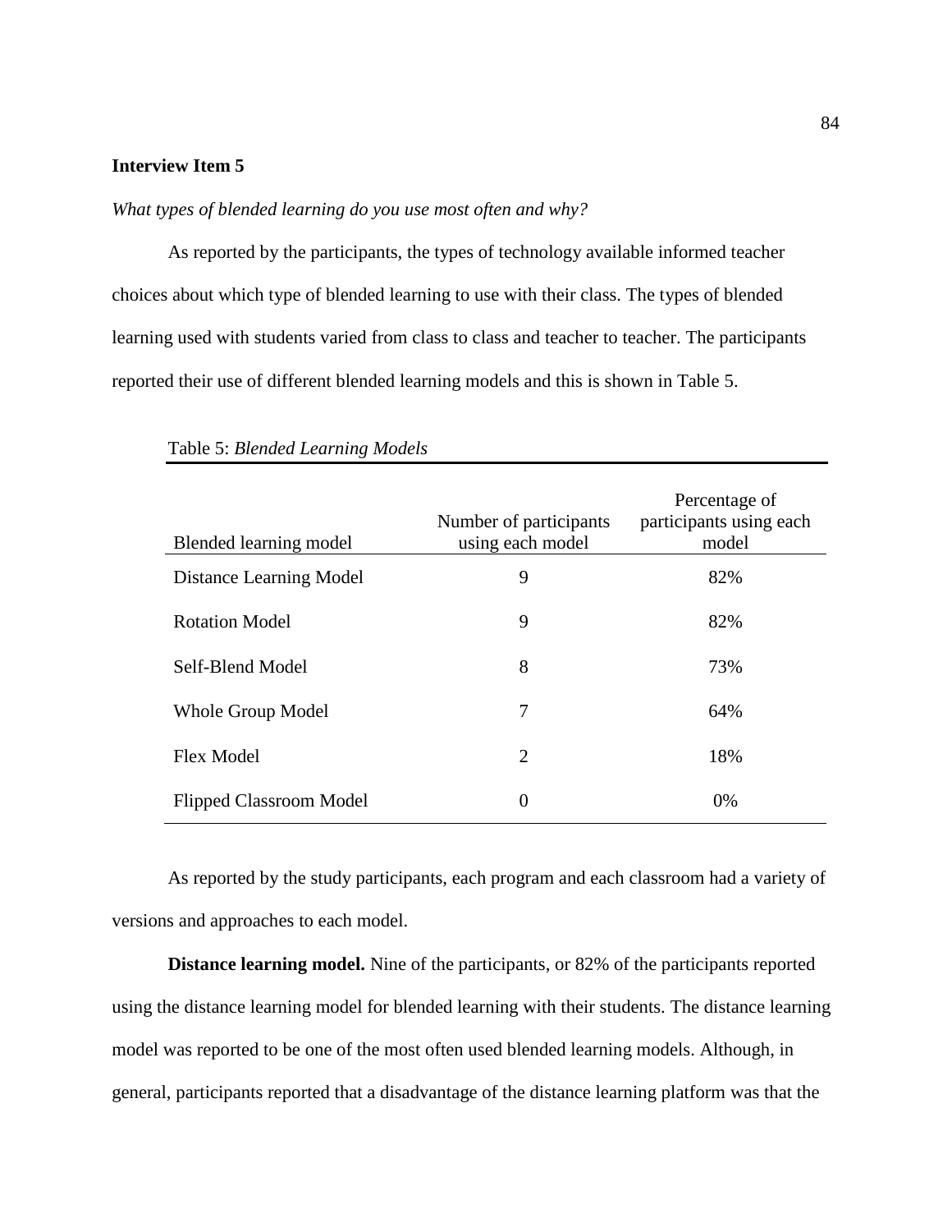**Interview Item 5**

*What types of blended learning do you use most often and why?*

As reported by the participants, the types of technology available informed teacher choices about which type of blended learning to use with their class. The types of blended learning used with students varied from class to class and teacher to teacher. The participants reported their use of different blended learning models and this is shown in Table 5.

Table 5: *Blended Learning Models*

| Blended learning model | Number of participants using each model | Percentage of participants using each model |
|---|---|---|
| Distance Learning Model | 9 | 82% |
| Rotation Model | 9 | 82% |
| Self-Blend Model | 8 | 73% |
| Whole Group Model | 7 | 64% |
| Flex Model | 2 | 18% |
| Flipped Classroom Model | 0 | 0% |

As reported by the study participants, each program and each classroom had a variety of versions and approaches to each model.

**Distance learning model.** Nine of the participants, or 82% of the participants reported using the distance learning model for blended learning with their students. The distance learning model was reported to be one of the most often used blended learning models. Although, in general, participants reported that a disadvantage of the distance learning platform was that the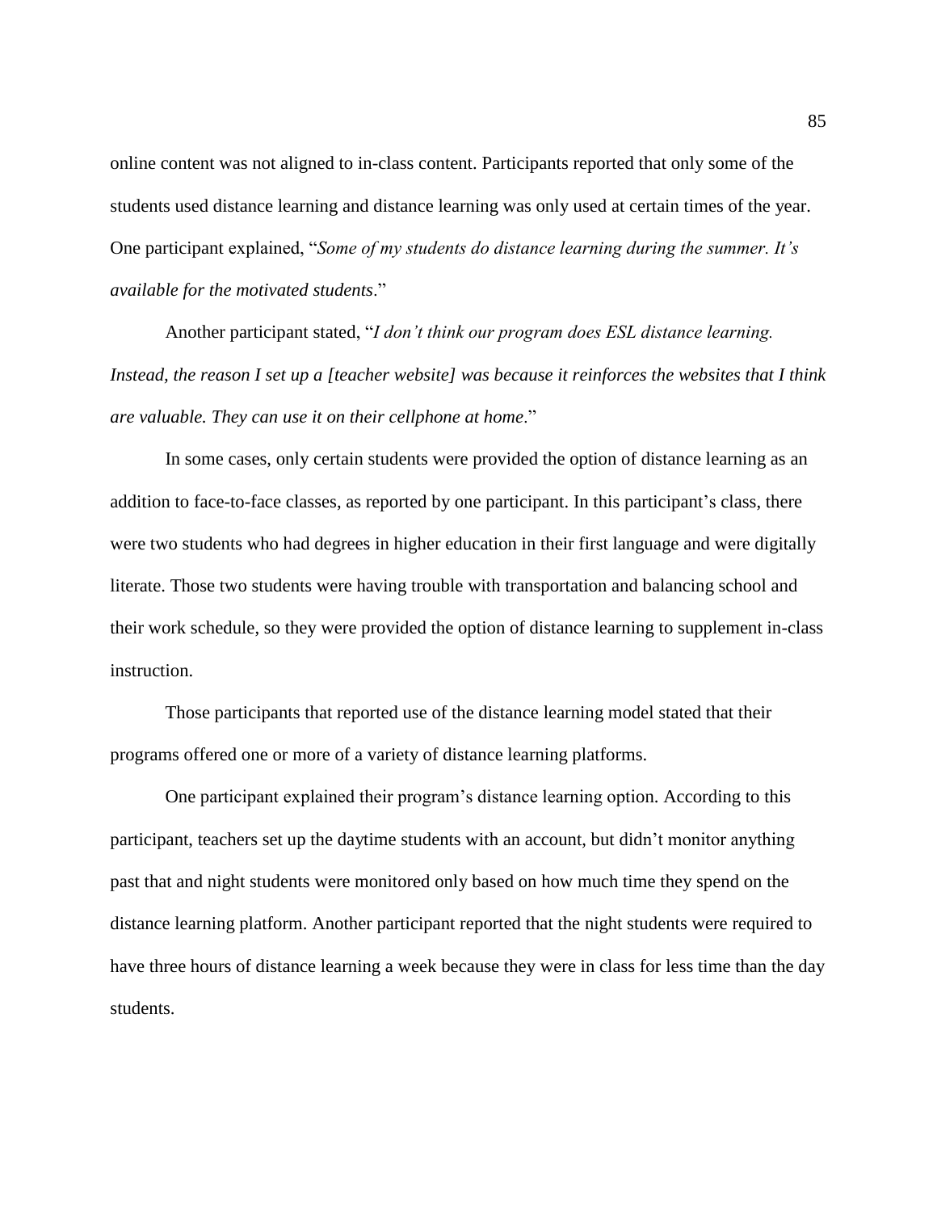online content was not aligned to in-class content. Participants reported that only some of the students used distance learning and distance learning was only used at certain times of the year. One participant explained, "*Some of my students do distance learning during the summer. It's available for the motivated students*."

Another participant stated, "*I don't think our program does ESL distance learning. Instead, the reason I set up a [teacher website] was because it reinforces the websites that I think are valuable. They can use it on their cellphone at home*."

In some cases, only certain students were provided the option of distance learning as an addition to face-to-face classes, as reported by one participant. In this participant's class, there were two students who had degrees in higher education in their first language and were digitally literate. Those two students were having trouble with transportation and balancing school and their work schedule, so they were provided the option of distance learning to supplement in-class instruction.

Those participants that reported use of the distance learning model stated that their programs offered one or more of a variety of distance learning platforms.

One participant explained their program's distance learning option. According to this participant, teachers set up the daytime students with an account, but didn't monitor anything past that and night students were monitored only based on how much time they spend on the distance learning platform. Another participant reported that the night students were required to have three hours of distance learning a week because they were in class for less time than the day students.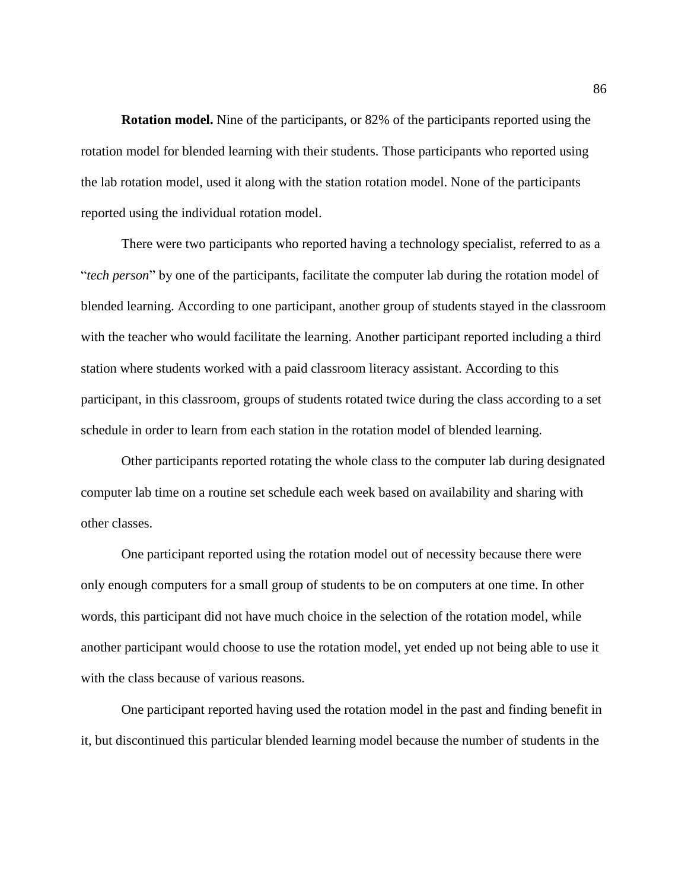**Rotation model.** Nine of the participants, or 82% of the participants reported using the rotation model for blended learning with their students. Those participants who reported using the lab rotation model, used it along with the station rotation model. None of the participants reported using the individual rotation model.

There were two participants who reported having a technology specialist, referred to as a "*tech person*" by one of the participants, facilitate the computer lab during the rotation model of blended learning. According to one participant, another group of students stayed in the classroom with the teacher who would facilitate the learning. Another participant reported including a third station where students worked with a paid classroom literacy assistant. According to this participant, in this classroom, groups of students rotated twice during the class according to a set schedule in order to learn from each station in the rotation model of blended learning.

Other participants reported rotating the whole class to the computer lab during designated computer lab time on a routine set schedule each week based on availability and sharing with other classes.

One participant reported using the rotation model out of necessity because there were only enough computers for a small group of students to be on computers at one time. In other words, this participant did not have much choice in the selection of the rotation model, while another participant would choose to use the rotation model, yet ended up not being able to use it with the class because of various reasons.

One participant reported having used the rotation model in the past and finding benefit in it, but discontinued this particular blended learning model because the number of students in the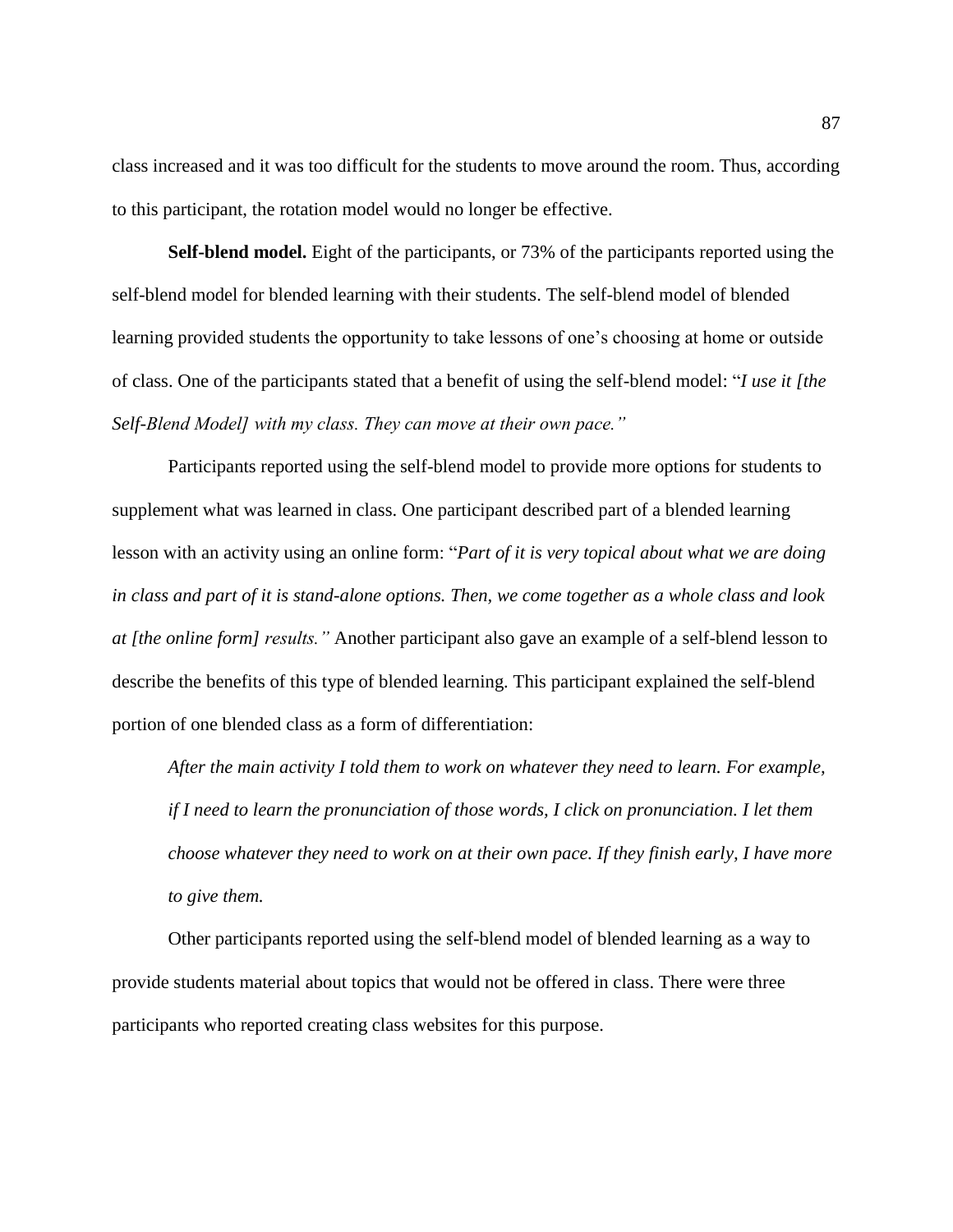class increased and it was too difficult for the students to move around the room. Thus, according to this participant, the rotation model would no longer be effective.

**Self-blend model.** Eight of the participants, or 73% of the participants reported using the self-blend model for blended learning with their students. The self-blend model of blended learning provided students the opportunity to take lessons of one's choosing at home or outside of class. One of the participants stated that a benefit of using the self-blend model: "*I use it [the Self-Blend Model] with my class. They can move at their own pace.*"

Participants reported using the self-blend model to provide more options for students to supplement what was learned in class. One participant described part of a blended learning lesson with an activity using an online form: "*Part of it is very topical about what we are doing in class and part of it is stand-alone options. Then, we come together as a whole class and look at [the online form] results.*" Another participant also gave an example of a self-blend lesson to describe the benefits of this type of blended learning. This participant explained the self-blend portion of one blended class as a form of differentiation:

> *After the main activity I told them to work on whatever they need to learn. For example, if I need to learn the pronunciation of those words, I click on pronunciation. I let them choose whatever they need to work on at their own pace. If they finish early, I have more to give them.*

Other participants reported using the self-blend model of blended learning as a way to provide students material about topics that would not be offered in class. There were three participants who reported creating class websites for this purpose.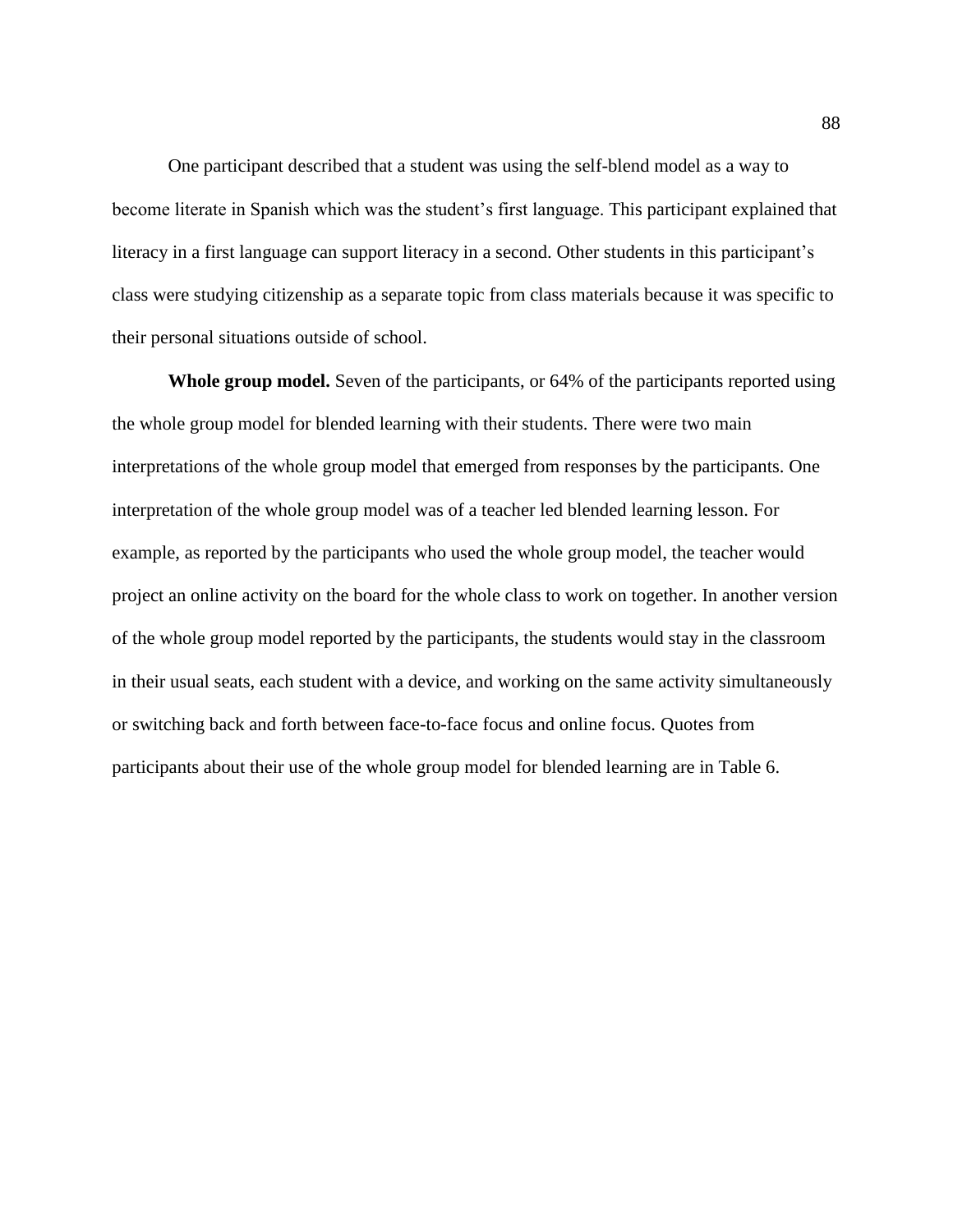One participant described that a student was using the self-blend model as a way to become literate in Spanish which was the student's first language. This participant explained that literacy in a first language can support literacy in a second. Other students in this participant's class were studying citizenship as a separate topic from class materials because it was specific to their personal situations outside of school.

**Whole group model.** Seven of the participants, or 64% of the participants reported using the whole group model for blended learning with their students. There were two main interpretations of the whole group model that emerged from responses by the participants. One interpretation of the whole group model was of a teacher led blended learning lesson. For example, as reported by the participants who used the whole group model, the teacher would project an online activity on the board for the whole class to work on together. In another version of the whole group model reported by the participants, the students would stay in the classroom in their usual seats, each student with a device, and working on the same activity simultaneously or switching back and forth between face-to-face focus and online focus. Quotes from participants about their use of the whole group model for blended learning are in Table 6.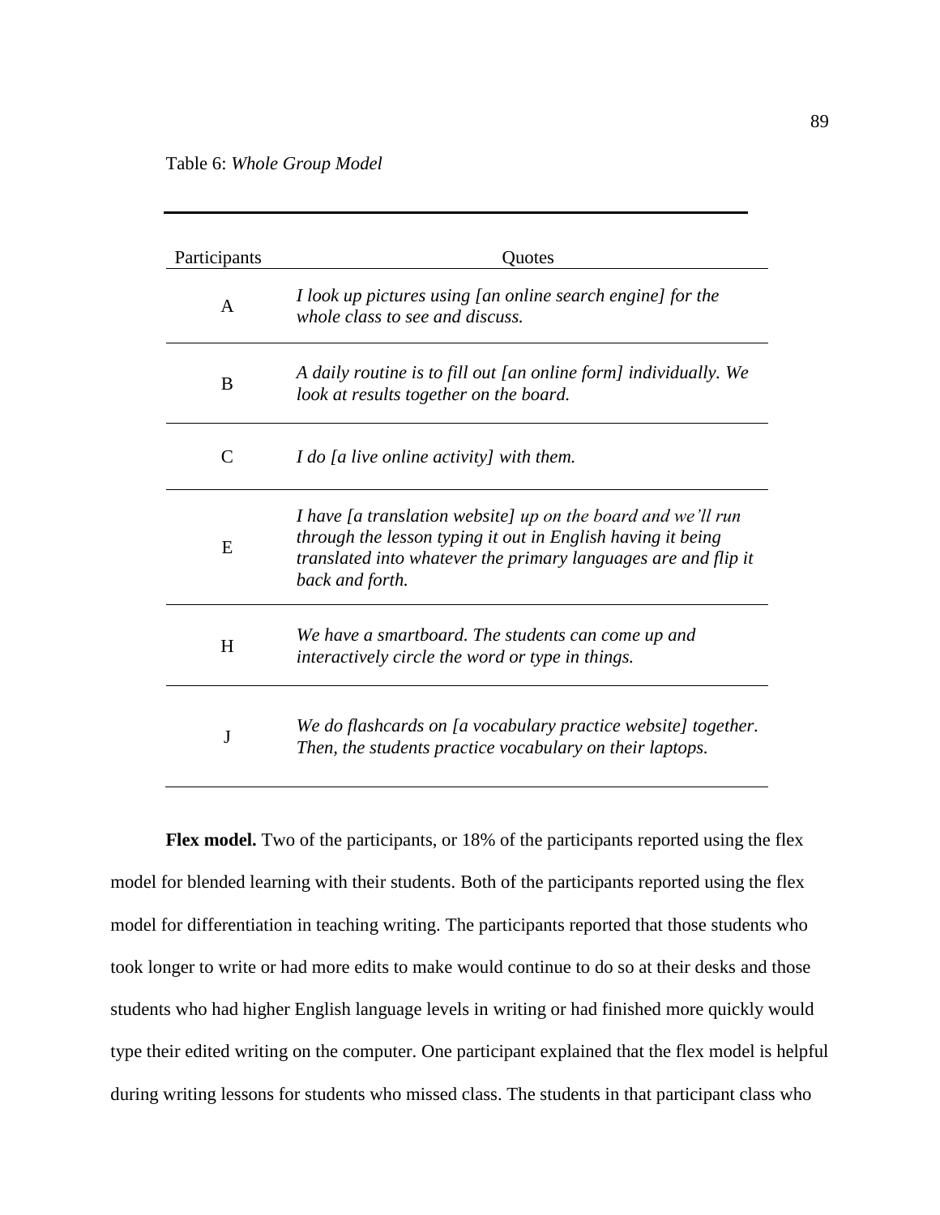Table 6: *Whole Group Model*

| Participants | Quotes |
| --- | --- |
| A | *I look up pictures using [an online search engine] for the whole class to see and discuss.* |
| B | *A daily routine is to fill out [an online form] individually. We look at results together on the board.* |
| C | *I do [a live online activity] with them.* |
| E | *I have [a translation website] up on the board and we'll run through the lesson typing it out in English having it being translated into whatever the primary languages are and flip it back and forth.* |
| H | *We have a smartboard. The students can come up and interactively circle the word or type in things.* |
| J | *We do flashcards on [a vocabulary practice website] together. Then, the students practice vocabulary on their laptops.* |

**Flex model.** Two of the participants, or 18% of the participants reported using the flex model for blended learning with their students. Both of the participants reported using the flex model for differentiation in teaching writing. The participants reported that those students who took longer to write or had more edits to make would continue to do so at their desks and those students who had higher English language levels in writing or had finished more quickly would type their edited writing on the computer. One participant explained that the flex model is helpful during writing lessons for students who missed class. The students in that participant class who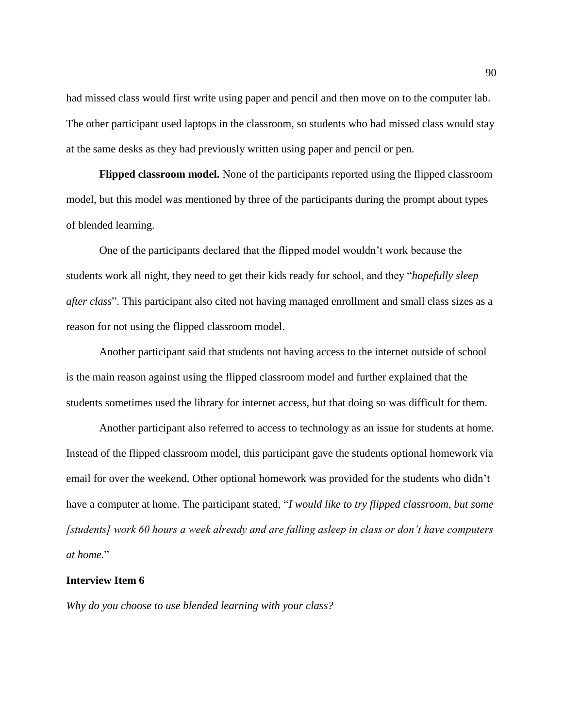had missed class would first write using paper and pencil and then move on to the computer lab. The other participant used laptops in the classroom, so students who had missed class would stay at the same desks as they had previously written using paper and pencil or pen.

**Flipped classroom model.** None of the participants reported using the flipped classroom model, but this model was mentioned by three of the participants during the prompt about types of blended learning.

One of the participants declared that the flipped model wouldn't work because the students work all night, they need to get their kids ready for school, and they "*hopefully sleep after class*". This participant also cited not having managed enrollment and small class sizes as a reason for not using the flipped classroom model.

Another participant said that students not having access to the internet outside of school is the main reason against using the flipped classroom model and further explained that the students sometimes used the library for internet access, but that doing so was difficult for them.

Another participant also referred to access to technology as an issue for students at home. Instead of the flipped classroom model, this participant gave the students optional homework via email for over the weekend. Other optional homework was provided for the students who didn't have a computer at home. The participant stated, "*I would like to try flipped classroom, but some [students] work 60 hours a week already and are falling asleep in class or don't have computers at home*."

**Interview Item 6**

*Why do you choose to use blended learning with your class?*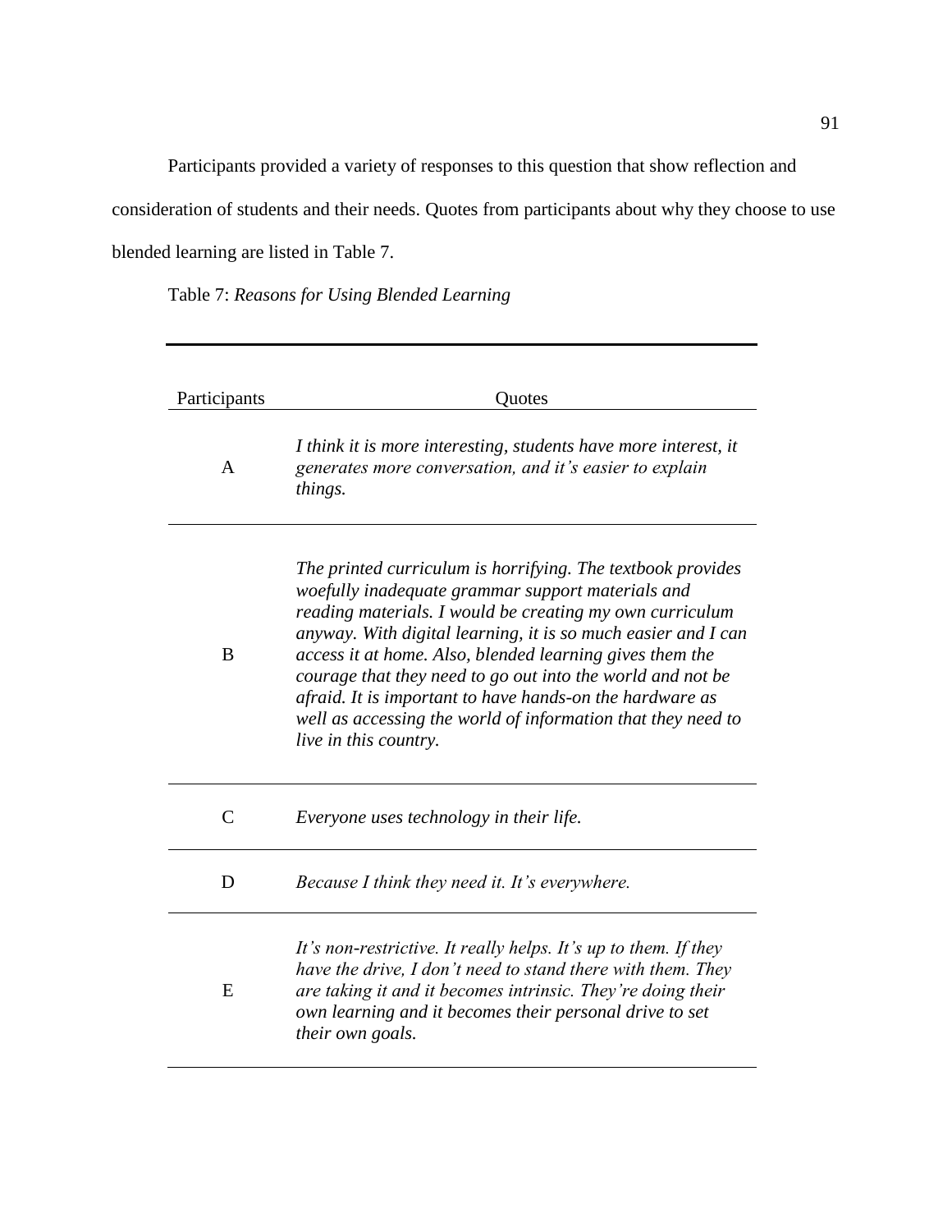Participants provided a variety of responses to this question that show reflection and consideration of students and their needs. Quotes from participants about why they choose to use blended learning are listed in Table 7.

Table 7: *Reasons for Using Blended Learning*

| Participants | Quotes |
|---|---|
| A | *I think it is more interesting, students have more interest, it generates more conversation, and it's easier to explain things.* |
| B | *The printed curriculum is horrifying. The textbook provides woefully inadequate grammar support materials and reading materials. I would be creating my own curriculum anyway. With digital learning, it is so much easier and I can access it at home. Also, blended learning gives them the courage that they need to go out into the world and not be afraid. It is important to have hands-on the hardware as well as accessing the world of information that they need to live in this country.* |
| C | *Everyone uses technology in their life.* |
| D | *Because I think they need it. It's everywhere.* |
| E | *It's non-restrictive. It really helps. It's up to them. If they have the drive, I don't need to stand there with them. They are taking it and it becomes intrinsic. They're doing their own learning and it becomes their personal drive to set their own goals.* |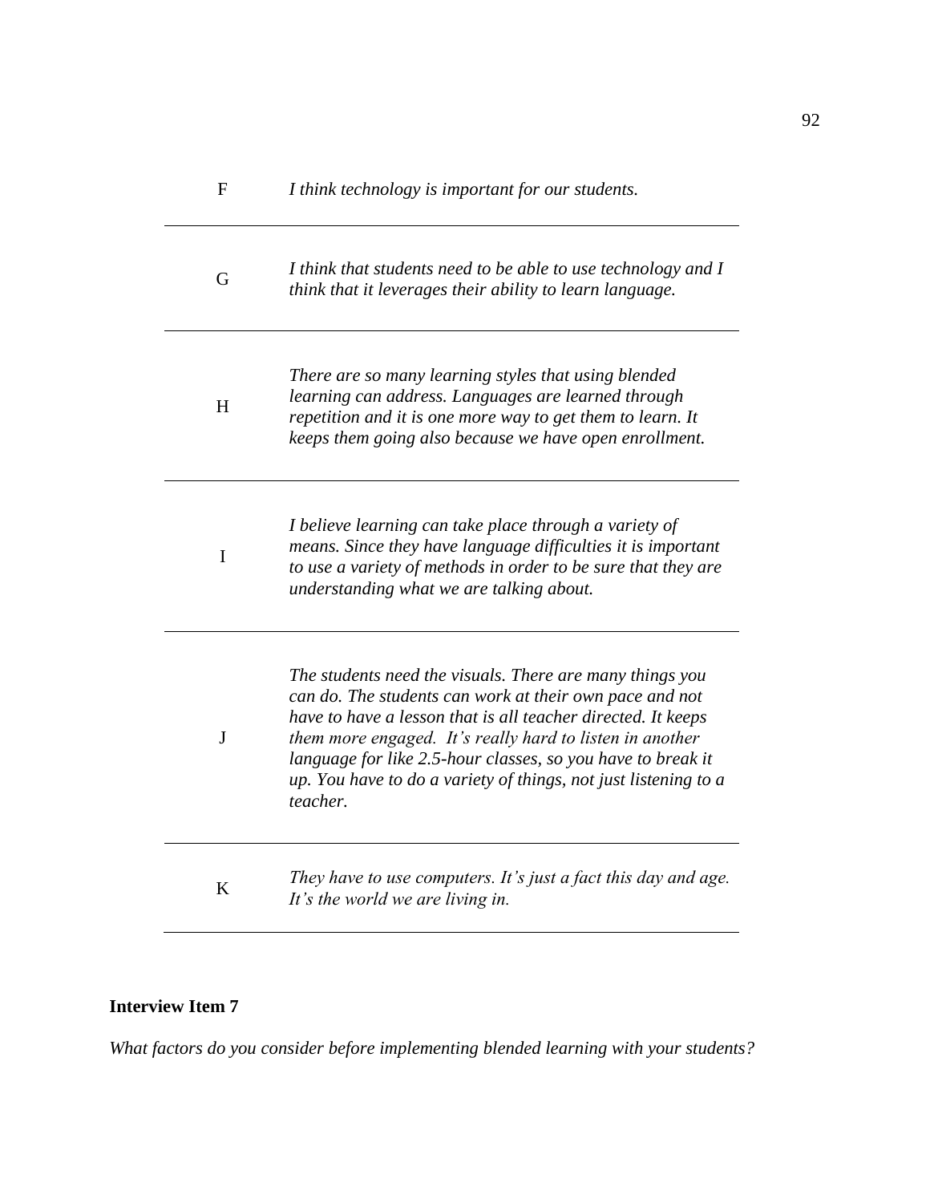| | |
|---|---|
| F | *I think technology is important for our students.* |
| G | *I think that students need to be able to use technology and I think that it leverages their ability to learn language.* |
| H | *There are so many learning styles that using blended learning can address. Languages are learned through repetition and it is one more way to get them to learn. It keeps them going also because we have open enrollment.* |
| I | *I believe learning can take place through a variety of means. Since they have language difficulties it is important to use a variety of methods in order to be sure that they are understanding what we are talking about.* |
| J | *The students need the visuals. There are many things you can do. The students can work at their own pace and not have to have a lesson that is all teacher directed. It keeps them more engaged. It's really hard to listen in another language for like 2.5-hour classes, so you have to break it up. You have to do a variety of things, not just listening to a teacher.* |
| K | *They have to use computers. It's just a fact this day and age. It's the world we are living in.* |

**Interview Item 7**

*What factors do you consider before implementing blended learning with your students?*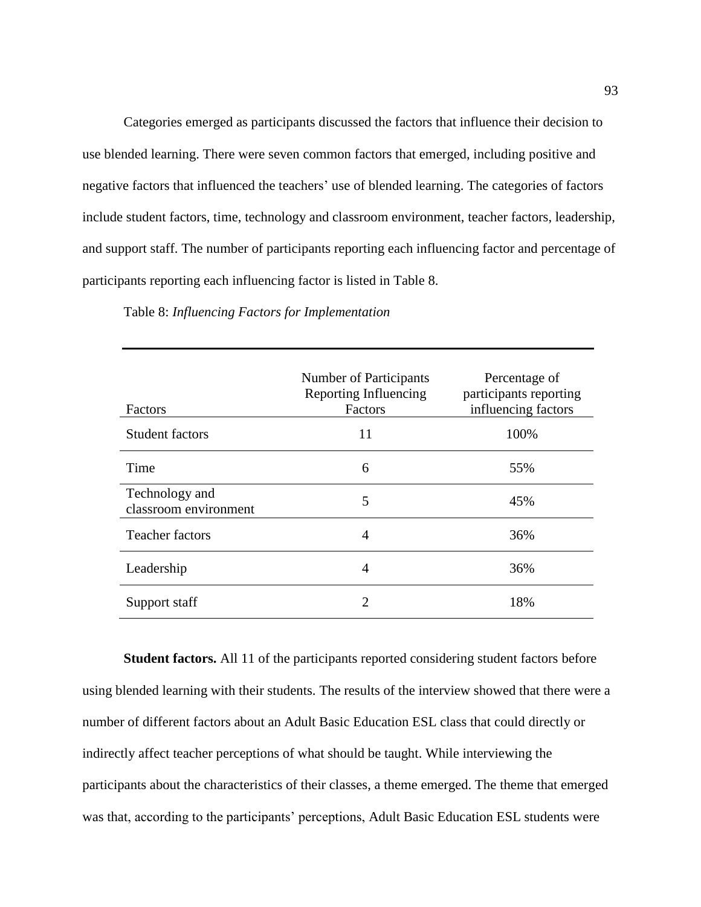Categories emerged as participants discussed the factors that influence their decision to use blended learning. There were seven common factors that emerged, including positive and negative factors that influenced the teachers' use of blended learning. The categories of factors include student factors, time, technology and classroom environment, teacher factors, leadership, and support staff. The number of participants reporting each influencing factor and percentage of participants reporting each influencing factor is listed in Table 8.

Table 8: *Influencing Factors for Implementation*

| Factors | Number of Participants Reporting Influencing Factors | Percentage of participants reporting influencing factors |
|---|---|---|
| Student factors | 11 | 100% |
| Time | 6 | 55% |
| Technology and classroom environment | 5 | 45% |
| Teacher factors | 4 | 36% |
| Leadership | 4 | 36% |
| Support staff | 2 | 18% |

**Student factors.** All 11 of the participants reported considering student factors before using blended learning with their students. The results of the interview showed that there were a number of different factors about an Adult Basic Education ESL class that could directly or indirectly affect teacher perceptions of what should be taught. While interviewing the participants about the characteristics of their classes, a theme emerged. The theme that emerged was that, according to the participants' perceptions, Adult Basic Education ESL students were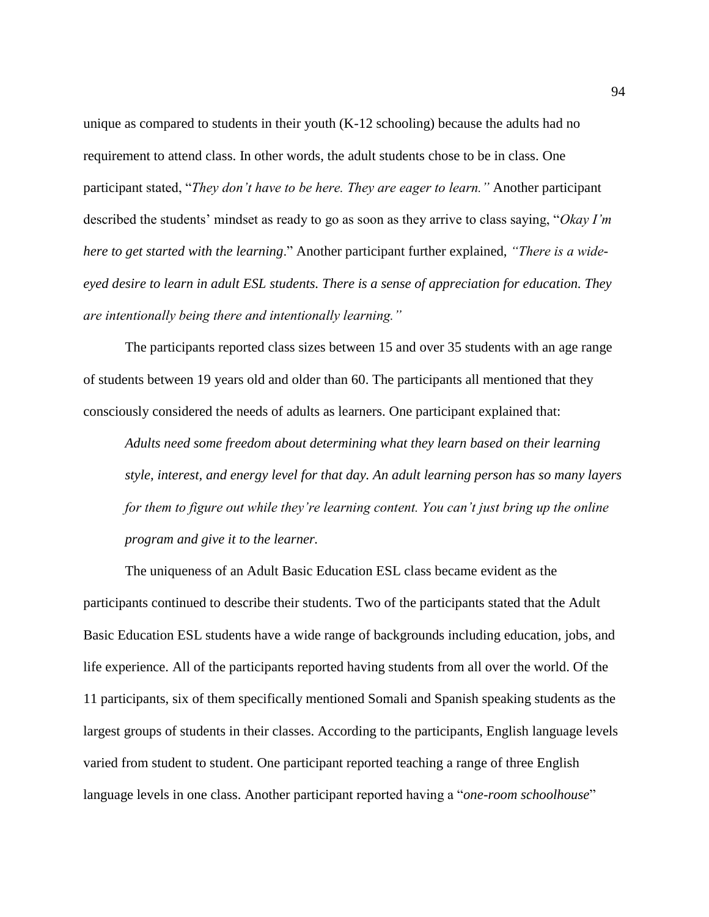unique as compared to students in their youth (K-12 schooling) because the adults had no requirement to attend class. In other words, the adult students chose to be in class. One participant stated, "*They don't have to be here. They are eager to learn.*" Another participant described the students' mindset as ready to go as soon as they arrive to class saying, "*Okay I'm here to get started with the learning*." Another participant further explained, *"There is a wide-eyed desire to learn in adult ESL students. There is a sense of appreciation for education. They are intentionally being there and intentionally learning."*

The participants reported class sizes between 15 and over 35 students with an age range of students between 19 years old and older than 60. The participants all mentioned that they consciously considered the needs of adults as learners. One participant explained that:

> *Adults need some freedom about determining what they learn based on their learning style, interest, and energy level for that day. An adult learning person has so many layers for them to figure out while they're learning content. You can't just bring up the online program and give it to the learner.*

The uniqueness of an Adult Basic Education ESL class became evident as the participants continued to describe their students. Two of the participants stated that the Adult Basic Education ESL students have a wide range of backgrounds including education, jobs, and life experience. All of the participants reported having students from all over the world. Of the 11 participants, six of them specifically mentioned Somali and Spanish speaking students as the largest groups of students in their classes. According to the participants, English language levels varied from student to student. One participant reported teaching a range of three English language levels in one class. Another participant reported having a "*one-room schoolhouse*"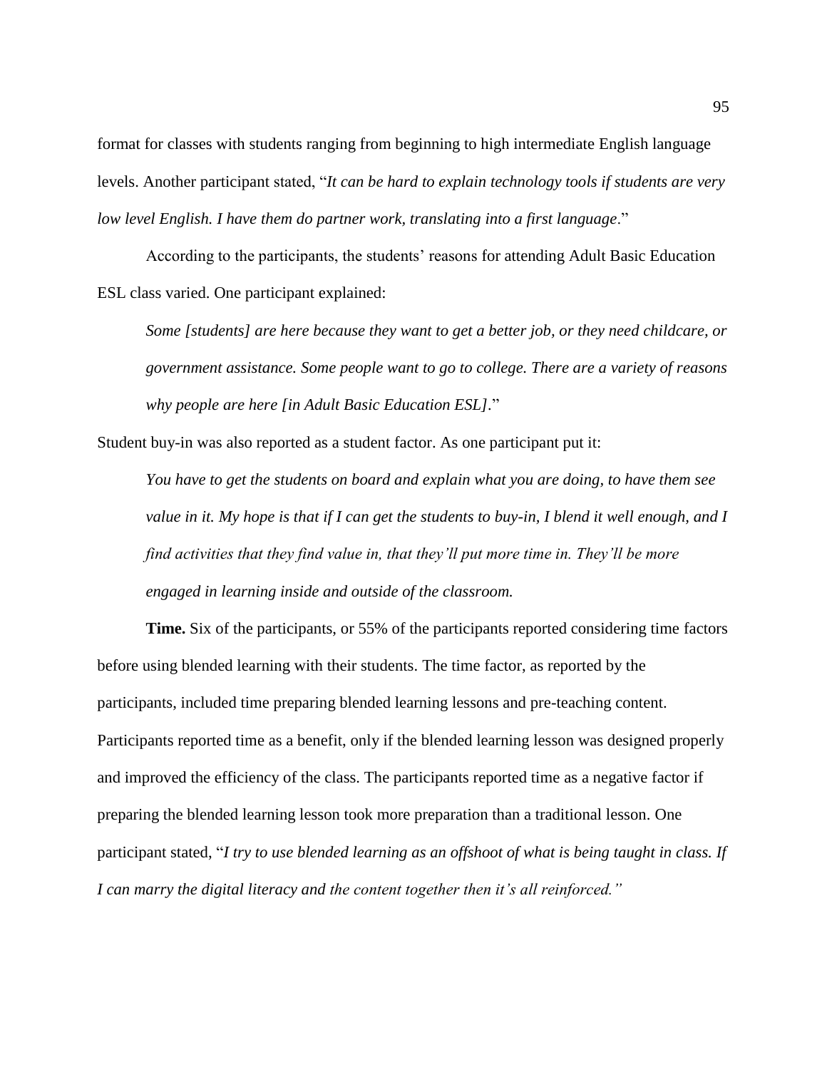format for classes with students ranging from beginning to high intermediate English language levels. Another participant stated, "*It can be hard to explain technology tools if students are very low level English. I have them do partner work, translating into a first language*."

According to the participants, the students' reasons for attending Adult Basic Education ESL class varied. One participant explained:

> *Some [students] are here because they want to get a better job, or they need childcare, or government assistance. Some people want to go to college. There are a variety of reasons why people are here [in Adult Basic Education ESL]*."

Student buy-in was also reported as a student factor. As one participant put it:

> *You have to get the students on board and explain what you are doing, to have them see value in it. My hope is that if I can get the students to buy-in, I blend it well enough, and I find activities that they find value in, that they'll put more time in. They'll be more engaged in learning inside and outside of the classroom.*

**Time.** Six of the participants, or 55% of the participants reported considering time factors before using blended learning with their students. The time factor, as reported by the participants, included time preparing blended learning lessons and pre-teaching content. Participants reported time as a benefit, only if the blended learning lesson was designed properly and improved the efficiency of the class. The participants reported time as a negative factor if preparing the blended learning lesson took more preparation than a traditional lesson. One participant stated, "*I try to use blended learning as an offshoot of what is being taught in class. If I can marry the digital literacy and the content together then it's all reinforced."*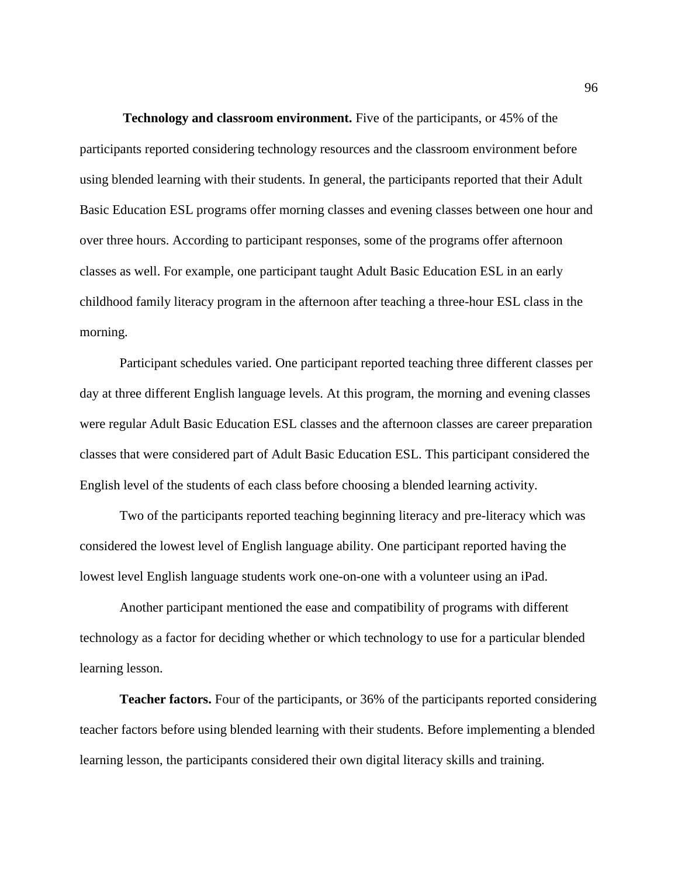**Technology and classroom environment.** Five of the participants, or 45% of the participants reported considering technology resources and the classroom environment before using blended learning with their students. In general, the participants reported that their Adult Basic Education ESL programs offer morning classes and evening classes between one hour and over three hours. According to participant responses, some of the programs offer afternoon classes as well. For example, one participant taught Adult Basic Education ESL in an early childhood family literacy program in the afternoon after teaching a three-hour ESL class in the morning.

Participant schedules varied. One participant reported teaching three different classes per day at three different English language levels. At this program, the morning and evening classes were regular Adult Basic Education ESL classes and the afternoon classes are career preparation classes that were considered part of Adult Basic Education ESL. This participant considered the English level of the students of each class before choosing a blended learning activity.

Two of the participants reported teaching beginning literacy and pre-literacy which was considered the lowest level of English language ability. One participant reported having the lowest level English language students work one-on-one with a volunteer using an iPad.

Another participant mentioned the ease and compatibility of programs with different technology as a factor for deciding whether or which technology to use for a particular blended learning lesson.

**Teacher factors.** Four of the participants, or 36% of the participants reported considering teacher factors before using blended learning with their students. Before implementing a blended learning lesson, the participants considered their own digital literacy skills and training.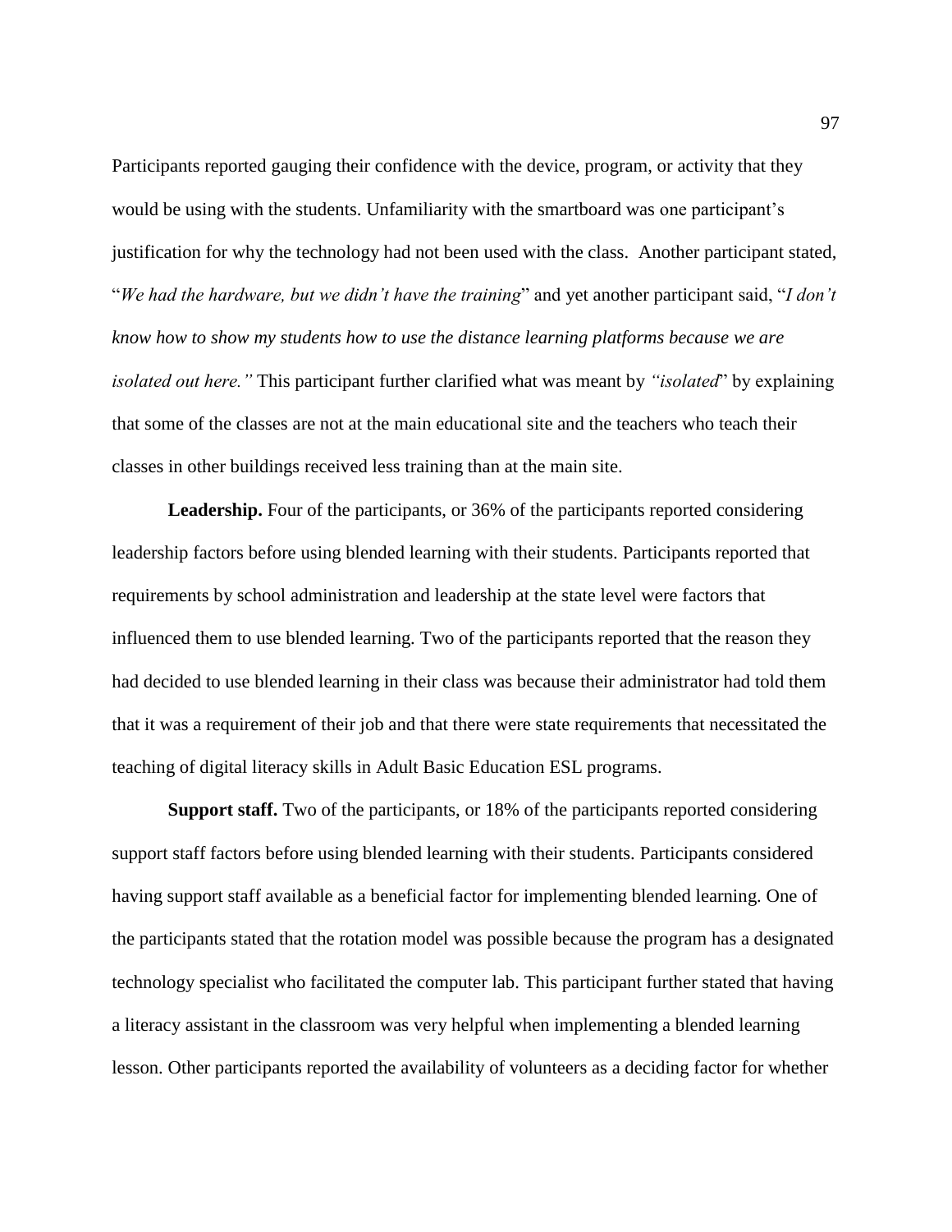Participants reported gauging their confidence with the device, program, or activity that they would be using with the students. Unfamiliarity with the smartboard was one participant's justification for why the technology had not been used with the class. Another participant stated, "*We had the hardware, but we didn't have the training*" and yet another participant said, "*I don't know how to show my students how to use the distance learning platforms because we are isolated out here."* This participant further clarified what was meant by *"isolated*" by explaining that some of the classes are not at the main educational site and the teachers who teach their classes in other buildings received less training than at the main site.

**Leadership.** Four of the participants, or 36% of the participants reported considering leadership factors before using blended learning with their students. Participants reported that requirements by school administration and leadership at the state level were factors that influenced them to use blended learning. Two of the participants reported that the reason they had decided to use blended learning in their class was because their administrator had told them that it was a requirement of their job and that there were state requirements that necessitated the teaching of digital literacy skills in Adult Basic Education ESL programs.

**Support staff.** Two of the participants, or 18% of the participants reported considering support staff factors before using blended learning with their students. Participants considered having support staff available as a beneficial factor for implementing blended learning. One of the participants stated that the rotation model was possible because the program has a designated technology specialist who facilitated the computer lab. This participant further stated that having a literacy assistant in the classroom was very helpful when implementing a blended learning lesson. Other participants reported the availability of volunteers as a deciding factor for whether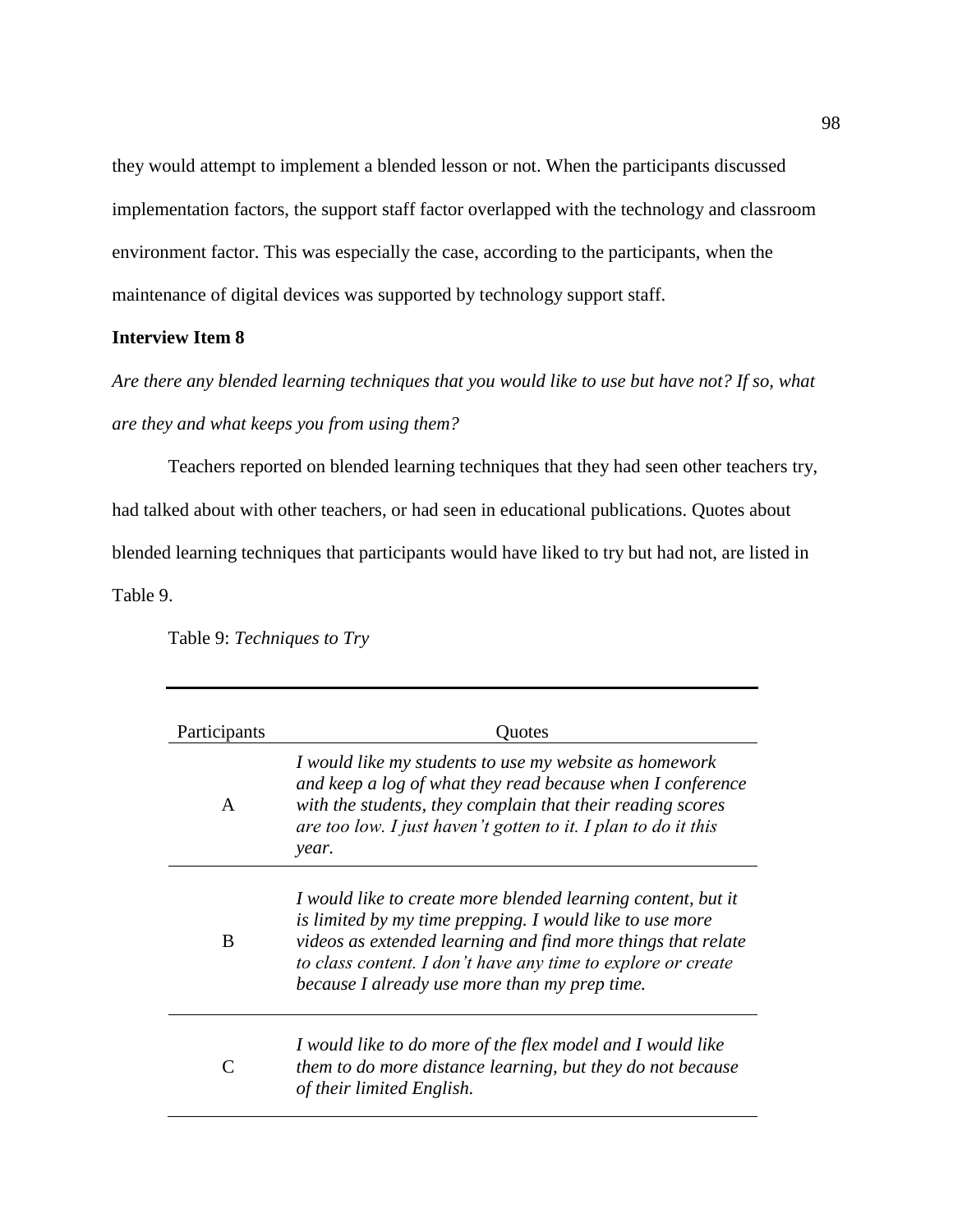they would attempt to implement a blended lesson or not. When the participants discussed implementation factors, the support staff factor overlapped with the technology and classroom environment factor. This was especially the case, according to the participants, when the maintenance of digital devices was supported by technology support staff.

**Interview Item 8**

*Are there any blended learning techniques that you would like to use but have not? If so, what are they and what keeps you from using them?*

Teachers reported on blended learning techniques that they had seen other teachers try, had talked about with other teachers, or had seen in educational publications. Quotes about blended learning techniques that participants would have liked to try but had not, are listed in Table 9.

Table 9: *Techniques to Try*

| Participants | Quotes |
|---|---|
| A | *I would like my students to use my website as homework and keep a log of what they read because when I conference with the students, they complain that their reading scores are too low. I just haven't gotten to it. I plan to do it this year.* |
| B | *I would like to create more blended learning content, but it is limited by my time prepping. I would like to use more videos as extended learning and find more things that relate to class content. I don't have any time to explore or create because I already use more than my prep time.* |
| C | *I would like to do more of the flex model and I would like them to do more distance learning, but they do not because of their limited English.* |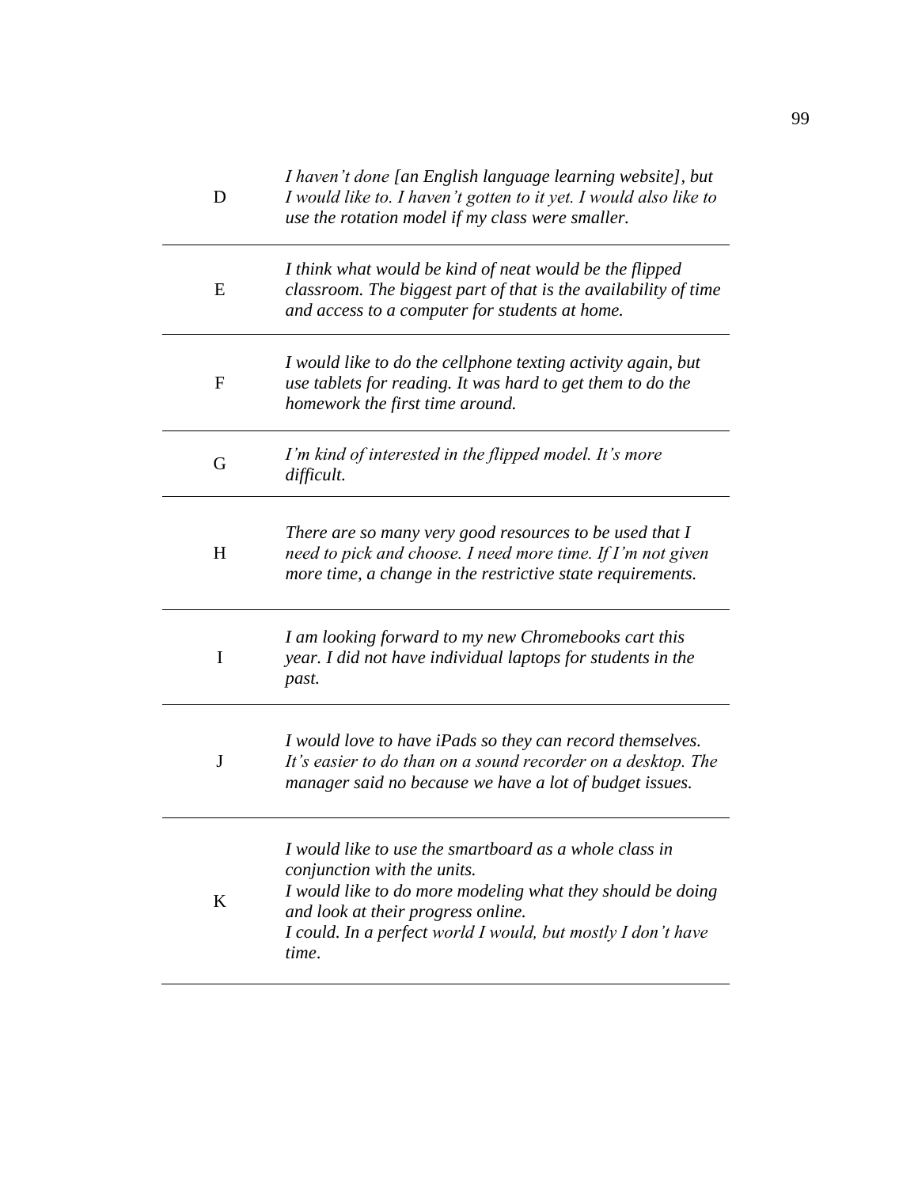| | |
|---|---|
| D | *I haven't done [an English language learning website], but I would like to. I haven't gotten to it yet. I would also like to use the rotation model if my class were smaller.* |
| E | *I think what would be kind of neat would be the flipped classroom. The biggest part of that is the availability of time and access to a computer for students at home.* |
| F | *I would like to do the cellphone texting activity again, but use tablets for reading. It was hard to get them to do the homework the first time around.* |
| G | *I'm kind of interested in the flipped model. It's more difficult.* |
| H | *There are so many very good resources to be used that I need to pick and choose. I need more time. If I'm not given more time, a change in the restrictive state requirements.* |
| I | *I am looking forward to my new Chromebooks cart this year. I did not have individual laptops for students in the past.* |
| J | *I would love to have iPads so they can record themselves. It's easier to do than on a sound recorder on a desktop. The manager said no because we have a lot of budget issues.* |
| K | *I would like to use the smartboard as a whole class in conjunction with the units.* <br> *I would like to do more modeling what they should be doing and look at their progress online.* <br> *I could. In a perfect world I would, but mostly I don't have time.* |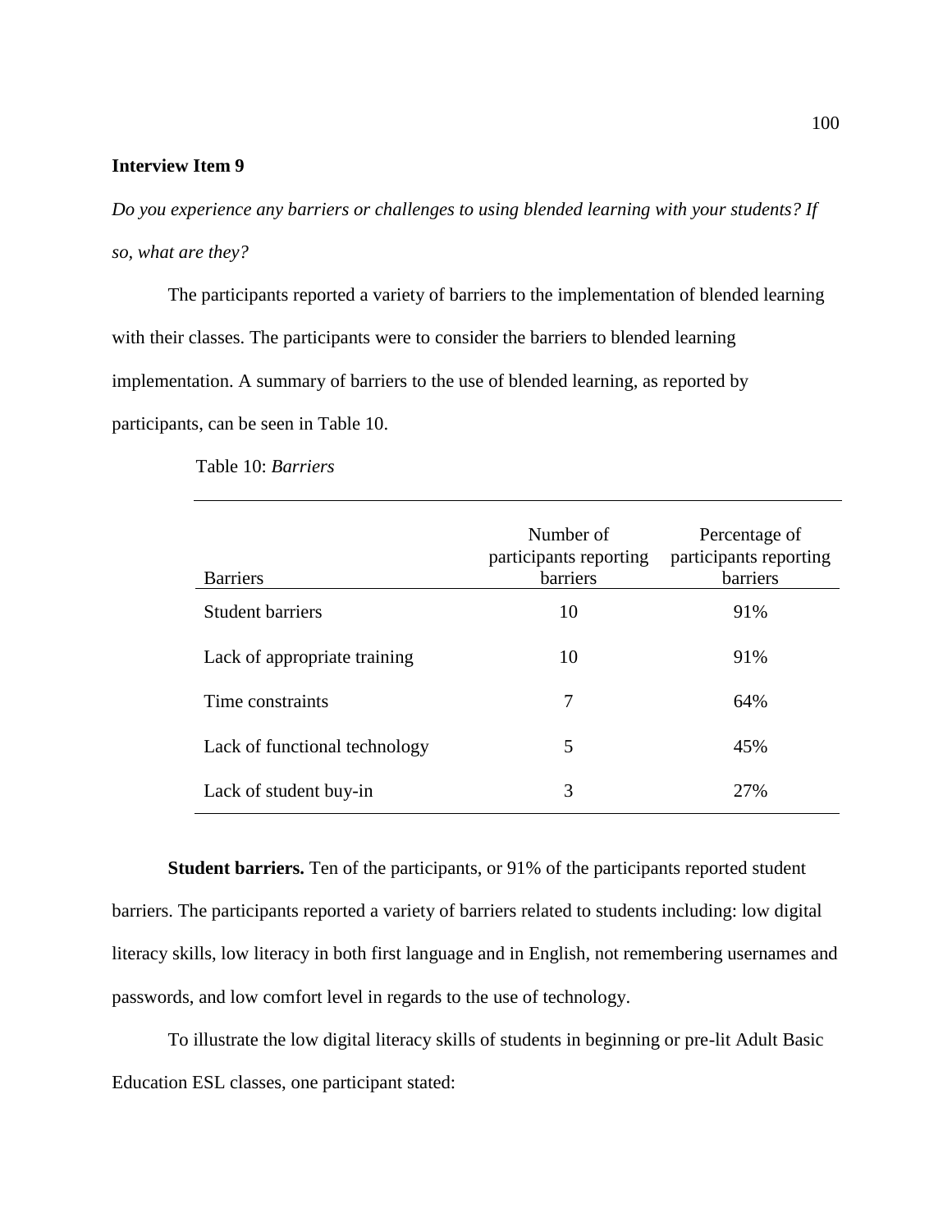**Interview Item 9**

*Do you experience any barriers or challenges to using blended learning with your students? If so, what are they?*

The participants reported a variety of barriers to the implementation of blended learning with their classes. The participants were to consider the barriers to blended learning implementation. A summary of barriers to the use of blended learning, as reported by participants, can be seen in Table 10.

Table 10: *Barriers*

| Barriers | Number of participants reporting barriers | Percentage of participants reporting barriers |
|---|---|---|
| Student barriers | 10 | 91% |
| Lack of appropriate training | 10 | 91% |
| Time constraints | 7 | 64% |
| Lack of functional technology | 5 | 45% |
| Lack of student buy-in | 3 | 27% |

**Student barriers.** Ten of the participants, or 91% of the participants reported student barriers. The participants reported a variety of barriers related to students including: low digital literacy skills, low literacy in both first language and in English, not remembering usernames and passwords, and low comfort level in regards to the use of technology.

To illustrate the low digital literacy skills of students in beginning or pre-lit Adult Basic Education ESL classes, one participant stated: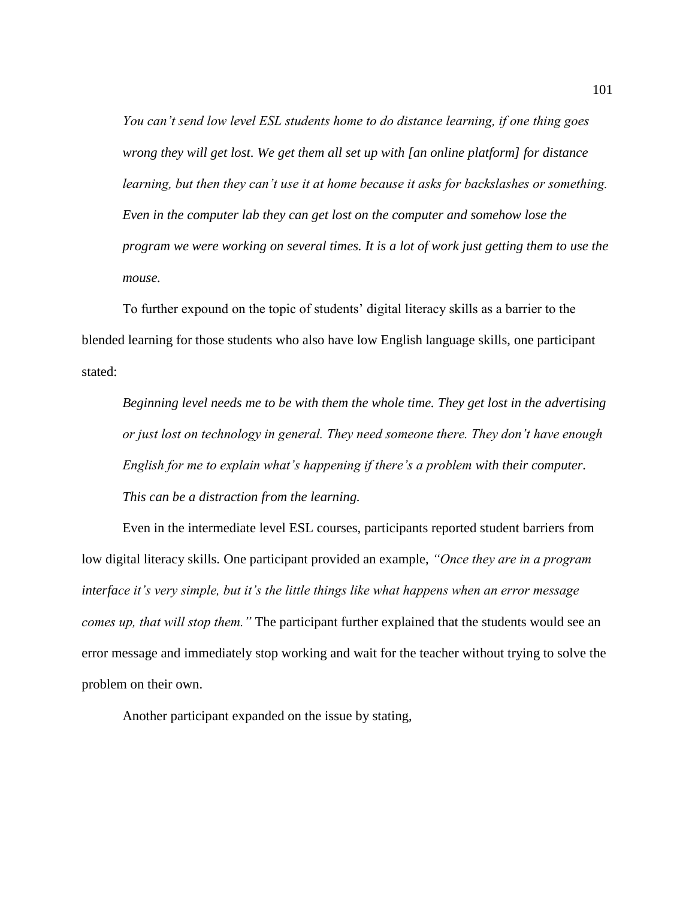> *You can't send low level ESL students home to do distance learning, if one thing goes wrong they will get lost. We get them all set up with [an online platform] for distance learning, but then they can't use it at home because it asks for backslashes or something. Even in the computer lab they can get lost on the computer and somehow lose the program we were working on several times. It is a lot of work just getting them to use the mouse.*

To further expound on the topic of students' digital literacy skills as a barrier to the blended learning for those students who also have low English language skills, one participant stated:

> *Beginning level needs me to be with them the whole time. They get lost in the advertising or just lost on technology in general. They need someone there. They don't have enough English for me to explain what's happening if there's a problem with their computer. This can be a distraction from the learning.*

Even in the intermediate level ESL courses, participants reported student barriers from low digital literacy skills. One participant provided an example, *"Once they are in a program interface it's very simple, but it's the little things like what happens when an error message comes up, that will stop them."* The participant further explained that the students would see an error message and immediately stop working and wait for the teacher without trying to solve the problem on their own.

Another participant expanded on the issue by stating,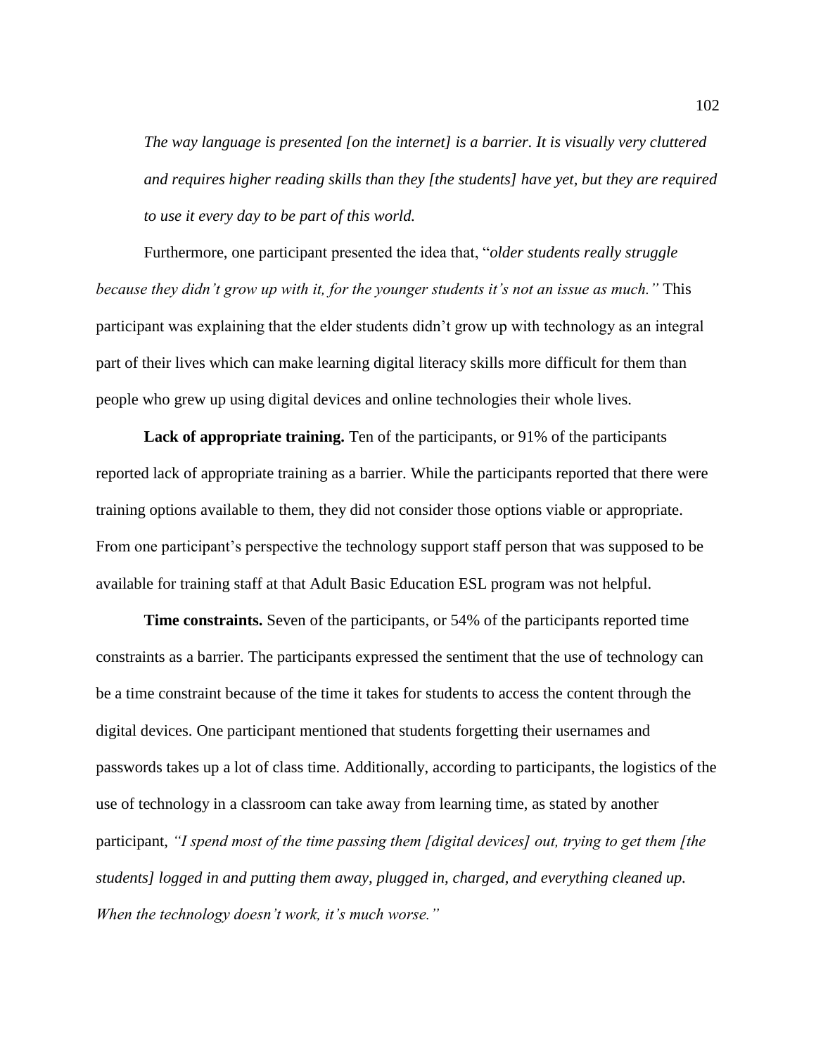*The way language is presented [on the internet] is a barrier. It is visually very cluttered and requires higher reading skills than they [the students] have yet, but they are required to use it every day to be part of this world.*

Furthermore, one participant presented the idea that, "*older students really struggle because they didn't grow up with it, for the younger students it's not an issue as much."* This participant was explaining that the elder students didn't grow up with technology as an integral part of their lives which can make learning digital literacy skills more difficult for them than people who grew up using digital devices and online technologies their whole lives.

**Lack of appropriate training.** Ten of the participants, or 91% of the participants reported lack of appropriate training as a barrier. While the participants reported that there were training options available to them, they did not consider those options viable or appropriate. From one participant's perspective the technology support staff person that was supposed to be available for training staff at that Adult Basic Education ESL program was not helpful.

**Time constraints.** Seven of the participants, or 54% of the participants reported time constraints as a barrier. The participants expressed the sentiment that the use of technology can be a time constraint because of the time it takes for students to access the content through the digital devices. One participant mentioned that students forgetting their usernames and passwords takes up a lot of class time. Additionally, according to participants, the logistics of the use of technology in a classroom can take away from learning time, as stated by another participant, *"I spend most of the time passing them [digital devices] out, trying to get them [the students] logged in and putting them away, plugged in, charged, and everything cleaned up. When the technology doesn't work, it's much worse."*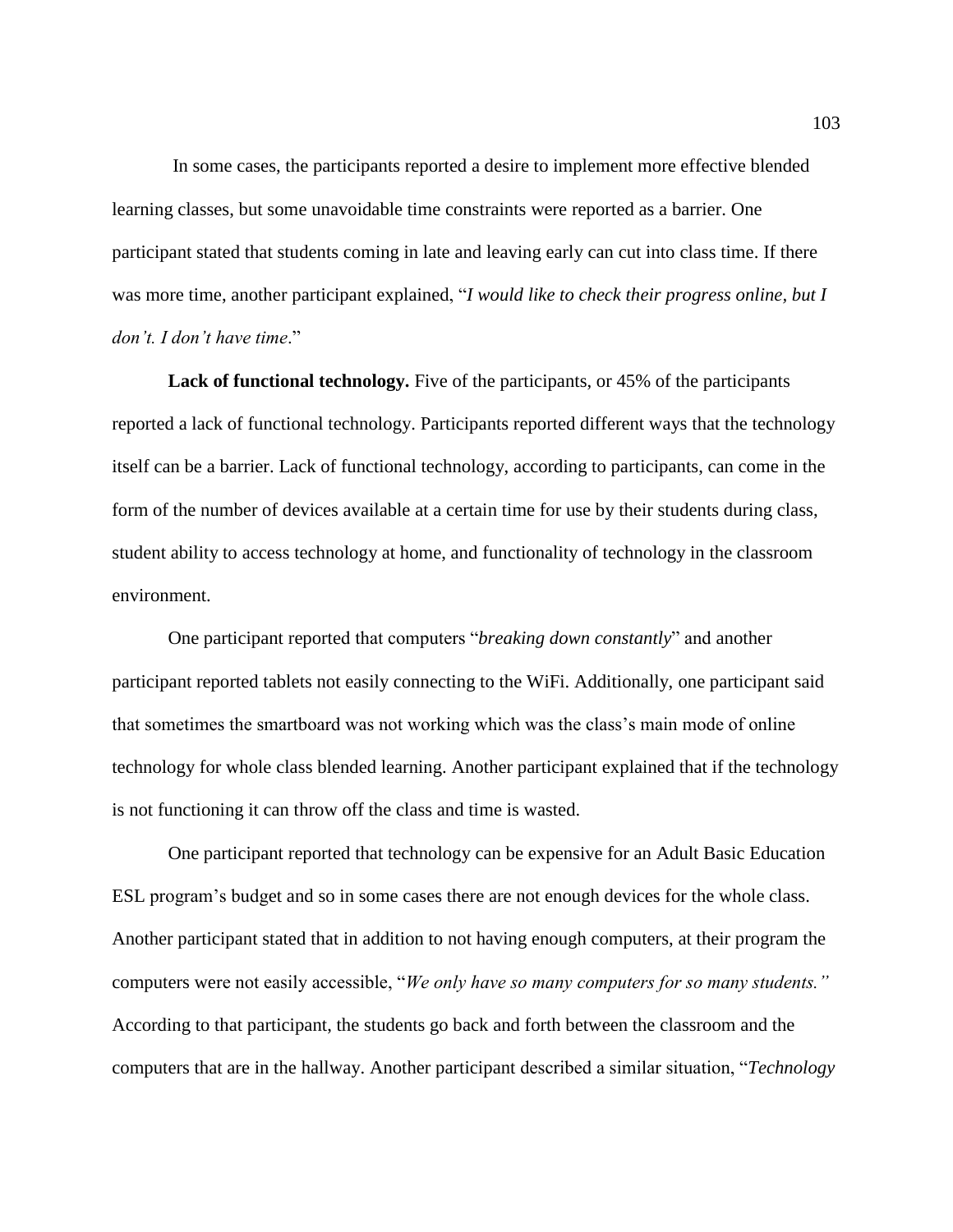In some cases, the participants reported a desire to implement more effective blended learning classes, but some unavoidable time constraints were reported as a barrier. One participant stated that students coming in late and leaving early can cut into class time. If there was more time, another participant explained, "*I would like to check their progress online, but I don't. I don't have time*."

**Lack of functional technology.** Five of the participants, or 45% of the participants reported a lack of functional technology. Participants reported different ways that the technology itself can be a barrier. Lack of functional technology, according to participants, can come in the form of the number of devices available at a certain time for use by their students during class, student ability to access technology at home, and functionality of technology in the classroom environment.

One participant reported that computers "*breaking down constantly*" and another participant reported tablets not easily connecting to the WiFi. Additionally, one participant said that sometimes the smartboard was not working which was the class's main mode of online technology for whole class blended learning. Another participant explained that if the technology is not functioning it can throw off the class and time is wasted.

One participant reported that technology can be expensive for an Adult Basic Education ESL program's budget and so in some cases there are not enough devices for the whole class. Another participant stated that in addition to not having enough computers, at their program the computers were not easily accessible, "*We only have so many computers for so many students.*" According to that participant, the students go back and forth between the classroom and the computers that are in the hallway. Another participant described a similar situation, "*Technology*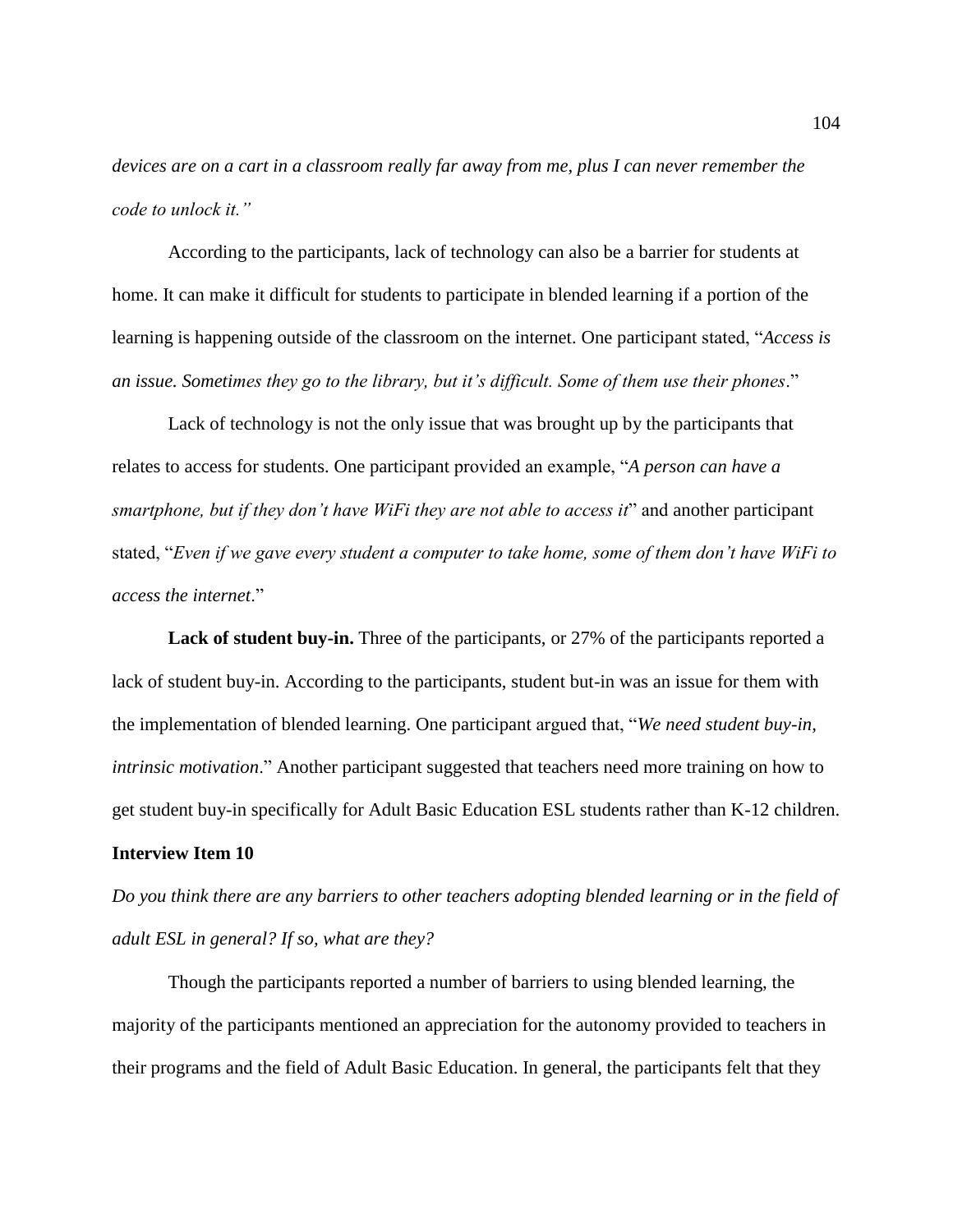*devices are on a cart in a classroom really far away from me, plus I can never remember the code to unlock it."*

According to the participants, lack of technology can also be a barrier for students at home. It can make it difficult for students to participate in blended learning if a portion of the learning is happening outside of the classroom on the internet. One participant stated, "*Access is an issue. Sometimes they go to the library, but it's difficult. Some of them use their phones*."

Lack of technology is not the only issue that was brought up by the participants that relates to access for students. One participant provided an example, "*A person can have a smartphone, but if they don't have WiFi they are not able to access it*" and another participant stated, "*Even if we gave every student a computer to take home, some of them don't have WiFi to access the internet*."

**Lack of student buy-in.** Three of the participants, or 27% of the participants reported a lack of student buy-in. According to the participants, student but-in was an issue for them with the implementation of blended learning. One participant argued that, "*We need student buy-in, intrinsic motivation*." Another participant suggested that teachers need more training on how to get student buy-in specifically for Adult Basic Education ESL students rather than K-12 children.

### Interview Item 10

*Do you think there are any barriers to other teachers adopting blended learning or in the field of adult ESL in general? If so, what are they?*

Though the participants reported a number of barriers to using blended learning, the majority of the participants mentioned an appreciation for the autonomy provided to teachers in their programs and the field of Adult Basic Education. In general, the participants felt that they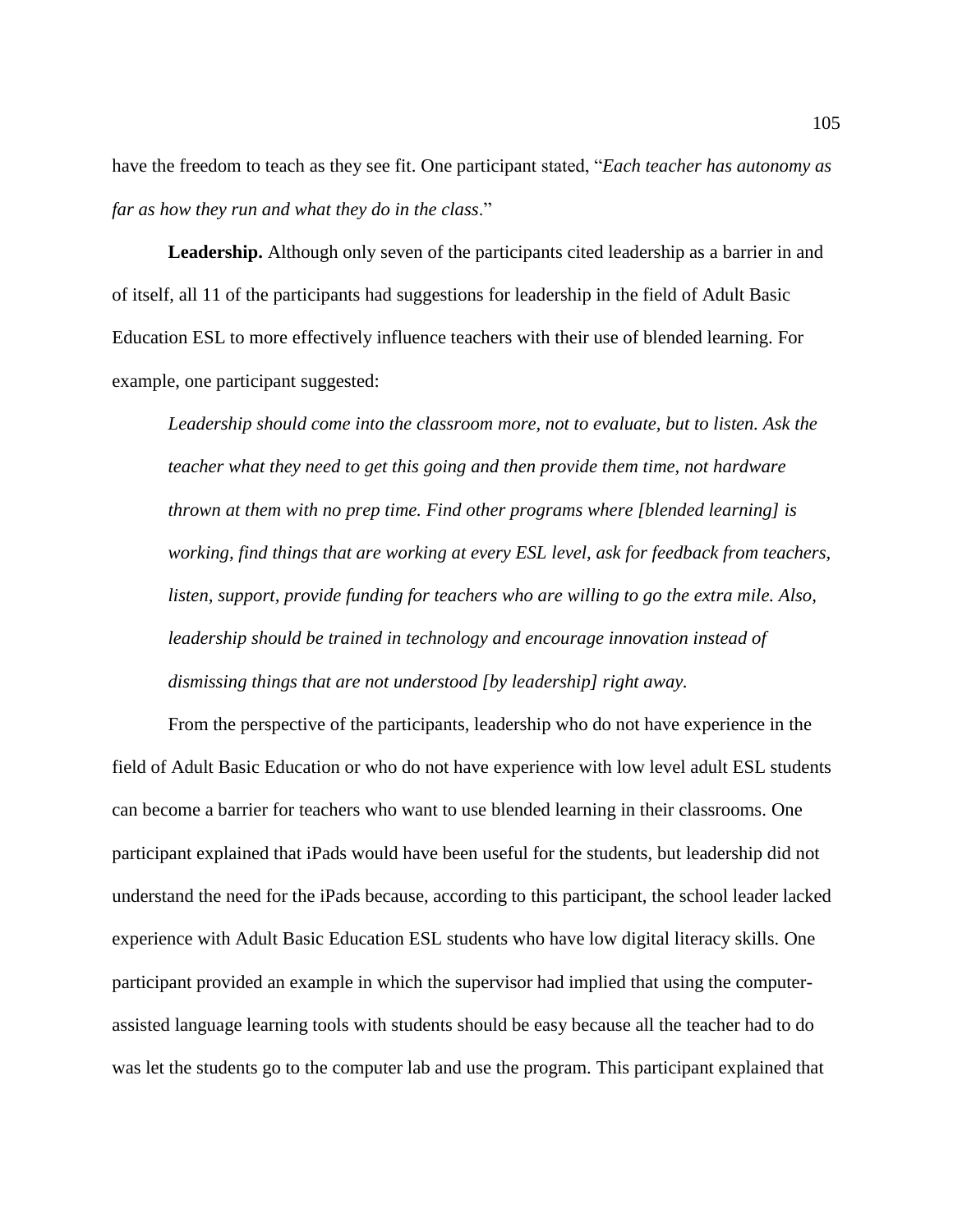have the freedom to teach as they see fit. One participant stated, "*Each teacher has autonomy as far as how they run and what they do in the class*."

**Leadership.** Although only seven of the participants cited leadership as a barrier in and of itself, all 11 of the participants had suggestions for leadership in the field of Adult Basic Education ESL to more effectively influence teachers with their use of blended learning. For example, one participant suggested:

> *Leadership should come into the classroom more, not to evaluate, but to listen. Ask the teacher what they need to get this going and then provide them time, not hardware thrown at them with no prep time. Find other programs where [blended learning] is working, find things that are working at every ESL level, ask for feedback from teachers, listen, support, provide funding for teachers who are willing to go the extra mile. Also, leadership should be trained in technology and encourage innovation instead of dismissing things that are not understood [by leadership] right away.*

From the perspective of the participants, leadership who do not have experience in the field of Adult Basic Education or who do not have experience with low level adult ESL students can become a barrier for teachers who want to use blended learning in their classrooms. One participant explained that iPads would have been useful for the students, but leadership did not understand the need for the iPads because, according to this participant, the school leader lacked experience with Adult Basic Education ESL students who have low digital literacy skills. One participant provided an example in which the supervisor had implied that using the computer-assisted language learning tools with students should be easy because all the teacher had to do was let the students go to the computer lab and use the program. This participant explained that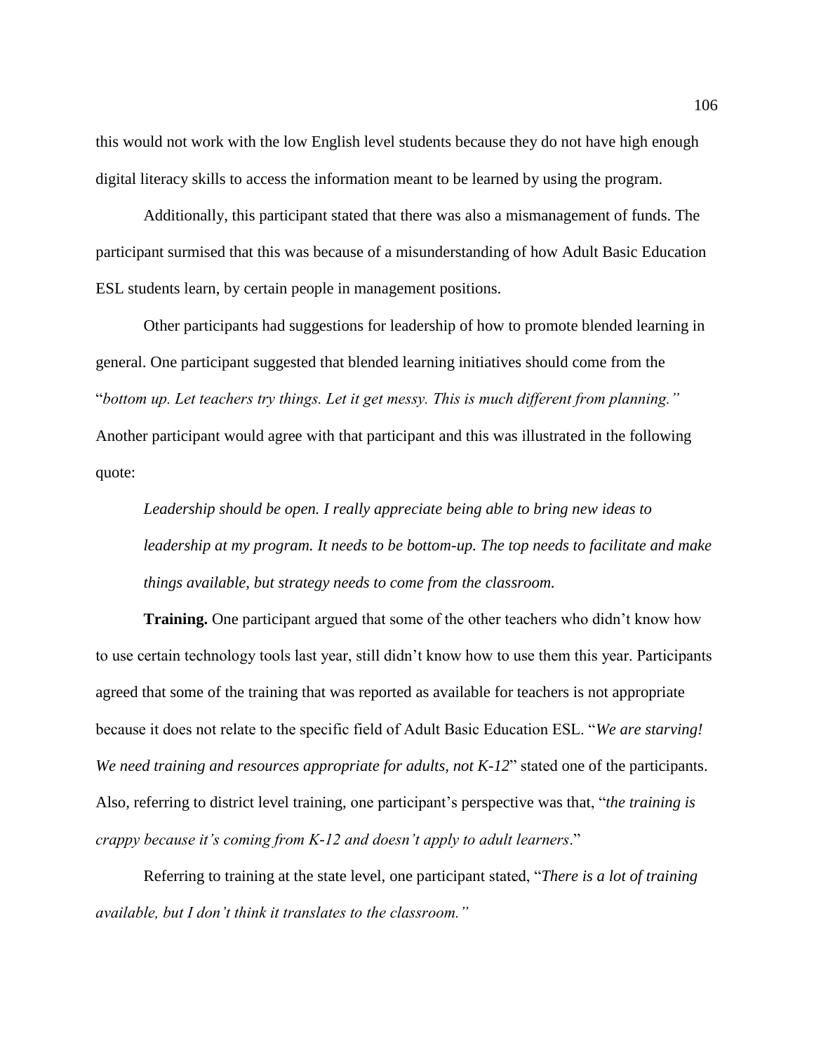this would not work with the low English level students because they do not have high enough digital literacy skills to access the information meant to be learned by using the program.

Additionally, this participant stated that there was also a mismanagement of funds. The participant surmised that this was because of a misunderstanding of how Adult Basic Education ESL students learn, by certain people in management positions.

Other participants had suggestions for leadership of how to promote blended learning in general. One participant suggested that blended learning initiatives should come from the "*bottom up. Let teachers try things. Let it get messy. This is much different from planning.*" Another participant would agree with that participant and this was illustrated in the following quote:

> *Leadership should be open. I really appreciate being able to bring new ideas to leadership at my program. It needs to be bottom-up. The top needs to facilitate and make things available, but strategy needs to come from the classroom.*

**Training.** One participant argued that some of the other teachers who didn't know how to use certain technology tools last year, still didn't know how to use them this year. Participants agreed that some of the training that was reported as available for teachers is not appropriate because it does not relate to the specific field of Adult Basic Education ESL. "*We are starving! We need training and resources appropriate for adults, not K-12*" stated one of the participants. Also, referring to district level training, one participant's perspective was that, "*the training is crappy because it's coming from K-12 and doesn't apply to adult learners*."

Referring to training at the state level, one participant stated, "*There is a lot of training available, but I don't think it translates to the classroom.*"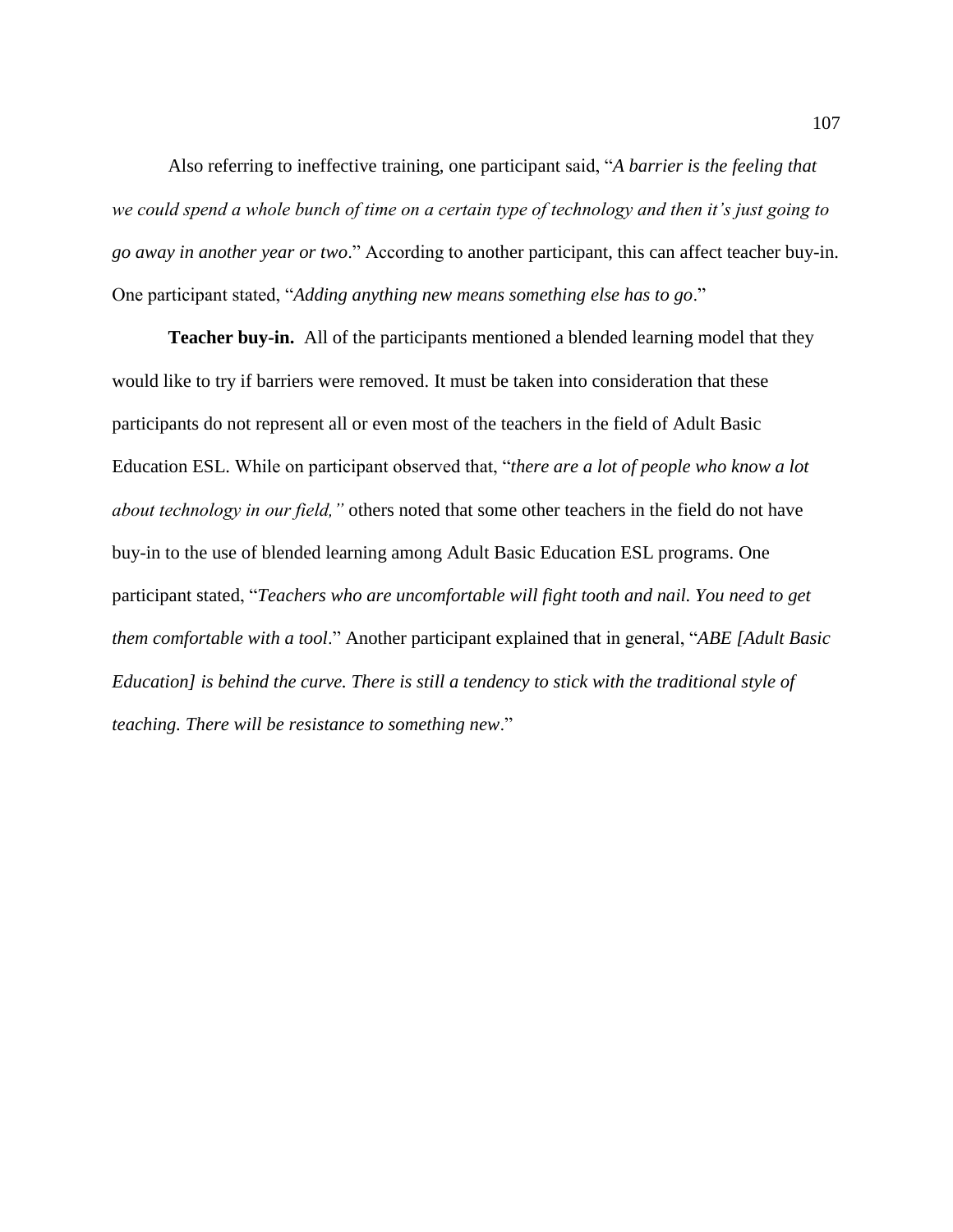Also referring to ineffective training, one participant said, "*A barrier is the feeling that we could spend a whole bunch of time on a certain type of technology and then it's just going to go away in another year or two*." According to another participant, this can affect teacher buy-in. One participant stated, "*Adding anything new means something else has to go*."

**Teacher buy-in.** All of the participants mentioned a blended learning model that they would like to try if barriers were removed. It must be taken into consideration that these participants do not represent all or even most of the teachers in the field of Adult Basic Education ESL. While on participant observed that, "*there are a lot of people who know a lot about technology in our field,"* others noted that some other teachers in the field do not have buy-in to the use of blended learning among Adult Basic Education ESL programs. One participant stated, "*Teachers who are uncomfortable will fight tooth and nail. You need to get them comfortable with a tool*." Another participant explained that in general, "*ABE [Adult Basic Education] is behind the curve. There is still a tendency to stick with the traditional style of teaching. There will be resistance to something new*."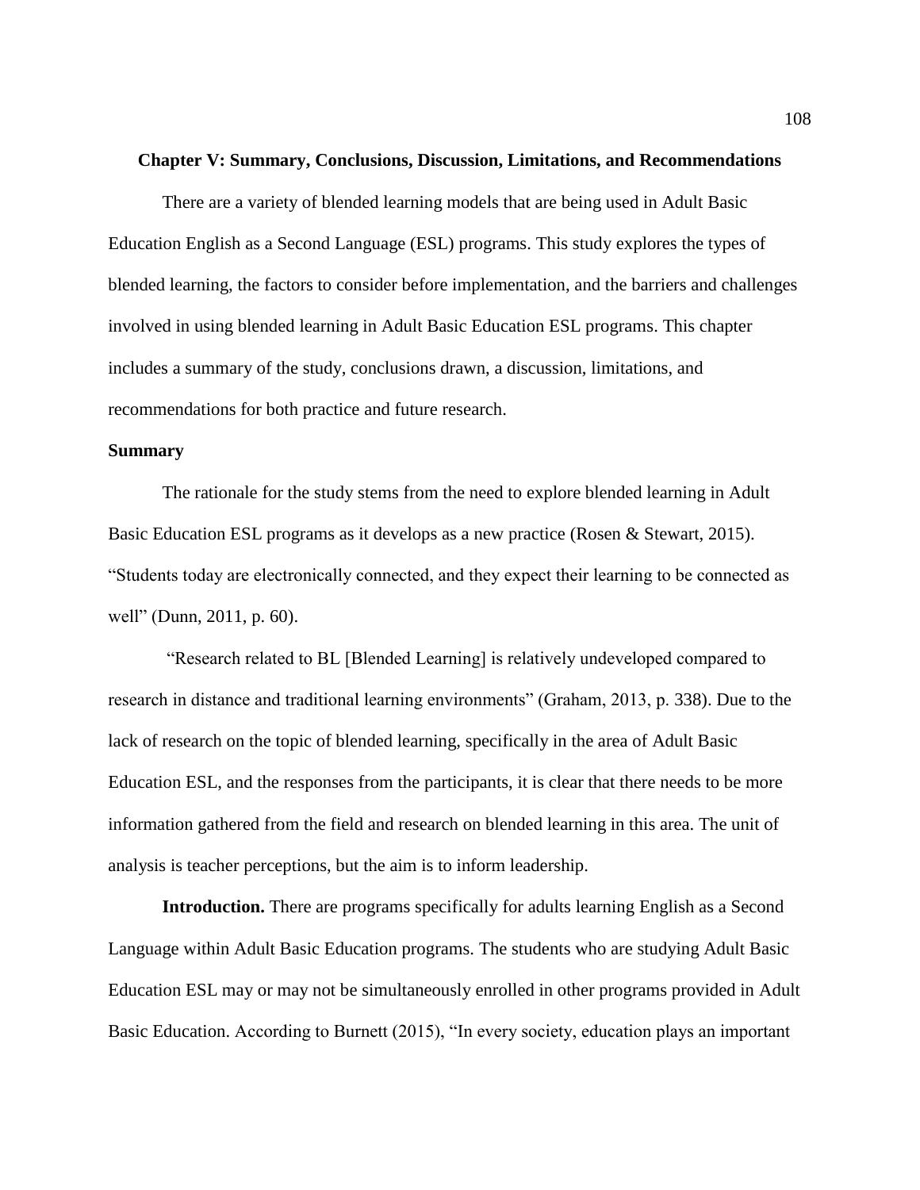## Chapter V: Summary, Conclusions, Discussion, Limitations, and Recommendations

There are a variety of blended learning models that are being used in Adult Basic Education English as a Second Language (ESL) programs. This study explores the types of blended learning, the factors to consider before implementation, and the barriers and challenges involved in using blended learning in Adult Basic Education ESL programs. This chapter includes a summary of the study, conclusions drawn, a discussion, limitations, and recommendations for both practice and future research.

### Summary

The rationale for the study stems from the need to explore blended learning in Adult Basic Education ESL programs as it develops as a new practice (Rosen & Stewart, 2015). "Students today are electronically connected, and they expect their learning to be connected as well" (Dunn, 2011, p. 60).

"Research related to BL [Blended Learning] is relatively undeveloped compared to research in distance and traditional learning environments" (Graham, 2013, p. 338). Due to the lack of research on the topic of blended learning, specifically in the area of Adult Basic Education ESL, and the responses from the participants, it is clear that there needs to be more information gathered from the field and research on blended learning in this area. The unit of analysis is teacher perceptions, but the aim is to inform leadership.

**Introduction.** There are programs specifically for adults learning English as a Second Language within Adult Basic Education programs. The students who are studying Adult Basic Education ESL may or may not be simultaneously enrolled in other programs provided in Adult Basic Education. According to Burnett (2015), "In every society, education plays an important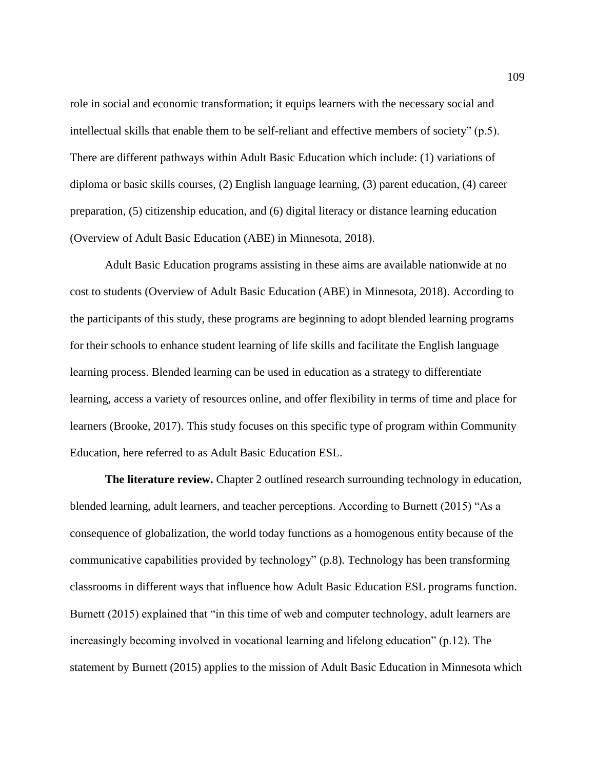role in social and economic transformation; it equips learners with the necessary social and intellectual skills that enable them to be self-reliant and effective members of society" (p.5). There are different pathways within Adult Basic Education which include: (1) variations of diploma or basic skills courses, (2) English language learning, (3) parent education, (4) career preparation, (5) citizenship education, and (6) digital literacy or distance learning education (Overview of Adult Basic Education (ABE) in Minnesota, 2018).

Adult Basic Education programs assisting in these aims are available nationwide at no cost to students (Overview of Adult Basic Education (ABE) in Minnesota, 2018). According to the participants of this study, these programs are beginning to adopt blended learning programs for their schools to enhance student learning of life skills and facilitate the English language learning process. Blended learning can be used in education as a strategy to differentiate learning, access a variety of resources online, and offer flexibility in terms of time and place for learners (Brooke, 2017). This study focuses on this specific type of program within Community Education, here referred to as Adult Basic Education ESL.

**The literature review.** Chapter 2 outlined research surrounding technology in education, blended learning, adult learners, and teacher perceptions. According to Burnett (2015) "As a consequence of globalization, the world today functions as a homogenous entity because of the communicative capabilities provided by technology" (p.8). Technology has been transforming classrooms in different ways that influence how Adult Basic Education ESL programs function. Burnett (2015) explained that "in this time of web and computer technology, adult learners are increasingly becoming involved in vocational learning and lifelong education" (p.12). The statement by Burnett (2015) applies to the mission of Adult Basic Education in Minnesota which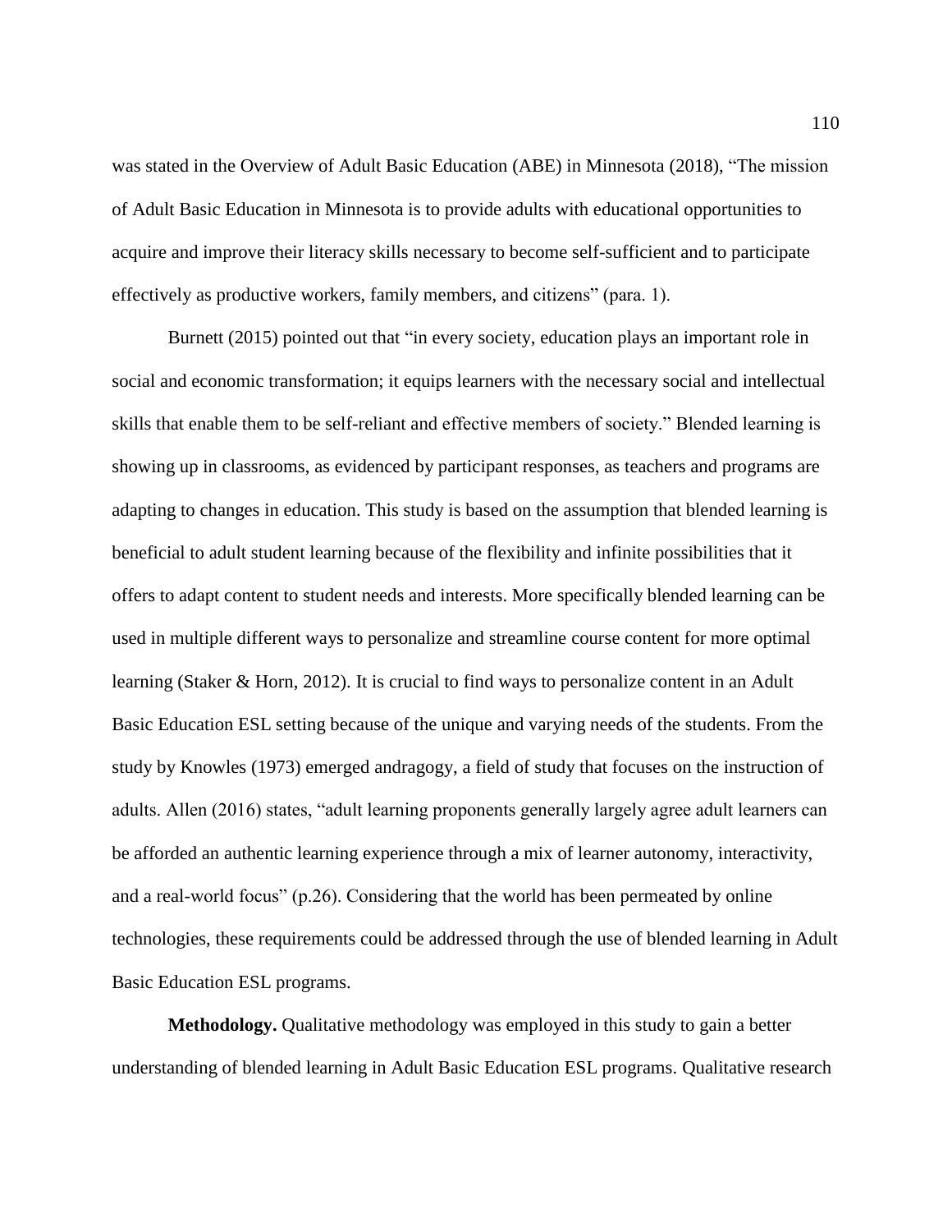was stated in the Overview of Adult Basic Education (ABE) in Minnesota (2018), “The mission of Adult Basic Education in Minnesota is to provide adults with educational opportunities to acquire and improve their literacy skills necessary to become self-sufficient and to participate effectively as productive workers, family members, and citizens” (para. 1).

Burnett (2015) pointed out that “in every society, education plays an important role in social and economic transformation; it equips learners with the necessary social and intellectual skills that enable them to be self-reliant and effective members of society.” Blended learning is showing up in classrooms, as evidenced by participant responses, as teachers and programs are adapting to changes in education. This study is based on the assumption that blended learning is beneficial to adult student learning because of the flexibility and infinite possibilities that it offers to adapt content to student needs and interests. More specifically blended learning can be used in multiple different ways to personalize and streamline course content for more optimal learning (Staker & Horn, 2012). It is crucial to find ways to personalize content in an Adult Basic Education ESL setting because of the unique and varying needs of the students. From the study by Knowles (1973) emerged andragogy, a field of study that focuses on the instruction of adults. Allen (2016) states, “adult learning proponents generally largely agree adult learners can be afforded an authentic learning experience through a mix of learner autonomy, interactivity, and a real-world focus” (p.26). Considering that the world has been permeated by online technologies, these requirements could be addressed through the use of blended learning in Adult Basic Education ESL programs.

**Methodology.** Qualitative methodology was employed in this study to gain a better understanding of blended learning in Adult Basic Education ESL programs. Qualitative research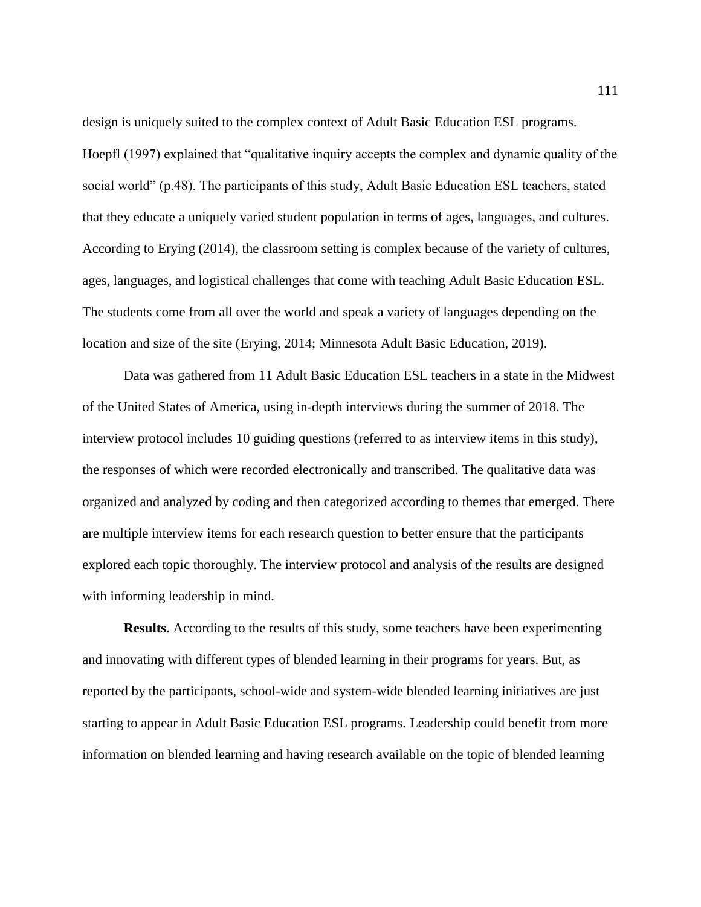design is uniquely suited to the complex context of Adult Basic Education ESL programs. Hoepfl (1997) explained that "qualitative inquiry accepts the complex and dynamic quality of the social world" (p.48). The participants of this study, Adult Basic Education ESL teachers, stated that they educate a uniquely varied student population in terms of ages, languages, and cultures. According to Erying (2014), the classroom setting is complex because of the variety of cultures, ages, languages, and logistical challenges that come with teaching Adult Basic Education ESL. The students come from all over the world and speak a variety of languages depending on the location and size of the site (Erying, 2014; Minnesota Adult Basic Education, 2019).

Data was gathered from 11 Adult Basic Education ESL teachers in a state in the Midwest of the United States of America, using in-depth interviews during the summer of 2018. The interview protocol includes 10 guiding questions (referred to as interview items in this study), the responses of which were recorded electronically and transcribed. The qualitative data was organized and analyzed by coding and then categorized according to themes that emerged. There are multiple interview items for each research question to better ensure that the participants explored each topic thoroughly. The interview protocol and analysis of the results are designed with informing leadership in mind.

**Results.** According to the results of this study, some teachers have been experimenting and innovating with different types of blended learning in their programs for years. But, as reported by the participants, school-wide and system-wide blended learning initiatives are just starting to appear in Adult Basic Education ESL programs. Leadership could benefit from more information on blended learning and having research available on the topic of blended learning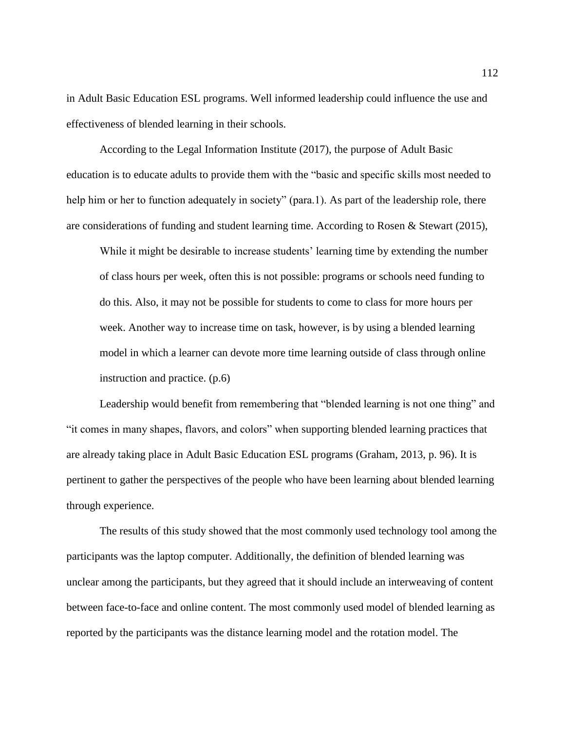in Adult Basic Education ESL programs. Well informed leadership could influence the use and effectiveness of blended learning in their schools.

According to the Legal Information Institute (2017), the purpose of Adult Basic education is to educate adults to provide them with the "basic and specific skills most needed to help him or her to function adequately in society" (para.1). As part of the leadership role, there are considerations of funding and student learning time. According to Rosen & Stewart (2015),

> While it might be desirable to increase students' learning time by extending the number of class hours per week, often this is not possible: programs or schools need funding to do this. Also, it may not be possible for students to come to class for more hours per week. Another way to increase time on task, however, is by using a blended learning model in which a learner can devote more time learning outside of class through online instruction and practice. (p.6)

Leadership would benefit from remembering that "blended learning is not one thing" and "it comes in many shapes, flavors, and colors" when supporting blended learning practices that are already taking place in Adult Basic Education ESL programs (Graham, 2013, p. 96). It is pertinent to gather the perspectives of the people who have been learning about blended learning through experience.

The results of this study showed that the most commonly used technology tool among the participants was the laptop computer. Additionally, the definition of blended learning was unclear among the participants, but they agreed that it should include an interweaving of content between face-to-face and online content. The most commonly used model of blended learning as reported by the participants was the distance learning model and the rotation model. The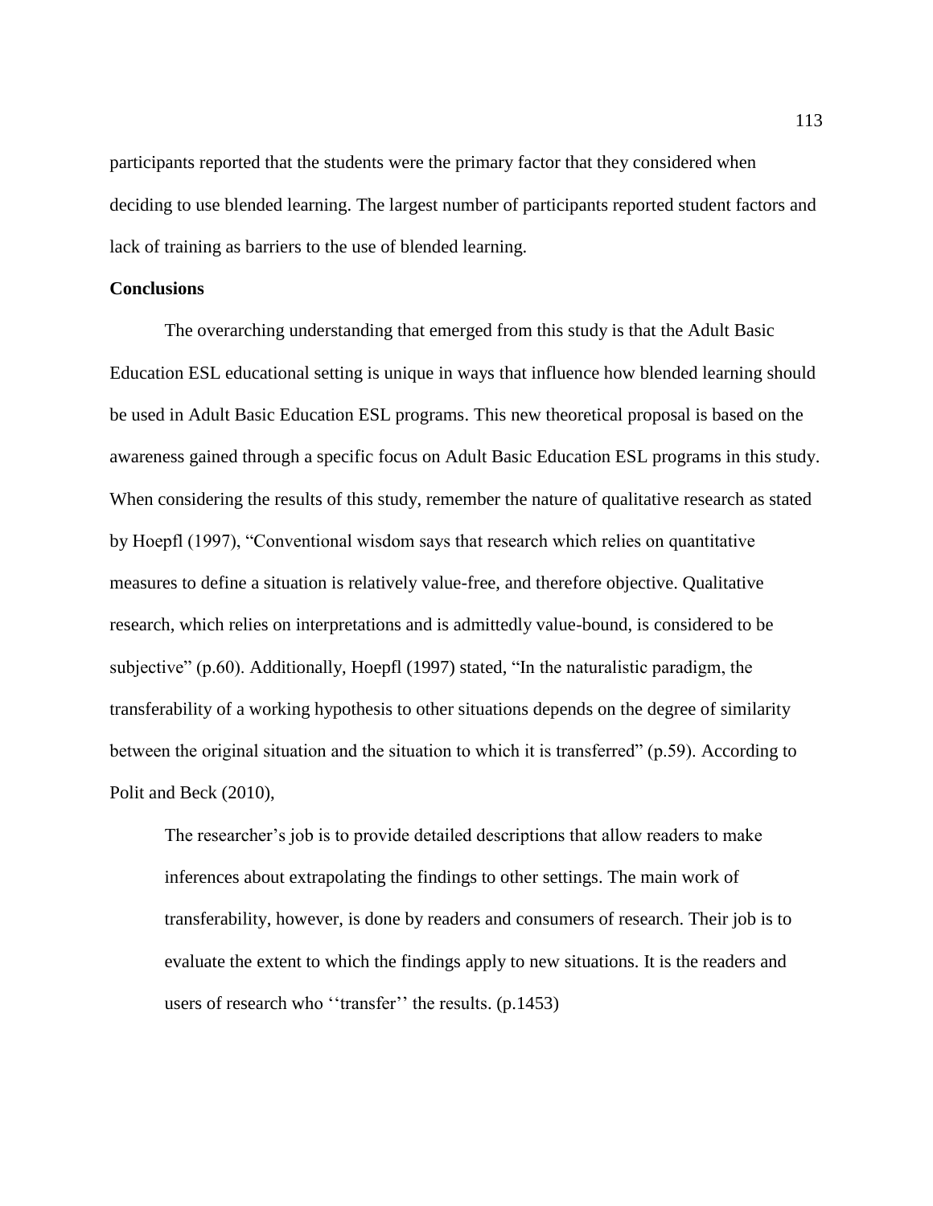participants reported that the students were the primary factor that they considered when deciding to use blended learning. The largest number of participants reported student factors and lack of training as barriers to the use of blended learning.

**Conclusions**

The overarching understanding that emerged from this study is that the Adult Basic Education ESL educational setting is unique in ways that influence how blended learning should be used in Adult Basic Education ESL programs. This new theoretical proposal is based on the awareness gained through a specific focus on Adult Basic Education ESL programs in this study. When considering the results of this study, remember the nature of qualitative research as stated by Hoepfl (1997), "Conventional wisdom says that research which relies on quantitative measures to define a situation is relatively value-free, and therefore objective. Qualitative research, which relies on interpretations and is admittedly value-bound, is considered to be subjective" (p.60). Additionally, Hoepfl (1997) stated, "In the naturalistic paradigm, the transferability of a working hypothesis to other situations depends on the degree of similarity between the original situation and the situation to which it is transferred" (p.59). According to Polit and Beck (2010),

> The researcher's job is to provide detailed descriptions that allow readers to make inferences about extrapolating the findings to other settings. The main work of transferability, however, is done by readers and consumers of research. Their job is to evaluate the extent to which the findings apply to new situations. It is the readers and users of research who ''transfer'' the results. (p.1453)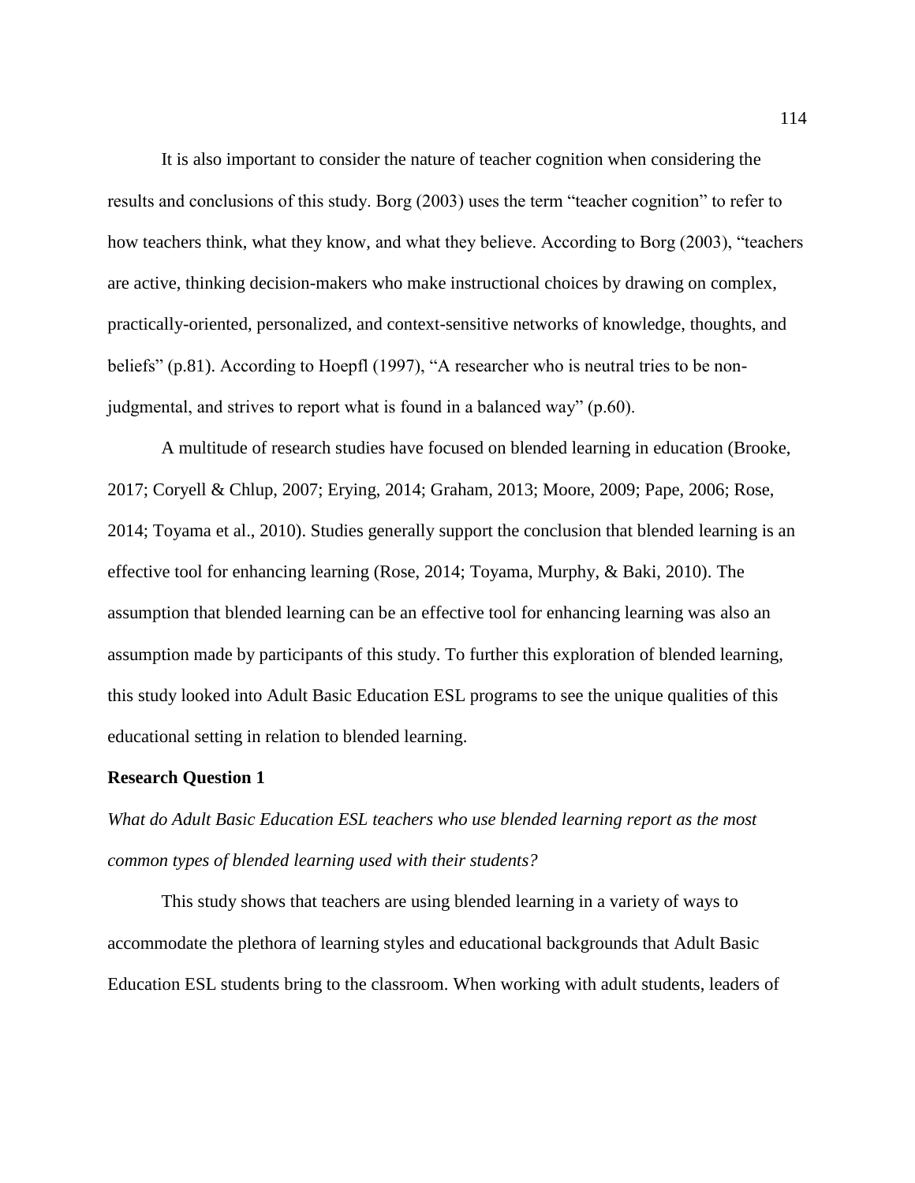It is also important to consider the nature of teacher cognition when considering the results and conclusions of this study. Borg (2003) uses the term "teacher cognition" to refer to how teachers think, what they know, and what they believe. According to Borg (2003), "teachers are active, thinking decision-makers who make instructional choices by drawing on complex, practically-oriented, personalized, and context-sensitive networks of knowledge, thoughts, and beliefs" (p.81). According to Hoepfl (1997), "A researcher who is neutral tries to be non-judgmental, and strives to report what is found in a balanced way" (p.60).

A multitude of research studies have focused on blended learning in education (Brooke, 2017; Coryell & Chlup, 2007; Erying, 2014; Graham, 2013; Moore, 2009; Pape, 2006; Rose, 2014; Toyama et al., 2010). Studies generally support the conclusion that blended learning is an effective tool for enhancing learning (Rose, 2014; Toyama, Murphy, & Baki, 2010). The assumption that blended learning can be an effective tool for enhancing learning was also an assumption made by participants of this study. To further this exploration of blended learning, this study looked into Adult Basic Education ESL programs to see the unique qualities of this educational setting in relation to blended learning.

**Research Question 1**

*What do Adult Basic Education ESL teachers who use blended learning report as the most common types of blended learning used with their students?*

This study shows that teachers are using blended learning in a variety of ways to accommodate the plethora of learning styles and educational backgrounds that Adult Basic Education ESL students bring to the classroom. When working with adult students, leaders of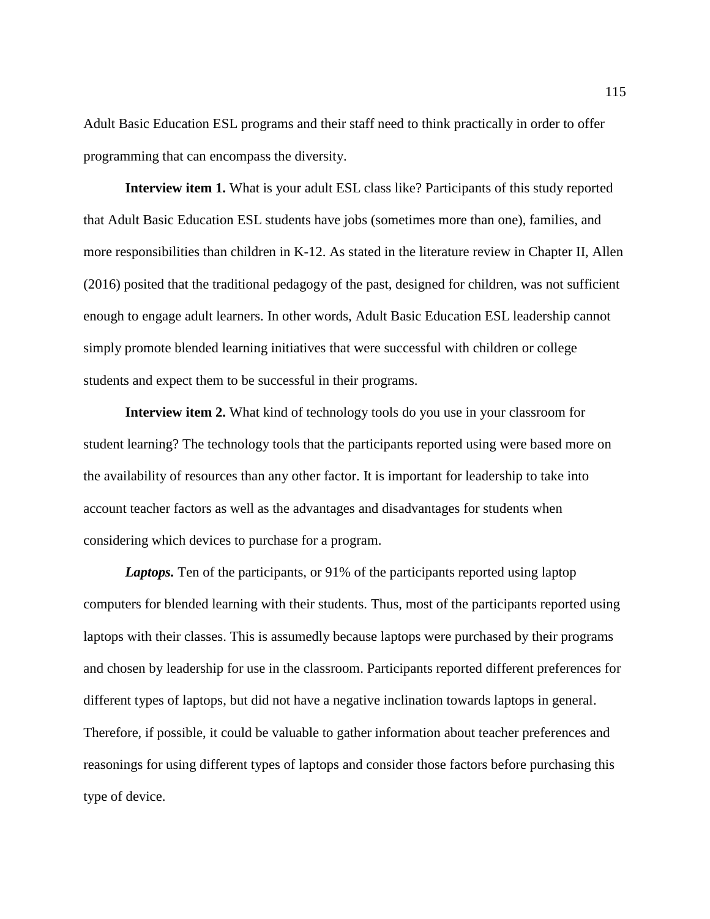Adult Basic Education ESL programs and their staff need to think practically in order to offer programming that can encompass the diversity.

**Interview item 1.** What is your adult ESL class like? Participants of this study reported that Adult Basic Education ESL students have jobs (sometimes more than one), families, and more responsibilities than children in K-12. As stated in the literature review in Chapter II, Allen (2016) posited that the traditional pedagogy of the past, designed for children, was not sufficient enough to engage adult learners. In other words, Adult Basic Education ESL leadership cannot simply promote blended learning initiatives that were successful with children or college students and expect them to be successful in their programs.

**Interview item 2.** What kind of technology tools do you use in your classroom for student learning? The technology tools that the participants reported using were based more on the availability of resources than any other factor. It is important for leadership to take into account teacher factors as well as the advantages and disadvantages for students when considering which devices to purchase for a program.

***Laptops.*** Ten of the participants, or 91% of the participants reported using laptop computers for blended learning with their students. Thus, most of the participants reported using laptops with their classes. This is assumedly because laptops were purchased by their programs and chosen by leadership for use in the classroom. Participants reported different preferences for different types of laptops, but did not have a negative inclination towards laptops in general. Therefore, if possible, it could be valuable to gather information about teacher preferences and reasonings for using different types of laptops and consider those factors before purchasing this type of device.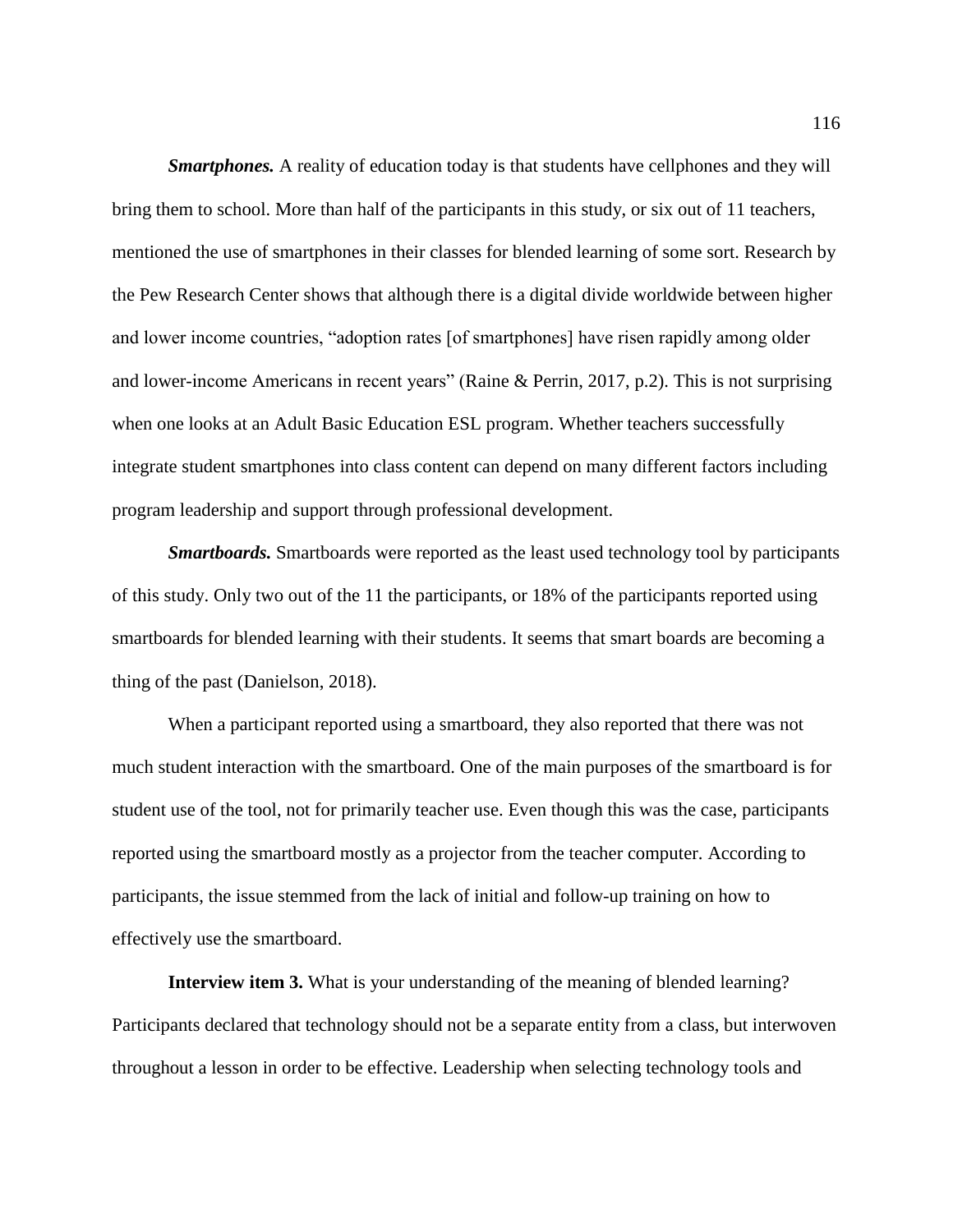***Smartphones.*** A reality of education today is that students have cellphones and they will bring them to school. More than half of the participants in this study, or six out of 11 teachers, mentioned the use of smartphones in their classes for blended learning of some sort. Research by the Pew Research Center shows that although there is a digital divide worldwide between higher and lower income countries, "adoption rates [of smartphones] have risen rapidly among older and lower-income Americans in recent years" (Raine & Perrin, 2017, p.2). This is not surprising when one looks at an Adult Basic Education ESL program. Whether teachers successfully integrate student smartphones into class content can depend on many different factors including program leadership and support through professional development.

***Smartboards.*** Smartboards were reported as the least used technology tool by participants of this study. Only two out of the 11 the participants, or 18% of the participants reported using smartboards for blended learning with their students. It seems that smart boards are becoming a thing of the past (Danielson, 2018).

When a participant reported using a smartboard, they also reported that there was not much student interaction with the smartboard. One of the main purposes of the smartboard is for student use of the tool, not for primarily teacher use. Even though this was the case, participants reported using the smartboard mostly as a projector from the teacher computer. According to participants, the issue stemmed from the lack of initial and follow-up training on how to effectively use the smartboard.

**Interview item 3.** What is your understanding of the meaning of blended learning? Participants declared that technology should not be a separate entity from a class, but interwoven throughout a lesson in order to be effective. Leadership when selecting technology tools and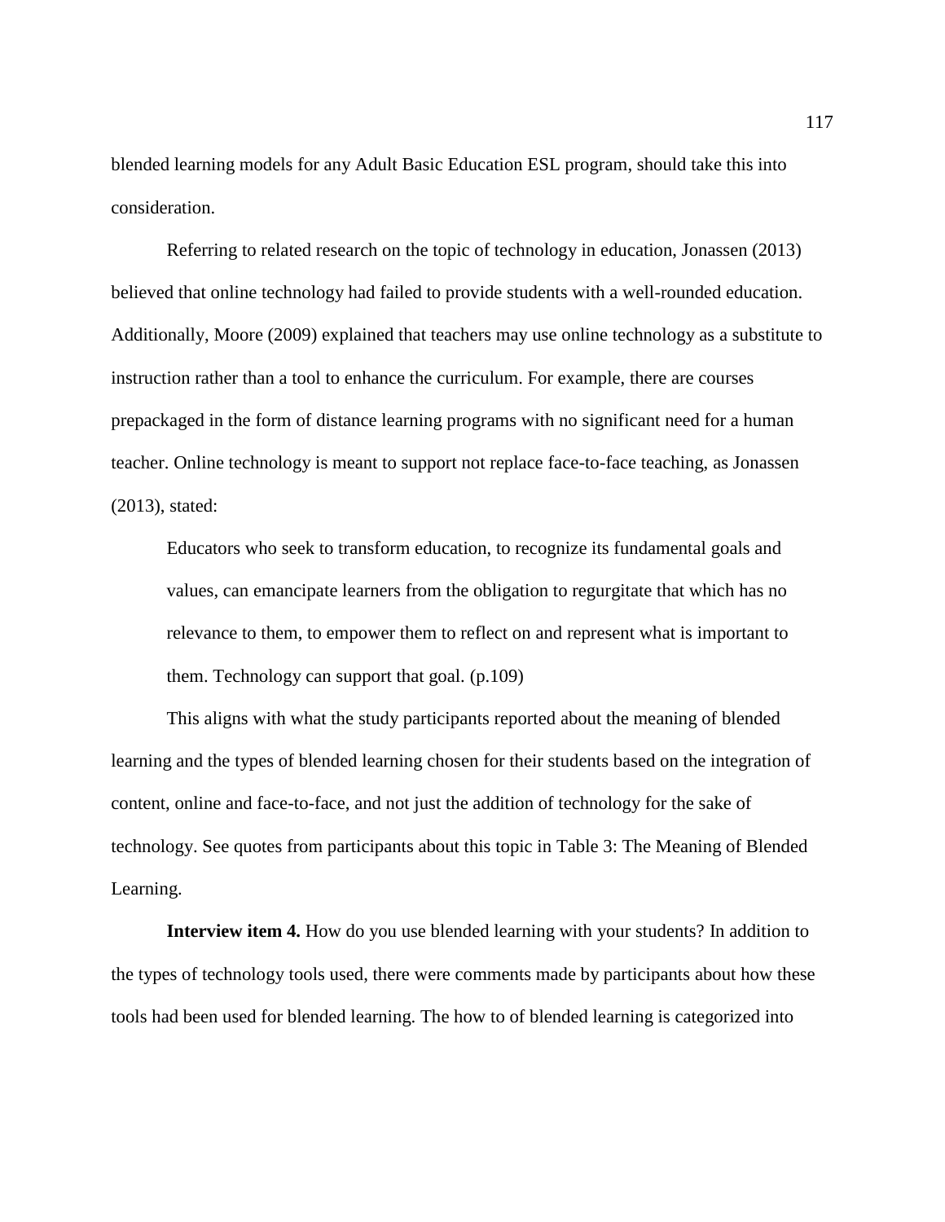blended learning models for any Adult Basic Education ESL program, should take this into consideration.

Referring to related research on the topic of technology in education, Jonassen (2013) believed that online technology had failed to provide students with a well-rounded education. Additionally, Moore (2009) explained that teachers may use online technology as a substitute to instruction rather than a tool to enhance the curriculum. For example, there are courses prepackaged in the form of distance learning programs with no significant need for a human teacher. Online technology is meant to support not replace face-to-face teaching, as Jonassen (2013), stated:

> Educators who seek to transform education, to recognize its fundamental goals and values, can emancipate learners from the obligation to regurgitate that which has no relevance to them, to empower them to reflect on and represent what is important to them. Technology can support that goal. (p.109)

This aligns with what the study participants reported about the meaning of blended learning and the types of blended learning chosen for their students based on the integration of content, online and face-to-face, and not just the addition of technology for the sake of technology. See quotes from participants about this topic in Table 3: The Meaning of Blended Learning.

**Interview item 4.** How do you use blended learning with your students? In addition to the types of technology tools used, there were comments made by participants about how these tools had been used for blended learning. The how to of blended learning is categorized into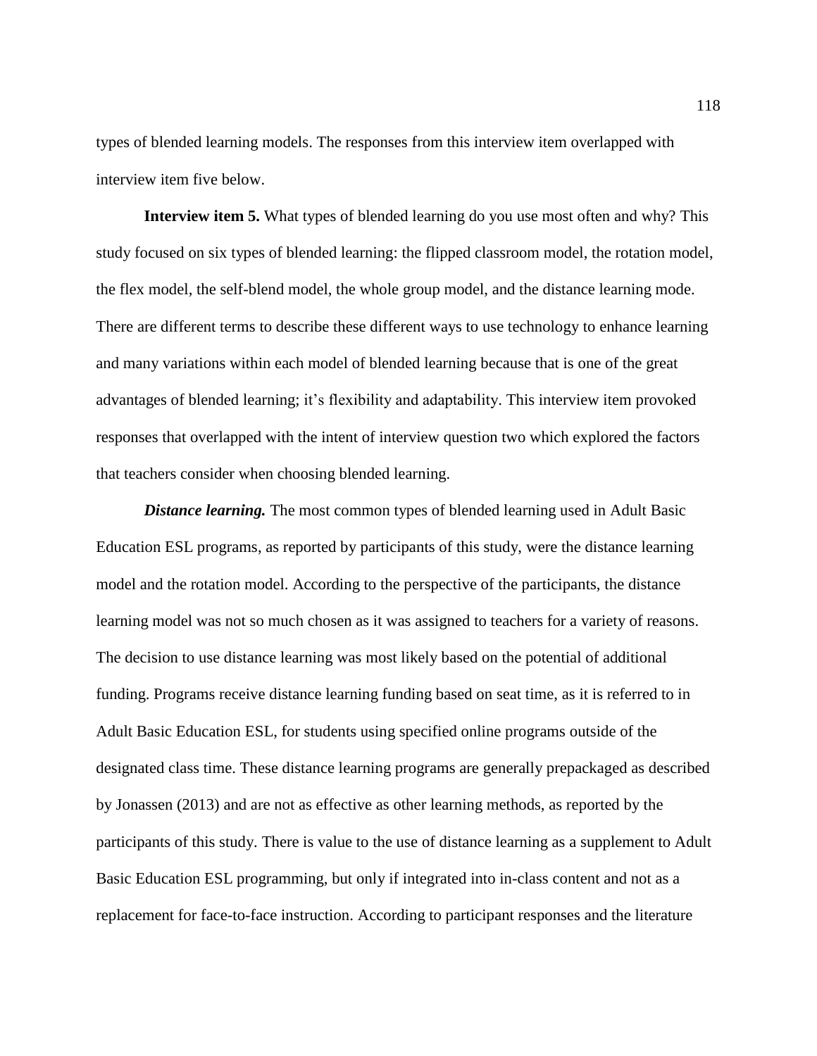types of blended learning models. The responses from this interview item overlapped with interview item five below.

**Interview item 5.** What types of blended learning do you use most often and why? This study focused on six types of blended learning: the flipped classroom model, the rotation model, the flex model, the self-blend model, the whole group model, and the distance learning mode. There are different terms to describe these different ways to use technology to enhance learning and many variations within each model of blended learning because that is one of the great advantages of blended learning; it's flexibility and adaptability. This interview item provoked responses that overlapped with the intent of interview question two which explored the factors that teachers consider when choosing blended learning.

***Distance learning.*** The most common types of blended learning used in Adult Basic Education ESL programs, as reported by participants of this study, were the distance learning model and the rotation model. According to the perspective of the participants, the distance learning model was not so much chosen as it was assigned to teachers for a variety of reasons. The decision to use distance learning was most likely based on the potential of additional funding. Programs receive distance learning funding based on seat time, as it is referred to in Adult Basic Education ESL, for students using specified online programs outside of the designated class time. These distance learning programs are generally prepackaged as described by Jonassen (2013) and are not as effective as other learning methods, as reported by the participants of this study. There is value to the use of distance learning as a supplement to Adult Basic Education ESL programming, but only if integrated into in-class content and not as a replacement for face-to-face instruction. According to participant responses and the literature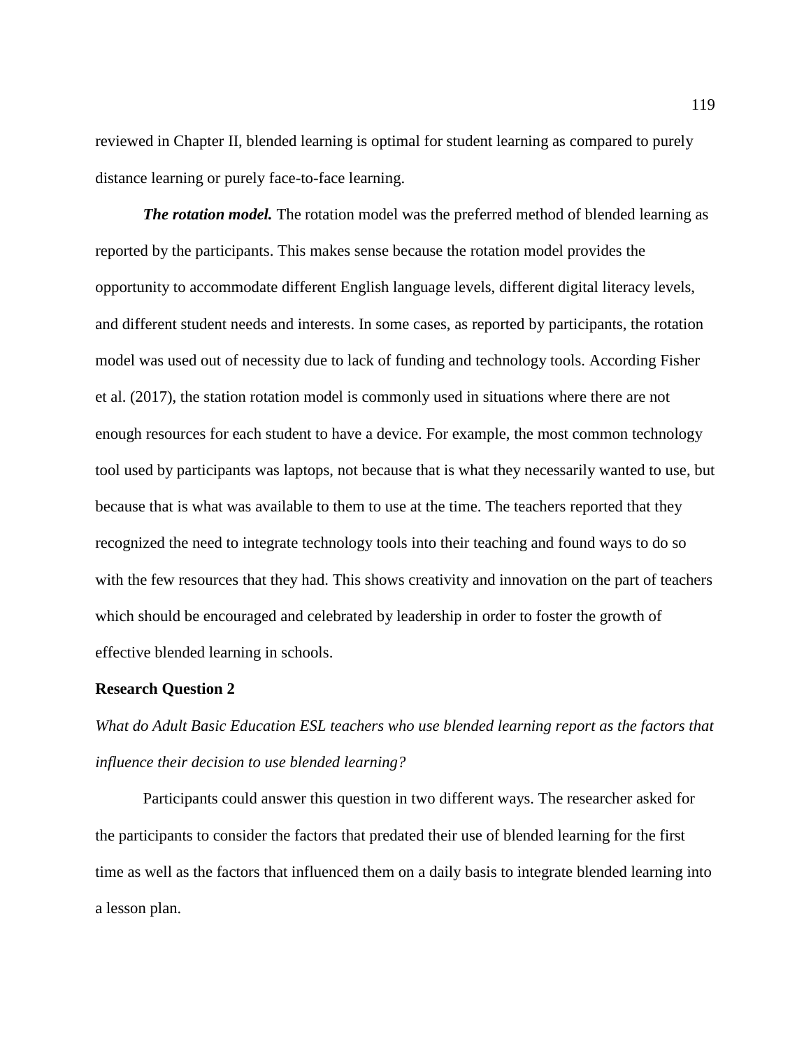reviewed in Chapter II, blended learning is optimal for student learning as compared to purely distance learning or purely face-to-face learning.

***The rotation model.*** The rotation model was the preferred method of blended learning as reported by the participants. This makes sense because the rotation model provides the opportunity to accommodate different English language levels, different digital literacy levels, and different student needs and interests. In some cases, as reported by participants, the rotation model was used out of necessity due to lack of funding and technology tools. According Fisher et al. (2017), the station rotation model is commonly used in situations where there are not enough resources for each student to have a device. For example, the most common technology tool used by participants was laptops, not because that is what they necessarily wanted to use, but because that is what was available to them to use at the time. The teachers reported that they recognized the need to integrate technology tools into their teaching and found ways to do so with the few resources that they had. This shows creativity and innovation on the part of teachers which should be encouraged and celebrated by leadership in order to foster the growth of effective blended learning in schools.

**Research Question 2**

*What do Adult Basic Education ESL teachers who use blended learning report as the factors that influence their decision to use blended learning?*

Participants could answer this question in two different ways. The researcher asked for the participants to consider the factors that predated their use of blended learning for the first time as well as the factors that influenced them on a daily basis to integrate blended learning into a lesson plan.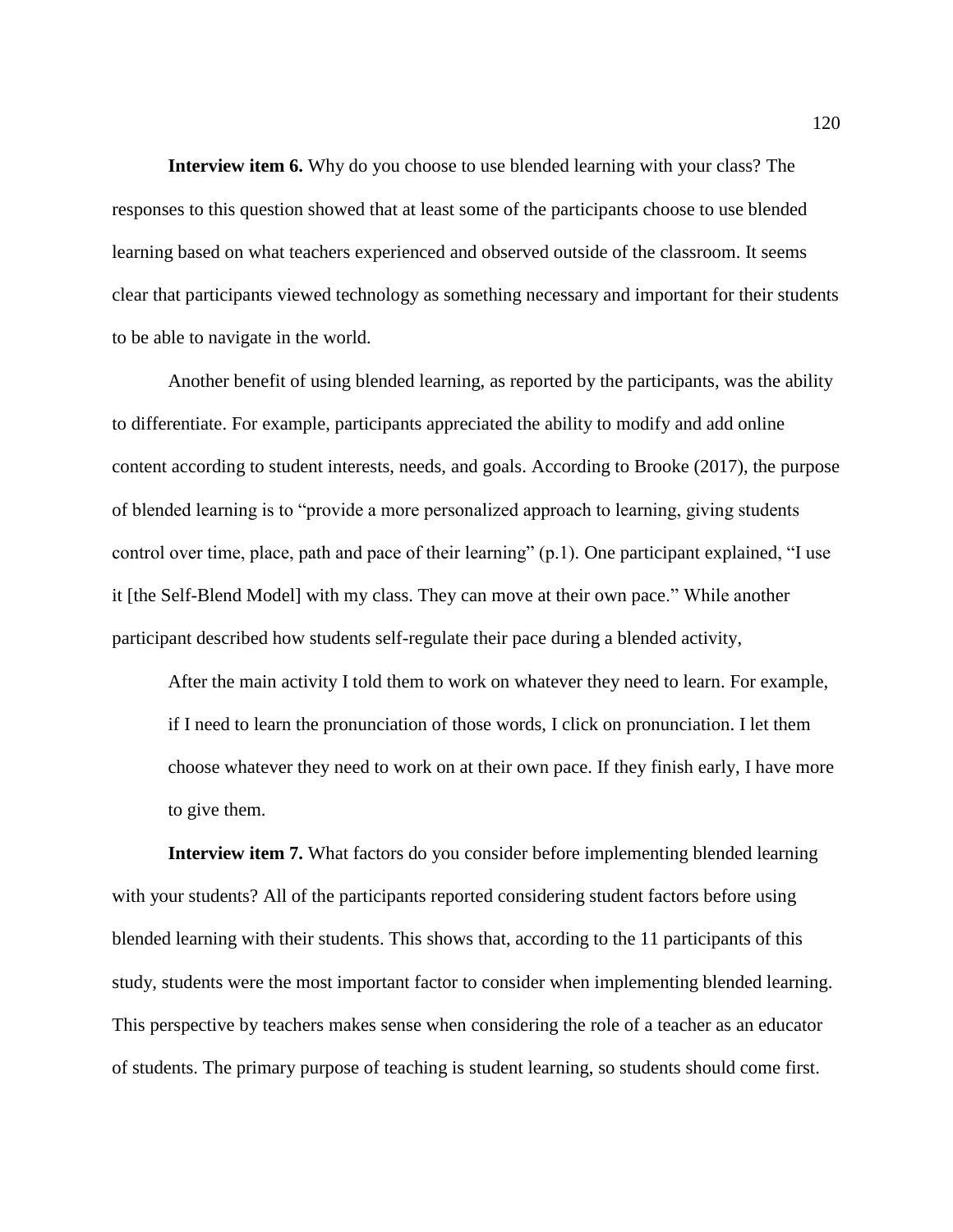**Interview item 6.** Why do you choose to use blended learning with your class? The responses to this question showed that at least some of the participants choose to use blended learning based on what teachers experienced and observed outside of the classroom. It seems clear that participants viewed technology as something necessary and important for their students to be able to navigate in the world.

Another benefit of using blended learning, as reported by the participants, was the ability to differentiate. For example, participants appreciated the ability to modify and add online content according to student interests, needs, and goals. According to Brooke (2017), the purpose of blended learning is to "provide a more personalized approach to learning, giving students control over time, place, path and pace of their learning" (p.1). One participant explained, "I use it [the Self-Blend Model] with my class. They can move at their own pace." While another participant described how students self-regulate their pace during a blended activity,

> After the main activity I told them to work on whatever they need to learn. For example, if I need to learn the pronunciation of those words, I click on pronunciation. I let them choose whatever they need to work on at their own pace. If they finish early, I have more to give them.

**Interview item 7.** What factors do you consider before implementing blended learning with your students? All of the participants reported considering student factors before using blended learning with their students. This shows that, according to the 11 participants of this study, students were the most important factor to consider when implementing blended learning. This perspective by teachers makes sense when considering the role of a teacher as an educator of students. The primary purpose of teaching is student learning, so students should come first.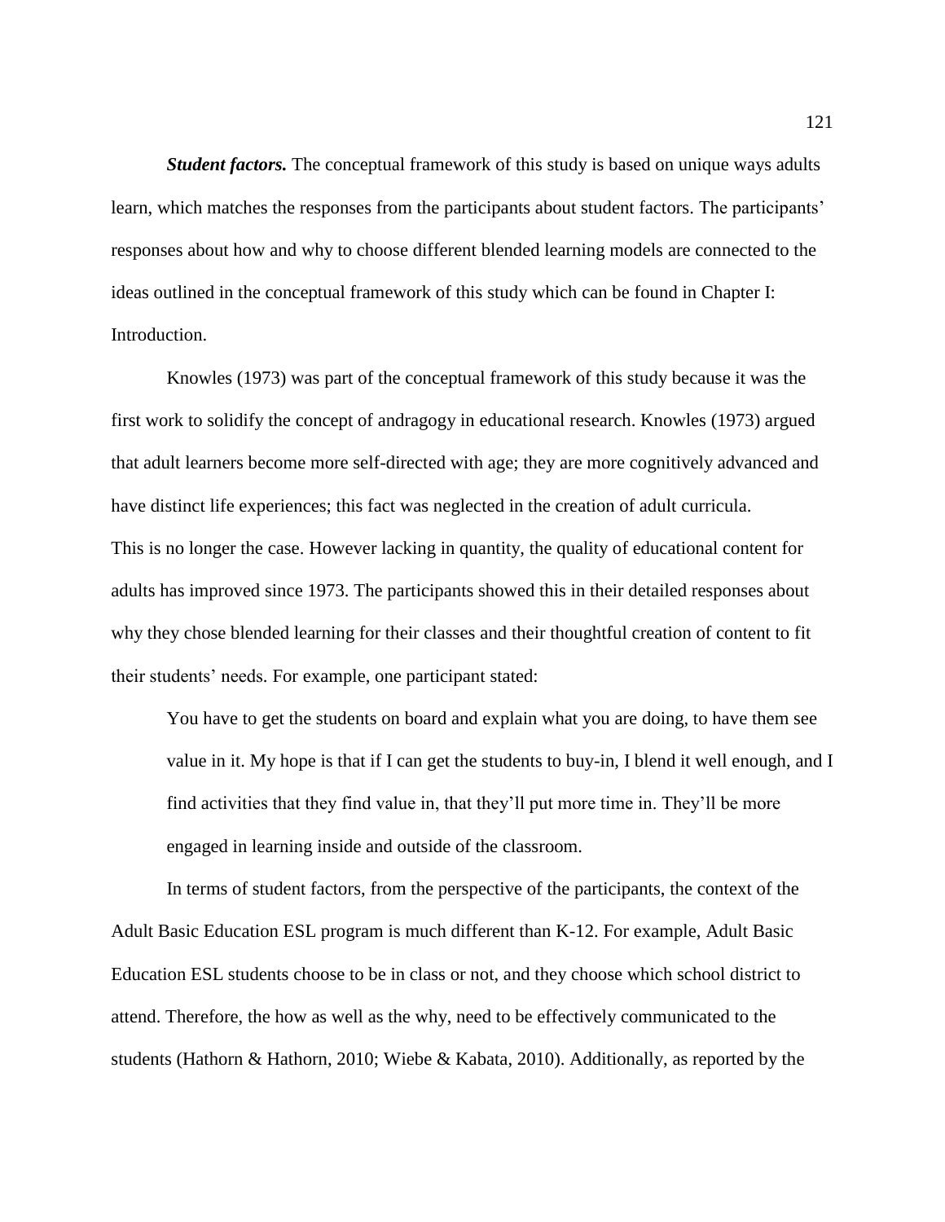***Student factors.*** The conceptual framework of this study is based on unique ways adults learn, which matches the responses from the participants about student factors. The participants' responses about how and why to choose different blended learning models are connected to the ideas outlined in the conceptual framework of this study which can be found in Chapter I: Introduction.

Knowles (1973) was part of the conceptual framework of this study because it was the first work to solidify the concept of andragogy in educational research. Knowles (1973) argued that adult learners become more self-directed with age; they are more cognitively advanced and have distinct life experiences; this fact was neglected in the creation of adult curricula. This is no longer the case. However lacking in quantity, the quality of educational content for adults has improved since 1973. The participants showed this in their detailed responses about why they chose blended learning for their classes and their thoughtful creation of content to fit their students' needs. For example, one participant stated:

> You have to get the students on board and explain what you are doing, to have them see value in it. My hope is that if I can get the students to buy-in, I blend it well enough, and I find activities that they find value in, that they'll put more time in. They'll be more engaged in learning inside and outside of the classroom.

In terms of student factors, from the perspective of the participants, the context of the Adult Basic Education ESL program is much different than K-12. For example, Adult Basic Education ESL students choose to be in class or not, and they choose which school district to attend. Therefore, the how as well as the why, need to be effectively communicated to the students (Hathorn & Hathorn, 2010; Wiebe & Kabata, 2010). Additionally, as reported by the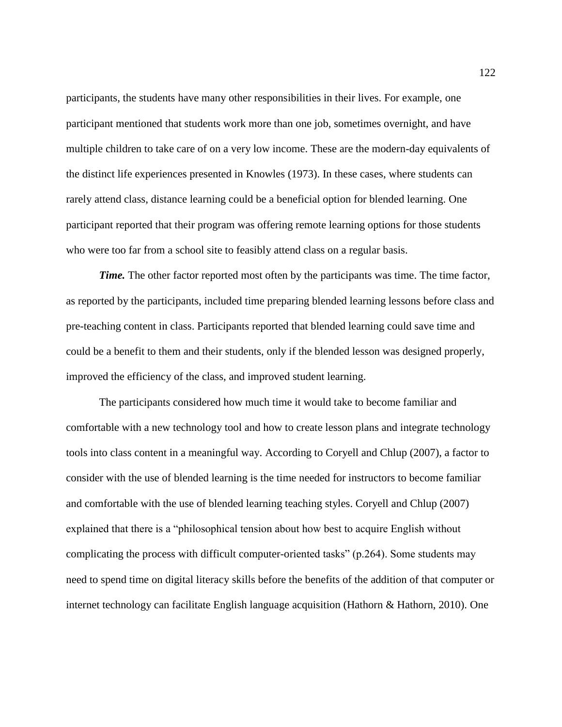participants, the students have many other responsibilities in their lives. For example, one participant mentioned that students work more than one job, sometimes overnight, and have multiple children to take care of on a very low income. These are the modern-day equivalents of the distinct life experiences presented in Knowles (1973). In these cases, where students can rarely attend class, distance learning could be a beneficial option for blended learning. One participant reported that their program was offering remote learning options for those students who were too far from a school site to feasibly attend class on a regular basis.

***Time.*** The other factor reported most often by the participants was time. The time factor, as reported by the participants, included time preparing blended learning lessons before class and pre-teaching content in class. Participants reported that blended learning could save time and could be a benefit to them and their students, only if the blended lesson was designed properly, improved the efficiency of the class, and improved student learning.

The participants considered how much time it would take to become familiar and comfortable with a new technology tool and how to create lesson plans and integrate technology tools into class content in a meaningful way. According to Coryell and Chlup (2007), a factor to consider with the use of blended learning is the time needed for instructors to become familiar and comfortable with the use of blended learning teaching styles. Coryell and Chlup (2007) explained that there is a "philosophical tension about how best to acquire English without complicating the process with difficult computer-oriented tasks" (p.264). Some students may need to spend time on digital literacy skills before the benefits of the addition of that computer or internet technology can facilitate English language acquisition (Hathorn & Hathorn, 2010). One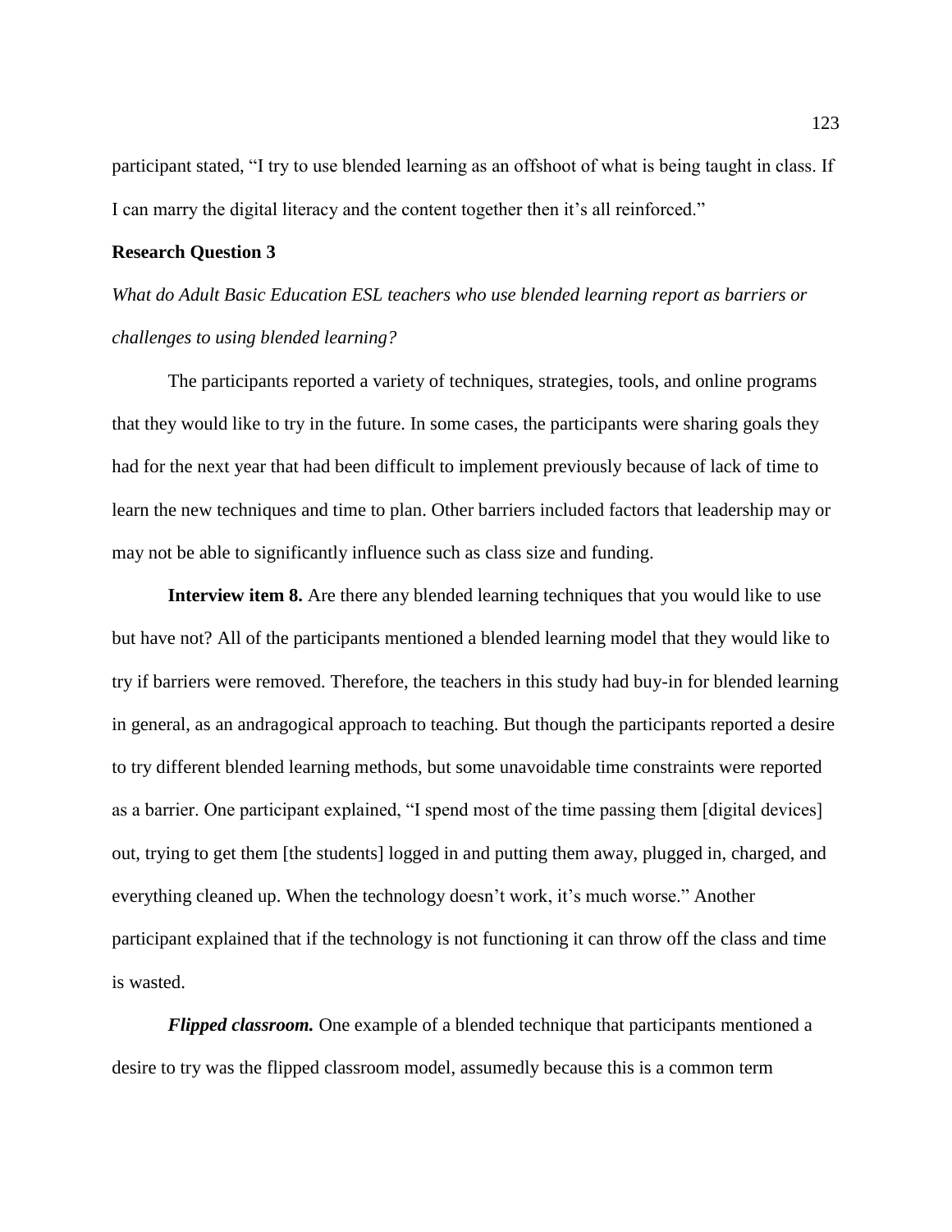participant stated, “I try to use blended learning as an offshoot of what is being taught in class. If I can marry the digital literacy and the content together then it’s all reinforced.”

### Research Question 3

*What do Adult Basic Education ESL teachers who use blended learning report as barriers or challenges to using blended learning?*

The participants reported a variety of techniques, strategies, tools, and online programs that they would like to try in the future. In some cases, the participants were sharing goals they had for the next year that had been difficult to implement previously because of lack of time to learn the new techniques and time to plan. Other barriers included factors that leadership may or may not be able to significantly influence such as class size and funding.

**Interview item 8.** Are there any blended learning techniques that you would like to use but have not? All of the participants mentioned a blended learning model that they would like to try if barriers were removed. Therefore, the teachers in this study had buy-in for blended learning in general, as an andragogical approach to teaching. But though the participants reported a desire to try different blended learning methods, but some unavoidable time constraints were reported as a barrier. One participant explained, “I spend most of the time passing them [digital devices] out, trying to get them [the students] logged in and putting them away, plugged in, charged, and everything cleaned up. When the technology doesn’t work, it’s much worse.” Another participant explained that if the technology is not functioning it can throw off the class and time is wasted.

***Flipped classroom.*** One example of a blended technique that participants mentioned a desire to try was the flipped classroom model, assumedly because this is a common term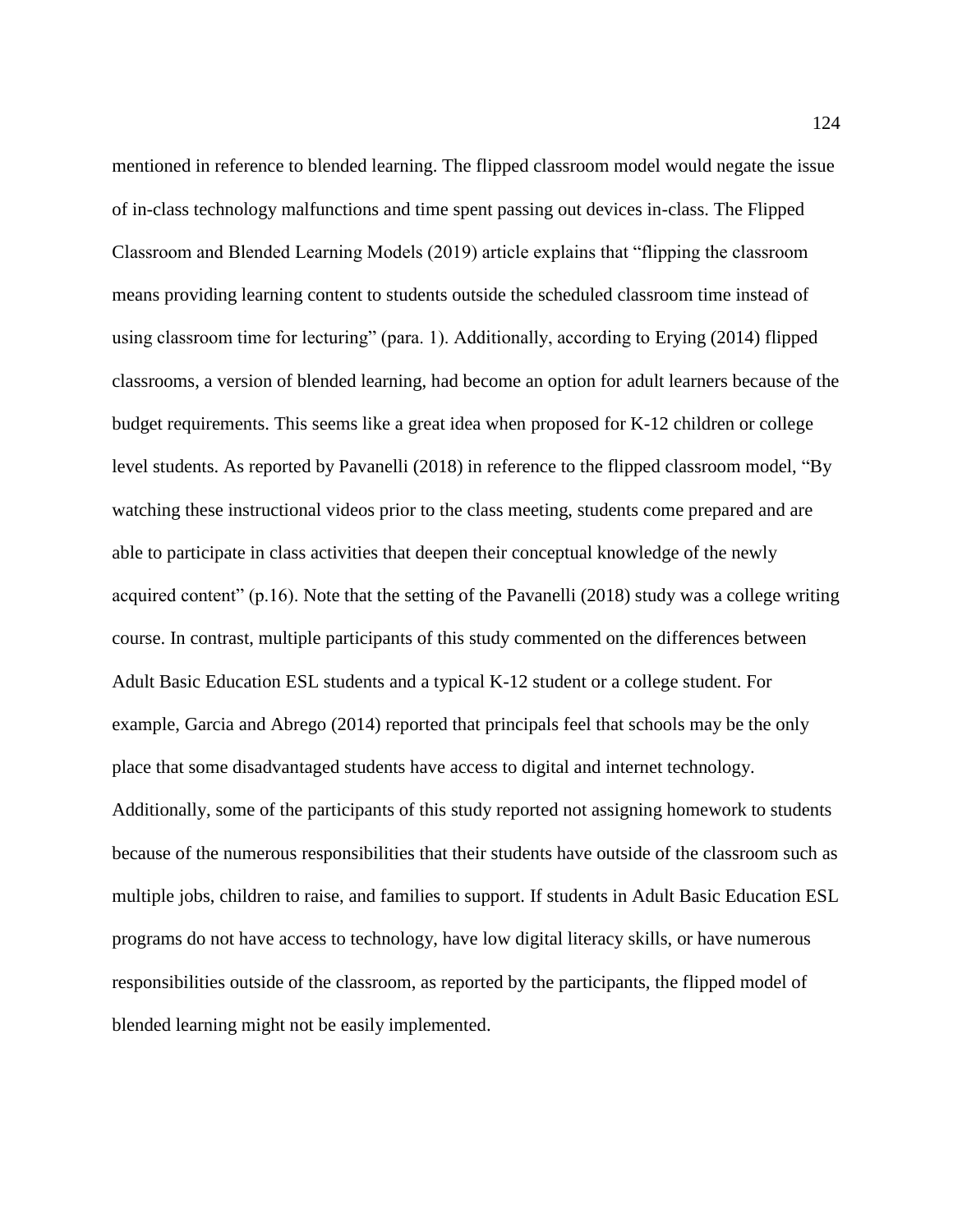mentioned in reference to blended learning. The flipped classroom model would negate the issue of in-class technology malfunctions and time spent passing out devices in-class. The Flipped Classroom and Blended Learning Models (2019) article explains that "flipping the classroom means providing learning content to students outside the scheduled classroom time instead of using classroom time for lecturing" (para. 1). Additionally, according to Erying (2014) flipped classrooms, a version of blended learning, had become an option for adult learners because of the budget requirements. This seems like a great idea when proposed for K-12 children or college level students. As reported by Pavanelli (2018) in reference to the flipped classroom model, "By watching these instructional videos prior to the class meeting, students come prepared and are able to participate in class activities that deepen their conceptual knowledge of the newly acquired content" (p.16). Note that the setting of the Pavanelli (2018) study was a college writing course. In contrast, multiple participants of this study commented on the differences between Adult Basic Education ESL students and a typical K-12 student or a college student. For example, Garcia and Abrego (2014) reported that principals feel that schools may be the only place that some disadvantaged students have access to digital and internet technology. Additionally, some of the participants of this study reported not assigning homework to students because of the numerous responsibilities that their students have outside of the classroom such as multiple jobs, children to raise, and families to support. If students in Adult Basic Education ESL programs do not have access to technology, have low digital literacy skills, or have numerous responsibilities outside of the classroom, as reported by the participants, the flipped model of blended learning might not be easily implemented.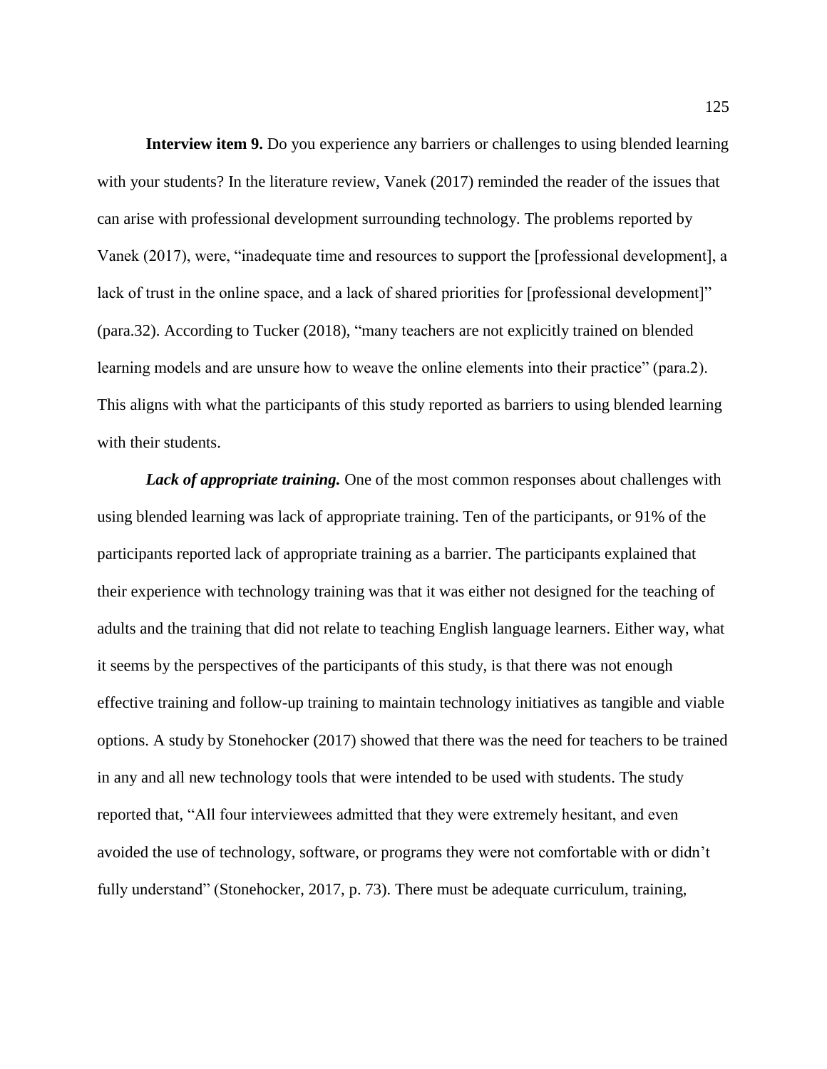**Interview item 9.** Do you experience any barriers or challenges to using blended learning with your students? In the literature review, Vanek (2017) reminded the reader of the issues that can arise with professional development surrounding technology. The problems reported by Vanek (2017), were, "inadequate time and resources to support the [professional development], a lack of trust in the online space, and a lack of shared priorities for [professional development]" (para.32). According to Tucker (2018), "many teachers are not explicitly trained on blended learning models and are unsure how to weave the online elements into their practice" (para.2). This aligns with what the participants of this study reported as barriers to using blended learning with their students.

***Lack of appropriate training.*** One of the most common responses about challenges with using blended learning was lack of appropriate training. Ten of the participants, or 91% of the participants reported lack of appropriate training as a barrier. The participants explained that their experience with technology training was that it was either not designed for the teaching of adults and the training that did not relate to teaching English language learners. Either way, what it seems by the perspectives of the participants of this study, is that there was not enough effective training and follow-up training to maintain technology initiatives as tangible and viable options. A study by Stonehocker (2017) showed that there was the need for teachers to be trained in any and all new technology tools that were intended to be used with students. The study reported that, "All four interviewees admitted that they were extremely hesitant, and even avoided the use of technology, software, or programs they were not comfortable with or didn't fully understand" (Stonehocker, 2017, p. 73). There must be adequate curriculum, training,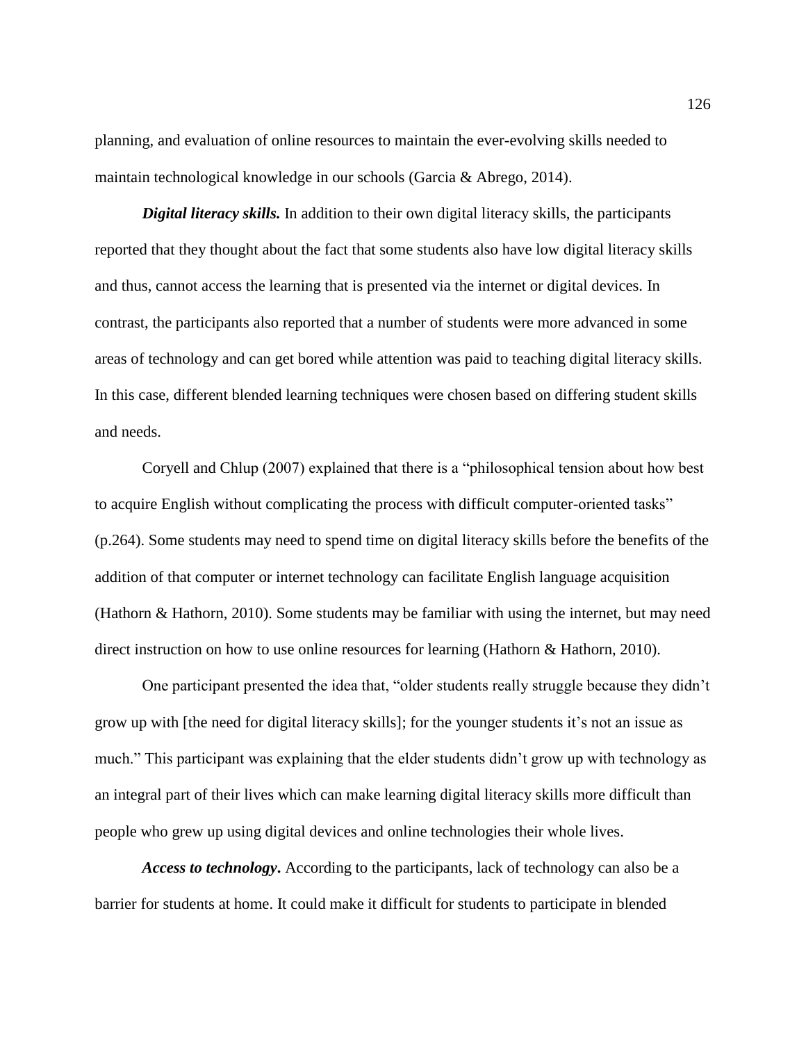planning, and evaluation of online resources to maintain the ever-evolving skills needed to maintain technological knowledge in our schools (Garcia & Abrego, 2014).

***Digital literacy skills.*** In addition to their own digital literacy skills, the participants reported that they thought about the fact that some students also have low digital literacy skills and thus, cannot access the learning that is presented via the internet or digital devices. In contrast, the participants also reported that a number of students were more advanced in some areas of technology and can get bored while attention was paid to teaching digital literacy skills. In this case, different blended learning techniques were chosen based on differing student skills and needs.

Coryell and Chlup (2007) explained that there is a "philosophical tension about how best to acquire English without complicating the process with difficult computer-oriented tasks" (p.264). Some students may need to spend time on digital literacy skills before the benefits of the addition of that computer or internet technology can facilitate English language acquisition (Hathorn & Hathorn, 2010). Some students may be familiar with using the internet, but may need direct instruction on how to use online resources for learning (Hathorn & Hathorn, 2010).

One participant presented the idea that, "older students really struggle because they didn't grow up with [the need for digital literacy skills]; for the younger students it's not an issue as much." This participant was explaining that the elder students didn't grow up with technology as an integral part of their lives which can make learning digital literacy skills more difficult than people who grew up using digital devices and online technologies their whole lives.

***Access to technology***. According to the participants, lack of technology can also be a barrier for students at home. It could make it difficult for students to participate in blended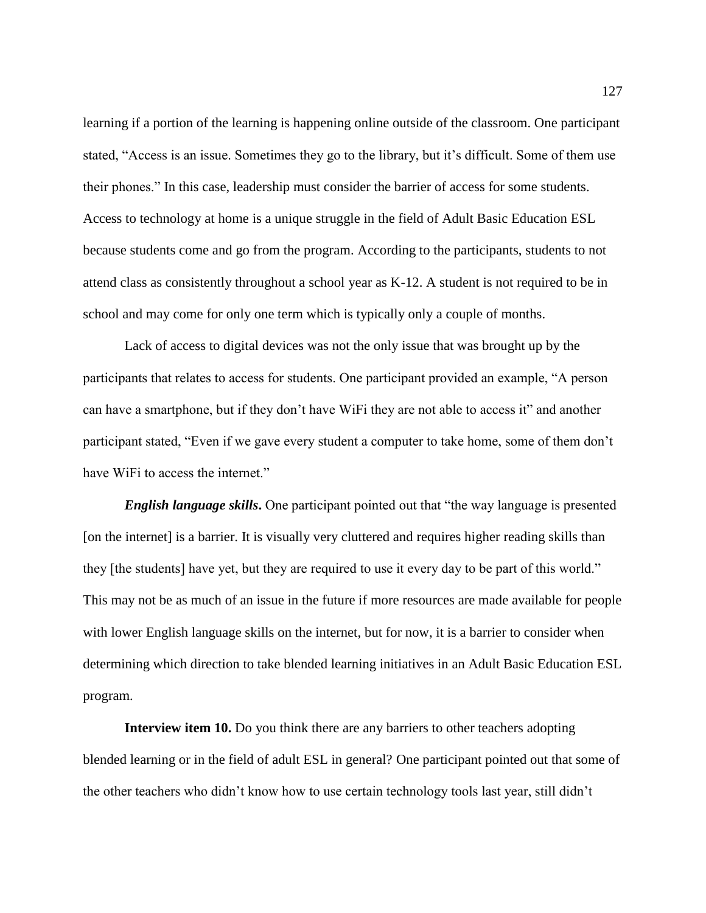learning if a portion of the learning is happening online outside of the classroom. One participant stated, "Access is an issue. Sometimes they go to the library, but it's difficult. Some of them use their phones." In this case, leadership must consider the barrier of access for some students. Access to technology at home is a unique struggle in the field of Adult Basic Education ESL because students come and go from the program. According to the participants, students to not attend class as consistently throughout a school year as K-12. A student is not required to be in school and may come for only one term which is typically only a couple of months.

Lack of access to digital devices was not the only issue that was brought up by the participants that relates to access for students. One participant provided an example, "A person can have a smartphone, but if they don't have WiFi they are not able to access it" and another participant stated, "Even if we gave every student a computer to take home, some of them don't have WiFi to access the internet."

***English language skills*.** One participant pointed out that "the way language is presented [on the internet] is a barrier. It is visually very cluttered and requires higher reading skills than they [the students] have yet, but they are required to use it every day to be part of this world." This may not be as much of an issue in the future if more resources are made available for people with lower English language skills on the internet, but for now, it is a barrier to consider when determining which direction to take blended learning initiatives in an Adult Basic Education ESL program.

**Interview item 10.** Do you think there are any barriers to other teachers adopting blended learning or in the field of adult ESL in general? One participant pointed out that some of the other teachers who didn't know how to use certain technology tools last year, still didn't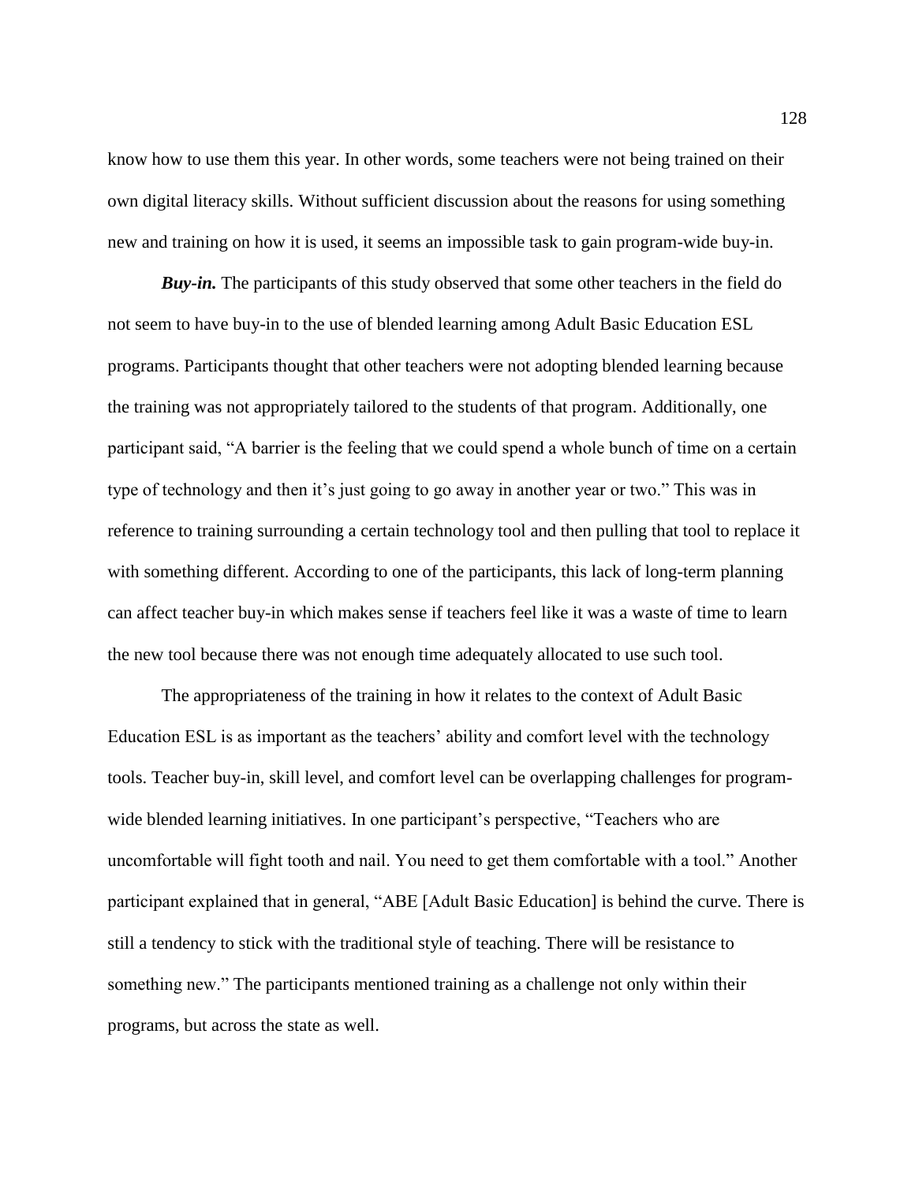know how to use them this year. In other words, some teachers were not being trained on their own digital literacy skills. Without sufficient discussion about the reasons for using something new and training on how it is used, it seems an impossible task to gain program-wide buy-in.

***Buy-in.*** The participants of this study observed that some other teachers in the field do not seem to have buy-in to the use of blended learning among Adult Basic Education ESL programs. Participants thought that other teachers were not adopting blended learning because the training was not appropriately tailored to the students of that program. Additionally, one participant said, "A barrier is the feeling that we could spend a whole bunch of time on a certain type of technology and then it's just going to go away in another year or two." This was in reference to training surrounding a certain technology tool and then pulling that tool to replace it with something different. According to one of the participants, this lack of long-term planning can affect teacher buy-in which makes sense if teachers feel like it was a waste of time to learn the new tool because there was not enough time adequately allocated to use such tool.

The appropriateness of the training in how it relates to the context of Adult Basic Education ESL is as important as the teachers' ability and comfort level with the technology tools. Teacher buy-in, skill level, and comfort level can be overlapping challenges for program-wide blended learning initiatives. In one participant's perspective, "Teachers who are uncomfortable will fight tooth and nail. You need to get them comfortable with a tool." Another participant explained that in general, "ABE [Adult Basic Education] is behind the curve. There is still a tendency to stick with the traditional style of teaching. There will be resistance to something new." The participants mentioned training as a challenge not only within their programs, but across the state as well.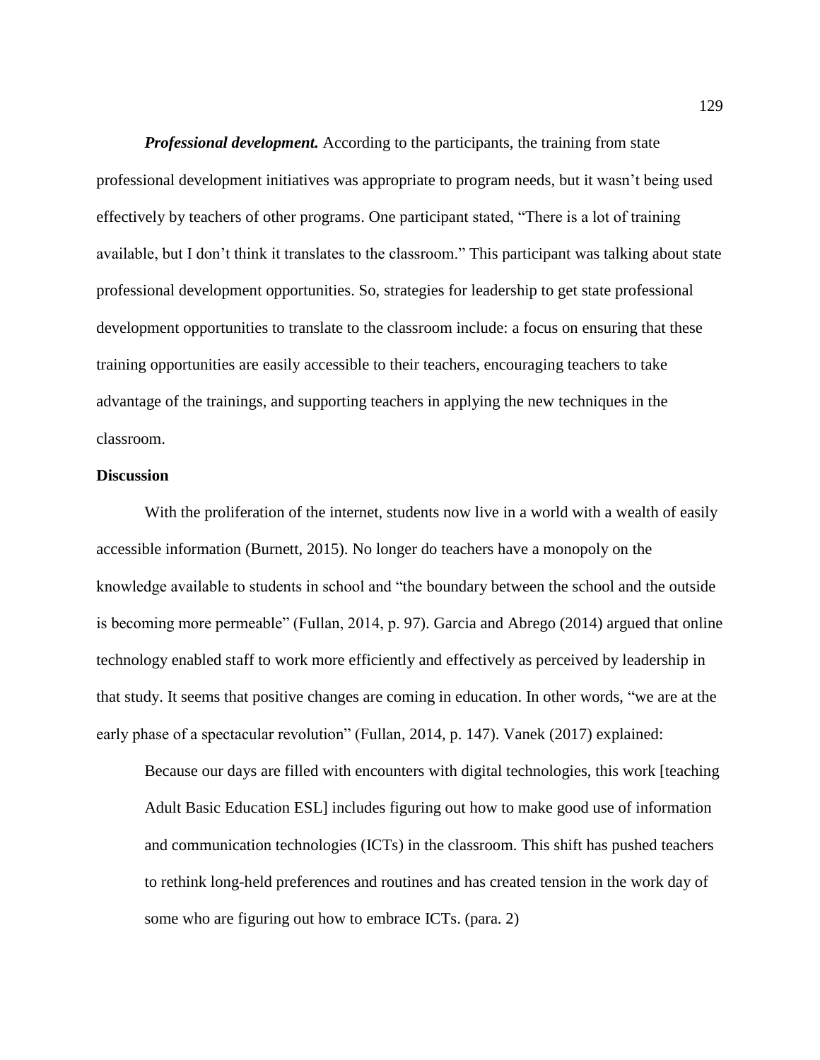***Professional development.*** According to the participants, the training from state professional development initiatives was appropriate to program needs, but it wasn't being used effectively by teachers of other programs. One participant stated, "There is a lot of training available, but I don't think it translates to the classroom." This participant was talking about state professional development opportunities. So, strategies for leadership to get state professional development opportunities to translate to the classroom include: a focus on ensuring that these training opportunities are easily accessible to their teachers, encouraging teachers to take advantage of the trainings, and supporting teachers in applying the new techniques in the classroom.

## Discussion

With the proliferation of the internet, students now live in a world with a wealth of easily accessible information (Burnett, 2015). No longer do teachers have a monopoly on the knowledge available to students in school and "the boundary between the school and the outside is becoming more permeable" (Fullan, 2014, p. 97). Garcia and Abrego (2014) argued that online technology enabled staff to work more efficiently and effectively as perceived by leadership in that study. It seems that positive changes are coming in education. In other words, "we are at the early phase of a spectacular revolution" (Fullan, 2014, p. 147). Vanek (2017) explained:

> Because our days are filled with encounters with digital technologies, this work [teaching Adult Basic Education ESL] includes figuring out how to make good use of information and communication technologies (ICTs) in the classroom. This shift has pushed teachers to rethink long-held preferences and routines and has created tension in the work day of some who are figuring out how to embrace ICTs. (para. 2)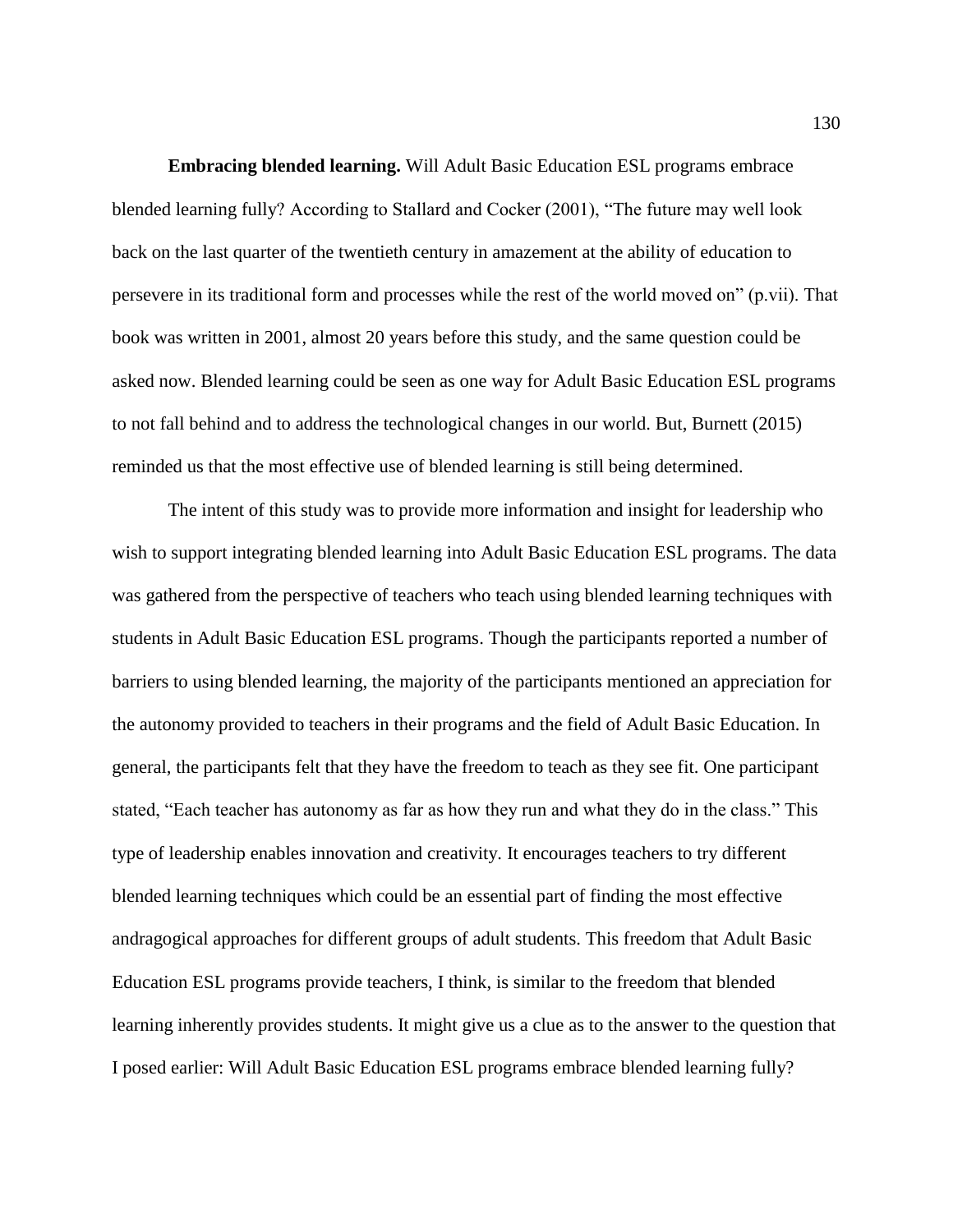**Embracing blended learning.** Will Adult Basic Education ESL programs embrace blended learning fully? According to Stallard and Cocker (2001), "The future may well look back on the last quarter of the twentieth century in amazement at the ability of education to persevere in its traditional form and processes while the rest of the world moved on" (p.vii). That book was written in 2001, almost 20 years before this study, and the same question could be asked now. Blended learning could be seen as one way for Adult Basic Education ESL programs to not fall behind and to address the technological changes in our world. But, Burnett (2015) reminded us that the most effective use of blended learning is still being determined.

The intent of this study was to provide more information and insight for leadership who wish to support integrating blended learning into Adult Basic Education ESL programs. The data was gathered from the perspective of teachers who teach using blended learning techniques with students in Adult Basic Education ESL programs. Though the participants reported a number of barriers to using blended learning, the majority of the participants mentioned an appreciation for the autonomy provided to teachers in their programs and the field of Adult Basic Education. In general, the participants felt that they have the freedom to teach as they see fit. One participant stated, "Each teacher has autonomy as far as how they run and what they do in the class." This type of leadership enables innovation and creativity. It encourages teachers to try different blended learning techniques which could be an essential part of finding the most effective andragogical approaches for different groups of adult students. This freedom that Adult Basic Education ESL programs provide teachers, I think, is similar to the freedom that blended learning inherently provides students. It might give us a clue as to the answer to the question that I posed earlier: Will Adult Basic Education ESL programs embrace blended learning fully?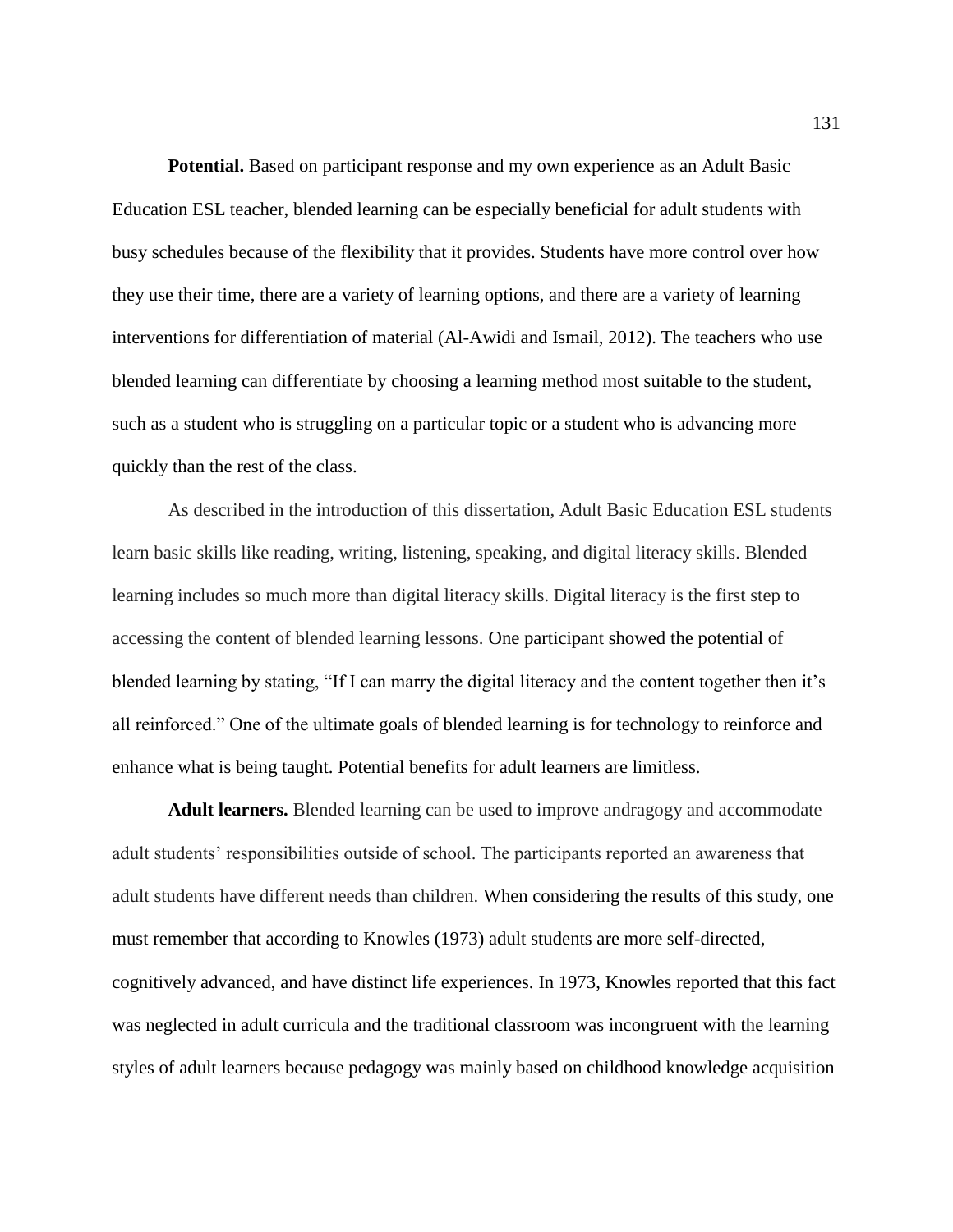**Potential.** Based on participant response and my own experience as an Adult Basic Education ESL teacher, blended learning can be especially beneficial for adult students with busy schedules because of the flexibility that it provides. Students have more control over how they use their time, there are a variety of learning options, and there are a variety of learning interventions for differentiation of material (Al-Awidi and Ismail, 2012). The teachers who use blended learning can differentiate by choosing a learning method most suitable to the student, such as a student who is struggling on a particular topic or a student who is advancing more quickly than the rest of the class.

As described in the introduction of this dissertation, Adult Basic Education ESL students learn basic skills like reading, writing, listening, speaking, and digital literacy skills. Blended learning includes so much more than digital literacy skills. Digital literacy is the first step to accessing the content of blended learning lessons. One participant showed the potential of blended learning by stating, "If I can marry the digital literacy and the content together then it's all reinforced." One of the ultimate goals of blended learning is for technology to reinforce and enhance what is being taught. Potential benefits for adult learners are limitless.

**Adult learners.** Blended learning can be used to improve andragogy and accommodate adult students' responsibilities outside of school. The participants reported an awareness that adult students have different needs than children. When considering the results of this study, one must remember that according to Knowles (1973) adult students are more self-directed, cognitively advanced, and have distinct life experiences. In 1973, Knowles reported that this fact was neglected in adult curricula and the traditional classroom was incongruent with the learning styles of adult learners because pedagogy was mainly based on childhood knowledge acquisition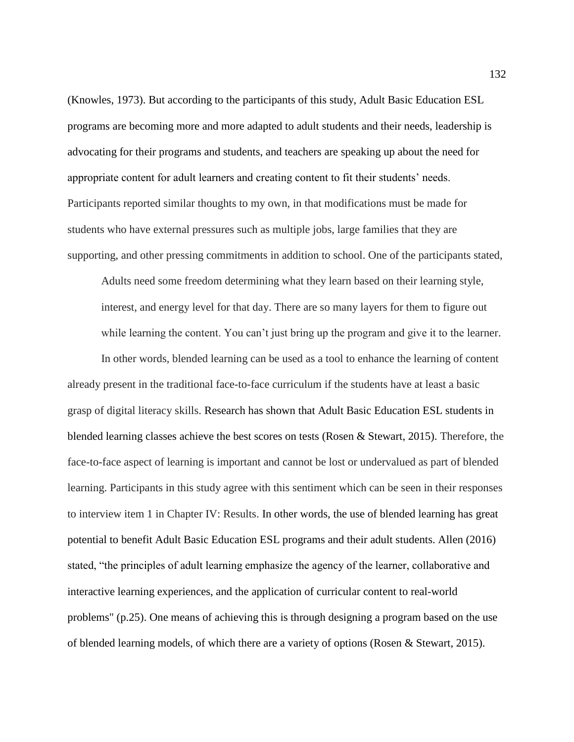(Knowles, 1973). But according to the participants of this study, Adult Basic Education ESL programs are becoming more and more adapted to adult students and their needs, leadership is advocating for their programs and students, and teachers are speaking up about the need for appropriate content for adult learners and creating content to fit their students' needs. Participants reported similar thoughts to my own, in that modifications must be made for students who have external pressures such as multiple jobs, large families that they are supporting, and other pressing commitments in addition to school. One of the participants stated,

> Adults need some freedom determining what they learn based on their learning style, interest, and energy level for that day. There are so many layers for them to figure out while learning the content. You can't just bring up the program and give it to the learner.

In other words, blended learning can be used as a tool to enhance the learning of content already present in the traditional face-to-face curriculum if the students have at least a basic grasp of digital literacy skills. Research has shown that Adult Basic Education ESL students in blended learning classes achieve the best scores on tests (Rosen & Stewart, 2015). Therefore, the face-to-face aspect of learning is important and cannot be lost or undervalued as part of blended learning. Participants in this study agree with this sentiment which can be seen in their responses to interview item 1 in Chapter IV: Results. In other words, the use of blended learning has great potential to benefit Adult Basic Education ESL programs and their adult students. Allen (2016) stated, "the principles of adult learning emphasize the agency of the learner, collaborative and interactive learning experiences, and the application of curricular content to real-world problems" (p.25). One means of achieving this is through designing a program based on the use of blended learning models, of which there are a variety of options (Rosen & Stewart, 2015).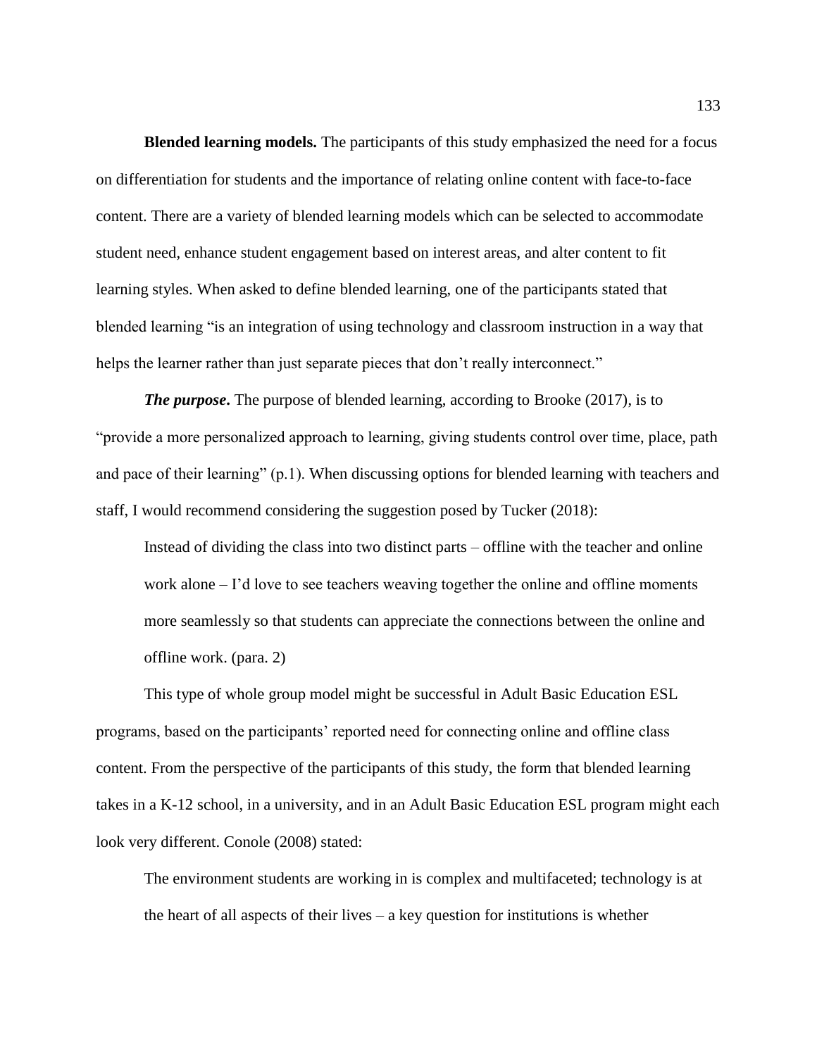**Blended learning models.** The participants of this study emphasized the need for a focus on differentiation for students and the importance of relating online content with face-to-face content. There are a variety of blended learning models which can be selected to accommodate student need, enhance student engagement based on interest areas, and alter content to fit learning styles. When asked to define blended learning, one of the participants stated that blended learning "is an integration of using technology and classroom instruction in a way that helps the learner rather than just separate pieces that don't really interconnect."

***The purpose*.** The purpose of blended learning, according to Brooke (2017), is to "provide a more personalized approach to learning, giving students control over time, place, path and pace of their learning" (p.1). When discussing options for blended learning with teachers and staff, I would recommend considering the suggestion posed by Tucker (2018):

> Instead of dividing the class into two distinct parts – offline with the teacher and online work alone – I'd love to see teachers weaving together the online and offline moments more seamlessly so that students can appreciate the connections between the online and offline work. (para. 2)

This type of whole group model might be successful in Adult Basic Education ESL programs, based on the participants' reported need for connecting online and offline class content. From the perspective of the participants of this study, the form that blended learning takes in a K-12 school, in a university, and in an Adult Basic Education ESL program might each look very different. Conole (2008) stated:

> The environment students are working in is complex and multifaceted; technology is at the heart of all aspects of their lives – a key question for institutions is whether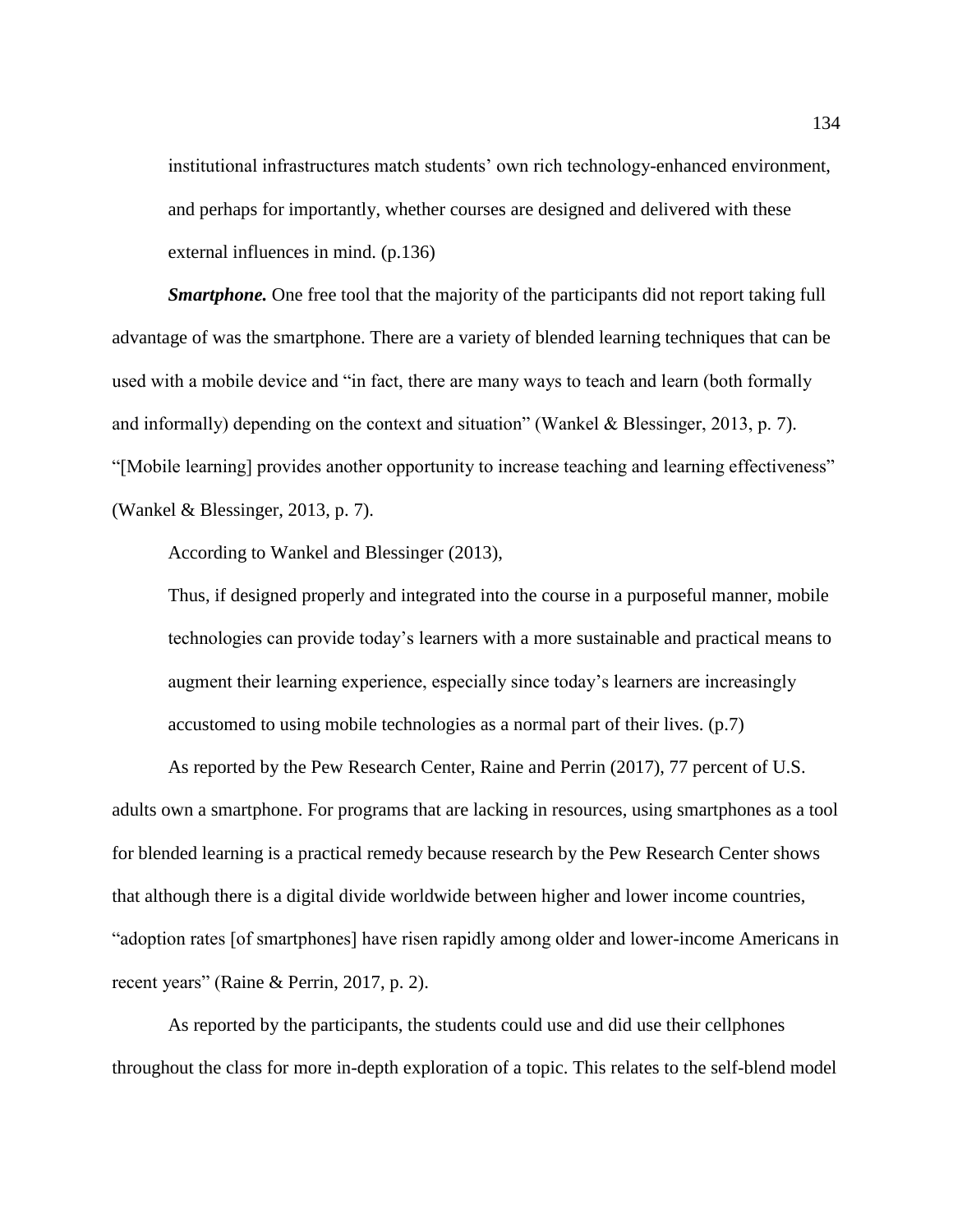institutional infrastructures match students' own rich technology-enhanced environment, and perhaps for importantly, whether courses are designed and delivered with these external influences in mind. (p.136)

***Smartphone.*** One free tool that the majority of the participants did not report taking full advantage of was the smartphone. There are a variety of blended learning techniques that can be used with a mobile device and "in fact, there are many ways to teach and learn (both formally and informally) depending on the context and situation" (Wankel & Blessinger, 2013, p. 7). "[Mobile learning] provides another opportunity to increase teaching and learning effectiveness" (Wankel & Blessinger, 2013, p. 7).

According to Wankel and Blessinger (2013),

> Thus, if designed properly and integrated into the course in a purposeful manner, mobile technologies can provide today's learners with a more sustainable and practical means to augment their learning experience, especially since today's learners are increasingly accustomed to using mobile technologies as a normal part of their lives. (p.7)

As reported by the Pew Research Center, Raine and Perrin (2017), 77 percent of U.S. adults own a smartphone. For programs that are lacking in resources, using smartphones as a tool for blended learning is a practical remedy because research by the Pew Research Center shows that although there is a digital divide worldwide between higher and lower income countries, "adoption rates [of smartphones] have risen rapidly among older and lower-income Americans in recent years" (Raine & Perrin, 2017, p. 2).

As reported by the participants, the students could use and did use their cellphones throughout the class for more in-depth exploration of a topic. This relates to the self-blend model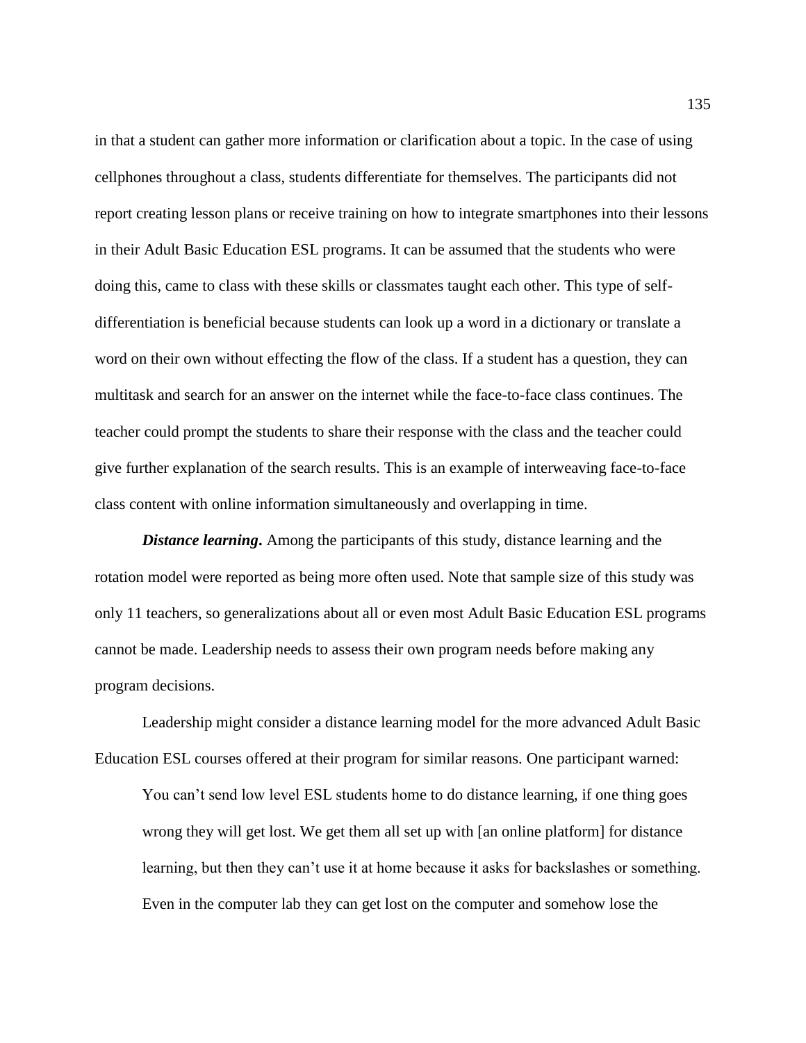in that a student can gather more information or clarification about a topic. In the case of using cellphones throughout a class, students differentiate for themselves. The participants did not report creating lesson plans or receive training on how to integrate smartphones into their lessons in their Adult Basic Education ESL programs. It can be assumed that the students who were doing this, came to class with these skills or classmates taught each other. This type of self-differentiation is beneficial because students can look up a word in a dictionary or translate a word on their own without effecting the flow of the class. If a student has a question, they can multitask and search for an answer on the internet while the face-to-face class continues. The teacher could prompt the students to share their response with the class and the teacher could give further explanation of the search results. This is an example of interweaving face-to-face class content with online information simultaneously and overlapping in time.

***Distance learning*.** Among the participants of this study, distance learning and the rotation model were reported as being more often used. Note that sample size of this study was only 11 teachers, so generalizations about all or even most Adult Basic Education ESL programs cannot be made. Leadership needs to assess their own program needs before making any program decisions.

Leadership might consider a distance learning model for the more advanced Adult Basic Education ESL courses offered at their program for similar reasons. One participant warned:

> You can't send low level ESL students home to do distance learning, if one thing goes wrong they will get lost. We get them all set up with [an online platform] for distance learning, but then they can't use it at home because it asks for backslashes or something. Even in the computer lab they can get lost on the computer and somehow lose the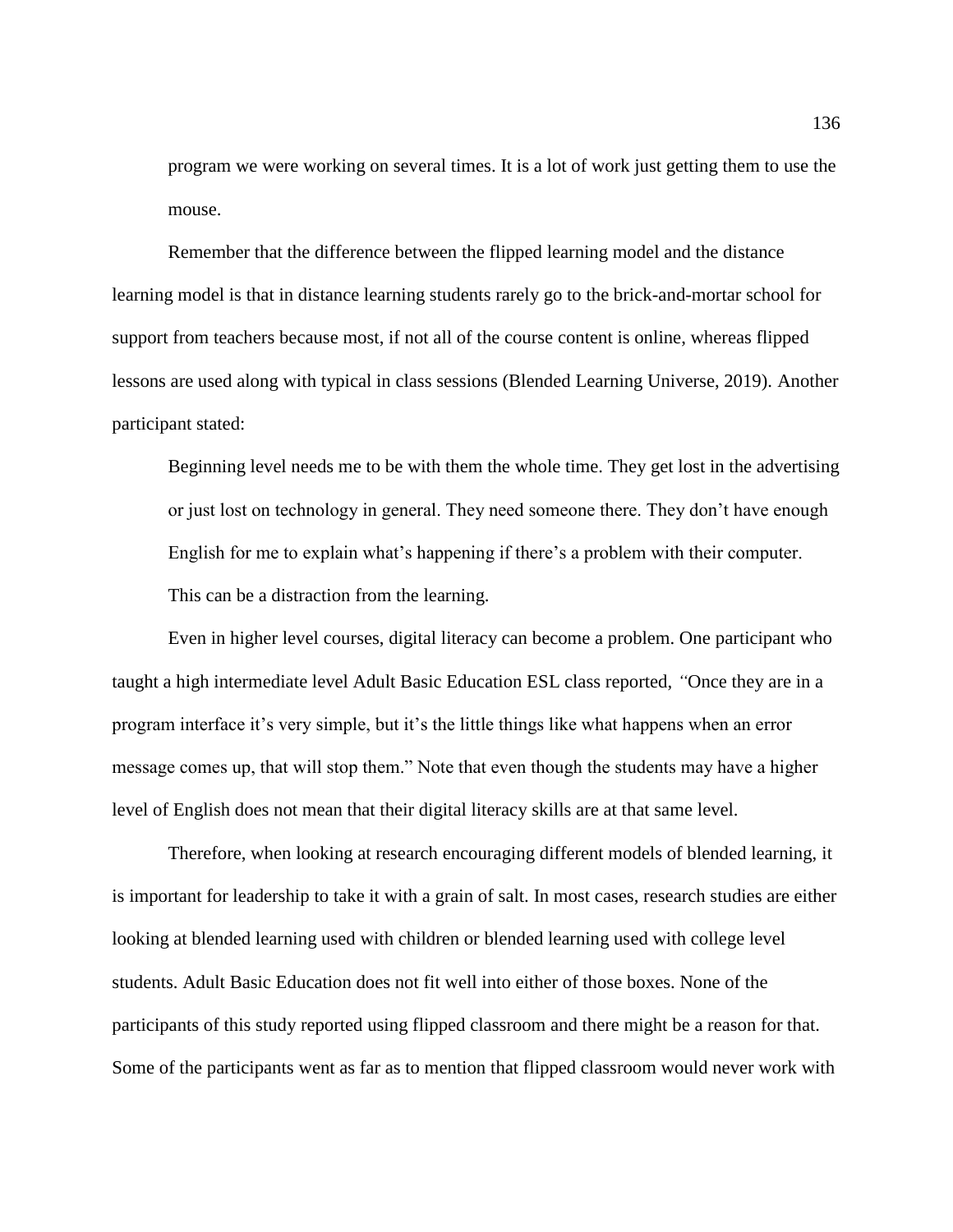> program we were working on several times. It is a lot of work just getting them to use the mouse.

Remember that the difference between the flipped learning model and the distance learning model is that in distance learning students rarely go to the brick-and-mortar school for support from teachers because most, if not all of the course content is online, whereas flipped lessons are used along with typical in class sessions (Blended Learning Universe, 2019). Another participant stated:

> Beginning level needs me to be with them the whole time. They get lost in the advertising or just lost on technology in general. They need someone there. They don't have enough English for me to explain what's happening if there's a problem with their computer. This can be a distraction from the learning.

Even in higher level courses, digital literacy can become a problem. One participant who taught a high intermediate level Adult Basic Education ESL class reported, "Once they are in a program interface it's very simple, but it's the little things like what happens when an error message comes up, that will stop them." Note that even though the students may have a higher level of English does not mean that their digital literacy skills are at that same level.

Therefore, when looking at research encouraging different models of blended learning, it is important for leadership to take it with a grain of salt. In most cases, research studies are either looking at blended learning used with children or blended learning used with college level students. Adult Basic Education does not fit well into either of those boxes. None of the participants of this study reported using flipped classroom and there might be a reason for that. Some of the participants went as far as to mention that flipped classroom would never work with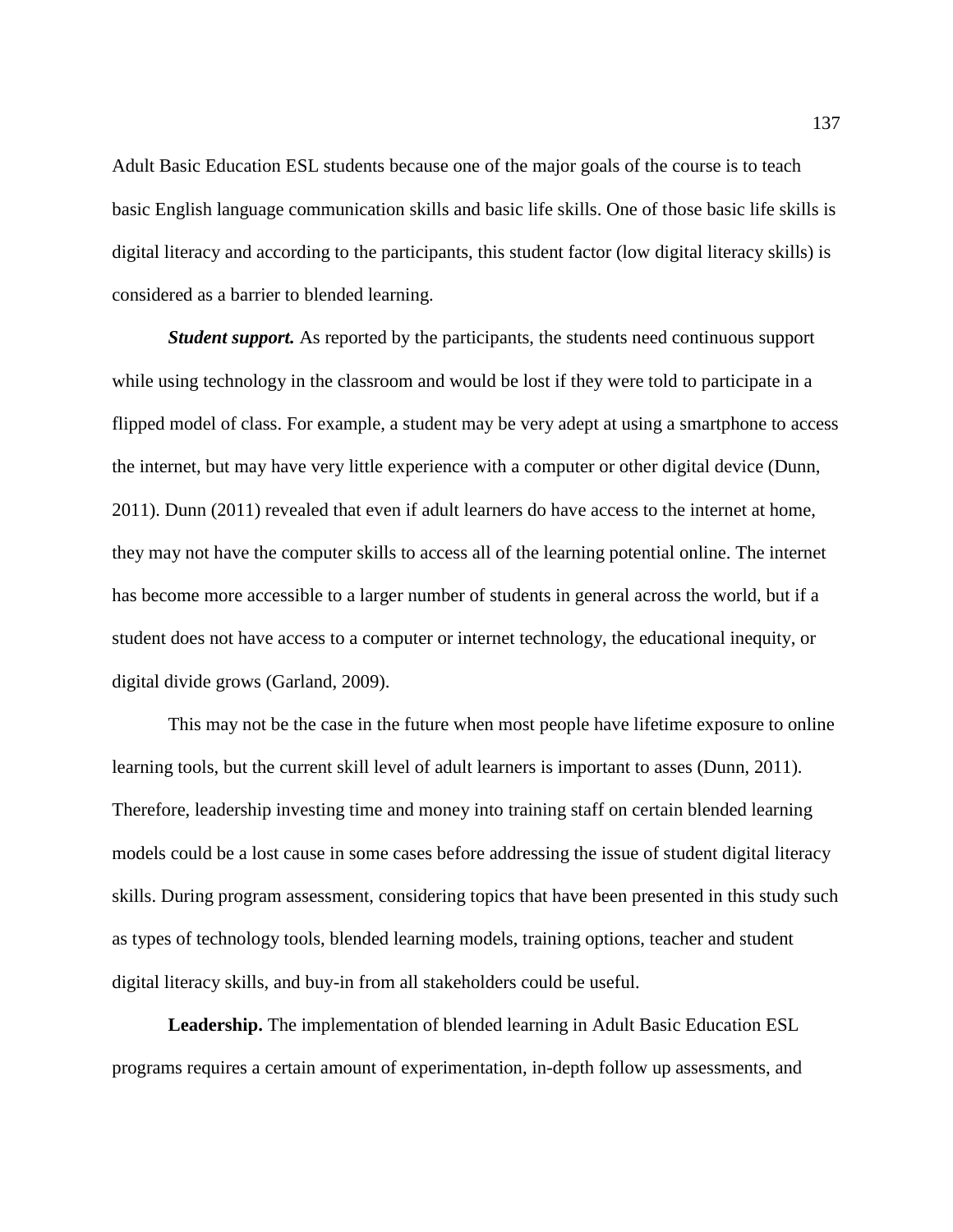Adult Basic Education ESL students because one of the major goals of the course is to teach basic English language communication skills and basic life skills. One of those basic life skills is digital literacy and according to the participants, this student factor (low digital literacy skills) is considered as a barrier to blended learning.

***Student support.*** As reported by the participants, the students need continuous support while using technology in the classroom and would be lost if they were told to participate in a flipped model of class. For example, a student may be very adept at using a smartphone to access the internet, but may have very little experience with a computer or other digital device (Dunn, 2011). Dunn (2011) revealed that even if adult learners do have access to the internet at home, they may not have the computer skills to access all of the learning potential online. The internet has become more accessible to a larger number of students in general across the world, but if a student does not have access to a computer or internet technology, the educational inequity, or digital divide grows (Garland, 2009).

This may not be the case in the future when most people have lifetime exposure to online learning tools, but the current skill level of adult learners is important to asses (Dunn, 2011). Therefore, leadership investing time and money into training staff on certain blended learning models could be a lost cause in some cases before addressing the issue of student digital literacy skills. During program assessment, considering topics that have been presented in this study such as types of technology tools, blended learning models, training options, teacher and student digital literacy skills, and buy-in from all stakeholders could be useful.

**Leadership.** The implementation of blended learning in Adult Basic Education ESL programs requires a certain amount of experimentation, in-depth follow up assessments, and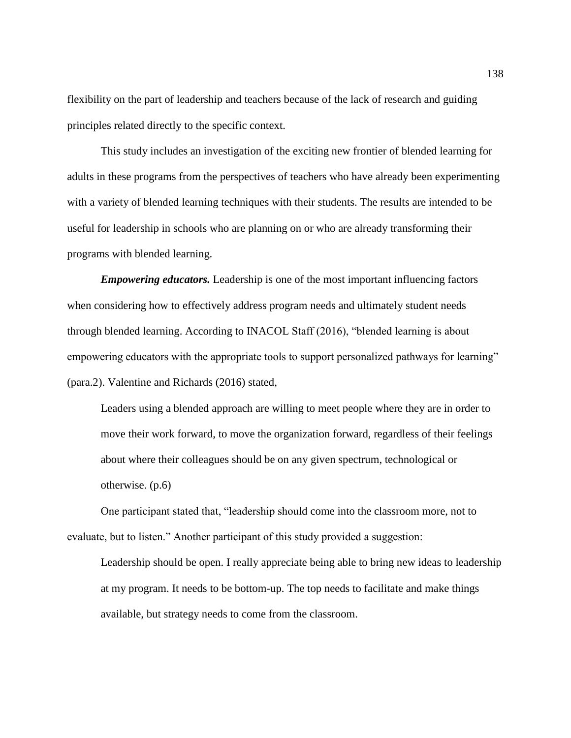flexibility on the part of leadership and teachers because of the lack of research and guiding principles related directly to the specific context.

This study includes an investigation of the exciting new frontier of blended learning for adults in these programs from the perspectives of teachers who have already been experimenting with a variety of blended learning techniques with their students. The results are intended to be useful for leadership in schools who are planning on or who are already transforming their programs with blended learning.

***Empowering educators.*** Leadership is one of the most important influencing factors when considering how to effectively address program needs and ultimately student needs through blended learning. According to INACOL Staff (2016), "blended learning is about empowering educators with the appropriate tools to support personalized pathways for learning" (para.2). Valentine and Richards (2016) stated,

> Leaders using a blended approach are willing to meet people where they are in order to move their work forward, to move the organization forward, regardless of their feelings about where their colleagues should be on any given spectrum, technological or otherwise. (p.6)

One participant stated that, "leadership should come into the classroom more, not to evaluate, but to listen." Another participant of this study provided a suggestion:

> Leadership should be open. I really appreciate being able to bring new ideas to leadership at my program. It needs to be bottom-up. The top needs to facilitate and make things available, but strategy needs to come from the classroom.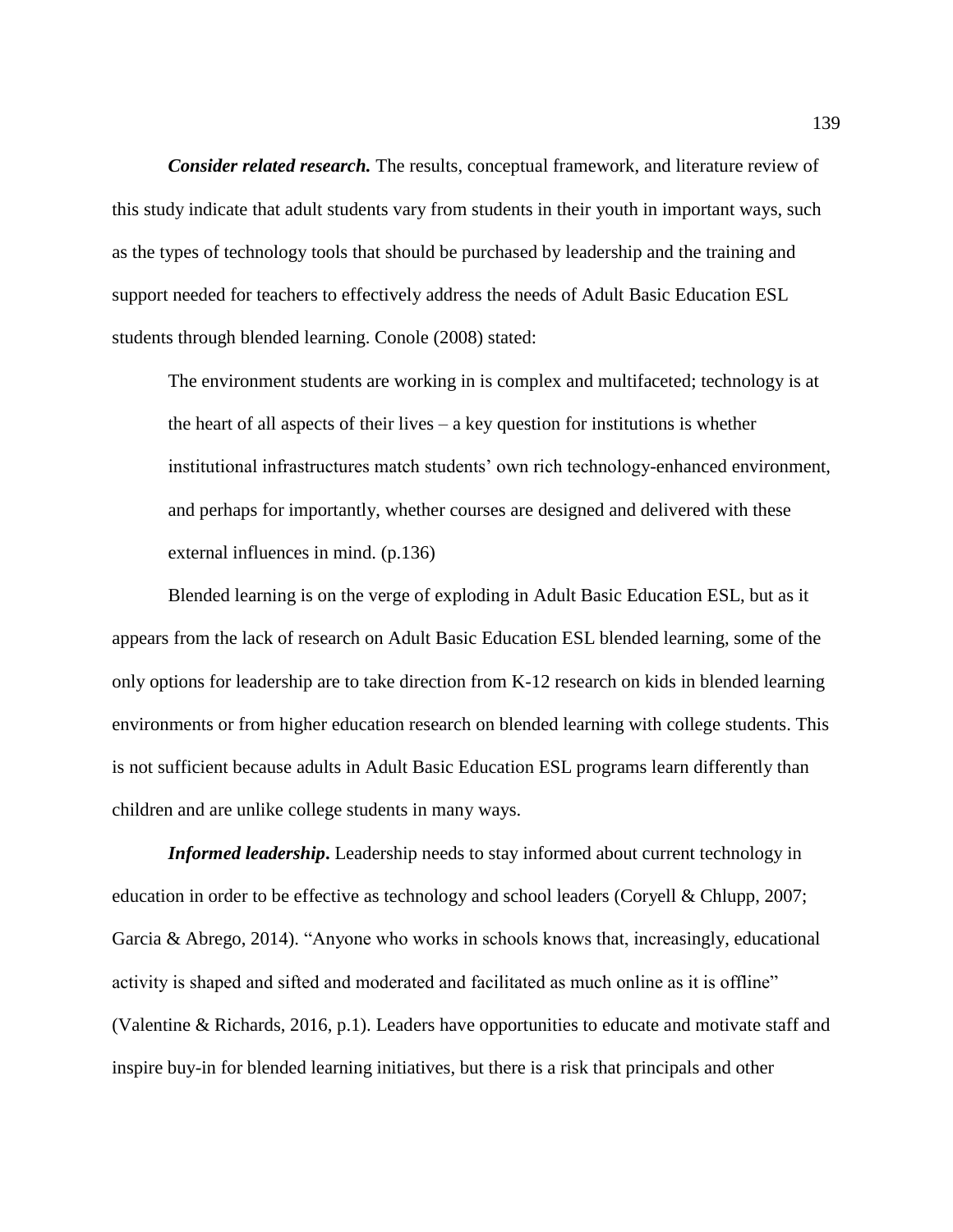***Consider related research.*** The results, conceptual framework, and literature review of this study indicate that adult students vary from students in their youth in important ways, such as the types of technology tools that should be purchased by leadership and the training and support needed for teachers to effectively address the needs of Adult Basic Education ESL students through blended learning. Conole (2008) stated:

> The environment students are working in is complex and multifaceted; technology is at the heart of all aspects of their lives – a key question for institutions is whether institutional infrastructures match students' own rich technology-enhanced environment, and perhaps for importantly, whether courses are designed and delivered with these external influences in mind. (p.136)

Blended learning is on the verge of exploding in Adult Basic Education ESL, but as it appears from the lack of research on Adult Basic Education ESL blended learning, some of the only options for leadership are to take direction from K-12 research on kids in blended learning environments or from higher education research on blended learning with college students. This is not sufficient because adults in Adult Basic Education ESL programs learn differently than children and are unlike college students in many ways.

***Informed leadership*.** Leadership needs to stay informed about current technology in education in order to be effective as technology and school leaders (Coryell & Chlupp, 2007; Garcia & Abrego, 2014). "Anyone who works in schools knows that, increasingly, educational activity is shaped and sifted and moderated and facilitated as much online as it is offline" (Valentine & Richards, 2016, p.1). Leaders have opportunities to educate and motivate staff and inspire buy-in for blended learning initiatives, but there is a risk that principals and other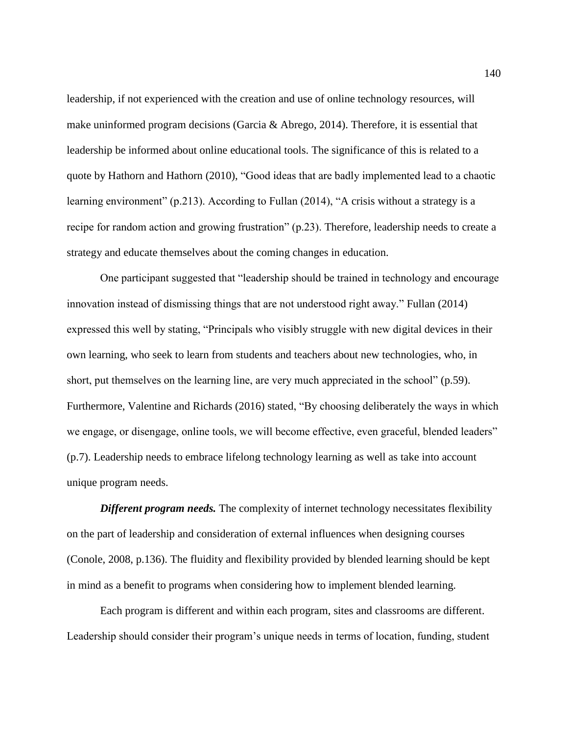leadership, if not experienced with the creation and use of online technology resources, will make uninformed program decisions (Garcia & Abrego, 2014). Therefore, it is essential that leadership be informed about online educational tools. The significance of this is related to a quote by Hathorn and Hathorn (2010), "Good ideas that are badly implemented lead to a chaotic learning environment" (p.213). According to Fullan (2014), "A crisis without a strategy is a recipe for random action and growing frustration" (p.23). Therefore, leadership needs to create a strategy and educate themselves about the coming changes in education.

One participant suggested that "leadership should be trained in technology and encourage innovation instead of dismissing things that are not understood right away." Fullan (2014) expressed this well by stating, "Principals who visibly struggle with new digital devices in their own learning, who seek to learn from students and teachers about new technologies, who, in short, put themselves on the learning line, are very much appreciated in the school" (p.59). Furthermore, Valentine and Richards (2016) stated, "By choosing deliberately the ways in which we engage, or disengage, online tools, we will become effective, even graceful, blended leaders" (p.7). Leadership needs to embrace lifelong technology learning as well as take into account unique program needs.

***Different program needs.*** The complexity of internet technology necessitates flexibility on the part of leadership and consideration of external influences when designing courses (Conole, 2008, p.136). The fluidity and flexibility provided by blended learning should be kept in mind as a benefit to programs when considering how to implement blended learning.

Each program is different and within each program, sites and classrooms are different. Leadership should consider their program's unique needs in terms of location, funding, student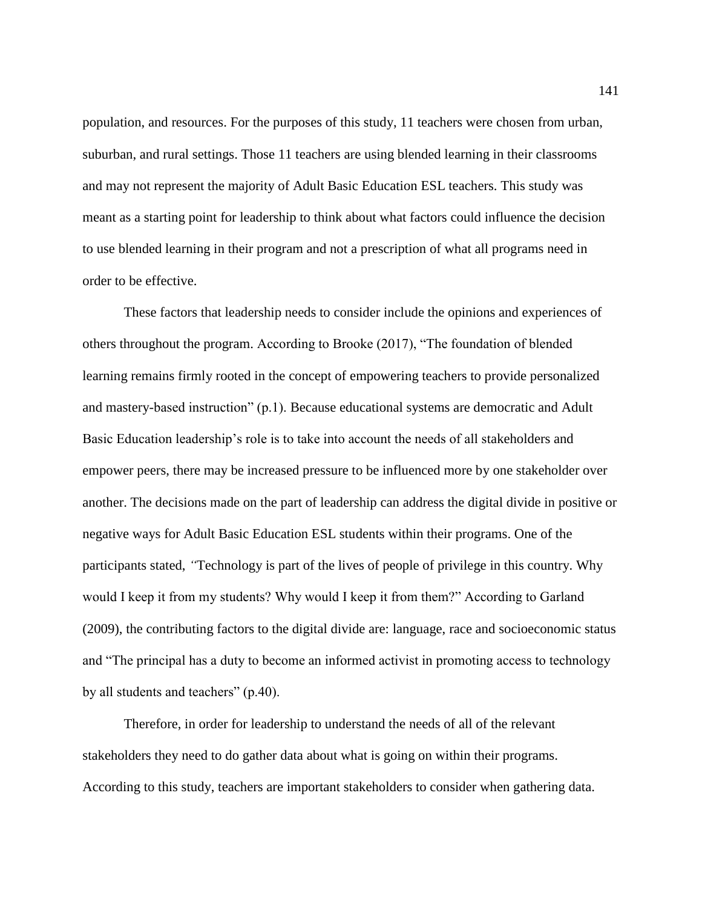population, and resources. For the purposes of this study, 11 teachers were chosen from urban, suburban, and rural settings. Those 11 teachers are using blended learning in their classrooms and may not represent the majority of Adult Basic Education ESL teachers. This study was meant as a starting point for leadership to think about what factors could influence the decision to use blended learning in their program and not a prescription of what all programs need in order to be effective.

These factors that leadership needs to consider include the opinions and experiences of others throughout the program. According to Brooke (2017), "The foundation of blended learning remains firmly rooted in the concept of empowering teachers to provide personalized and mastery-based instruction" (p.1). Because educational systems are democratic and Adult Basic Education leadership's role is to take into account the needs of all stakeholders and empower peers, there may be increased pressure to be influenced more by one stakeholder over another. The decisions made on the part of leadership can address the digital divide in positive or negative ways for Adult Basic Education ESL students within their programs. One of the participants stated, *"*Technology is part of the lives of people of privilege in this country. Why would I keep it from my students? Why would I keep it from them?" According to Garland (2009), the contributing factors to the digital divide are: language, race and socioeconomic status and "The principal has a duty to become an informed activist in promoting access to technology by all students and teachers" (p.40).

Therefore, in order for leadership to understand the needs of all of the relevant stakeholders they need to do gather data about what is going on within their programs. According to this study, teachers are important stakeholders to consider when gathering data.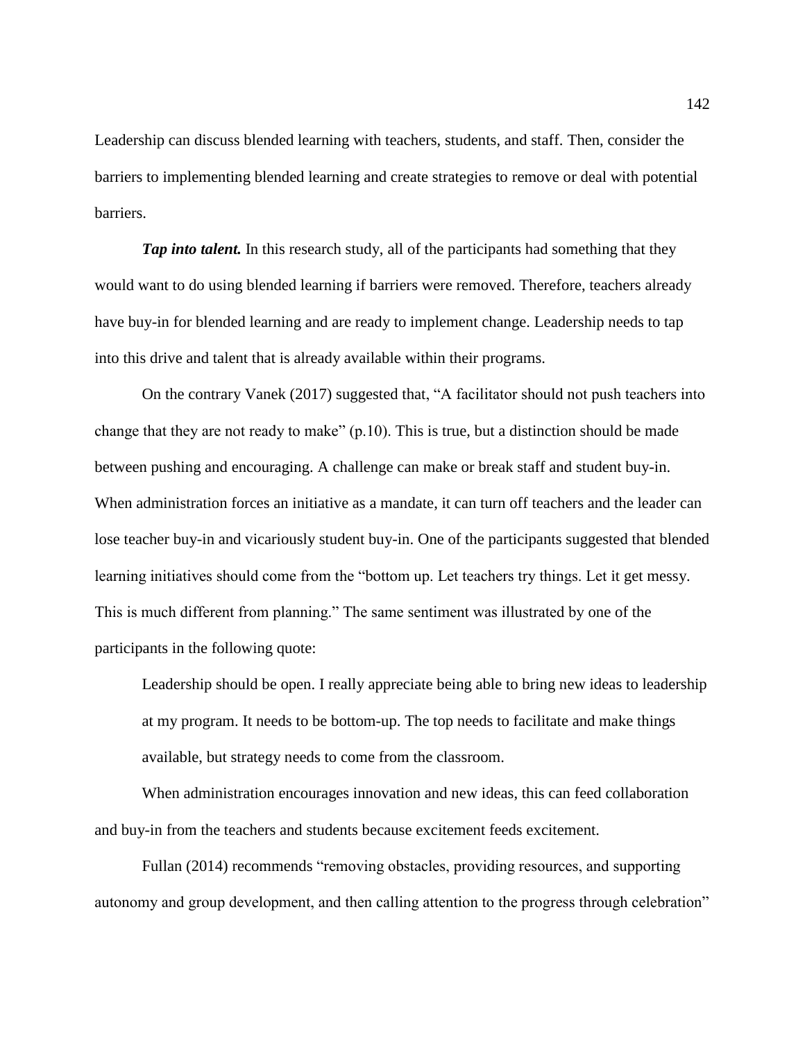Leadership can discuss blended learning with teachers, students, and staff. Then, consider the barriers to implementing blended learning and create strategies to remove or deal with potential barriers.

***Tap into talent.*** In this research study, all of the participants had something that they would want to do using blended learning if barriers were removed. Therefore, teachers already have buy-in for blended learning and are ready to implement change. Leadership needs to tap into this drive and talent that is already available within their programs.

On the contrary Vanek (2017) suggested that, "A facilitator should not push teachers into change that they are not ready to make" (p.10). This is true, but a distinction should be made between pushing and encouraging. A challenge can make or break staff and student buy-in. When administration forces an initiative as a mandate, it can turn off teachers and the leader can lose teacher buy-in and vicariously student buy-in. One of the participants suggested that blended learning initiatives should come from the "bottom up. Let teachers try things. Let it get messy. This is much different from planning." The same sentiment was illustrated by one of the participants in the following quote:

> Leadership should be open. I really appreciate being able to bring new ideas to leadership at my program. It needs to be bottom-up. The top needs to facilitate and make things available, but strategy needs to come from the classroom.

When administration encourages innovation and new ideas, this can feed collaboration and buy-in from the teachers and students because excitement feeds excitement.

Fullan (2014) recommends "removing obstacles, providing resources, and supporting autonomy and group development, and then calling attention to the progress through celebration"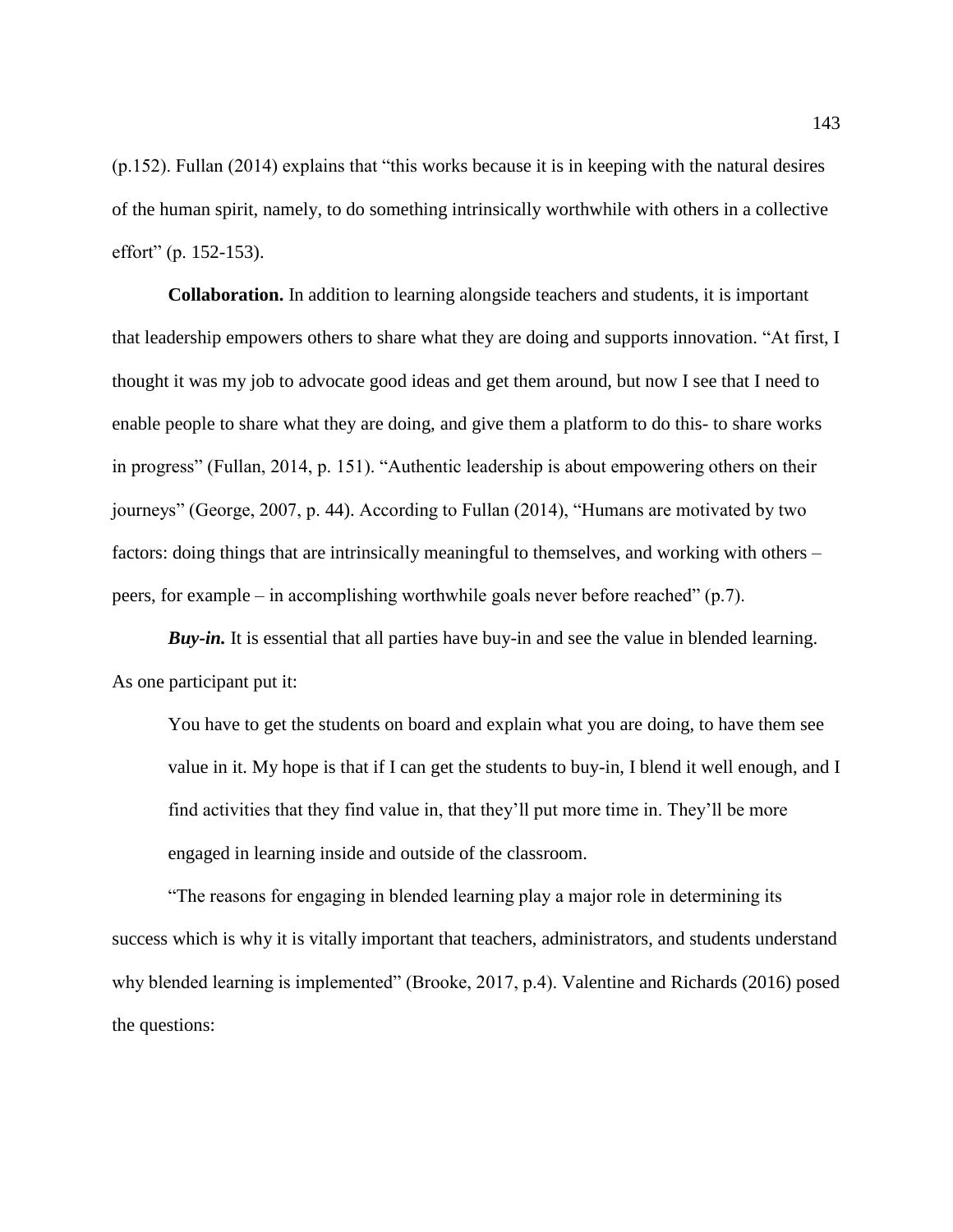(p.152). Fullan (2014) explains that “this works because it is in keeping with the natural desires of the human spirit, namely, to do something intrinsically worthwhile with others in a collective effort” (p. 152-153).

**Collaboration.** In addition to learning alongside teachers and students, it is important that leadership empowers others to share what they are doing and supports innovation. “At first, I thought it was my job to advocate good ideas and get them around, but now I see that I need to enable people to share what they are doing, and give them a platform to do this- to share works in progress” (Fullan, 2014, p. 151). “Authentic leadership is about empowering others on their journeys” (George, 2007, p. 44). According to Fullan (2014), “Humans are motivated by two factors: doing things that are intrinsically meaningful to themselves, and working with others – peers, for example – in accomplishing worthwhile goals never before reached” (p.7).

***Buy-in.*** It is essential that all parties have buy-in and see the value in blended learning. As one participant put it:

> You have to get the students on board and explain what you are doing, to have them see value in it. My hope is that if I can get the students to buy-in, I blend it well enough, and I find activities that they find value in, that they’ll put more time in. They’ll be more engaged in learning inside and outside of the classroom.

“The reasons for engaging in blended learning play a major role in determining its success which is why it is vitally important that teachers, administrators, and students understand why blended learning is implemented” (Brooke, 2017, p.4). Valentine and Richards (2016) posed the questions: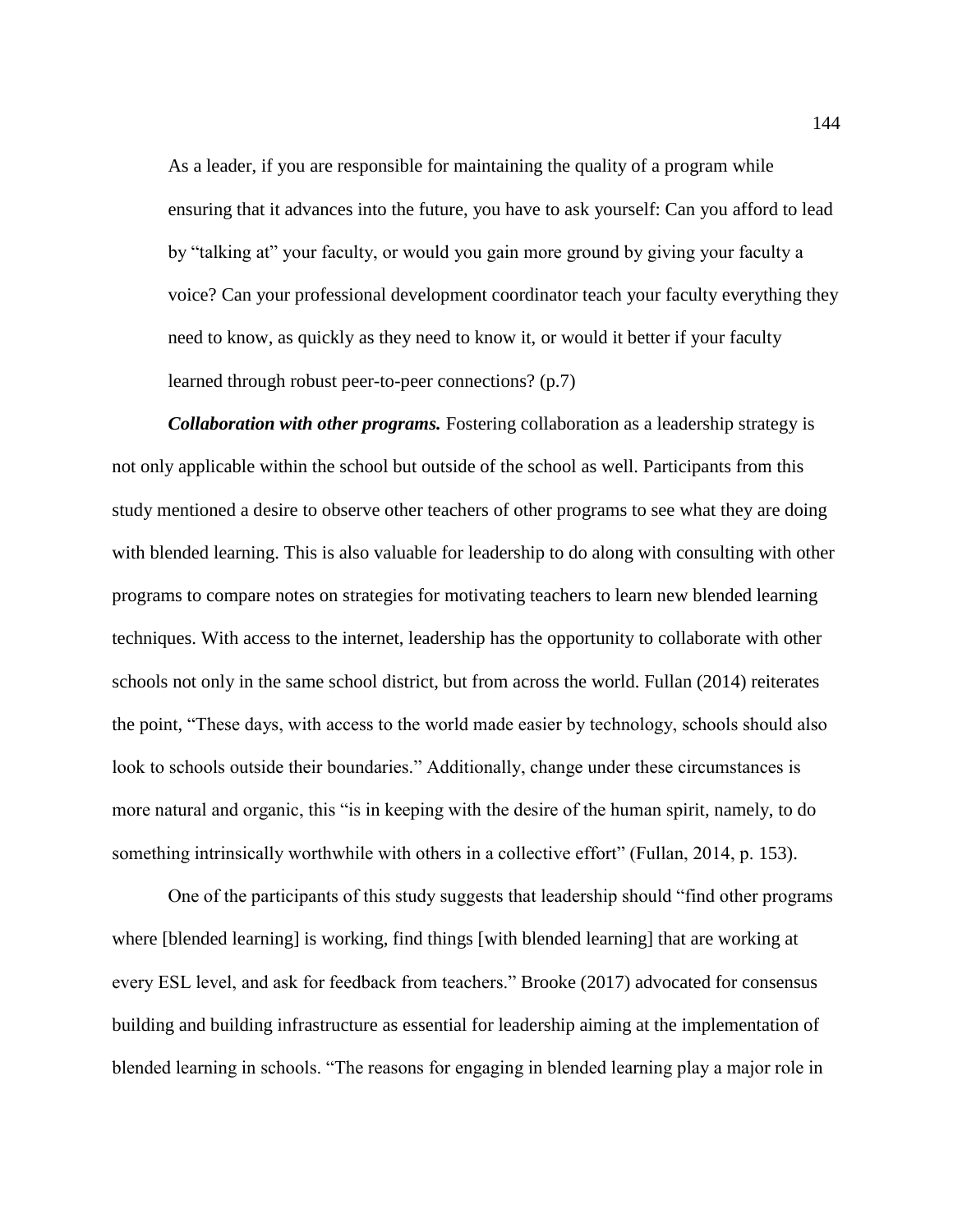> As a leader, if you are responsible for maintaining the quality of a program while ensuring that it advances into the future, you have to ask yourself: Can you afford to lead by "talking at" your faculty, or would you gain more ground by giving your faculty a voice? Can your professional development coordinator teach your faculty everything they need to know, as quickly as they need to know it, or would it better if your faculty learned through robust peer-to-peer connections? (p.7)

***Collaboration with other programs.*** Fostering collaboration as a leadership strategy is not only applicable within the school but outside of the school as well. Participants from this study mentioned a desire to observe other teachers of other programs to see what they are doing with blended learning. This is also valuable for leadership to do along with consulting with other programs to compare notes on strategies for motivating teachers to learn new blended learning techniques. With access to the internet, leadership has the opportunity to collaborate with other schools not only in the same school district, but from across the world. Fullan (2014) reiterates the point, "These days, with access to the world made easier by technology, schools should also look to schools outside their boundaries." Additionally, change under these circumstances is more natural and organic, this "is in keeping with the desire of the human spirit, namely, to do something intrinsically worthwhile with others in a collective effort" (Fullan, 2014, p. 153).

One of the participants of this study suggests that leadership should "find other programs where [blended learning] is working, find things [with blended learning] that are working at every ESL level, and ask for feedback from teachers." Brooke (2017) advocated for consensus building and building infrastructure as essential for leadership aiming at the implementation of blended learning in schools. "The reasons for engaging in blended learning play a major role in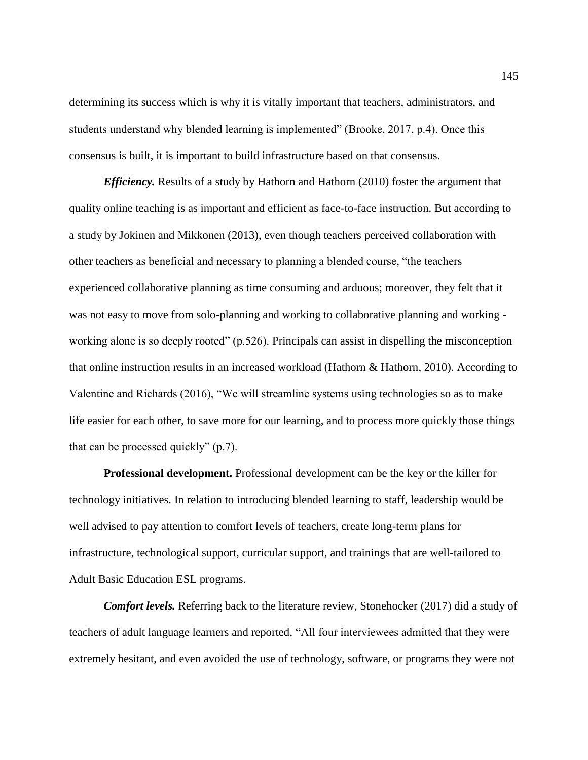determining its success which is why it is vitally important that teachers, administrators, and students understand why blended learning is implemented" (Brooke, 2017, p.4). Once this consensus is built, it is important to build infrastructure based on that consensus.

***Efficiency.*** Results of a study by Hathorn and Hathorn (2010) foster the argument that quality online teaching is as important and efficient as face-to-face instruction. But according to a study by Jokinen and Mikkonen (2013), even though teachers perceived collaboration with other teachers as beneficial and necessary to planning a blended course, "the teachers experienced collaborative planning as time consuming and arduous; moreover, they felt that it was not easy to move from solo-planning and working to collaborative planning and working - working alone is so deeply rooted" (p.526). Principals can assist in dispelling the misconception that online instruction results in an increased workload (Hathorn & Hathorn, 2010). According to Valentine and Richards (2016), "We will streamline systems using technologies so as to make life easier for each other, to save more for our learning, and to process more quickly those things that can be processed quickly" (p.7).

**Professional development.** Professional development can be the key or the killer for technology initiatives. In relation to introducing blended learning to staff, leadership would be well advised to pay attention to comfort levels of teachers, create long-term plans for infrastructure, technological support, curricular support, and trainings that are well-tailored to Adult Basic Education ESL programs.

***Comfort levels.*** Referring back to the literature review, Stonehocker (2017) did a study of teachers of adult language learners and reported, "All four interviewees admitted that they were extremely hesitant, and even avoided the use of technology, software, or programs they were not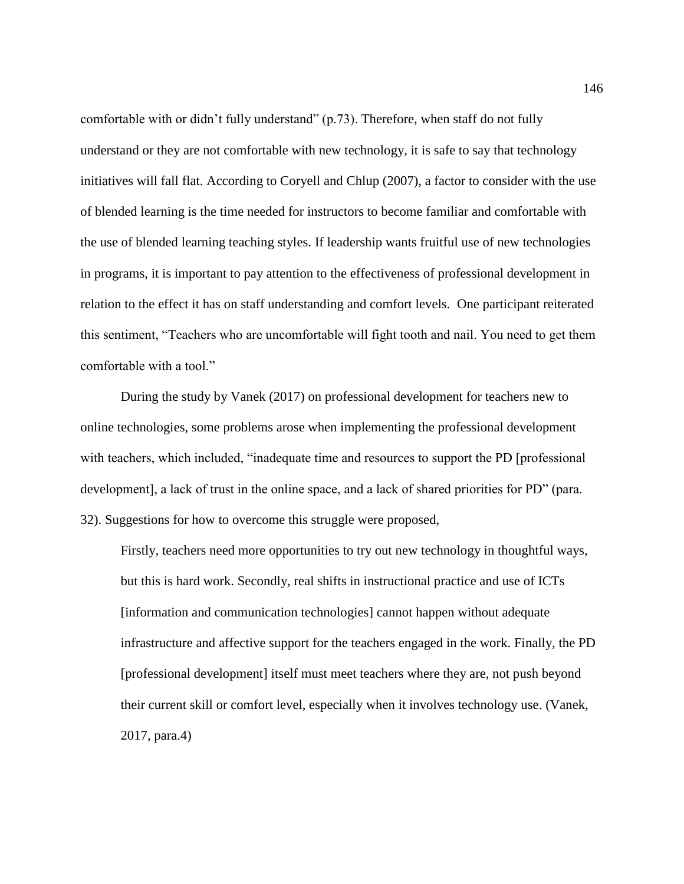comfortable with or didn't fully understand" (p.73). Therefore, when staff do not fully understand or they are not comfortable with new technology, it is safe to say that technology initiatives will fall flat. According to Coryell and Chlup (2007), a factor to consider with the use of blended learning is the time needed for instructors to become familiar and comfortable with the use of blended learning teaching styles. If leadership wants fruitful use of new technologies in programs, it is important to pay attention to the effectiveness of professional development in relation to the effect it has on staff understanding and comfort levels. One participant reiterated this sentiment, "Teachers who are uncomfortable will fight tooth and nail. You need to get them comfortable with a tool."

During the study by Vanek (2017) on professional development for teachers new to online technologies, some problems arose when implementing the professional development with teachers, which included, "inadequate time and resources to support the PD [professional development], a lack of trust in the online space, and a lack of shared priorities for PD" (para. 32). Suggestions for how to overcome this struggle were proposed,

> Firstly, teachers need more opportunities to try out new technology in thoughtful ways, but this is hard work. Secondly, real shifts in instructional practice and use of ICTs [information and communication technologies] cannot happen without adequate infrastructure and affective support for the teachers engaged in the work. Finally, the PD [professional development] itself must meet teachers where they are, not push beyond their current skill or comfort level, especially when it involves technology use. (Vanek, 2017, para.4)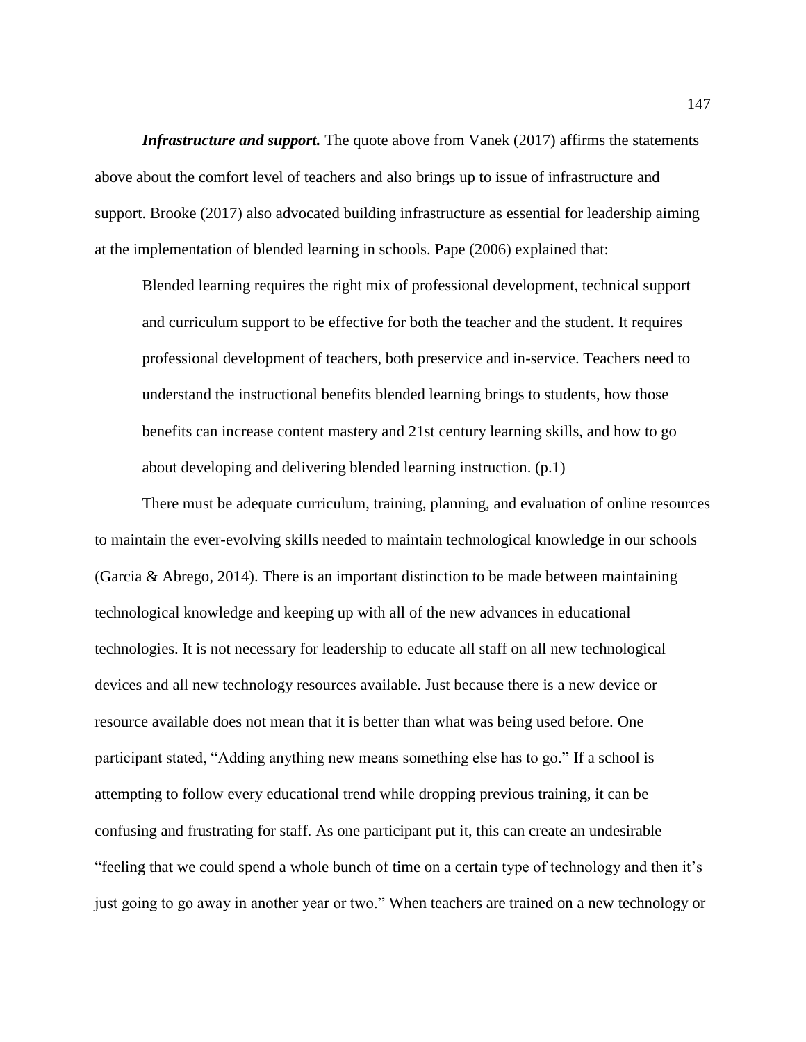***Infrastructure and support.*** The quote above from Vanek (2017) affirms the statements above about the comfort level of teachers and also brings up to issue of infrastructure and support. Brooke (2017) also advocated building infrastructure as essential for leadership aiming at the implementation of blended learning in schools. Pape (2006) explained that:

> Blended learning requires the right mix of professional development, technical support and curriculum support to be effective for both the teacher and the student. It requires professional development of teachers, both preservice and in-service. Teachers need to understand the instructional benefits blended learning brings to students, how those benefits can increase content mastery and 21st century learning skills, and how to go about developing and delivering blended learning instruction. (p.1)

There must be adequate curriculum, training, planning, and evaluation of online resources to maintain the ever-evolving skills needed to maintain technological knowledge in our schools (Garcia & Abrego, 2014). There is an important distinction to be made between maintaining technological knowledge and keeping up with all of the new advances in educational technologies. It is not necessary for leadership to educate all staff on all new technological devices and all new technology resources available. Just because there is a new device or resource available does not mean that it is better than what was being used before. One participant stated, "Adding anything new means something else has to go." If a school is attempting to follow every educational trend while dropping previous training, it can be confusing and frustrating for staff. As one participant put it, this can create an undesirable "feeling that we could spend a whole bunch of time on a certain type of technology and then it's just going to go away in another year or two." When teachers are trained on a new technology or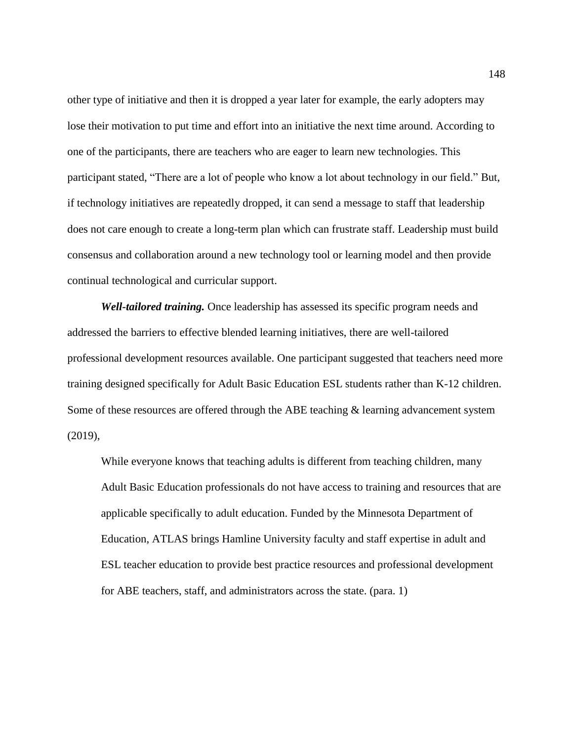other type of initiative and then it is dropped a year later for example, the early adopters may lose their motivation to put time and effort into an initiative the next time around. According to one of the participants, there are teachers who are eager to learn new technologies. This participant stated, "There are a lot of people who know a lot about technology in our field." But, if technology initiatives are repeatedly dropped, it can send a message to staff that leadership does not care enough to create a long-term plan which can frustrate staff. Leadership must build consensus and collaboration around a new technology tool or learning model and then provide continual technological and curricular support.

***Well-tailored training.*** Once leadership has assessed its specific program needs and addressed the barriers to effective blended learning initiatives, there are well-tailored professional development resources available. One participant suggested that teachers need more training designed specifically for Adult Basic Education ESL students rather than K-12 children. Some of these resources are offered through the ABE teaching & learning advancement system (2019),

> While everyone knows that teaching adults is different from teaching children, many Adult Basic Education professionals do not have access to training and resources that are applicable specifically to adult education. Funded by the Minnesota Department of Education, ATLAS brings Hamline University faculty and staff expertise in adult and ESL teacher education to provide best practice resources and professional development for ABE teachers, staff, and administrators across the state. (para. 1)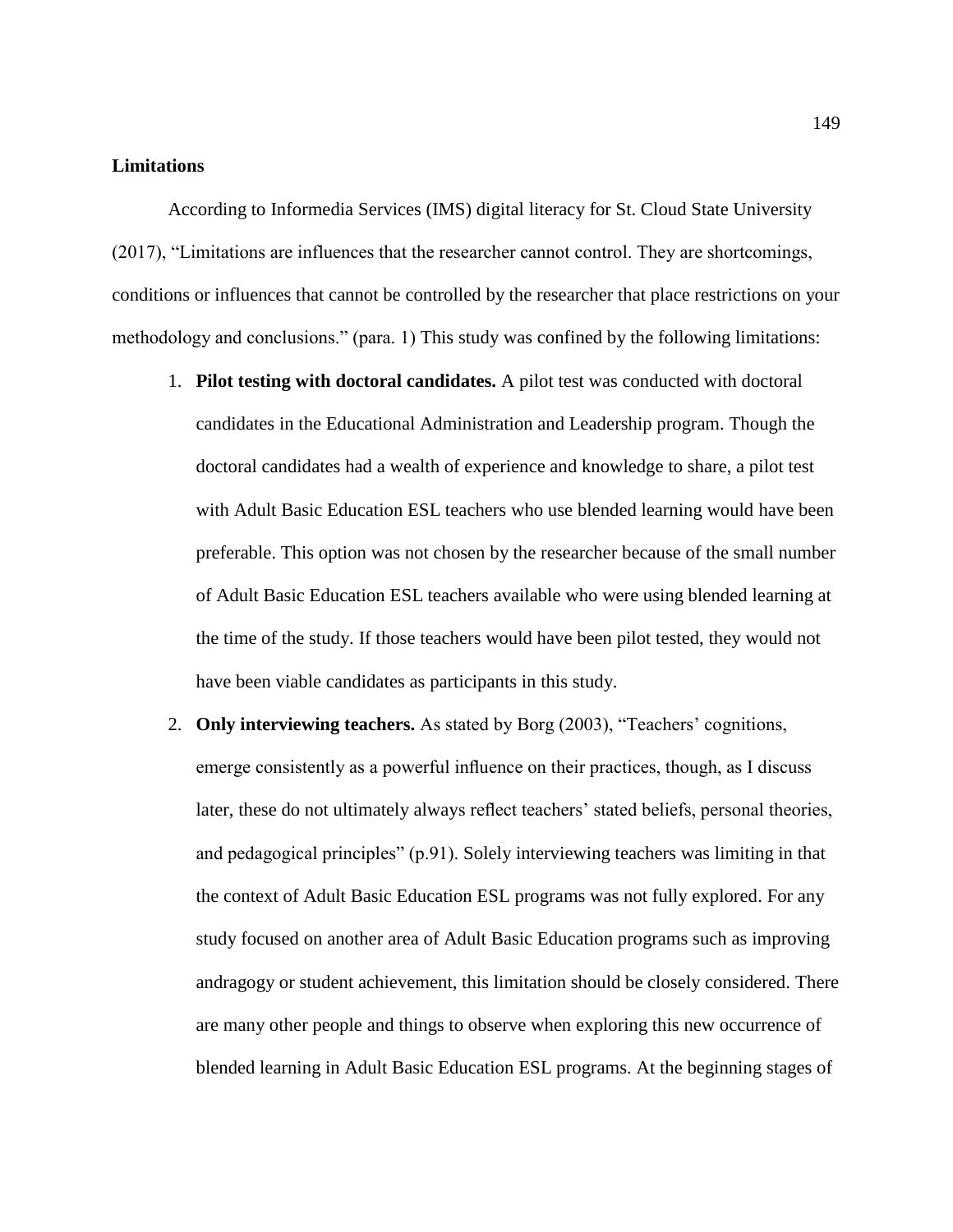**Limitations**

According to Informedia Services (IMS) digital literacy for St. Cloud State University (2017), "Limitations are influences that the researcher cannot control. They are shortcomings, conditions or influences that cannot be controlled by the researcher that place restrictions on your methodology and conclusions." (para. 1) This study was confined by the following limitations:

1. **Pilot testing with doctoral candidates.** A pilot test was conducted with doctoral candidates in the Educational Administration and Leadership program. Though the doctoral candidates had a wealth of experience and knowledge to share, a pilot test with Adult Basic Education ESL teachers who use blended learning would have been preferable. This option was not chosen by the researcher because of the small number of Adult Basic Education ESL teachers available who were using blended learning at the time of the study. If those teachers would have been pilot tested, they would not have been viable candidates as participants in this study.

2. **Only interviewing teachers.** As stated by Borg (2003), "Teachers' cognitions, emerge consistently as a powerful influence on their practices, though, as I discuss later, these do not ultimately always reflect teachers' stated beliefs, personal theories, and pedagogical principles" (p.91). Solely interviewing teachers was limiting in that the context of Adult Basic Education ESL programs was not fully explored. For any study focused on another area of Adult Basic Education programs such as improving andragogy or student achievement, this limitation should be closely considered. There are many other people and things to observe when exploring this new occurrence of blended learning in Adult Basic Education ESL programs. At the beginning stages of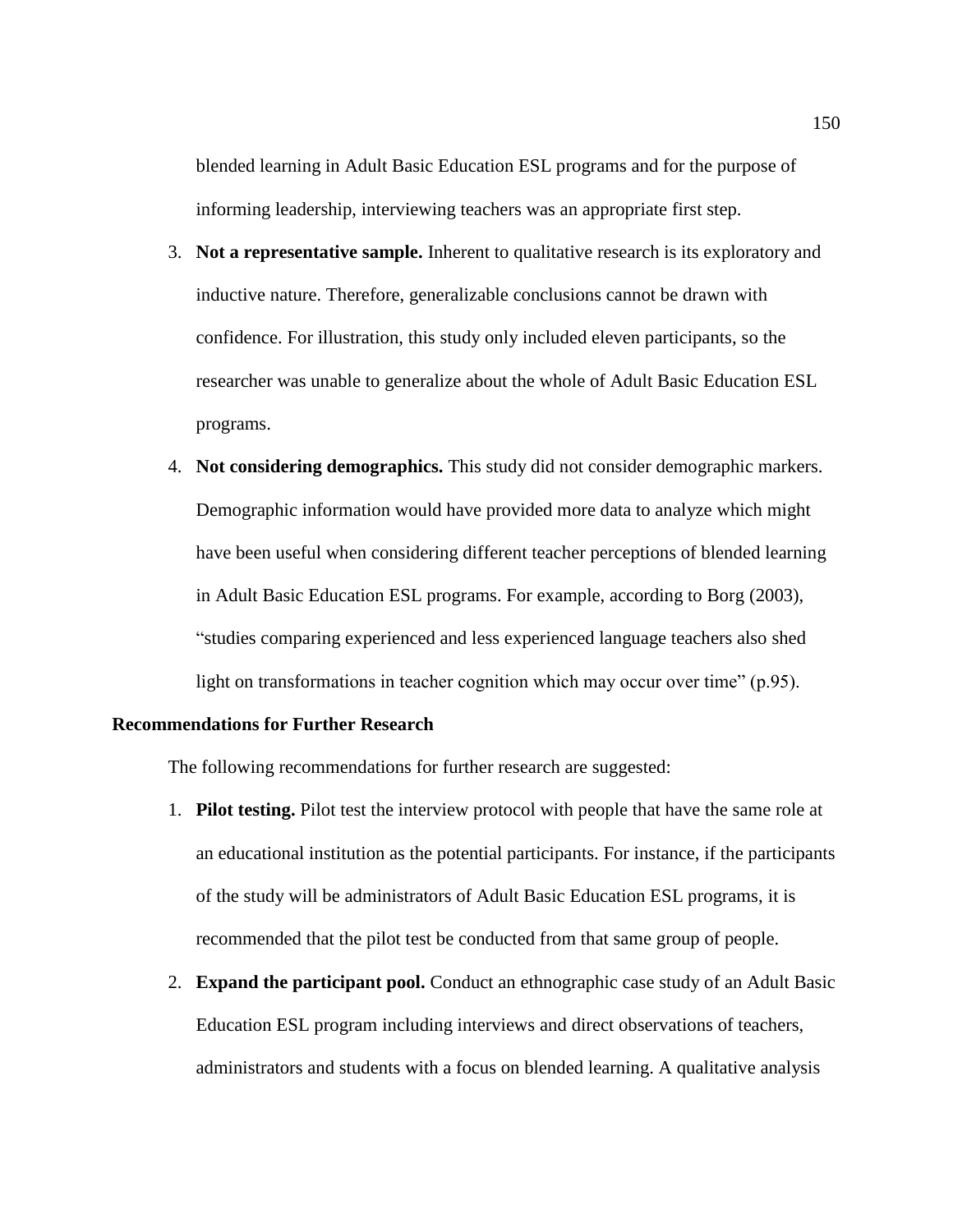blended learning in Adult Basic Education ESL programs and for the purpose of informing leadership, interviewing teachers was an appropriate first step.

3. **Not a representative sample.** Inherent to qualitative research is its exploratory and inductive nature. Therefore, generalizable conclusions cannot be drawn with confidence. For illustration, this study only included eleven participants, so the researcher was unable to generalize about the whole of Adult Basic Education ESL programs.
4. **Not considering demographics.** This study did not consider demographic markers. Demographic information would have provided more data to analyze which might have been useful when considering different teacher perceptions of blended learning in Adult Basic Education ESL programs. For example, according to Borg (2003), "studies comparing experienced and less experienced language teachers also shed light on transformations in teacher cognition which may occur over time" (p.95).

## Recommendations for Further Research

The following recommendations for further research are suggested:

1. **Pilot testing.** Pilot test the interview protocol with people that have the same role at an educational institution as the potential participants. For instance, if the participants of the study will be administrators of Adult Basic Education ESL programs, it is recommended that the pilot test be conducted from that same group of people.
2. **Expand the participant pool.** Conduct an ethnographic case study of an Adult Basic Education ESL program including interviews and direct observations of teachers, administrators and students with a focus on blended learning. A qualitative analysis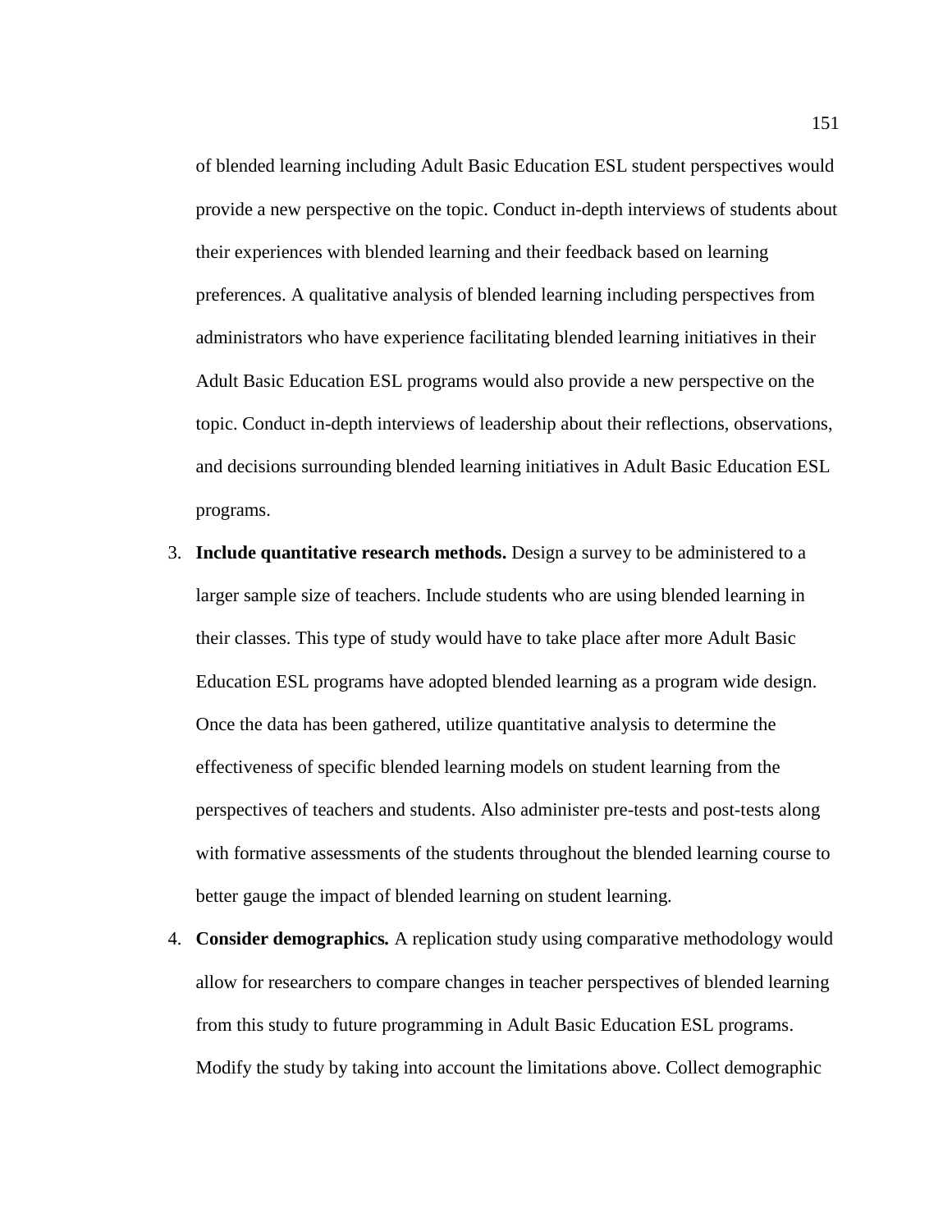of blended learning including Adult Basic Education ESL student perspectives would provide a new perspective on the topic. Conduct in-depth interviews of students about their experiences with blended learning and their feedback based on learning preferences. A qualitative analysis of blended learning including perspectives from administrators who have experience facilitating blended learning initiatives in their Adult Basic Education ESL programs would also provide a new perspective on the topic. Conduct in-depth interviews of leadership about their reflections, observations, and decisions surrounding blended learning initiatives in Adult Basic Education ESL programs.

3. **Include quantitative research methods.** Design a survey to be administered to a larger sample size of teachers. Include students who are using blended learning in their classes. This type of study would have to take place after more Adult Basic Education ESL programs have adopted blended learning as a program wide design. Once the data has been gathered, utilize quantitative analysis to determine the effectiveness of specific blended learning models on student learning from the perspectives of teachers and students. Also administer pre-tests and post-tests along with formative assessments of the students throughout the blended learning course to better gauge the impact of blended learning on student learning.

4. **Consider demographics.** A replication study using comparative methodology would allow for researchers to compare changes in teacher perspectives of blended learning from this study to future programming in Adult Basic Education ESL programs. Modify the study by taking into account the limitations above. Collect demographic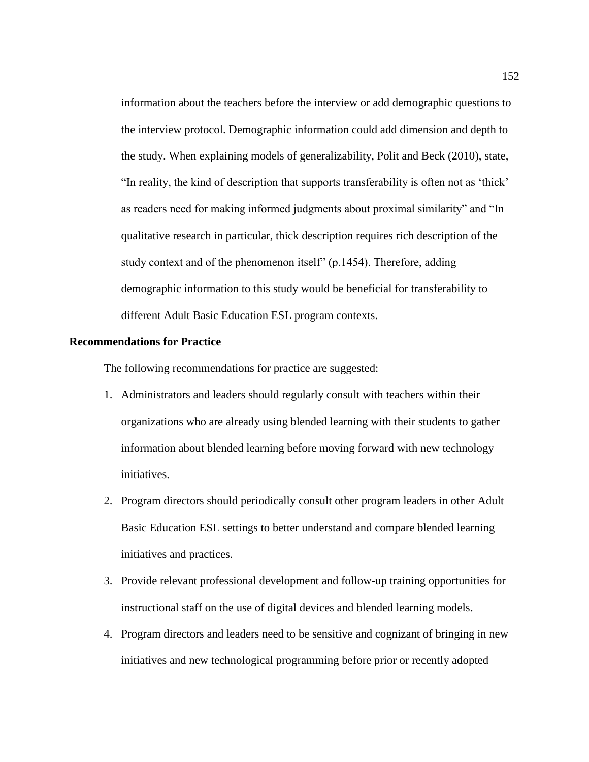information about the teachers before the interview or add demographic questions to the interview protocol. Demographic information could add dimension and depth to the study. When explaining models of generalizability, Polit and Beck (2010), state, "In reality, the kind of description that supports transferability is often not as 'thick' as readers need for making informed judgments about proximal similarity" and "In qualitative research in particular, thick description requires rich description of the study context and of the phenomenon itself" (p.1454). Therefore, adding demographic information to this study would be beneficial for transferability to different Adult Basic Education ESL program contexts.

**Recommendations for Practice**

The following recommendations for practice are suggested:

1. Administrators and leaders should regularly consult with teachers within their organizations who are already using blended learning with their students to gather information about blended learning before moving forward with new technology initiatives.
2. Program directors should periodically consult other program leaders in other Adult Basic Education ESL settings to better understand and compare blended learning initiatives and practices.
3. Provide relevant professional development and follow-up training opportunities for instructional staff on the use of digital devices and blended learning models.
4. Program directors and leaders need to be sensitive and cognizant of bringing in new initiatives and new technological programming before prior or recently adopted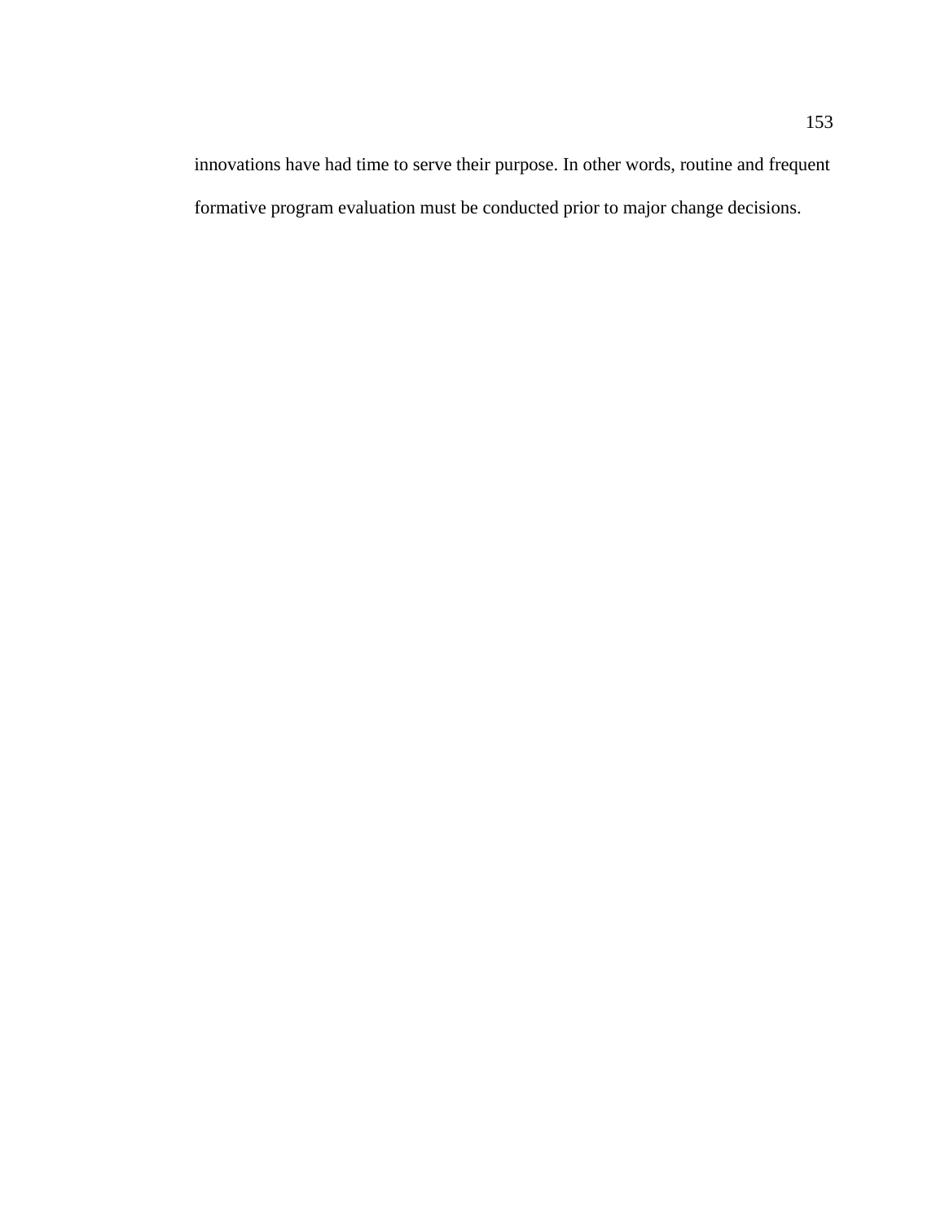innovations have had time to serve their purpose. In other words, routine and frequent formative program evaluation must be conducted prior to major change decisions.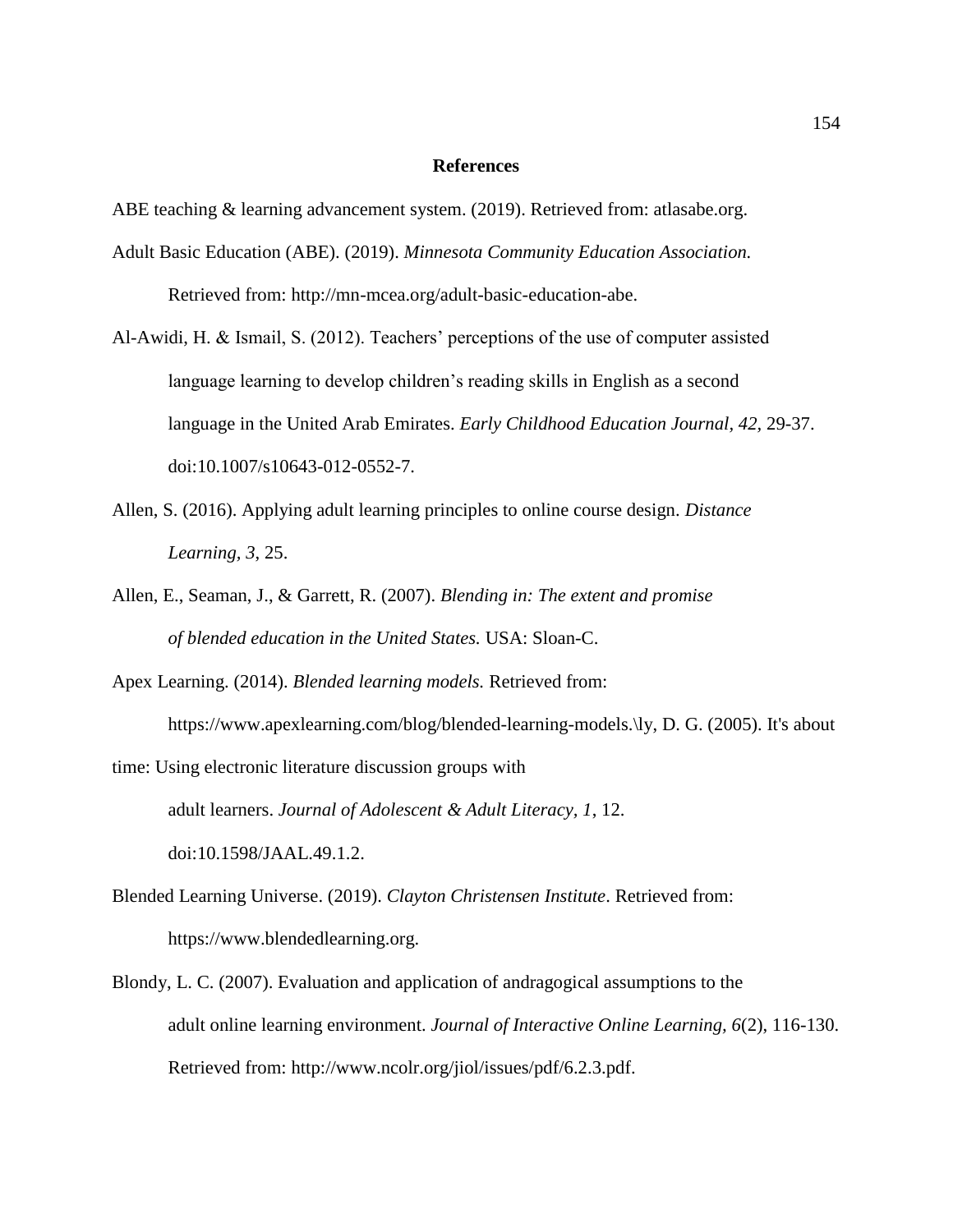**References**

ABE teaching & learning advancement system. (2019). Retrieved from: atlasabe.org.

Adult Basic Education (ABE). (2019). *Minnesota Community Education Association.* Retrieved from: http://mn-mcea.org/adult-basic-education-abe.

Al-Awidi, H. & Ismail, S. (2012). Teachers' perceptions of the use of computer assisted language learning to develop children's reading skills in English as a second language in the United Arab Emirates. *Early Childhood Education Journal, 42,* 29-37. doi:10.1007/s10643-012-0552-7.

Allen, S. (2016). Applying adult learning principles to online course design. *Distance Learning, 3*, 25.

Allen, E., Seaman, J., & Garrett, R. (2007). *Blending in: The extent and promise of blended education in the United States.* USA: Sloan-C.

Apex Learning. (2014). *Blended learning models.* Retrieved from: https://www.apexlearning.com/blog/blended-learning-models.\ly, D. G. (2005). It's about time: Using electronic literature discussion groups with adult learners. *Journal of Adolescent & Adult Literacy, 1*, 12. doi:10.1598/JAAL.49.1.2.

Blended Learning Universe. (2019). *Clayton Christensen Institute*. Retrieved from: https://www.blendedlearning.org.

Blondy, L. C. (2007). Evaluation and application of andragogical assumptions to the adult online learning environment. *Journal of Interactive Online Learning, 6*(2), 116-130. Retrieved from: http://www.ncolr.org/jiol/issues/pdf/6.2.3.pdf.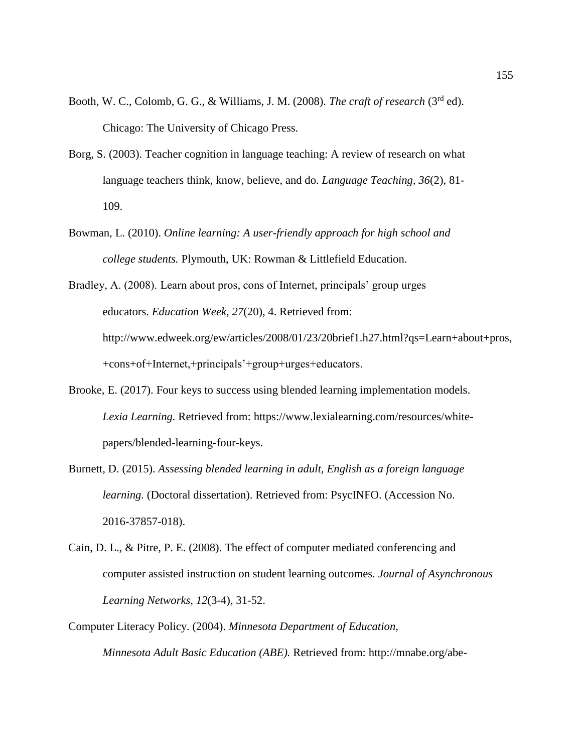Booth, W. C., Colomb, G. G., & Williams, J. M. (2008). *The craft of research* (3rd ed). Chicago: The University of Chicago Press.

Borg, S. (2003). Teacher cognition in language teaching: A review of research on what language teachers think, know, believe, and do. *Language Teaching, 36*(2), 81-109.

Bowman, L. (2010). *Online learning: A user-friendly approach for high school and college students.* Plymouth, UK: Rowman & Littlefield Education.

Bradley, A. (2008). Learn about pros, cons of Internet, principals' group urges educators. *Education Week, 27*(20), 4. Retrieved from: http://www.edweek.org/ew/articles/2008/01/23/20brief1.h27.html?qs=Learn+about+pros,+cons+of+Internet,+principals'+group+urges+educators.

Brooke, E. (2017). Four keys to success using blended learning implementation models. *Lexia Learning.* Retrieved from: https://www.lexialearning.com/resources/white-papers/blended-learning-four-keys.

Burnett, D. (2015). *Assessing blended learning in adult, English as a foreign language learning.* (Doctoral dissertation). Retrieved from: PsycINFO. (Accession No. 2016-37857-018).

Cain, D. L., & Pitre, P. E. (2008). The effect of computer mediated conferencing and computer assisted instruction on student learning outcomes. *Journal of Asynchronous Learning Networks, 12*(3-4), 31-52.

Computer Literacy Policy. (2004). *Minnesota Department of Education, Minnesota Adult Basic Education (ABE).* Retrieved from: http://mnabe.org/abe-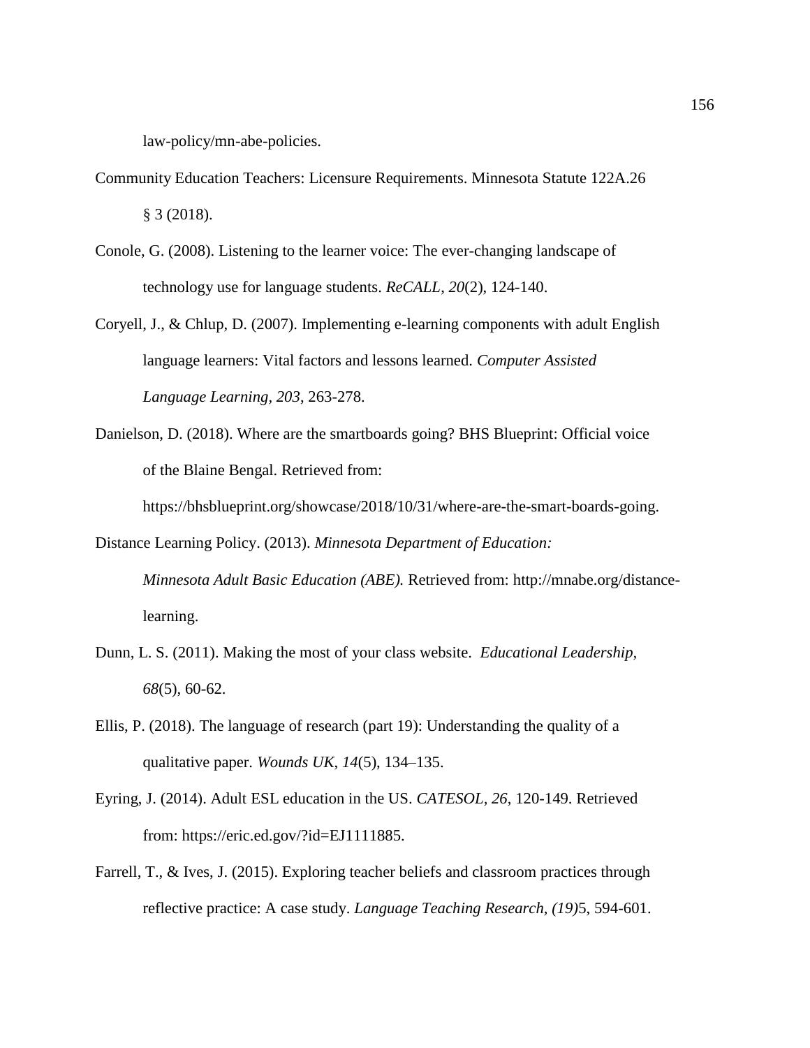law-policy/mn-abe-policies.

Community Education Teachers: Licensure Requirements. Minnesota Statute 122A.26 § 3 (2018).

Conole, G. (2008). Listening to the learner voice: The ever-changing landscape of technology use for language students. *ReCALL*, *20*(2), 124-140.

Coryell, J., & Chlup, D. (2007). Implementing e-learning components with adult English language learners: Vital factors and lessons learned. *Computer Assisted Language Learning, 203*, 263-278.

Danielson, D. (2018). Where are the smartboards going? BHS Blueprint: Official voice of the Blaine Bengal. Retrieved from: https://bhsblueprint.org/showcase/2018/10/31/where-are-the-smart-boards-going.

Distance Learning Policy. (2013). *Minnesota Department of Education: Minnesota Adult Basic Education (ABE).* Retrieved from: http://mnabe.org/distance-learning.

Dunn, L. S. (2011). Making the most of your class website. *Educational Leadership, 68*(5), 60-62.

Ellis, P. (2018). The language of research (part 19): Understanding the quality of a qualitative paper. *Wounds UK*, *14*(5), 134–135.

Eyring, J. (2014). Adult ESL education in the US. *CATESOL*, *26*, 120-149. Retrieved from: https://eric.ed.gov/?id=EJ1111885.

Farrell, T., & Ives, J. (2015). Exploring teacher beliefs and classroom practices through reflective practice: A case study. *Language Teaching Research, (19)*5, 594-601.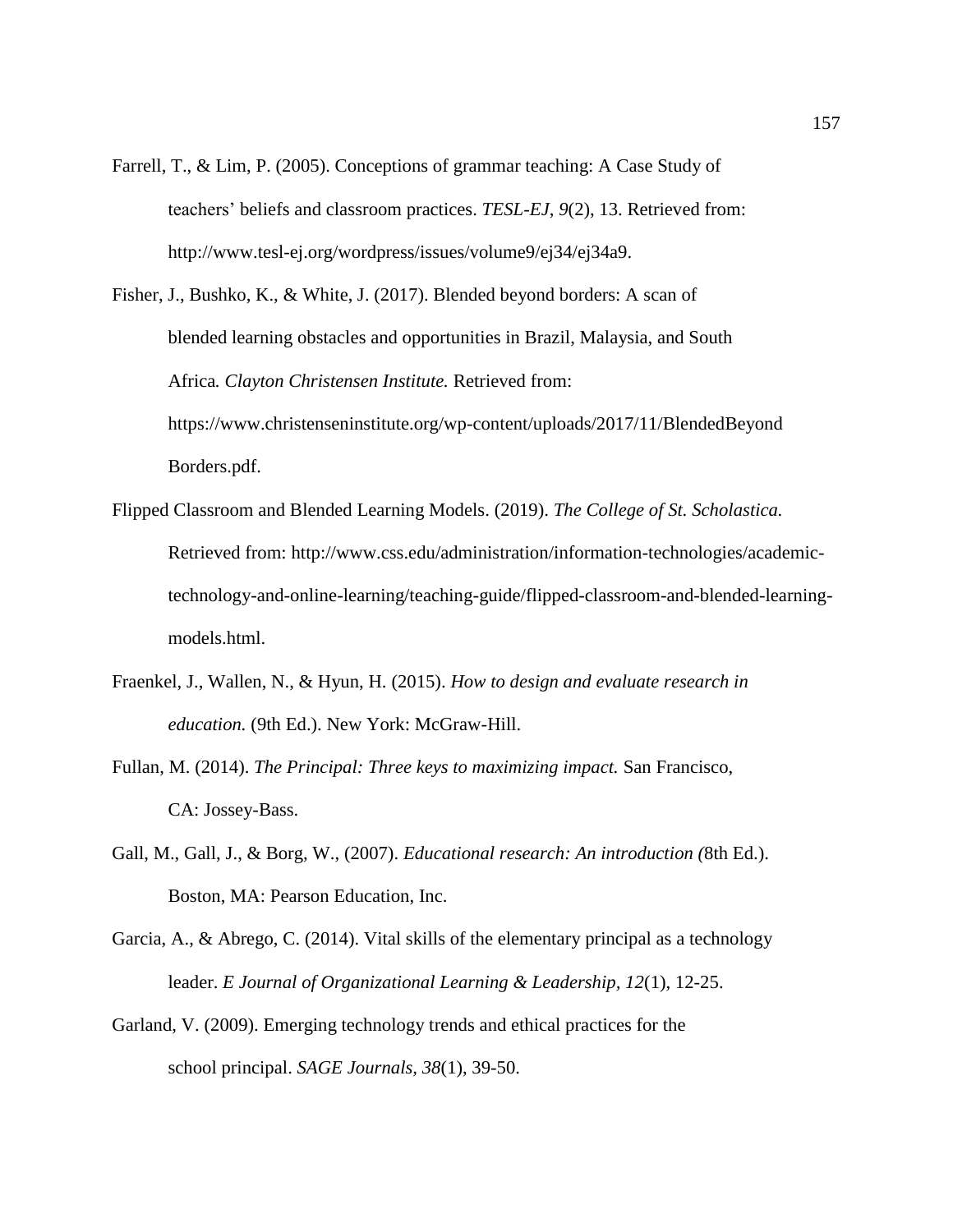Farrell, T., & Lim, P. (2005). Conceptions of grammar teaching: A Case Study of teachers' beliefs and classroom practices. *TESL-EJ*, *9*(2), 13. Retrieved from: http://www.tesl-ej.org/wordpress/issues/volume9/ej34/ej34a9.

Fisher, J., Bushko, K., & White, J. (2017). Blended beyond borders: A scan of blended learning obstacles and opportunities in Brazil, Malaysia, and South Africa. *Clayton Christensen Institute.* Retrieved from: https://www.christenseninstitute.org/wp-content/uploads/2017/11/BlendedBeyondBorders.pdf.

Flipped Classroom and Blended Learning Models. (2019). *The College of St. Scholastica.* Retrieved from: http://www.css.edu/administration/information-technologies/academic-technology-and-online-learning/teaching-guide/flipped-classroom-and-blended-learning-models.html.

Fraenkel, J., Wallen, N., & Hyun, H. (2015). *How to design and evaluate research in education.* (9th Ed.). New York: McGraw-Hill.

Fullan, M. (2014). *The Principal: Three keys to maximizing impact.* San Francisco, CA: Jossey-Bass.

Gall, M., Gall, J., & Borg, W., (2007). *Educational research: An introduction (*8th Ed.). Boston, MA: Pearson Education, Inc.

Garcia, A., & Abrego, C. (2014). Vital skills of the elementary principal as a technology leader. *E Journal of Organizational Learning & Leadership*, *12*(1), 12-25.

Garland, V. (2009). Emerging technology trends and ethical practices for the school principal. *SAGE Journals*, *38*(1), 39-50.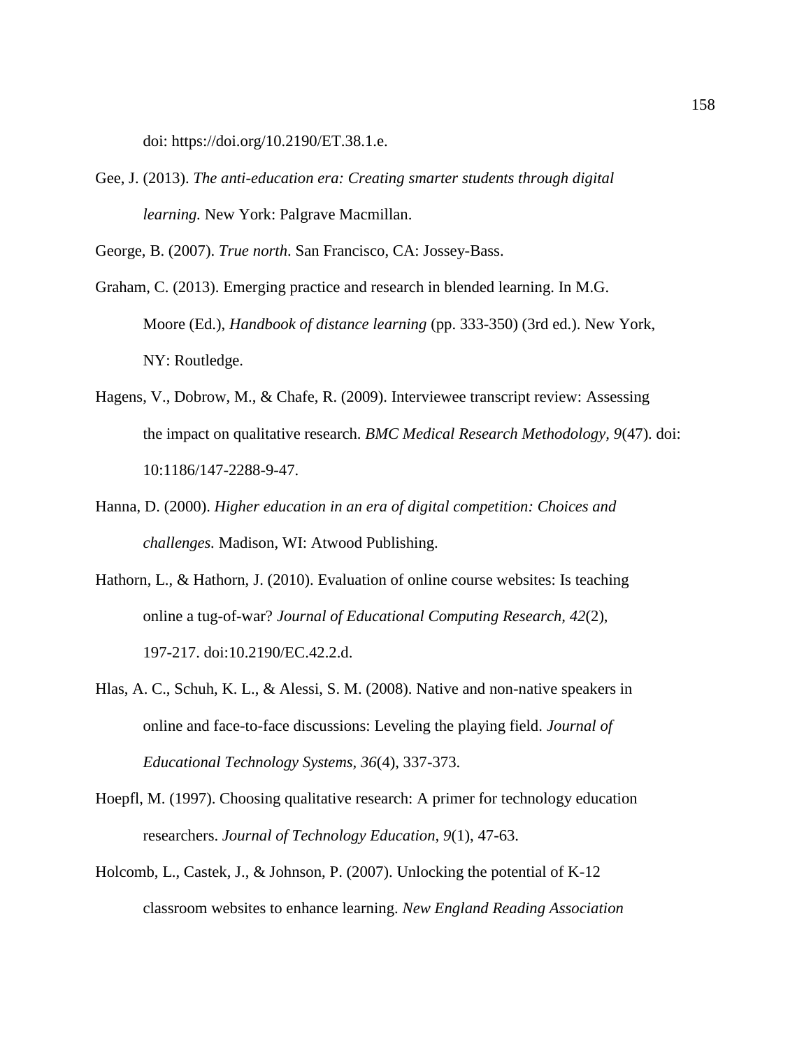doi: https://doi.org/10.2190/ET.38.1.e.

Gee, J. (2013). *The anti-education era: Creating smarter students through digital learning.* New York: Palgrave Macmillan.

George, B. (2007). *True north*. San Francisco, CA: Jossey-Bass.

Graham, C. (2013). Emerging practice and research in blended learning. In M.G. Moore (Ed.), *Handbook of distance learning* (pp. 333-350) (3rd ed.). New York, NY: Routledge.

Hagens, V., Dobrow, M., & Chafe, R. (2009). Interviewee transcript review: Assessing the impact on qualitative research. *BMC Medical Research Methodology, 9*(47). doi: 10:1186/147-2288-9-47.

Hanna, D. (2000). *Higher education in an era of digital competition: Choices and challenges.* Madison, WI: Atwood Publishing.

Hathorn, L., & Hathorn, J. (2010). Evaluation of online course websites: Is teaching online a tug-of-war? *Journal of Educational Computing Research, 42*(2), 197-217. doi:10.2190/EC.42.2.d.

Hlas, A. C., Schuh, K. L., & Alessi, S. M. (2008). Native and non-native speakers in online and face-to-face discussions: Leveling the playing field. *Journal of Educational Technology Systems, 36*(4), 337-373.

Hoepfl, M. (1997). Choosing qualitative research: A primer for technology education researchers. *Journal of Technology Education, 9*(1), 47-63.

Holcomb, L., Castek, J., & Johnson, P. (2007). Unlocking the potential of K-12 classroom websites to enhance learning. *New England Reading Association*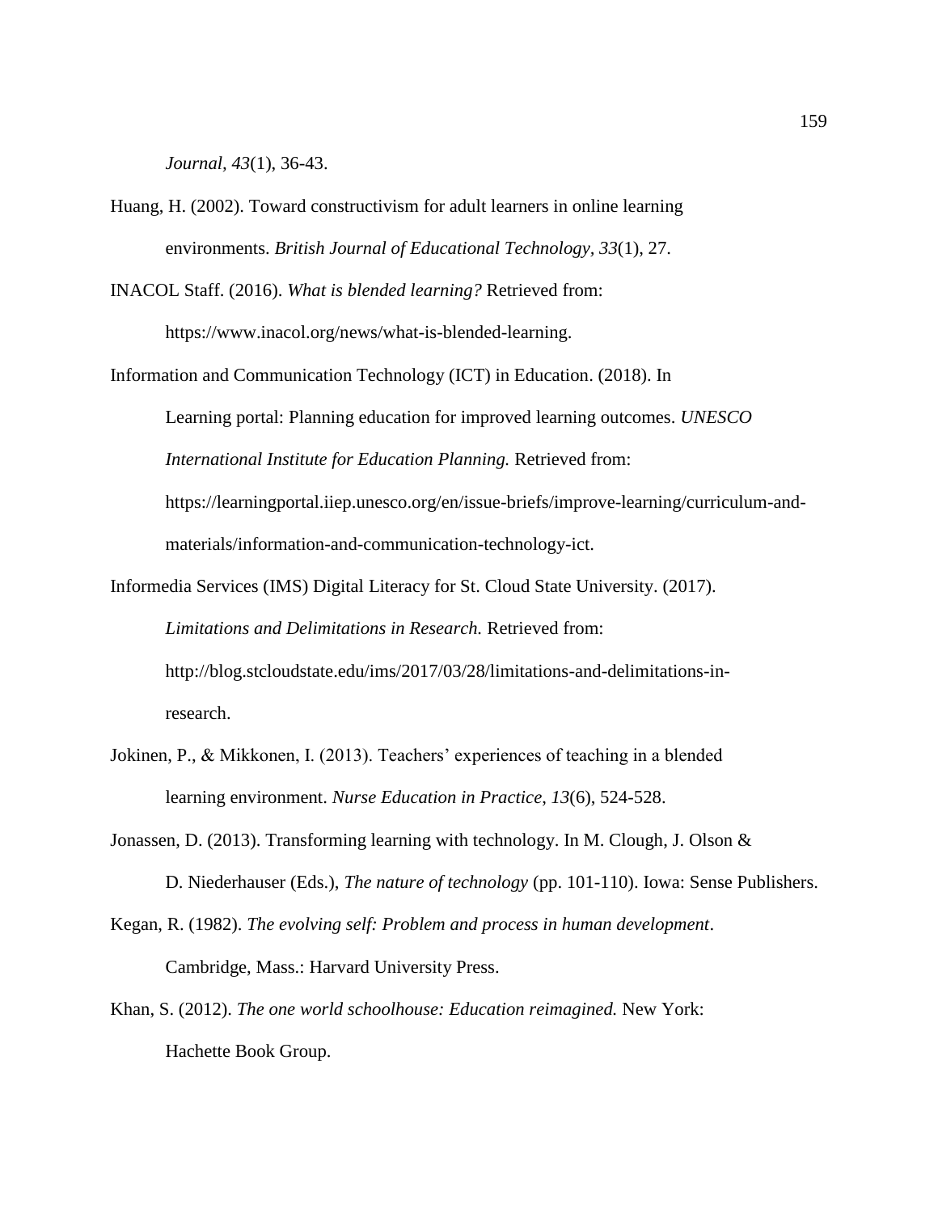*Journal*, *43*(1), 36-43.

Huang, H. (2002). Toward constructivism for adult learners in online learning environments. *British Journal of Educational Technology, 33*(1), 27.

INACOL Staff. (2016). *What is blended learning?* Retrieved from: https://www.inacol.org/news/what-is-blended-learning.

Information and Communication Technology (ICT) in Education. (2018). In Learning portal: Planning education for improved learning outcomes. *UNESCO International Institute for Education Planning.* Retrieved from: https://learningportal.iiep.unesco.org/en/issue-briefs/improve-learning/curriculum-and-materials/information-and-communication-technology-ict.

Informedia Services (IMS) Digital Literacy for St. Cloud State University. (2017). *Limitations and Delimitations in Research.* Retrieved from: http://blog.stcloudstate.edu/ims/2017/03/28/limitations-and-delimitations-in-research.

Jokinen, P., & Mikkonen, I. (2013). Teachers' experiences of teaching in a blended learning environment. *Nurse Education in Practice*, *13*(6), 524-528.

Jonassen, D. (2013). Transforming learning with technology. In M. Clough, J. Olson & D. Niederhauser (Eds.), *The nature of technology* (pp. 101-110). Iowa: Sense Publishers.

Kegan, R. (1982). *The evolving self: Problem and process in human development*. Cambridge, Mass.: Harvard University Press.

Khan, S. (2012). *The one world schoolhouse: Education reimagined.* New York: Hachette Book Group.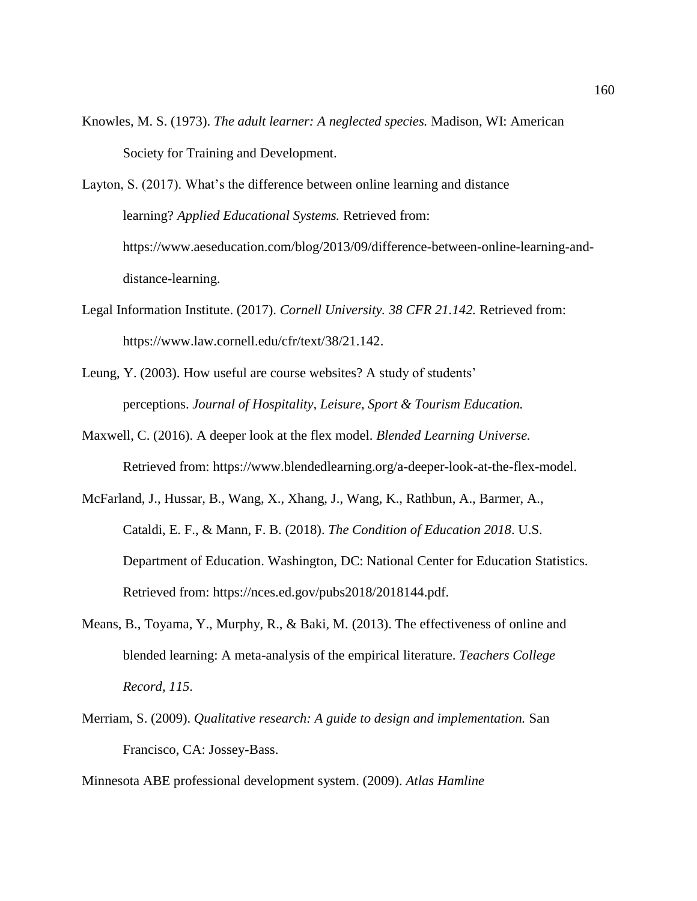Knowles, M. S. (1973). *The adult learner: A neglected species.* Madison, WI: American Society for Training and Development.

Layton, S. (2017). What's the difference between online learning and distance learning? *Applied Educational Systems.* Retrieved from: https://www.aeseducation.com/blog/2013/09/difference-between-online-learning-and-distance-learning.

Legal Information Institute. (2017). *Cornell University. 38 CFR 21.142.* Retrieved from: https://www.law.cornell.edu/cfr/text/38/21.142.

Leung, Y. (2003). How useful are course websites? A study of students' perceptions. *Journal of Hospitality, Leisure, Sport & Tourism Education.*

Maxwell, C. (2016). A deeper look at the flex model. *Blended Learning Universe.* Retrieved from: https://www.blendedlearning.org/a-deeper-look-at-the-flex-model.

McFarland, J., Hussar, B., Wang, X., Xhang, J., Wang, K., Rathbun, A., Barmer, A., Cataldi, E. F., & Mann, F. B. (2018). *The Condition of Education 2018*. U.S. Department of Education. Washington, DC: National Center for Education Statistics. Retrieved from: https://nces.ed.gov/pubs2018/2018144.pdf.

Means, B., Toyama, Y., Murphy, R., & Baki, M. (2013). The effectiveness of online and blended learning: A meta-analysis of the empirical literature. *Teachers College Record, 115.*

Merriam, S. (2009). *Qualitative research: A guide to design and implementation.* San Francisco, CA: Jossey-Bass.

Minnesota ABE professional development system. (2009). *Atlas Hamline*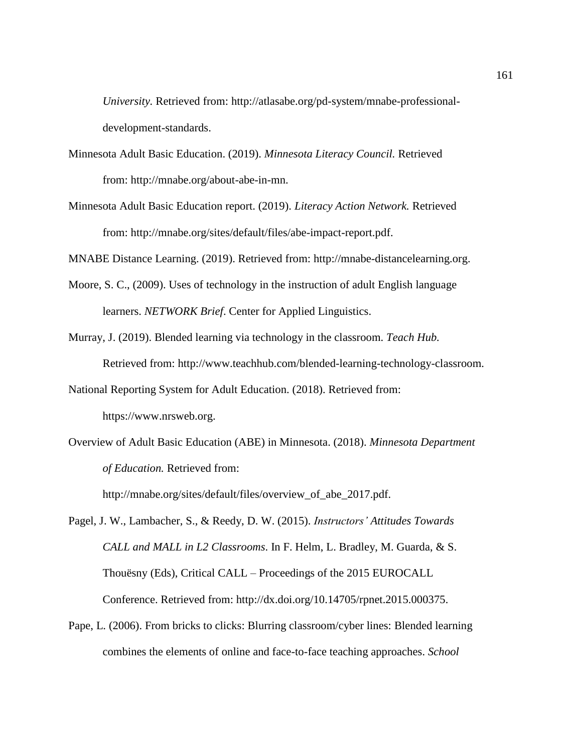*University.* Retrieved from: http://atlasabe.org/pd-system/mnabe-professional-development-standards.

Minnesota Adult Basic Education. (2019). *Minnesota Literacy Council.* Retrieved from: http://mnabe.org/about-abe-in-mn.

Minnesota Adult Basic Education report. (2019). *Literacy Action Network.* Retrieved from: http://mnabe.org/sites/default/files/abe-impact-report.pdf.

MNABE Distance Learning. (2019). Retrieved from: http://mnabe-distancelearning.org.

Moore, S. C., (2009). Uses of technology in the instruction of adult English language learners. *NETWORK Brief*. Center for Applied Linguistics.

Murray, J. (2019). Blended learning via technology in the classroom. *Teach Hub.* Retrieved from: http://www.teachhub.com/blended-learning-technology-classroom.

National Reporting System for Adult Education. (2018). Retrieved from: https://www.nrsweb.org.

Overview of Adult Basic Education (ABE) in Minnesota. (2018). *Minnesota Department of Education.* Retrieved from: http://mnabe.org/sites/default/files/overview_of_abe_2017.pdf.

Pagel, J. W., Lambacher, S., & Reedy, D. W. (2015). *Instructors' Attitudes Towards CALL and MALL in L2 Classrooms*. In F. Helm, L. Bradley, M. Guarda, & S. Thouësny (Eds), Critical CALL – Proceedings of the 2015 EUROCALL Conference. Retrieved from: http://dx.doi.org/10.14705/rpnet.2015.000375.

Pape, L. (2006). From bricks to clicks: Blurring classroom/cyber lines: Blended learning combines the elements of online and face-to-face teaching approaches. *School*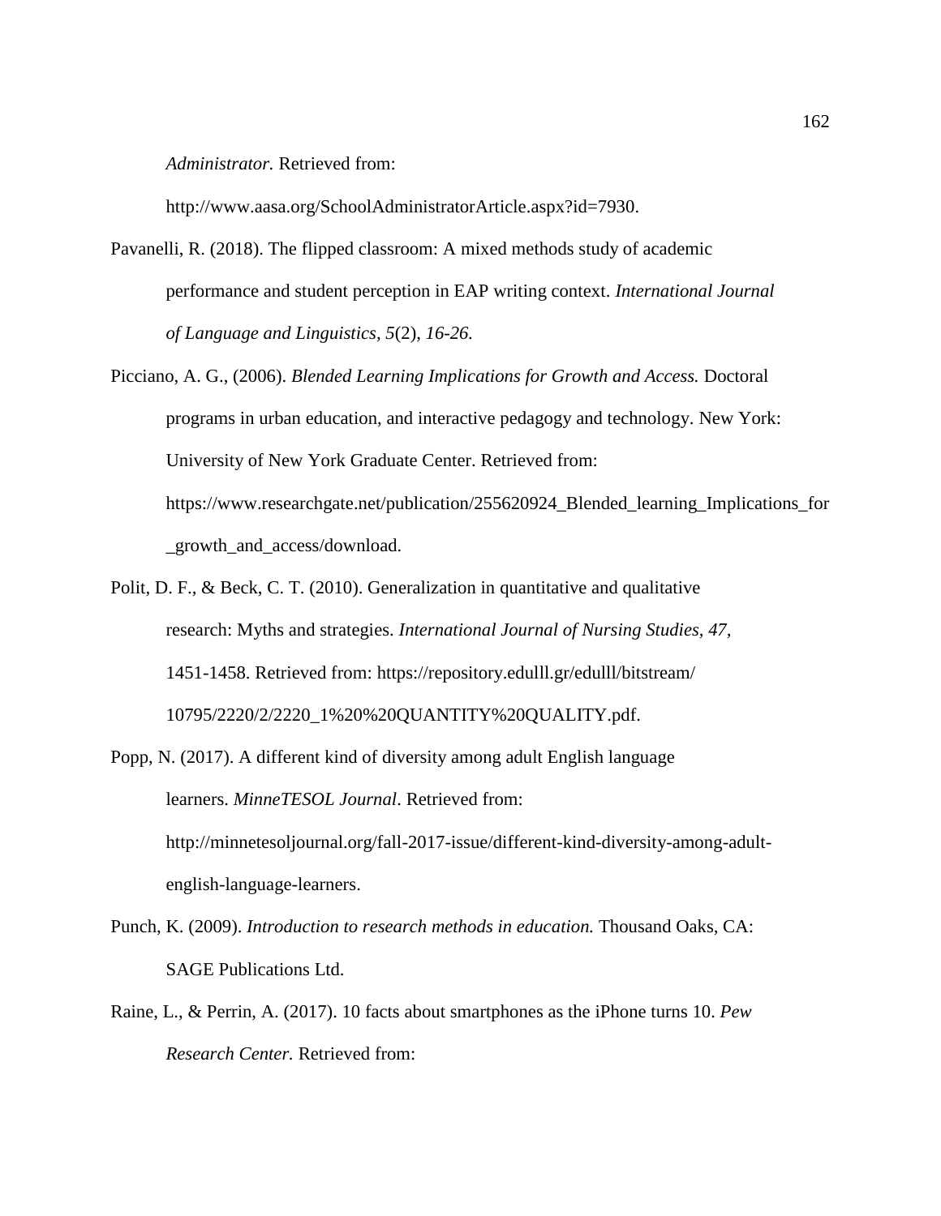*Administrator.* Retrieved from: http://www.aasa.org/SchoolAdministratorArticle.aspx?id=7930.

Pavanelli, R. (2018). The flipped classroom: A mixed methods study of academic performance and student perception in EAP writing context. *International Journal of Language and Linguistics, 5*(2), *16-26.*

Picciano, A. G., (2006). *Blended Learning Implications for Growth and Access.* Doctoral programs in urban education, and interactive pedagogy and technology. New York: University of New York Graduate Center. Retrieved from: https://www.researchgate.net/publication/255620924_Blended_learning_Implications_for_growth_and_access/download.

Polit, D. F., & Beck, C. T. (2010). Generalization in quantitative and qualitative research: Myths and strategies. *International Journal of Nursing Studies, 47,* 1451-1458. Retrieved from: https://repository.edulll.gr/edulll/bitstream/10795/2220/2/2220_1%20%20QUANTITY%20QUALITY.pdf.

Popp, N. (2017). A different kind of diversity among adult English language learners. *MinneTESOL Journal*. Retrieved from: http://minnetesoljournal.org/fall-2017-issue/different-kind-diversity-among-adult-english-language-learners.

Punch, K. (2009). *Introduction to research methods in education.* Thousand Oaks, CA: SAGE Publications Ltd.

Raine, L., & Perrin, A. (2017). 10 facts about smartphones as the iPhone turns 10. *Pew Research Center.* Retrieved from: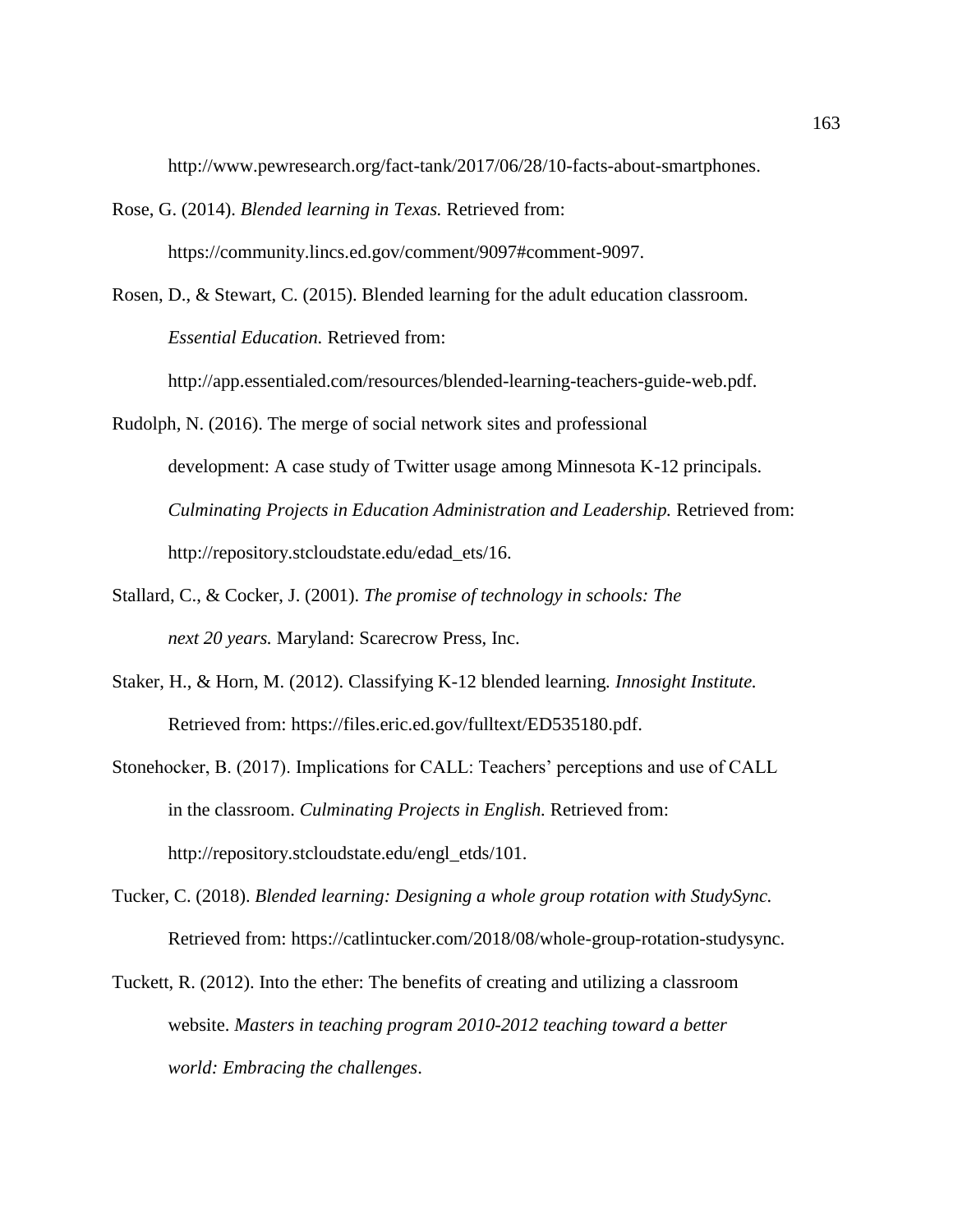http://www.pewresearch.org/fact-tank/2017/06/28/10-facts-about-smartphones.

Rose, G. (2014). *Blended learning in Texas.* Retrieved from: https://community.lincs.ed.gov/comment/9097#comment-9097.

Rosen, D., & Stewart, C. (2015). Blended learning for the adult education classroom. *Essential Education.* Retrieved from: http://app.essentialed.com/resources/blended-learning-teachers-guide-web.pdf.

Rudolph, N. (2016). The merge of social network sites and professional development: A case study of Twitter usage among Minnesota K-12 principals. *Culminating Projects in Education Administration and Leadership.* Retrieved from: http://repository.stcloudstate.edu/edad_ets/16.

Stallard, C., & Cocker, J. (2001). *The promise of technology in schools: The next 20 years.* Maryland: Scarecrow Press, Inc.

Staker, H., & Horn, M. (2012). Classifying K-12 blended learning*. Innosight Institute.* Retrieved from: https://files.eric.ed.gov/fulltext/ED535180.pdf.

Stonehocker, B. (2017). Implications for CALL: Teachers' perceptions and use of CALL in the classroom. *Culminating Projects in English.* Retrieved from: http://repository.stcloudstate.edu/engl_etds/101.

Tucker, C. (2018). *Blended learning: Designing a whole group rotation with StudySync.* Retrieved from: https://catlintucker.com/2018/08/whole-group-rotation-studysync.

Tuckett, R. (2012). Into the ether: The benefits of creating and utilizing a classroom website. *Masters in teaching program 2010-2012 teaching toward a better world: Embracing the challenges*.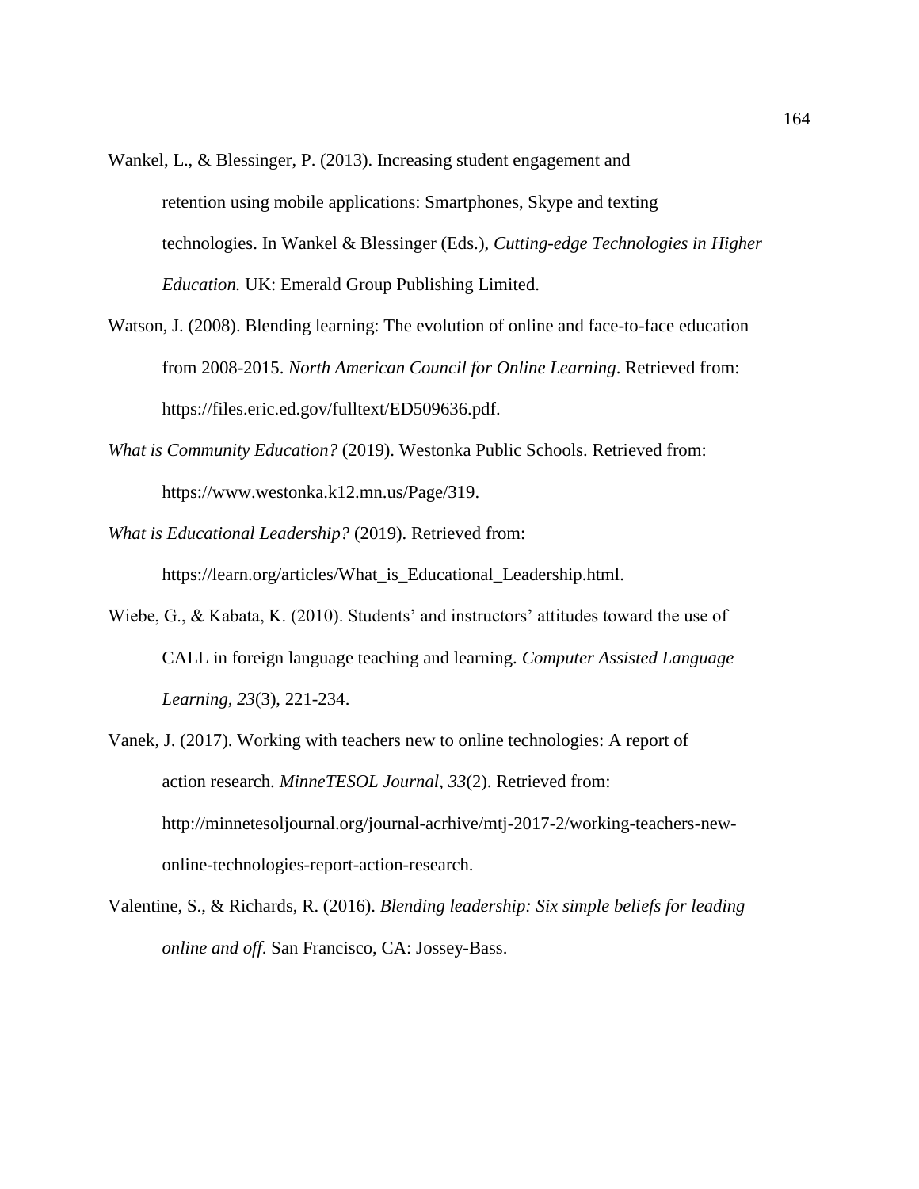Wankel, L., & Blessinger, P. (2013). Increasing student engagement and retention using mobile applications: Smartphones, Skype and texting technologies. In Wankel & Blessinger (Eds.), *Cutting-edge Technologies in Higher Education.* UK: Emerald Group Publishing Limited.

Watson, J. (2008). Blending learning: The evolution of online and face-to-face education from 2008-2015. *North American Council for Online Learning*. Retrieved from: https://files.eric.ed.gov/fulltext/ED509636.pdf.

*What is Community Education?* (2019). Westonka Public Schools. Retrieved from: https://www.westonka.k12.mn.us/Page/319.

*What is Educational Leadership?* (2019). Retrieved from: https://learn.org/articles/What_is_Educational_Leadership.html.

Wiebe, G., & Kabata, K. (2010). Students' and instructors' attitudes toward the use of CALL in foreign language teaching and learning. *Computer Assisted Language Learning*, *23*(3), 221-234.

Vanek, J. (2017). Working with teachers new to online technologies: A report of action research. *MinneTESOL Journal*, *33*(2). Retrieved from: http://minnetesoljournal.org/journal-acrhive/mtj-2017-2/working-teachers-new-online-technologies-report-action-research.

Valentine, S., & Richards, R. (2016). *Blending leadership: Six simple beliefs for leading online and off*. San Francisco, CA: Jossey-Bass.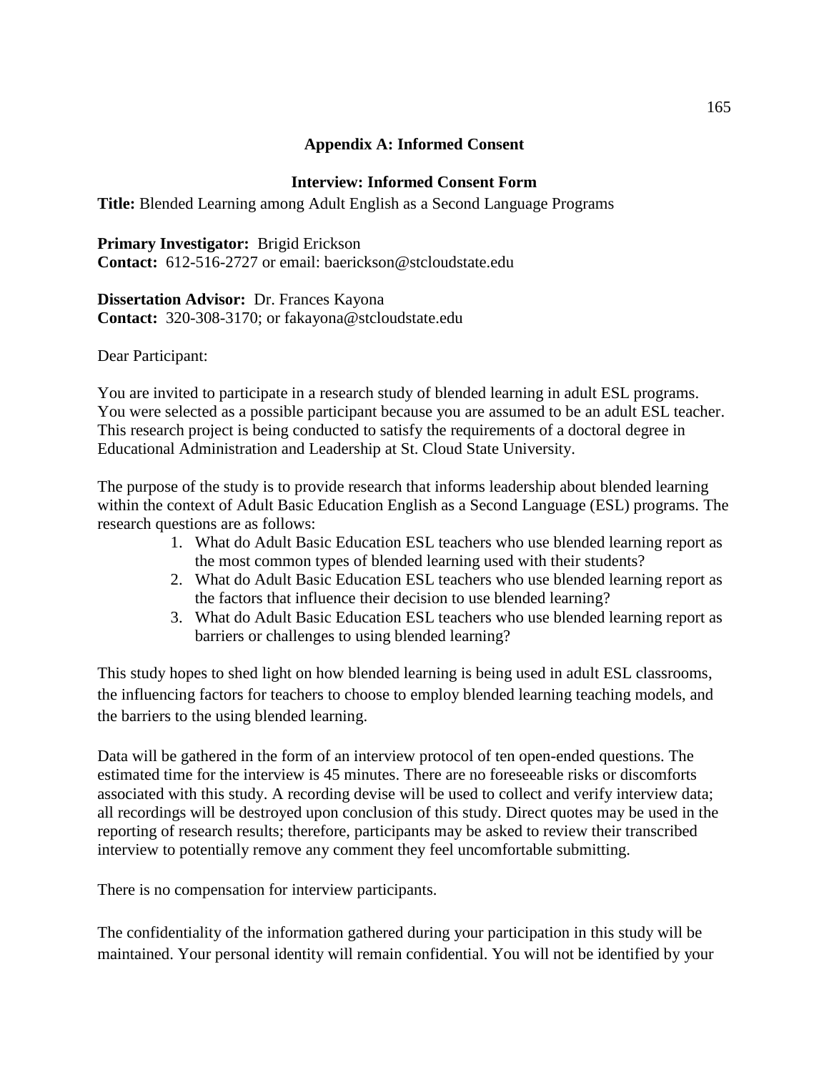## Appendix A: Informed Consent

### Interview: Informed Consent Form

**Title:** Blended Learning among Adult English as a Second Language Programs

**Primary Investigator:** Brigid Erickson
**Contact:** 612-516-2727 or email: baerickson@stcloudstate.edu

**Dissertation Advisor:** Dr. Frances Kayona
**Contact:** 320-308-3170; or fakayona@stcloudstate.edu

Dear Participant:

You are invited to participate in a research study of blended learning in adult ESL programs. You were selected as a possible participant because you are assumed to be an adult ESL teacher. This research project is being conducted to satisfy the requirements of a doctoral degree in Educational Administration and Leadership at St. Cloud State University.

The purpose of the study is to provide research that informs leadership about blended learning within the context of Adult Basic Education English as a Second Language (ESL) programs. The research questions are as follows:

1. What do Adult Basic Education ESL teachers who use blended learning report as the most common types of blended learning used with their students?
2. What do Adult Basic Education ESL teachers who use blended learning report as the factors that influence their decision to use blended learning?
3. What do Adult Basic Education ESL teachers who use blended learning report as barriers or challenges to using blended learning?

This study hopes to shed light on how blended learning is being used in adult ESL classrooms, the influencing factors for teachers to choose to employ blended learning teaching models, and the barriers to the using blended learning.

Data will be gathered in the form of an interview protocol of ten open-ended questions. The estimated time for the interview is 45 minutes. There are no foreseeable risks or discomforts associated with this study. A recording devise will be used to collect and verify interview data; all recordings will be destroyed upon conclusion of this study. Direct quotes may be used in the reporting of research results; therefore, participants may be asked to review their transcribed interview to potentially remove any comment they feel uncomfortable submitting.

There is no compensation for interview participants.

The confidentiality of the information gathered during your participation in this study will be maintained. Your personal identity will remain confidential. You will not be identified by your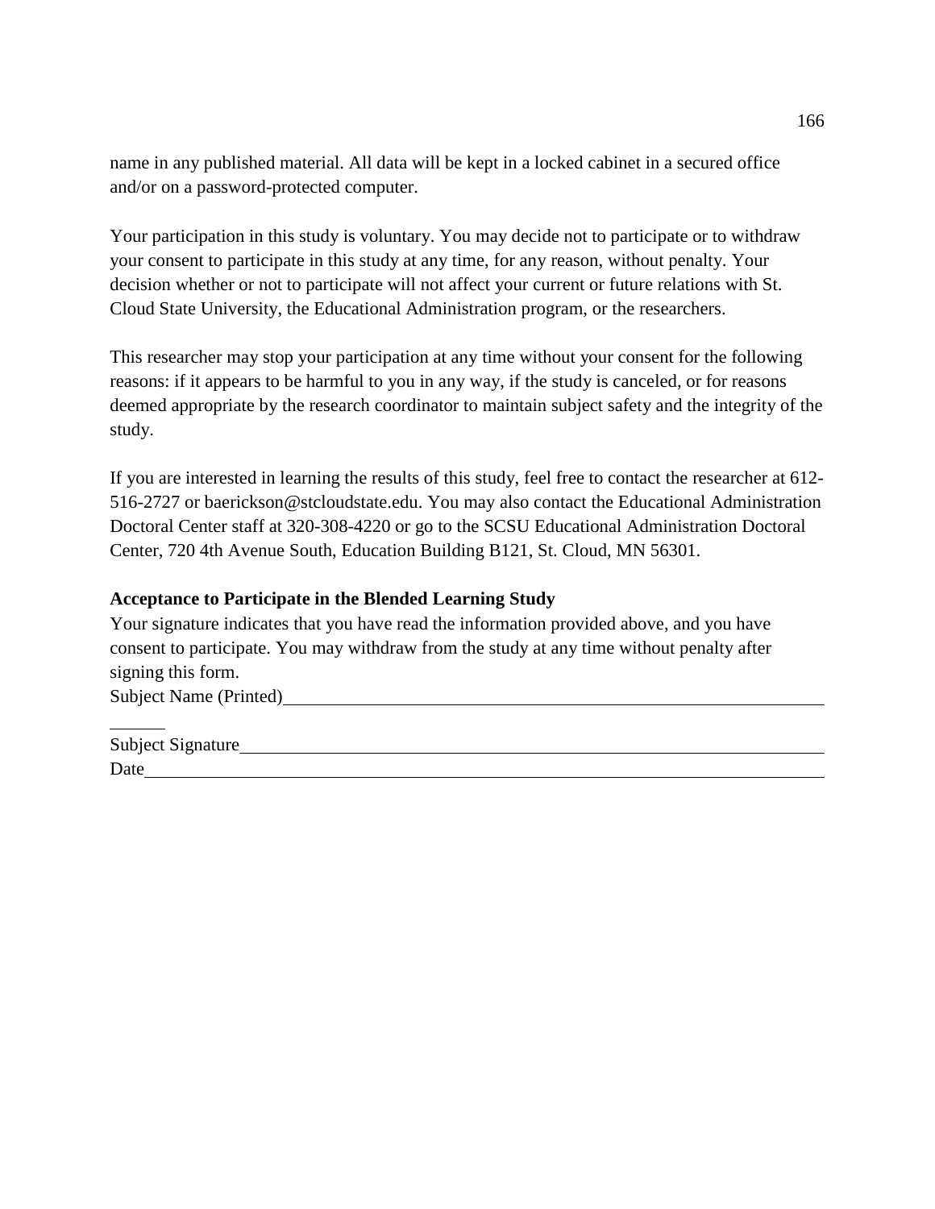name in any published material. All data will be kept in a locked cabinet in a secured office and/or on a password-protected computer.

Your participation in this study is voluntary. You may decide not to participate or to withdraw your consent to participate in this study at any time, for any reason, without penalty. Your decision whether or not to participate will not affect your current or future relations with St. Cloud State University, the Educational Administration program, or the researchers.

This researcher may stop your participation at any time without your consent for the following reasons: if it appears to be harmful to you in any way, if the study is canceled, or for reasons deemed appropriate by the research coordinator to maintain subject safety and the integrity of the study.

If you are interested in learning the results of this study, feel free to contact the researcher at 612-516-2727 or baerickson@stcloudstate.edu. You may also contact the Educational Administration Doctoral Center staff at 320-308-4220 or go to the SCSU Educational Administration Doctoral Center, 720 4th Avenue South, Education Building B121, St. Cloud, MN 56301.

**Acceptance to Participate in the Blended Learning Study**

Your signature indicates that you have read the information provided above, and you have consent to participate. You may withdraw from the study at any time without penalty after signing this form.

Subject Name (Printed)\_\_\_\_\_\_\_\_\_\_\_\_\_\_\_\_\_\_\_\_\_\_\_\_\_\_\_\_\_\_\_\_\_\_\_\_\_\_\_\_\_\_\_\_\_\_\_\_\_\_\_\_\_\_\_\_

Subject Signature\_\_\_\_\_\_\_\_\_\_\_\_\_\_\_\_\_\_\_\_\_\_\_\_\_\_\_\_\_\_\_\_\_\_\_\_\_\_\_\_\_\_\_\_\_\_\_\_\_\_\_\_\_\_\_\_

Date\_\_\_\_\_\_\_\_\_\_\_\_\_\_\_\_\_\_\_\_\_\_\_\_\_\_\_\_\_\_\_\_\_\_\_\_\_\_\_\_\_\_\_\_\_\_\_\_\_\_\_\_\_\_\_\_\_\_\_\_\_\_\_\_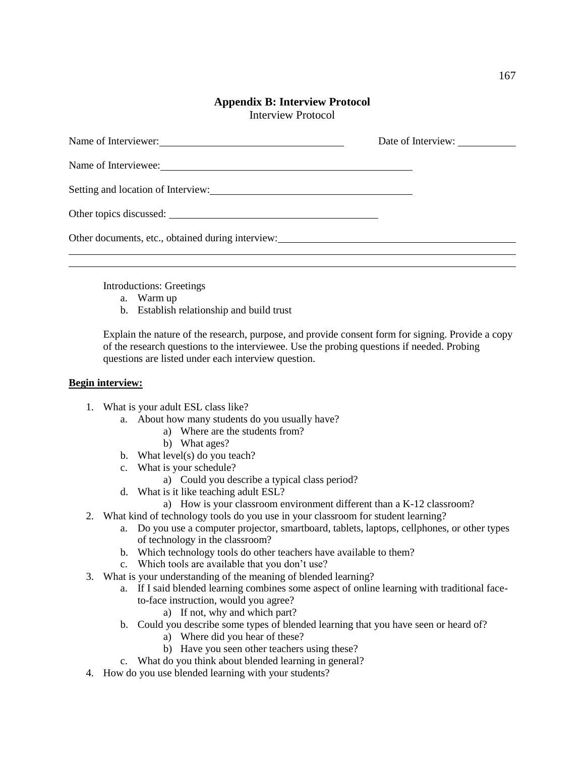## Appendix B: Interview Protocol

Interview Protocol

Name of Interviewer: ______________________________ Date of Interview: __________

Name of Interviewee: ______________________________________

Setting and location of Interview: ______________________________

Other topics discussed: ______________________________

Other documents, etc., obtained during interview: ______________________________

Introductions: Greetings

a. Warm up
b. Establish relationship and build trust

Explain the nature of the research, purpose, and provide consent form for signing. Provide a copy of the research questions to the interviewee. Use the probing questions if needed. Probing questions are listed under each interview question.

**Begin interview:**

1. What is your adult ESL class like?
   a. About how many students do you usually have?
      a) Where are the students from?
      b) What ages?
   b. What level(s) do you teach?
   c. What is your schedule?
      a) Could you describe a typical class period?
   d. What is it like teaching adult ESL?
      a) How is your classroom environment different than a K-12 classroom?
2. What kind of technology tools do you use in your classroom for student learning?
   a. Do you use a computer projector, smartboard, tablets, laptops, cellphones, or other types of technology in the classroom?
   b. Which technology tools do other teachers have available to them?
   c. Which tools are available that you don't use?
3. What is your understanding of the meaning of blended learning?
   a. If I said blended learning combines some aspect of online learning with traditional face-to-face instruction, would you agree?
      a) If not, why and which part?
   b. Could you describe some types of blended learning that you have seen or heard of?
      a) Where did you hear of these?
      b) Have you seen other teachers using these?
   c. What do you think about blended learning in general?
4. How do you use blended learning with your students?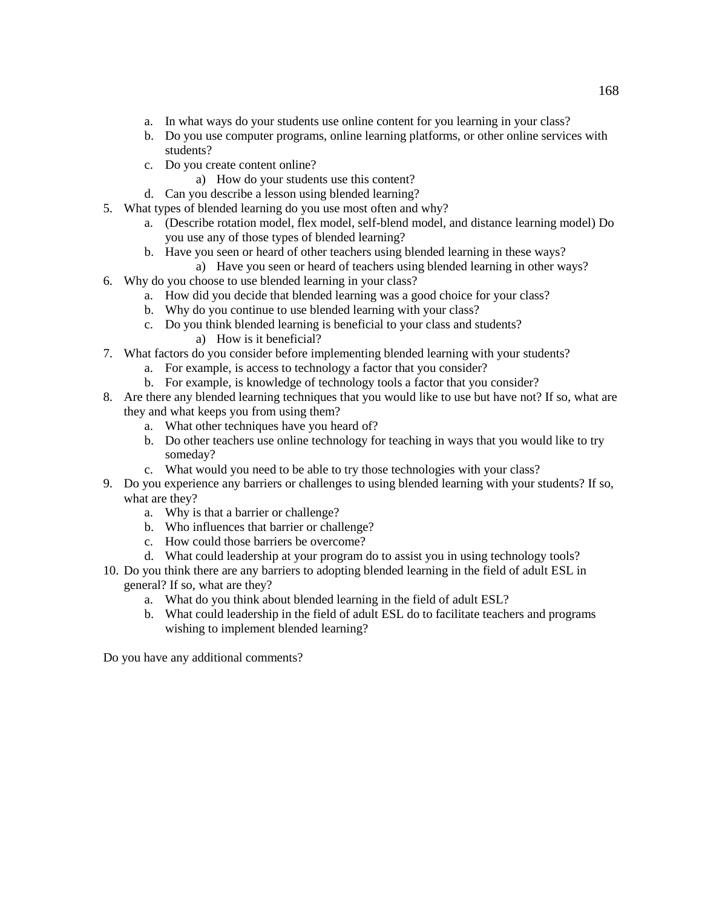a. In what ways do your students use online content for you learning in your class?
   b. Do you use computer programs, online learning platforms, or other online services with students?
   c. Do you create content online?
      a) How do your students use this content?
   d. Can you describe a lesson using blended learning?
5. What types of blended learning do you use most often and why?
   a. (Describe rotation model, flex model, self-blend model, and distance learning model) Do you use any of those types of blended learning?
   b. Have you seen or heard of other teachers using blended learning in these ways?
      a) Have you seen or heard of teachers using blended learning in other ways?
6. Why do you choose to use blended learning in your class?
   a. How did you decide that blended learning was a good choice for your class?
   b. Why do you continue to use blended learning with your class?
   c. Do you think blended learning is beneficial to your class and students?
      a) How is it beneficial?
7. What factors do you consider before implementing blended learning with your students?
   a. For example, is access to technology a factor that you consider?
   b. For example, is knowledge of technology tools a factor that you consider?
8. Are there any blended learning techniques that you would like to use but have not? If so, what are they and what keeps you from using them?
   a. What other techniques have you heard of?
   b. Do other teachers use online technology for teaching in ways that you would like to try someday?
   c. What would you need to be able to try those technologies with your class?
9. Do you experience any barriers or challenges to using blended learning with your students? If so, what are they?
   a. Why is that a barrier or challenge?
   b. Who influences that barrier or challenge?
   c. How could those barriers be overcome?
   d. What could leadership at your program do to assist you in using technology tools?
10. Do you think there are any barriers to adopting blended learning in the field of adult ESL in general? If so, what are they?
    a. What do you think about blended learning in the field of adult ESL?
    b. What could leadership in the field of adult ESL do to facilitate teachers and programs wishing to implement blended learning?

Do you have any additional comments?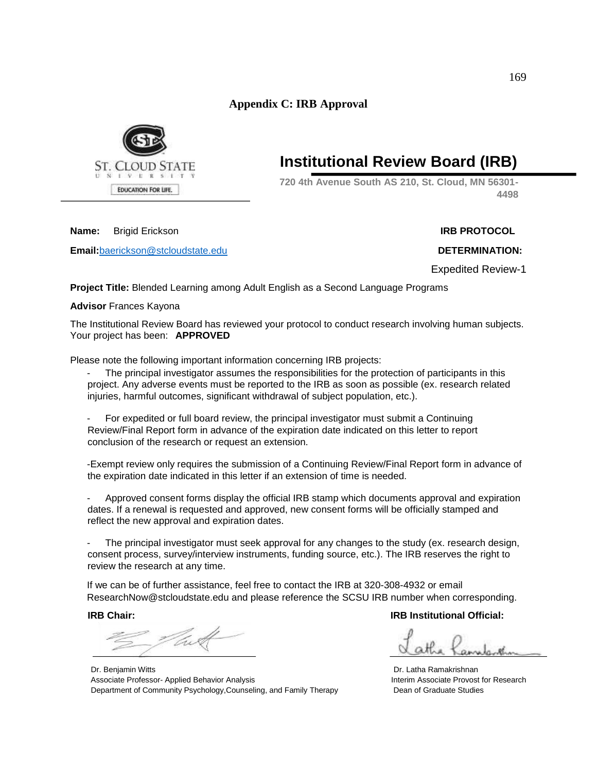## Appendix C: IRB Approval

ST. CLOUD STATE UNIVERSITY

EDUCATION FOR LIFE.

# Institutional Review Board (IRB)

**720 4th Avenue South AS 210, St. Cloud, MN 56301-4498**

**Name:** Brigid Erickson

**Email:** baerickson@stcloudstate.edu

**IRB PROTOCOL DETERMINATION:**

Expedited Review-1

**Project Title:** Blended Learning among Adult English as a Second Language Programs

**Advisor** Frances Kayona

The Institutional Review Board has reviewed your protocol to conduct research involving human subjects. Your project has been: **APPROVED**

Please note the following important information concerning IRB projects:

- The principal investigator assumes the responsibilities for the protection of participants in this project. Any adverse events must be reported to the IRB as soon as possible (ex. research related injuries, harmful outcomes, significant withdrawal of subject population, etc.).

- For expedited or full board review, the principal investigator must submit a Continuing Review/Final Report form in advance of the expiration date indicated on this letter to report conclusion of the research or request an extension.

-Exempt review only requires the submission of a Continuing Review/Final Report form in advance of the expiration date indicated in this letter if an extension of time is needed.

- Approved consent forms display the official IRB stamp which documents approval and expiration dates. If a renewal is requested and approved, new consent forms will be officially stamped and reflect the new approval and expiration dates.

- The principal investigator must seek approval for any changes to the study (ex. research design, consent process, survey/interview instruments, funding source, etc.). The IRB reserves the right to review the research at any time.

If we can be of further assistance, feel free to contact the IRB at 320-308-4932 or email ResearchNow@stcloudstate.edu and please reference the SCSU IRB number when corresponding.

**IRB Chair:**

Dr. Benjamin Witts
Associate Professor- Applied Behavior Analysis
Department of Community Psychology,Counseling, and Family Therapy

**IRB Institutional Official:**

Dr. Latha Ramakrishnan
Interim Associate Provost for Research
Dean of Graduate Studies